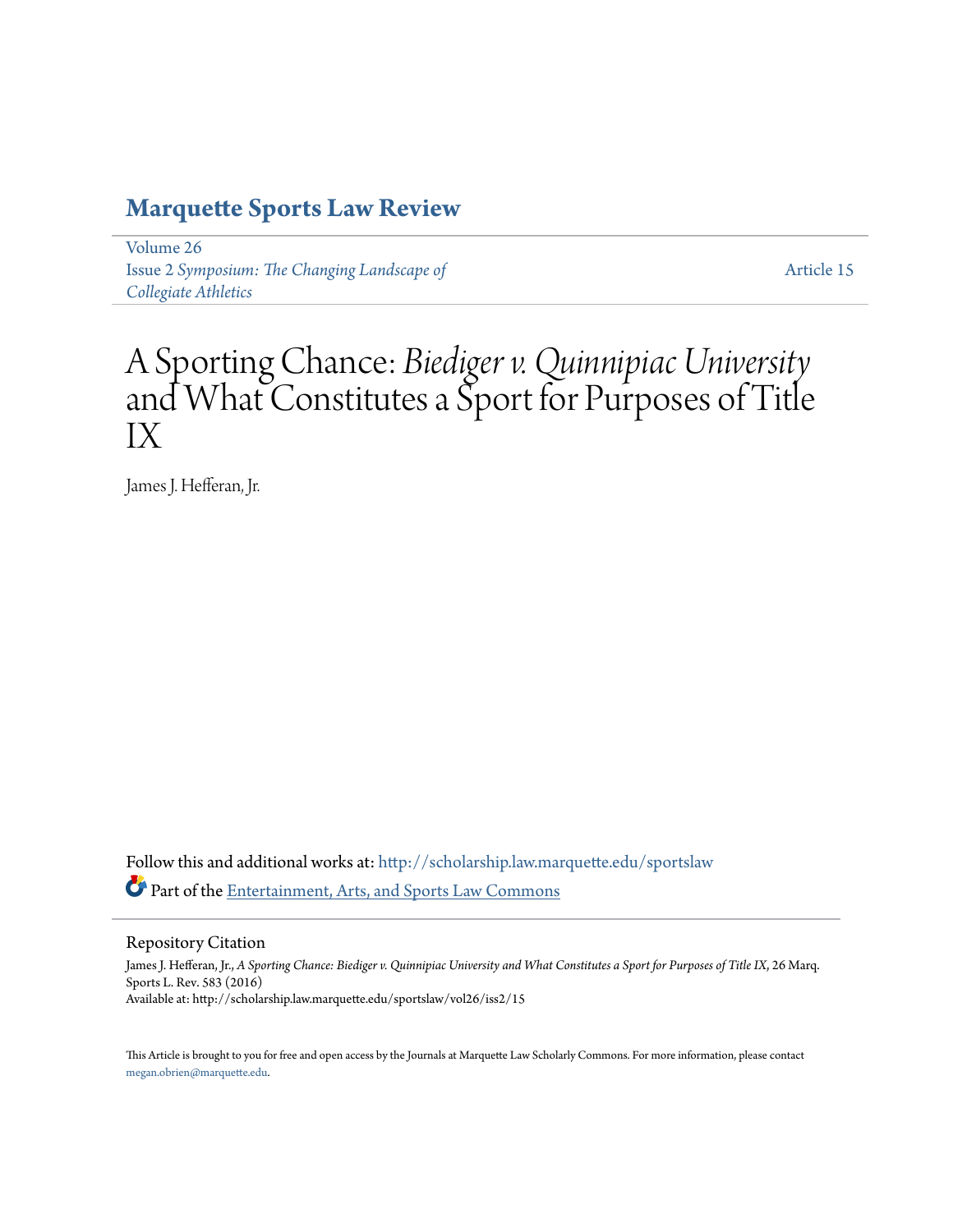# Marquette Sports Law Review

Volume 26
Issue 2 *Symposium: The Changing Landscape of Collegiate Athletics*

Article 15

# A Sporting Chance: *Biediger v. Quinnipiac University* and What Constitutes a Sport for Purposes of Title IX

James J. Hefferan, Jr.

Follow this and additional works at: http://scholarship.law.marquette.edu/sportslaw

Part of the Entertainment, Arts, and Sports Law Commons

## Repository Citation

James J. Hefferan, Jr., *A Sporting Chance: Biediger v. Quinnipiac University and What Constitutes a Sport for Purposes of Title IX*, 26 Marq. Sports L. Rev. 583 (2016)
Available at: http://scholarship.law.marquette.edu/sportslaw/vol26/iss2/15

This Article is brought to you for free and open access by the Journals at Marquette Law Scholarly Commons. For more information, please contact megan.obrien@marquette.edu.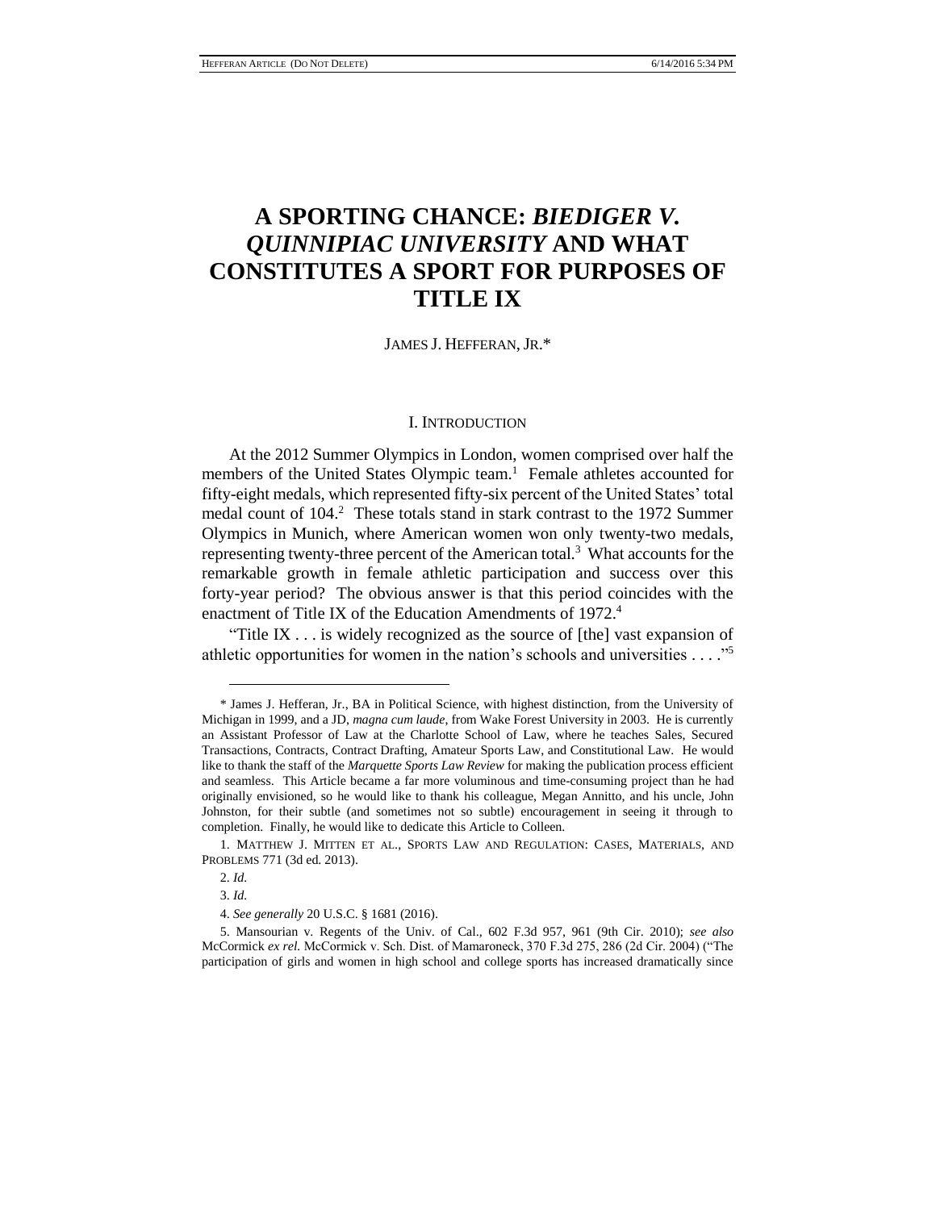# A SPORTING CHANCE: *BIEDIGER V. QUINNIPIAC UNIVERSITY* AND WHAT CONSTITUTES A SPORT FOR PURPOSES OF TITLE IX

JAMES J. HEFFERAN, JR.*

## I. INTRODUCTION

At the 2012 Summer Olympics in London, women comprised over half the members of the United States Olympic team.[1] Female athletes accounted for fifty-eight medals, which represented fifty-six percent of the United States' total medal count of 104.[2] These totals stand in stark contrast to the 1972 Summer Olympics in Munich, where American women won only twenty-two medals, representing twenty-three percent of the American total.[3] What accounts for the remarkable growth in female athletic participation and success over this forty-year period? The obvious answer is that this period coincides with the enactment of Title IX of the Education Amendments of 1972.[4]

"Title IX . . . is widely recognized as the source of [the] vast expansion of athletic opportunities for women in the nation's schools and universities . . . ."[5]

---

\* James J. Hefferan, Jr., BA in Political Science, with highest distinction, from the University of Michigan in 1999, and a JD, *magna cum laude*, from Wake Forest University in 2003. He is currently an Assistant Professor of Law at the Charlotte School of Law, where he teaches Sales, Secured Transactions, Contracts, Contract Drafting, Amateur Sports Law, and Constitutional Law. He would like to thank the staff of the *Marquette Sports Law Review* for making the publication process efficient and seamless. This Article became a far more voluminous and time-consuming project than he had originally envisioned, so he would like to thank his colleague, Megan Annitto, and his uncle, John Johnston, for their subtle (and sometimes not so subtle) encouragement in seeing it through to completion. Finally, he would like to dedicate this Article to Colleen.

1. MATTHEW J. MITTEN ET AL., SPORTS LAW AND REGULATION: CASES, MATERIALS, AND PROBLEMS 771 (3d ed. 2013).

2. *Id.*

3. *Id.*

4. *See generally* 20 U.S.C. § 1681 (2016).

5. Mansourian v. Regents of the Univ. of Cal., 602 F.3d 957, 961 (9th Cir. 2010); *see also* McCormick *ex rel.* McCormick v. Sch. Dist. of Mamaroneck, 370 F.3d 275, 286 (2d Cir. 2004) ("The participation of girls and women in high school and college sports has increased dramatically since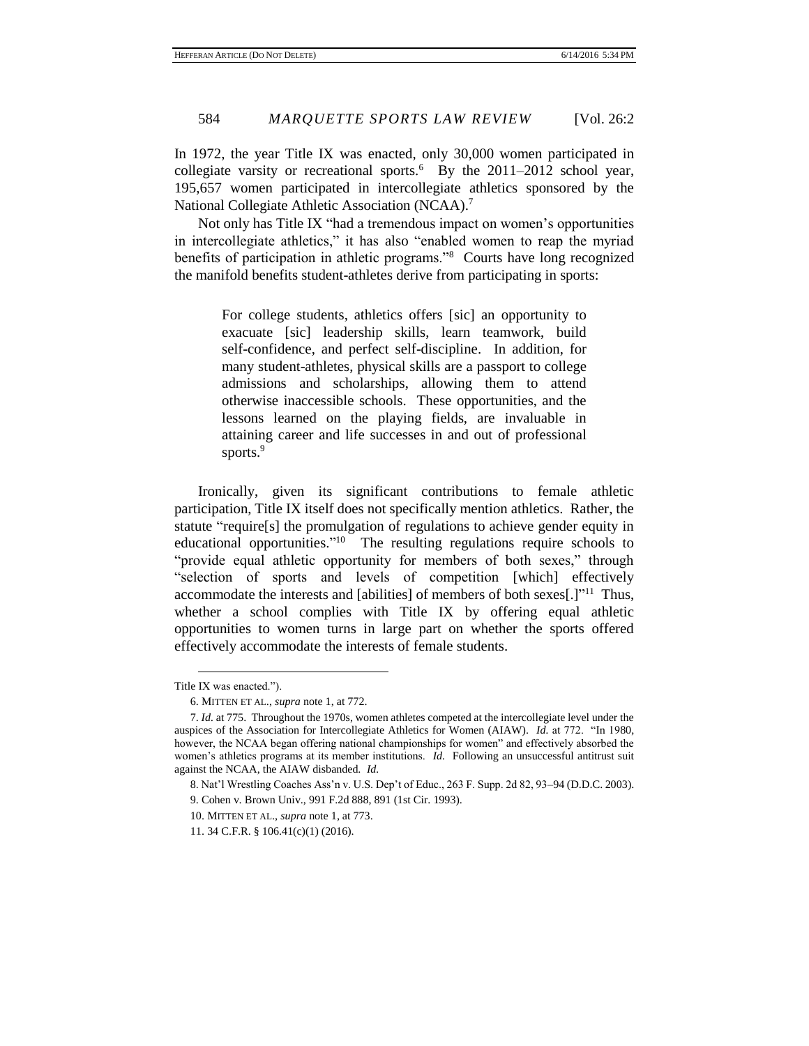In 1972, the year Title IX was enacted, only 30,000 women participated in collegiate varsity or recreational sports.[6] By the 2011–2012 school year, 195,657 women participated in intercollegiate athletics sponsored by the National Collegiate Athletic Association (NCAA).[7]

Not only has Title IX "had a tremendous impact on women's opportunities in intercollegiate athletics," it has also "enabled women to reap the myriad benefits of participation in athletic programs."[8] Courts have long recognized the manifold benefits student-athletes derive from participating in sports:

> For college students, athletics offers [sic] an opportunity to exacuate [sic] leadership skills, learn teamwork, build self-confidence, and perfect self-discipline. In addition, for many student-athletes, physical skills are a passport to college admissions and scholarships, allowing them to attend otherwise inaccessible schools. These opportunities, and the lessons learned on the playing fields, are invaluable in attaining career and life successes in and out of professional sports.[9]

Ironically, given its significant contributions to female athletic participation, Title IX itself does not specifically mention athletics. Rather, the statute "require[s] the promulgation of regulations to achieve gender equity in educational opportunities."[10] The resulting regulations require schools to "provide equal athletic opportunity for members of both sexes," through "selection of sports and levels of competition [which] effectively accommodate the interests and [abilities] of members of both sexes[.]"[11] Thus, whether a school complies with Title IX by offering equal athletic opportunities to women turns in large part on whether the sports offered effectively accommodate the interests of female students.

---

Title IX was enacted.").

6. MITTEN ET AL., *supra* note 1, at 772.

7. *Id.* at 775. Throughout the 1970s, women athletes competed at the intercollegiate level under the auspices of the Association for Intercollegiate Athletics for Women (AIAW). *Id.* at 772. "In 1980, however, the NCAA began offering national championships for women" and effectively absorbed the women's athletics programs at its member institutions. *Id.* Following an unsuccessful antitrust suit against the NCAA, the AIAW disbanded. *Id.*

8. Nat'l Wrestling Coaches Ass'n v. U.S. Dep't of Educ., 263 F. Supp. 2d 82, 93–94 (D.D.C. 2003).

9. Cohen v. Brown Univ., 991 F.2d 888, 891 (1st Cir. 1993).

10. MITTEN ET AL., *supra* note 1, at 773.

11. 34 C.F.R. § 106.41(c)(1) (2016).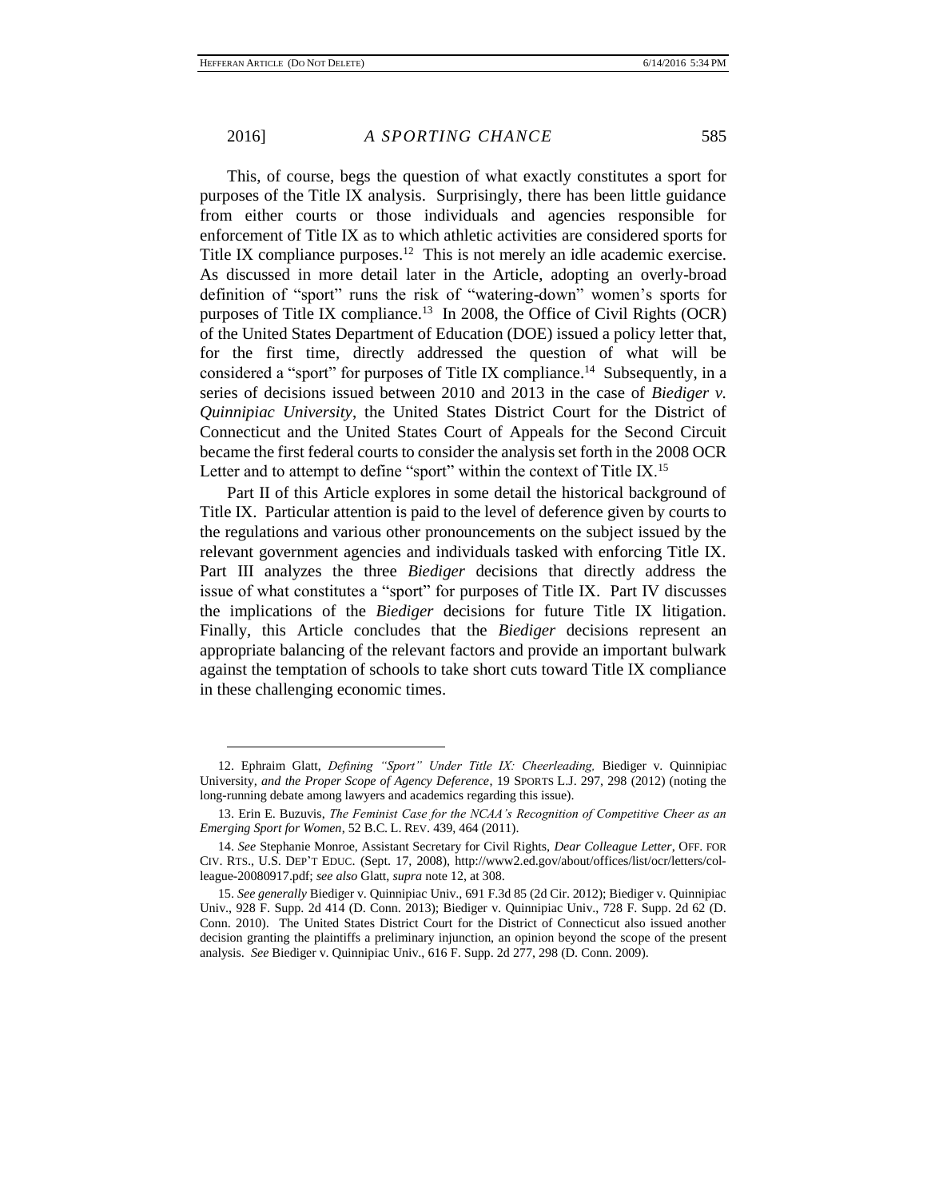This, of course, begs the question of what exactly constitutes a sport for purposes of the Title IX analysis. Surprisingly, there has been little guidance from either courts or those individuals and agencies responsible for enforcement of Title IX as to which athletic activities are considered sports for Title IX compliance purposes.[12] This is not merely an idle academic exercise. As discussed in more detail later in the Article, adopting an overly-broad definition of "sport" runs the risk of "watering-down" women's sports for purposes of Title IX compliance.[13] In 2008, the Office of Civil Rights (OCR) of the United States Department of Education (DOE) issued a policy letter that, for the first time, directly addressed the question of what will be considered a "sport" for purposes of Title IX compliance.[14] Subsequently, in a series of decisions issued between 2010 and 2013 in the case of *Biediger v. Quinnipiac University*, the United States District Court for the District of Connecticut and the United States Court of Appeals for the Second Circuit became the first federal courts to consider the analysis set forth in the 2008 OCR Letter and to attempt to define "sport" within the context of Title IX.[15]

Part II of this Article explores in some detail the historical background of Title IX. Particular attention is paid to the level of deference given by courts to the regulations and various other pronouncements on the subject issued by the relevant government agencies and individuals tasked with enforcing Title IX. Part III analyzes the three *Biediger* decisions that directly address the issue of what constitutes a "sport" for purposes of Title IX. Part IV discusses the implications of the *Biediger* decisions for future Title IX litigation. Finally, this Article concludes that the *Biediger* decisions represent an appropriate balancing of the relevant factors and provide an important bulwark against the temptation of schools to take short cuts toward Title IX compliance in these challenging economic times.

---

12. Ephraim Glatt, *Defining "Sport" Under Title IX: Cheerleading,* Biediger v. Quinnipiac University, *and the Proper Scope of Agency Deference*, 19 SPORTS L.J. 297, 298 (2012) (noting the long-running debate among lawyers and academics regarding this issue).

13. Erin E. Buzuvis, *The Feminist Case for the NCAA's Recognition of Competitive Cheer as an Emerging Sport for Women*, 52 B.C. L. REV. 439, 464 (2011).

14. *See* Stephanie Monroe, Assistant Secretary for Civil Rights, *Dear Colleague Letter*, OFF. FOR CIV. RTS., U.S. DEP'T EDUC. (Sept. 17, 2008), http://www2.ed.gov/about/offices/list/ocr/letters/colleague-20080917.pdf; *see also* Glatt, *supra* note 12, at 308.

15. *See generally* Biediger v. Quinnipiac Univ., 691 F.3d 85 (2d Cir. 2012); Biediger v. Quinnipiac Univ., 928 F. Supp. 2d 414 (D. Conn. 2013); Biediger v. Quinnipiac Univ., 728 F. Supp. 2d 62 (D. Conn. 2010). The United States District Court for the District of Connecticut also issued another decision granting the plaintiffs a preliminary injunction, an opinion beyond the scope of the present analysis. *See* Biediger v. Quinnipiac Univ., 616 F. Supp. 2d 277, 298 (D. Conn. 2009).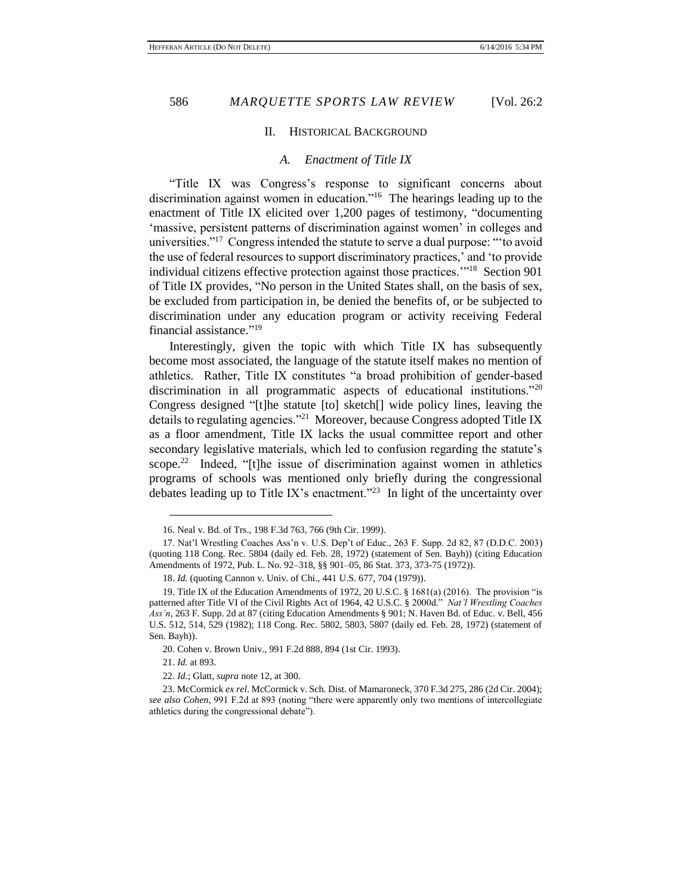## II. Historical Background

### *A. Enactment of Title IX*

"Title IX was Congress's response to significant concerns about discrimination against women in education."[16] The hearings leading up to the enactment of Title IX elicited over 1,200 pages of testimony, "documenting 'massive, persistent patterns of discrimination against women' in colleges and universities."[17] Congress intended the statute to serve a dual purpose: "'to avoid the use of federal resources to support discriminatory practices,' and 'to provide individual citizens effective protection against those practices.'"[18] Section 901 of Title IX provides, "No person in the United States shall, on the basis of sex, be excluded from participation in, be denied the benefits of, or be subjected to discrimination under any education program or activity receiving Federal financial assistance."[19]

Interestingly, given the topic with which Title IX has subsequently become most associated, the language of the statute itself makes no mention of athletics. Rather, Title IX constitutes "a broad prohibition of gender-based discrimination in all programmatic aspects of educational institutions."[20] Congress designed "[t]he statute [to] sketch[] wide policy lines, leaving the details to regulating agencies."[21] Moreover, because Congress adopted Title IX as a floor amendment, Title IX lacks the usual committee report and other secondary legislative materials, which led to confusion regarding the statute's scope.[22] Indeed, "[t]he issue of discrimination against women in athletics programs of schools was mentioned only briefly during the congressional debates leading up to Title IX's enactment."[23] In light of the uncertainty over

---

16. Neal v. Bd. of Trs., 198 F.3d 763, 766 (9th Cir. 1999).

17. Nat'l Wrestling Coaches Ass'n v. U.S. Dep't of Educ., 263 F. Supp. 2d 82, 87 (D.D.C. 2003) (quoting 118 Cong. Rec. 5804 (daily ed. Feb. 28, 1972) (statement of Sen. Bayh)) (citing Education Amendments of 1972, Pub. L. No. 92–318, §§ 901–05, 86 Stat. 373, 373-75 (1972)).

18. *Id.* (quoting Cannon v. Univ. of Chi., 441 U.S. 677, 704 (1979)).

19. Title IX of the Education Amendments of 1972, 20 U.S.C. § 1681(a) (2016). The provision "is patterned after Title VI of the Civil Rights Act of 1964, 42 U.S.C. § 2000d." *Nat'l Wrestling Coaches Ass'n*, 263 F. Supp. 2d at 87 (citing Education Amendments § 901; N. Haven Bd. of Educ. v. Bell, 456 U.S. 512, 514, 529 (1982); 118 Cong. Rec. 5802, 5803, 5807 (daily ed. Feb. 28, 1972) (statement of Sen. Bayh)).

20. Cohen v. Brown Univ., 991 F.2d 888, 894 (1st Cir. 1993).

21. *Id.* at 893.

22. *Id.*; Glatt, *supra* note 12, at 300.

23. McCormick *ex rel.* McCormick v. Sch. Dist. of Mamaroneck, 370 F.3d 275, 286 (2d Cir. 2004); *see also Cohen*, 991 F.2d at 893 (noting "there were apparently only two mentions of intercollegiate athletics during the congressional debate").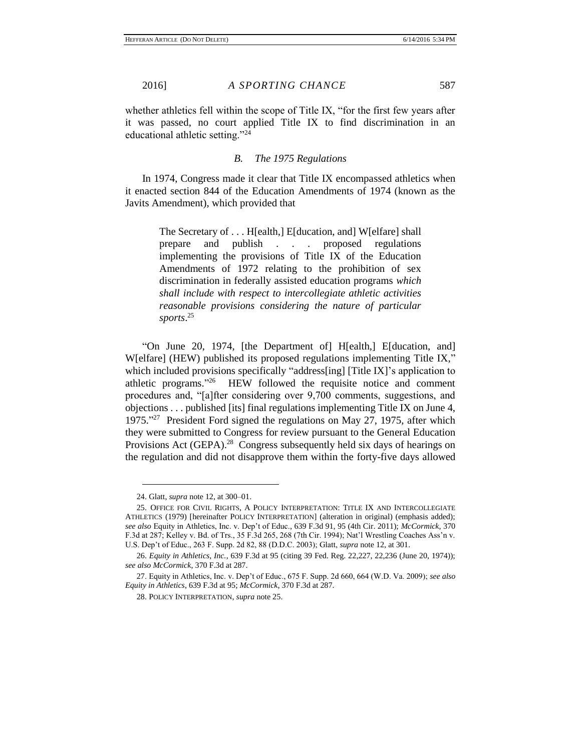whether athletics fell within the scope of Title IX, "for the first few years after it was passed, no court applied Title IX to find discrimination in an educational athletic setting."[24]

### *B. The 1975 Regulations*

In 1974, Congress made it clear that Title IX encompassed athletics when it enacted section 844 of the Education Amendments of 1974 (known as the Javits Amendment), which provided that

> The Secretary of . . . H[ealth,] E[ducation, and] W[elfare] shall prepare and publish . . . proposed regulations implementing the provisions of Title IX of the Education Amendments of 1972 relating to the prohibition of sex discrimination in federally assisted education programs *which shall include with respect to intercollegiate athletic activities reasonable provisions considering the nature of particular sports*.[25]

"On June 20, 1974, [the Department of] H[ealth,] E[ducation, and] W[elfare] (HEW) published its proposed regulations implementing Title IX," which included provisions specifically "address[ing] [Title IX]'s application to athletic programs."[26] HEW followed the requisite notice and comment procedures and, "[a]fter considering over 9,700 comments, suggestions, and objections . . . published [its] final regulations implementing Title IX on June 4, 1975."[27] President Ford signed the regulations on May 27, 1975, after which they were submitted to Congress for review pursuant to the General Education Provisions Act (GEPA).[28] Congress subsequently held six days of hearings on the regulation and did not disapprove them within the forty-five days allowed

---

24. Glatt, *supra* note 12, at 300–01.

25. OFFICE FOR CIVIL RIGHTS, A POLICY INTERPRETATION: TITLE IX AND INTERCOLLEGIATE ATHLETICS (1979) [hereinafter POLICY INTERPRETATION] (alteration in original) (emphasis added); *see also* Equity in Athletics, Inc. v. Dep't of Educ., 639 F.3d 91, 95 (4th Cir. 2011); *McCormick*, 370 F.3d at 287; Kelley v. Bd. of Trs., 35 F.3d 265, 268 (7th Cir. 1994); Nat'l Wrestling Coaches Ass'n v. U.S. Dep't of Educ., 263 F. Supp. 2d 82, 88 (D.D.C. 2003); Glatt, *supra* note 12, at 301.

26. *Equity in Athletics, Inc.*, 639 F.3d at 95 (citing 39 Fed. Reg. 22,227, 22,236 (June 20, 1974)); *see also McCormick*, 370 F.3d at 287.

27. Equity in Athletics, Inc. v. Dep't of Educ., 675 F. Supp. 2d 660, 664 (W.D. Va. 2009); *see also Equity in Athletics*, 639 F.3d at 95; *McCormick*, 370 F.3d at 287.

28. POLICY INTERPRETATION, *supra* note 25.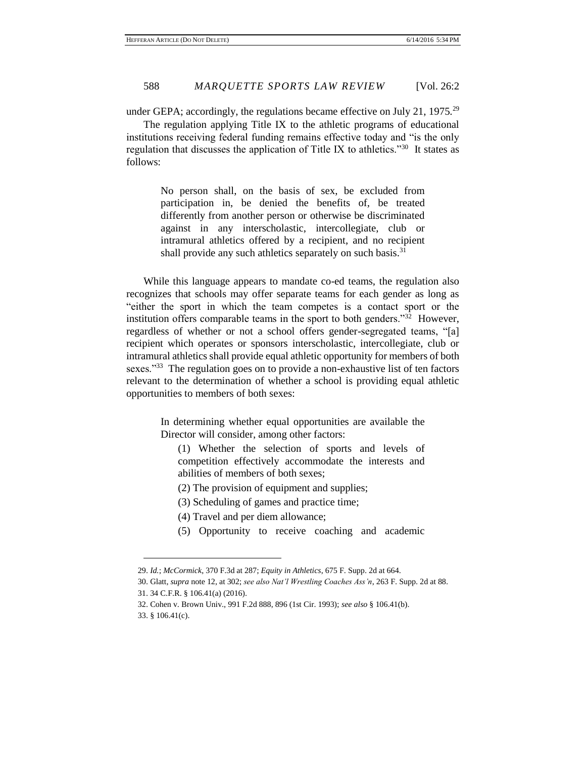under GEPA; accordingly, the regulations became effective on July 21, 1975.[29]

The regulation applying Title IX to the athletic programs of educational institutions receiving federal funding remains effective today and "is the only regulation that discusses the application of Title IX to athletics."[30] It states as follows:

> No person shall, on the basis of sex, be excluded from participation in, be denied the benefits of, be treated differently from another person or otherwise be discriminated against in any interscholastic, intercollegiate, club or intramural athletics offered by a recipient, and no recipient shall provide any such athletics separately on such basis.[31]

While this language appears to mandate co-ed teams, the regulation also recognizes that schools may offer separate teams for each gender as long as "either the sport in which the team competes is a contact sport or the institution offers comparable teams in the sport to both genders."[32] However, regardless of whether or not a school offers gender-segregated teams, "[a] recipient which operates or sponsors interscholastic, intercollegiate, club or intramural athletics shall provide equal athletic opportunity for members of both sexes."[33] The regulation goes on to provide a non-exhaustive list of ten factors relevant to the determination of whether a school is providing equal athletic opportunities to members of both sexes:

> In determining whether equal opportunities are available the Director will consider, among other factors:
>
> (1) Whether the selection of sports and levels of competition effectively accommodate the interests and abilities of members of both sexes;
>
> (2) The provision of equipment and supplies;
>
> (3) Scheduling of games and practice time;
>
> (4) Travel and per diem allowance;
>
> (5) Opportunity to receive coaching and academic

---

29. *Id.*; *McCormick*, 370 F.3d at 287; *Equity in Athletics*, 675 F. Supp. 2d at 664.

30. Glatt, *supra* note 12, at 302; *see also Nat'l Wrestling Coaches Ass'n*, 263 F. Supp. 2d at 88.

31. 34 C.F.R. § 106.41(a) (2016).

32. Cohen v. Brown Univ., 991 F.2d 888, 896 (1st Cir. 1993); *see also* § 106.41(b).

33. § 106.41(c).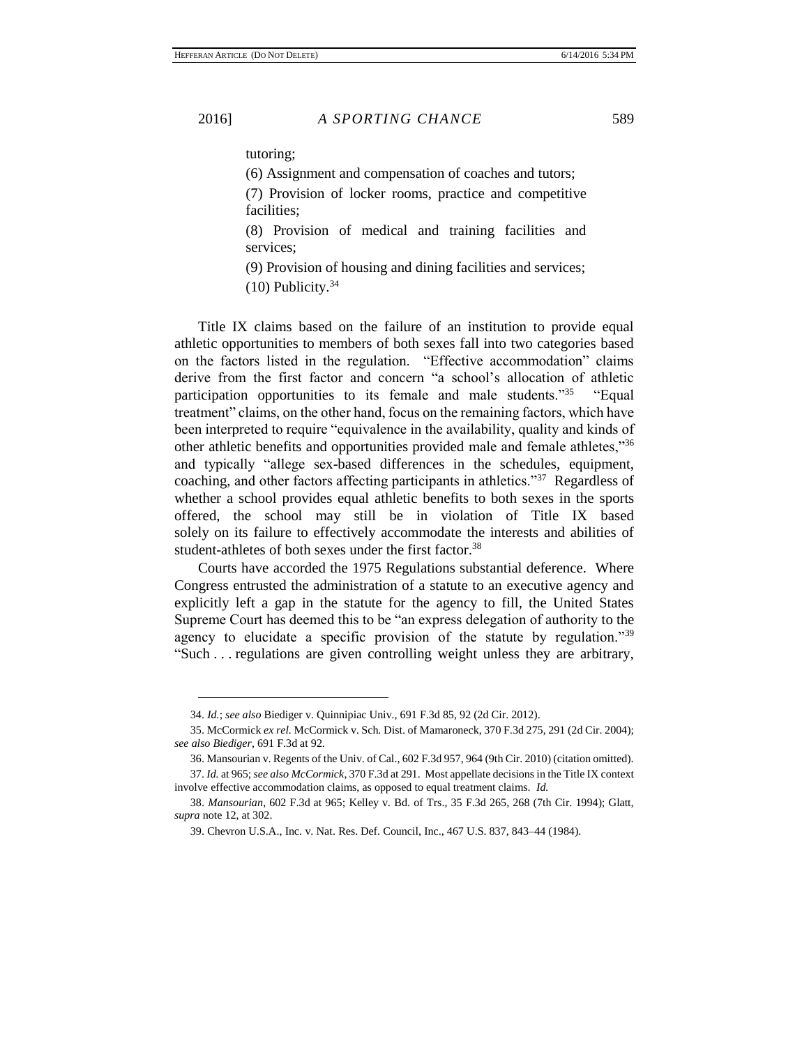tutoring;

(6) Assignment and compensation of coaches and tutors;

(7) Provision of locker rooms, practice and competitive facilities;

(8) Provision of medical and training facilities and services;

(9) Provision of housing and dining facilities and services;

(10) Publicity.[34]

Title IX claims based on the failure of an institution to provide equal athletic opportunities to members of both sexes fall into two categories based on the factors listed in the regulation. "Effective accommodation" claims derive from the first factor and concern "a school's allocation of athletic participation opportunities to its female and male students."[35] "Equal treatment" claims, on the other hand, focus on the remaining factors, which have been interpreted to require "equivalence in the availability, quality and kinds of other athletic benefits and opportunities provided male and female athletes,"[36] and typically "allege sex-based differences in the schedules, equipment, coaching, and other factors affecting participants in athletics."[37] Regardless of whether a school provides equal athletic benefits to both sexes in the sports offered, the school may still be in violation of Title IX based solely on its failure to effectively accommodate the interests and abilities of student-athletes of both sexes under the first factor.[38]

Courts have accorded the 1975 Regulations substantial deference. Where Congress entrusted the administration of a statute to an executive agency and explicitly left a gap in the statute for the agency to fill, the United States Supreme Court has deemed this to be "an express delegation of authority to the agency to elucidate a specific provision of the statute by regulation."[39] "Such . . . regulations are given controlling weight unless they are arbitrary,

---

34. *Id.*; *see also* Biediger v. Quinnipiac Univ., 691 F.3d 85, 92 (2d Cir. 2012).

35. McCormick *ex rel.* McCormick v. Sch. Dist. of Mamaroneck, 370 F.3d 275, 291 (2d Cir. 2004); *see also Biediger*, 691 F.3d at 92.

36. Mansourian v. Regents of the Univ. of Cal., 602 F.3d 957, 964 (9th Cir. 2010) (citation omitted).

37. *Id.* at 965; *see also McCormick*, 370 F.3d at 291. Most appellate decisions in the Title IX context involve effective accommodation claims, as opposed to equal treatment claims. *Id.*

38. *Mansourian*, 602 F.3d at 965; Kelley v. Bd. of Trs., 35 F.3d 265, 268 (7th Cir. 1994); Glatt, *supra* note 12, at 302.

39. Chevron U.S.A., Inc. v. Nat. Res. Def. Council, Inc., 467 U.S. 837, 843–44 (1984).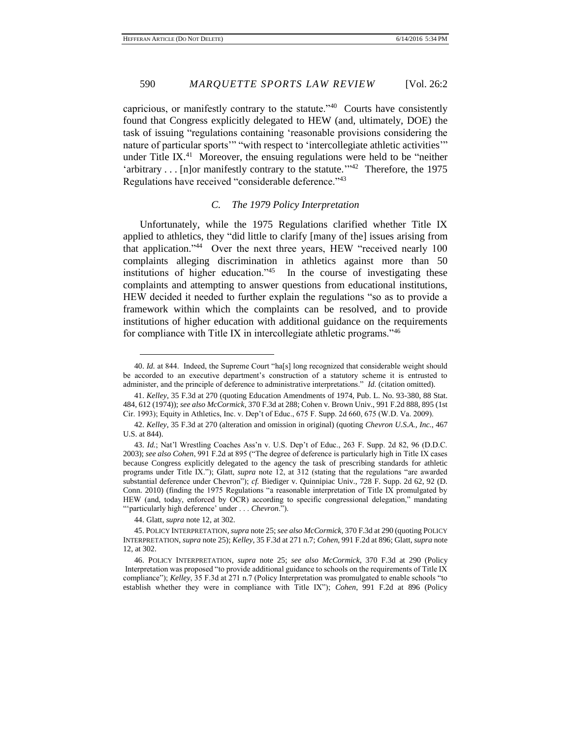capricious, or manifestly contrary to the statute."[40] Courts have consistently found that Congress explicitly delegated to HEW (and, ultimately, DOE) the task of issuing "regulations containing 'reasonable provisions considering the nature of particular sports'" "with respect to 'intercollegiate athletic activities'" under Title IX.[41] Moreover, the ensuing regulations were held to be "neither 'arbitrary . . . [n]or manifestly contrary to the statute.'"[42] Therefore, the 1975 Regulations have received "considerable deference."[43]

### *C. The 1979 Policy Interpretation*

Unfortunately, while the 1975 Regulations clarified whether Title IX applied to athletics, they "did little to clarify [many of the] issues arising from that application."[44] Over the next three years, HEW "received nearly 100 complaints alleging discrimination in athletics against more than 50 institutions of higher education."[45] In the course of investigating these complaints and attempting to answer questions from educational institutions, HEW decided it needed to further explain the regulations "so as to provide a framework within which the complaints can be resolved, and to provide institutions of higher education with additional guidance on the requirements for compliance with Title IX in intercollegiate athletic programs."[46]

---

40. *Id.* at 844. Indeed, the Supreme Court "ha[s] long recognized that considerable weight should be accorded to an executive department's construction of a statutory scheme it is entrusted to administer, and the principle of deference to administrative interpretations." *Id.* (citation omitted).

41. *Kelley*, 35 F.3d at 270 (quoting Education Amendments of 1974, Pub. L. No. 93-380, 88 Stat. 484, 612 (1974)); *see also McCormick*, 370 F.3d at 288; Cohen v. Brown Univ., 991 F.2d 888, 895 (1st Cir. 1993); Equity in Athletics, Inc. v. Dep't of Educ., 675 F. Supp. 2d 660, 675 (W.D. Va. 2009).

42. *Kelley*, 35 F.3d at 270 (alteration and omission in original) (quoting *Chevron U.S.A., Inc.*, 467 U.S. at 844).

43. *Id.*; Nat'l Wrestling Coaches Ass'n v. U.S. Dep't of Educ., 263 F. Supp. 2d 82, 96 (D.D.C. 2003); *see also Cohen*, 991 F.2d at 895 ("The degree of deference is particularly high in Title IX cases because Congress explicitly delegated to the agency the task of prescribing standards for athletic programs under Title IX."); Glatt, *supra* note 12, at 312 (stating that the regulations "are awarded substantial deference under Chevron"); *cf.* Biediger v. Quinnipiac Univ., 728 F. Supp. 2d 62, 92 (D. Conn. 2010) (finding the 1975 Regulations "a reasonable interpretation of Title IX promulgated by HEW (and, today, enforced by OCR) according to specific congressional delegation," mandating "'particularly high deference' under . . . *Chevron*.").

44. Glatt, *supra* note 12, at 302.

45. POLICY INTERPRETATION, *supra* note 25; *see also McCormick*, 370 F.3d at 290 (quoting POLICY INTERPRETATION, *supra* note 25); *Kelley*, 35 F.3d at 271 n.7; *Cohen*, 991 F.2d at 896; Glatt, *supra* note 12, at 302.

46. POLICY INTERPRETATION, *supra* note 25; *see also McCormick*, 370 F.3d at 290 (Policy Interpretation was proposed "to provide additional guidance to schools on the requirements of Title IX compliance"); *Kelley*, 35 F.3d at 271 n.7 (Policy Interpretation was promulgated to enable schools "to establish whether they were in compliance with Title IX"); *Cohen*, 991 F.2d at 896 (Policy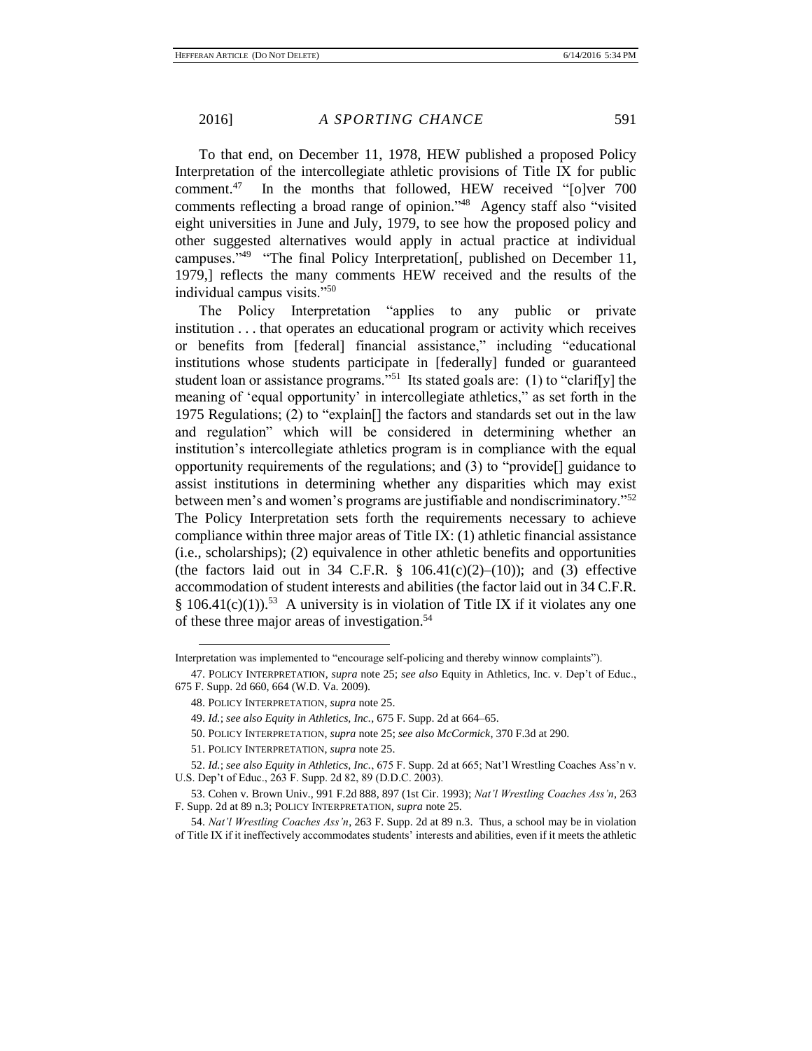To that end, on December 11, 1978, HEW published a proposed Policy Interpretation of the intercollegiate athletic provisions of Title IX for public comment.[47] In the months that followed, HEW received "[o]ver 700 comments reflecting a broad range of opinion."[48] Agency staff also "visited eight universities in June and July, 1979, to see how the proposed policy and other suggested alternatives would apply in actual practice at individual campuses."[49] "The final Policy Interpretation[, published on December 11, 1979,] reflects the many comments HEW received and the results of the individual campus visits."[50]

The Policy Interpretation "applies to any public or private institution . . . that operates an educational program or activity which receives or benefits from [federal] financial assistance," including "educational institutions whose students participate in [federally] funded or guaranteed student loan or assistance programs."[51] Its stated goals are: (1) to "clarif[y] the meaning of 'equal opportunity' in intercollegiate athletics," as set forth in the 1975 Regulations; (2) to "explain[] the factors and standards set out in the law and regulation" which will be considered in determining whether an institution's intercollegiate athletics program is in compliance with the equal opportunity requirements of the regulations; and (3) to "provide[] guidance to assist institutions in determining whether any disparities which may exist between men's and women's programs are justifiable and nondiscriminatory."[52] The Policy Interpretation sets forth the requirements necessary to achieve compliance within three major areas of Title IX: (1) athletic financial assistance (i.e., scholarships); (2) equivalence in other athletic benefits and opportunities (the factors laid out in 34 C.F.R. § 106.41(c)(2)–(10)); and (3) effective accommodation of student interests and abilities (the factor laid out in 34 C.F.R. § 106.41(c)(1)).[53] A university is in violation of Title IX if it violates any one of these three major areas of investigation.[54]

---

Interpretation was implemented to "encourage self-policing and thereby winnow complaints").

47. POLICY INTERPRETATION, *supra* note 25; *see also* Equity in Athletics, Inc. v. Dep't of Educ., 675 F. Supp. 2d 660, 664 (W.D. Va. 2009).

48. POLICY INTERPRETATION, *supra* note 25.

49. *Id.*; *see also Equity in Athletics, Inc.*, 675 F. Supp. 2d at 664–65.

50. POLICY INTERPRETATION, *supra* note 25; *see also McCormick*, 370 F.3d at 290.

51. POLICY INTERPRETATION, *supra* note 25.

52. *Id.*; *see also Equity in Athletics, Inc.*, 675 F. Supp. 2d at 665; Nat'l Wrestling Coaches Ass'n v. U.S. Dep't of Educ., 263 F. Supp. 2d 82, 89 (D.D.C. 2003).

53. Cohen v. Brown Univ., 991 F.2d 888, 897 (1st Cir. 1993); *Nat'l Wrestling Coaches Ass'n*, 263 F. Supp. 2d at 89 n.3; POLICY INTERPRETATION, *supra* note 25.

54. *Nat'l Wrestling Coaches Ass'n*, 263 F. Supp. 2d at 89 n.3. Thus, a school may be in violation of Title IX if it ineffectively accommodates students' interests and abilities, even if it meets the athletic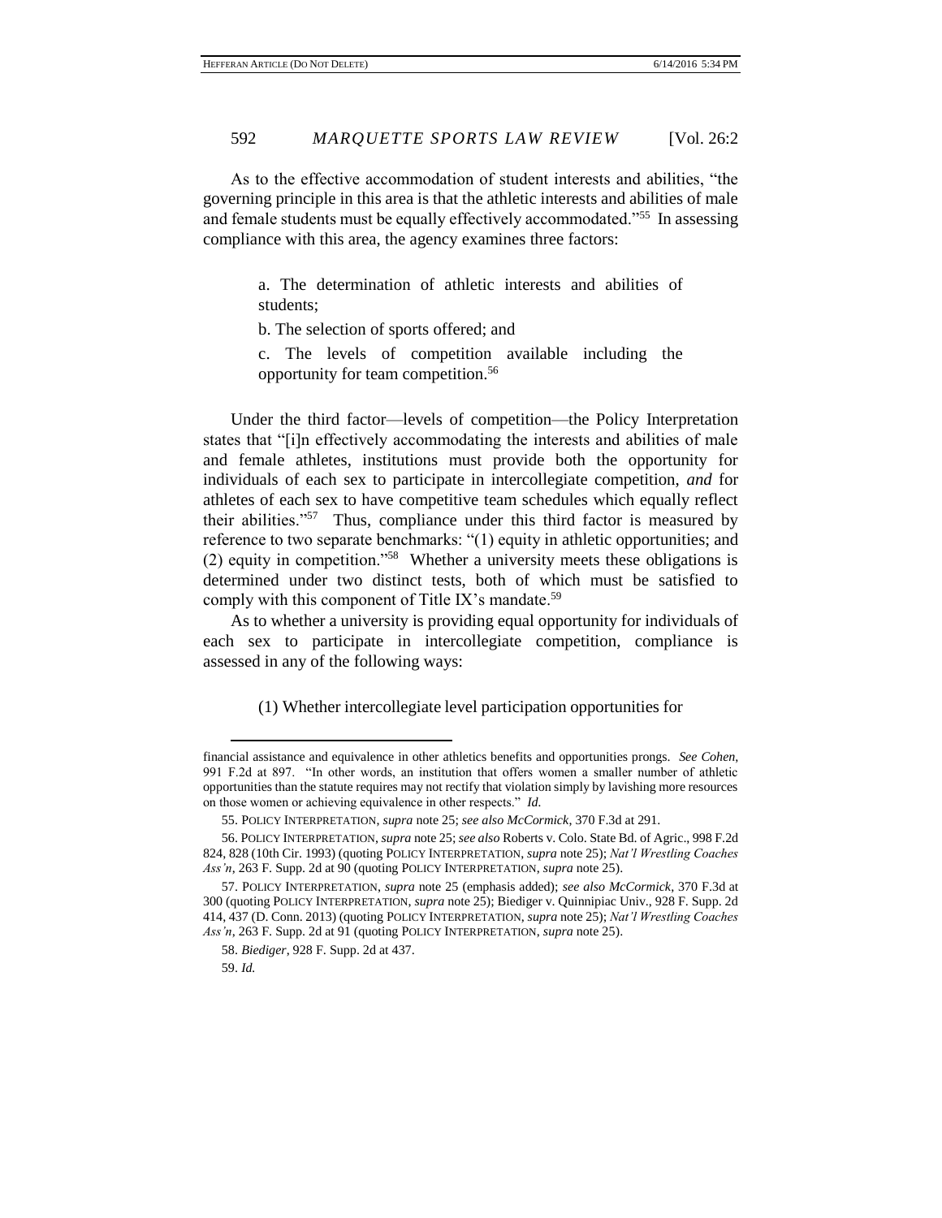As to the effective accommodation of student interests and abilities, "the governing principle in this area is that the athletic interests and abilities of male and female students must be equally effectively accommodated."[55] In assessing compliance with this area, the agency examines three factors:

> a. The determination of athletic interests and abilities of students;
>
> b. The selection of sports offered; and
>
> c. The levels of competition available including the opportunity for team competition.[56]

Under the third factor—levels of competition—the Policy Interpretation states that "[i]n effectively accommodating the interests and abilities of male and female athletes, institutions must provide both the opportunity for individuals of each sex to participate in intercollegiate competition, *and* for athletes of each sex to have competitive team schedules which equally reflect their abilities."[57] Thus, compliance under this third factor is measured by reference to two separate benchmarks: "(1) equity in athletic opportunities; and (2) equity in competition."[58] Whether a university meets these obligations is determined under two distinct tests, both of which must be satisfied to comply with this component of Title IX's mandate.[59]

As to whether a university is providing equal opportunity for individuals of each sex to participate in intercollegiate competition, compliance is assessed in any of the following ways:

> (1) Whether intercollegiate level participation opportunities for

---

financial assistance and equivalence in other athletics benefits and opportunities prongs. *See Cohen*, 991 F.2d at 897. "In other words, an institution that offers women a smaller number of athletic opportunities than the statute requires may not rectify that violation simply by lavishing more resources on those women or achieving equivalence in other respects." *Id.*

55. POLICY INTERPRETATION, *supra* note 25; *see also McCormick*, 370 F.3d at 291.

56. POLICY INTERPRETATION, *supra* note 25; *see also* Roberts v. Colo. State Bd. of Agric., 998 F.2d 824, 828 (10th Cir. 1993) (quoting POLICY INTERPRETATION, *supra* note 25); *Nat'l Wrestling Coaches Ass'n*, 263 F. Supp. 2d at 90 (quoting POLICY INTERPRETATION, *supra* note 25).

57. POLICY INTERPRETATION, *supra* note 25 (emphasis added); *see also McCormick*, 370 F.3d at 300 (quoting POLICY INTERPRETATION, *supra* note 25); Biediger v. Quinnipiac Univ., 928 F. Supp. 2d 414, 437 (D. Conn. 2013) (quoting POLICY INTERPRETATION, *supra* note 25); *Nat'l Wrestling Coaches Ass'n*, 263 F. Supp. 2d at 91 (quoting POLICY INTERPRETATION, *supra* note 25).

58. *Biediger*, 928 F. Supp. 2d at 437.

59. *Id.*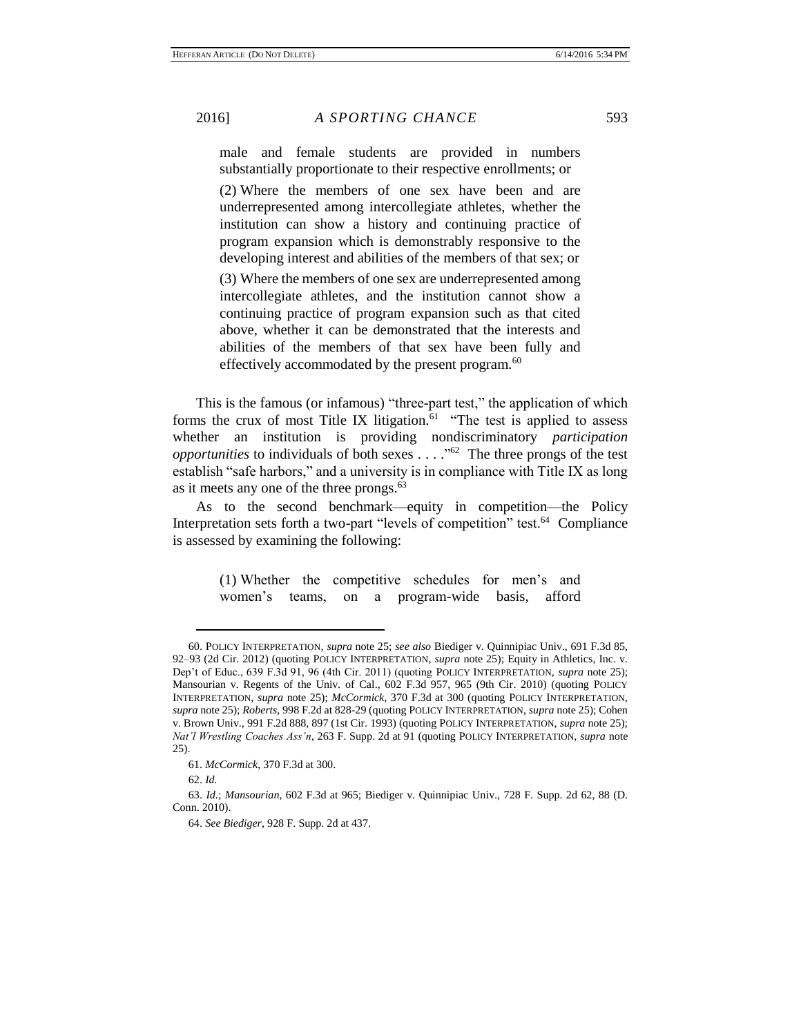> male and female students are provided in numbers substantially proportionate to their respective enrollments; or
>
> (2) Where the members of one sex have been and are underrepresented among intercollegiate athletes, whether the institution can show a history and continuing practice of program expansion which is demonstrably responsive to the developing interest and abilities of the members of that sex; or
>
> (3) Where the members of one sex are underrepresented among intercollegiate athletes, and the institution cannot show a continuing practice of program expansion such as that cited above, whether it can be demonstrated that the interests and abilities of the members of that sex have been fully and effectively accommodated by the present program.[60]

This is the famous (or infamous) "three-part test," the application of which forms the crux of most Title IX litigation.[61] "The test is applied to assess whether an institution is providing nondiscriminatory *participation opportunities* to individuals of both sexes . . . ."[62] The three prongs of the test establish "safe harbors," and a university is in compliance with Title IX as long as it meets any one of the three prongs.[63]

As to the second benchmark—equity in competition—the Policy Interpretation sets forth a two-part "levels of competition" test.[64] Compliance is assessed by examining the following:

> (1) Whether the competitive schedules for men's and women's teams, on a program-wide basis, afford

---

60. POLICY INTERPRETATION, *supra* note 25; *see also* Biediger v. Quinnipiac Univ., 691 F.3d 85, 92–93 (2d Cir. 2012) (quoting POLICY INTERPRETATION, *supra* note 25); Equity in Athletics, Inc. v. Dep't of Educ., 639 F.3d 91, 96 (4th Cir. 2011) (quoting POLICY INTERPRETATION, *supra* note 25); Mansourian v. Regents of the Univ. of Cal., 602 F.3d 957, 965 (9th Cir. 2010) (quoting POLICY INTERPRETATION, *supra* note 25); *McCormick*, 370 F.3d at 300 (quoting POLICY INTERPRETATION, *supra* note 25); *Roberts*, 998 F.2d at 828-29 (quoting POLICY INTERPRETATION, *supra* note 25); Cohen v. Brown Univ., 991 F.2d 888, 897 (1st Cir. 1993) (quoting POLICY INTERPRETATION, *supra* note 25); *Nat'l Wrestling Coaches Ass'n*, 263 F. Supp. 2d at 91 (quoting POLICY INTERPRETATION, *supra* note 25).

61. *McCormick*, 370 F.3d at 300.

62. *Id.*

63. *Id.*; *Mansourian*, 602 F.3d at 965; Biediger v. Quinnipiac Univ., 728 F. Supp. 2d 62, 88 (D. Conn. 2010).

64. *See Biediger*, 928 F. Supp. 2d at 437.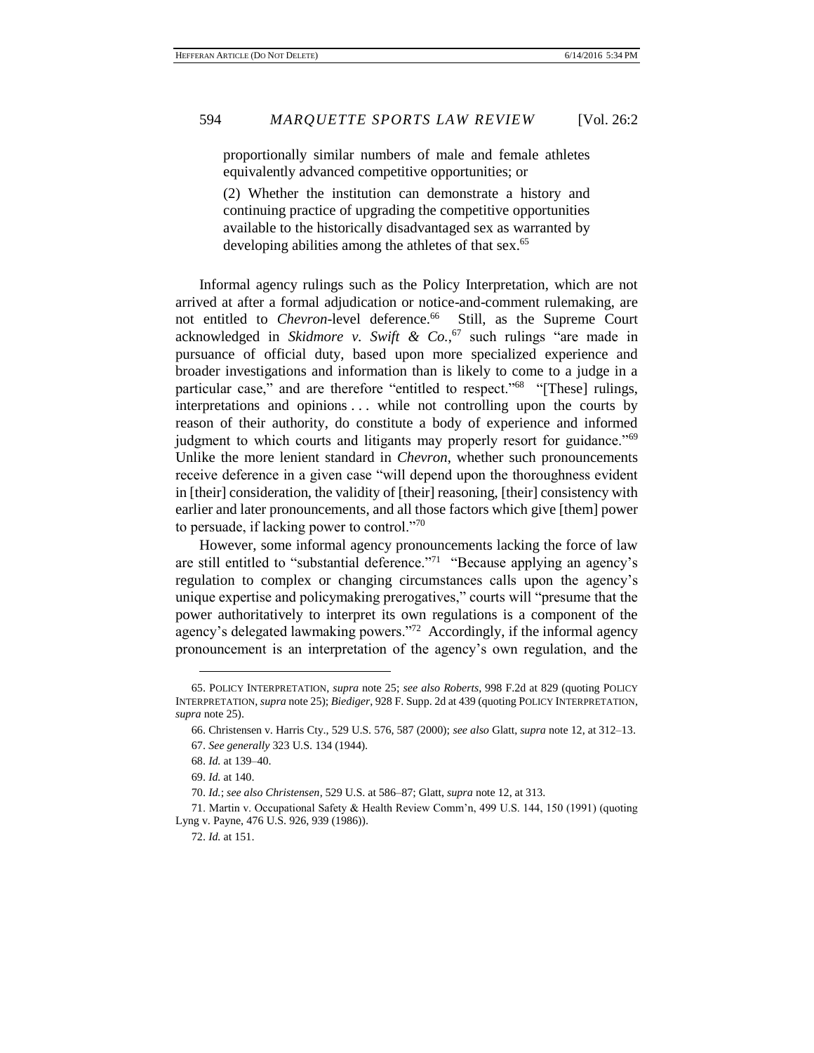> proportionally similar numbers of male and female athletes equivalently advanced competitive opportunities; or
>
> (2) Whether the institution can demonstrate a history and continuing practice of upgrading the competitive opportunities available to the historically disadvantaged sex as warranted by developing abilities among the athletes of that sex.[65]

Informal agency rulings such as the Policy Interpretation, which are not arrived at after a formal adjudication or notice-and-comment rulemaking, are not entitled to *Chevron*-level deference.[66] Still, as the Supreme Court acknowledged in *Skidmore v. Swift & Co.*,[67] such rulings "are made in pursuance of official duty, based upon more specialized experience and broader investigations and information than is likely to come to a judge in a particular case," and are therefore "entitled to respect."[68] "[These] rulings, interpretations and opinions . . . while not controlling upon the courts by reason of their authority, do constitute a body of experience and informed judgment to which courts and litigants may properly resort for guidance."[69] Unlike the more lenient standard in *Chevron*, whether such pronouncements receive deference in a given case "will depend upon the thoroughness evident in [their] consideration, the validity of [their] reasoning, [their] consistency with earlier and later pronouncements, and all those factors which give [them] power to persuade, if lacking power to control."[70]

However, some informal agency pronouncements lacking the force of law are still entitled to "substantial deference."[71] "Because applying an agency's regulation to complex or changing circumstances calls upon the agency's unique expertise and policymaking prerogatives," courts will "presume that the power authoritatively to interpret its own regulations is a component of the agency's delegated lawmaking powers."[72] Accordingly, if the informal agency pronouncement is an interpretation of the agency's own regulation, and the

---

65. POLICY INTERPRETATION, *supra* note 25; *see also Roberts*, 998 F.2d at 829 (quoting POLICY INTERPRETATION, *supra* note 25); *Biediger*, 928 F. Supp. 2d at 439 (quoting POLICY INTERPRETATION, *supra* note 25).

66. Christensen v. Harris Cty., 529 U.S. 576, 587 (2000); *see also* Glatt, *supra* note 12, at 312–13.

67. *See generally* 323 U.S. 134 (1944).

68. *Id.* at 139–40.

69. *Id.* at 140.

70. *Id.*; *see also Christensen*, 529 U.S. at 586–87; Glatt, *supra* note 12, at 313.

71. Martin v. Occupational Safety & Health Review Comm'n, 499 U.S. 144, 150 (1991) (quoting Lyng v. Payne, 476 U.S. 926, 939 (1986)).

72. *Id.* at 151.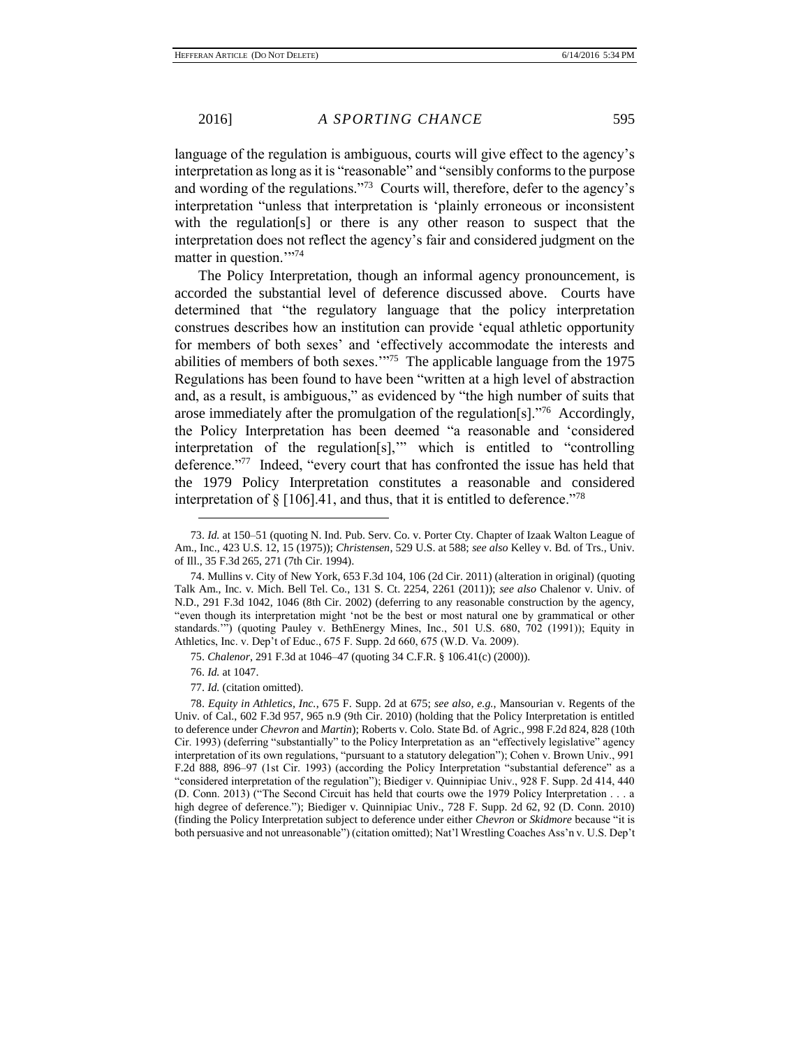language of the regulation is ambiguous, courts will give effect to the agency's interpretation as long as it is "reasonable" and "sensibly conforms to the purpose and wording of the regulations."[73] Courts will, therefore, defer to the agency's interpretation "unless that interpretation is 'plainly erroneous or inconsistent with the regulation[s] or there is any other reason to suspect that the interpretation does not reflect the agency's fair and considered judgment on the matter in question.'"[74]

The Policy Interpretation, though an informal agency pronouncement, is accorded the substantial level of deference discussed above. Courts have determined that "the regulatory language that the policy interpretation construes describes how an institution can provide 'equal athletic opportunity for members of both sexes' and 'effectively accommodate the interests and abilities of members of both sexes.'"[75] The applicable language from the 1975 Regulations has been found to have been "written at a high level of abstraction and, as a result, is ambiguous," as evidenced by "the high number of suits that arose immediately after the promulgation of the regulation[s]."[76] Accordingly, the Policy Interpretation has been deemed "a reasonable and 'considered interpretation of the regulation[s],'" which is entitled to "controlling deference."[77] Indeed, "every court that has confronted the issue has held that the 1979 Policy Interpretation constitutes a reasonable and considered interpretation of § [106].41, and thus, that it is entitled to deference."[78]

---

73. *Id.* at 150–51 (quoting N. Ind. Pub. Serv. Co. v. Porter Cty. Chapter of Izaak Walton League of Am., Inc., 423 U.S. 12, 15 (1975)); *Christensen*, 529 U.S. at 588; *see also* Kelley v. Bd. of Trs., Univ. of Ill., 35 F.3d 265, 271 (7th Cir. 1994).

74. Mullins v. City of New York, 653 F.3d 104, 106 (2d Cir. 2011) (alteration in original) (quoting Talk Am., Inc. v. Mich. Bell Tel. Co., 131 S. Ct. 2254, 2261 (2011)); *see also* Chalenor v. Univ. of N.D., 291 F.3d 1042, 1046 (8th Cir. 2002) (deferring to any reasonable construction by the agency, "even though its interpretation might 'not be the best or most natural one by grammatical or other standards.'") (quoting Pauley v. BethEnergy Mines, Inc., 501 U.S. 680, 702 (1991)); Equity in Athletics, Inc. v. Dep't of Educ., 675 F. Supp. 2d 660, 675 (W.D. Va. 2009).

75. *Chalenor*, 291 F.3d at 1046–47 (quoting 34 C.F.R. § 106.41(c) (2000)).

76. *Id.* at 1047.

77. *Id.* (citation omitted).

78. *Equity in Athletics, Inc.*, 675 F. Supp. 2d at 675; *see also, e.g.*, Mansourian v. Regents of the Univ. of Cal., 602 F.3d 957, 965 n.9 (9th Cir. 2010) (holding that the Policy Interpretation is entitled to deference under *Chevron* and *Martin*); Roberts v. Colo. State Bd. of Agric., 998 F.2d 824, 828 (10th Cir. 1993) (deferring "substantially" to the Policy Interpretation as an "effectively legislative" agency interpretation of its own regulations, "pursuant to a statutory delegation"); Cohen v. Brown Univ., 991 F.2d 888, 896–97 (1st Cir. 1993) (according the Policy Interpretation "substantial deference" as a "considered interpretation of the regulation"); Biediger v. Quinnipiac Univ., 928 F. Supp. 2d 414, 440 (D. Conn. 2013) ("The Second Circuit has held that courts owe the 1979 Policy Interpretation . . . a high degree of deference."); Biediger v. Quinnipiac Univ., 728 F. Supp. 2d 62, 92 (D. Conn. 2010) (finding the Policy Interpretation subject to deference under either *Chevron* or *Skidmore* because "it is both persuasive and not unreasonable") (citation omitted); Nat'l Wrestling Coaches Ass'n v. U.S. Dep't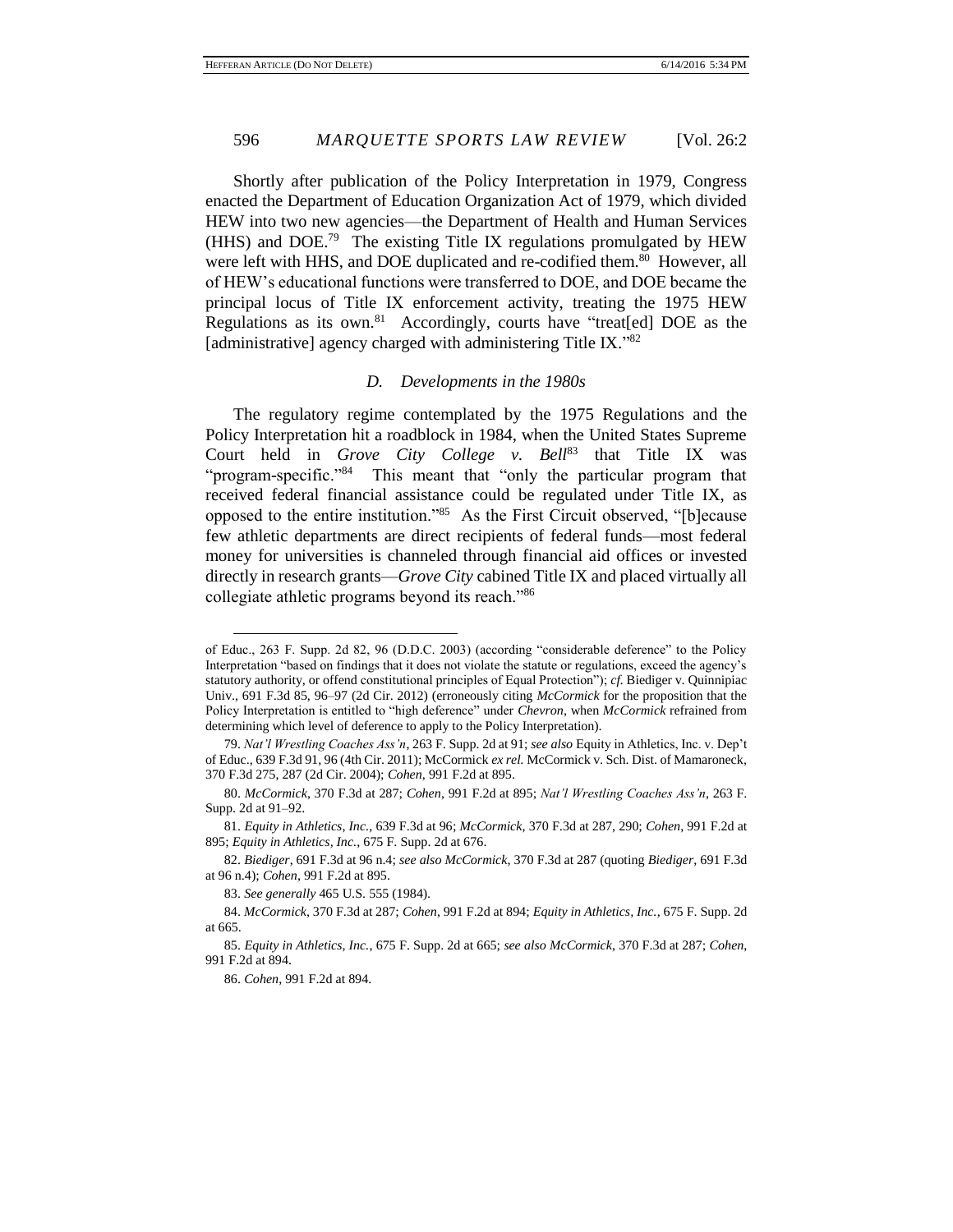Shortly after publication of the Policy Interpretation in 1979, Congress enacted the Department of Education Organization Act of 1979, which divided HEW into two new agencies—the Department of Health and Human Services (HHS) and DOE.[79] The existing Title IX regulations promulgated by HEW were left with HHS, and DOE duplicated and re-codified them.[80] However, all of HEW's educational functions were transferred to DOE, and DOE became the principal locus of Title IX enforcement activity, treating the 1975 HEW Regulations as its own.[81] Accordingly, courts have "treat[ed] DOE as the [administrative] agency charged with administering Title IX."[82]

### *D. Developments in the 1980s*

The regulatory regime contemplated by the 1975 Regulations and the Policy Interpretation hit a roadblock in 1984, when the United States Supreme Court held in *Grove City College v. Bell*[83] that Title IX was "program-specific."[84] This meant that "only the particular program that received federal financial assistance could be regulated under Title IX, as opposed to the entire institution."[85] As the First Circuit observed, "[b]ecause few athletic departments are direct recipients of federal funds—most federal money for universities is channeled through financial aid offices or invested directly in research grants—*Grove City* cabined Title IX and placed virtually all collegiate athletic programs beyond its reach."[86]

---

of Educ., 263 F. Supp. 2d 82, 96 (D.D.C. 2003) (according "considerable deference" to the Policy Interpretation "based on findings that it does not violate the statute or regulations, exceed the agency's statutory authority, or offend constitutional principles of Equal Protection"); *cf.* Biediger v. Quinnipiac Univ., 691 F.3d 85, 96–97 (2d Cir. 2012) (erroneously citing *McCormick* for the proposition that the Policy Interpretation is entitled to "high deference" under *Chevron*, when *McCormick* refrained from determining which level of deference to apply to the Policy Interpretation).

79. *Nat'l Wrestling Coaches Ass'n*, 263 F. Supp. 2d at 91; *see also* Equity in Athletics, Inc. v. Dep't of Educ., 639 F.3d 91, 96 (4th Cir. 2011); McCormick *ex rel.* McCormick v. Sch. Dist. of Mamaroneck, 370 F.3d 275, 287 (2d Cir. 2004); *Cohen*, 991 F.2d at 895.

80. *McCormick*, 370 F.3d at 287; *Cohen*, 991 F.2d at 895; *Nat'l Wrestling Coaches Ass'n*, 263 F. Supp. 2d at 91–92.

81. *Equity in Athletics, Inc.*, 639 F.3d at 96; *McCormick*, 370 F.3d at 287, 290; *Cohen*, 991 F.2d at 895; *Equity in Athletics, Inc.*, 675 F. Supp. 2d at 676.

82. *Biediger*, 691 F.3d at 96 n.4; *see also McCormick*, 370 F.3d at 287 (quoting *Biediger*, 691 F.3d at 96 n.4); *Cohen*, 991 F.2d at 895.

83. *See generally* 465 U.S. 555 (1984).

84. *McCormick*, 370 F.3d at 287; *Cohen*, 991 F.2d at 894; *Equity in Athletics, Inc.*, 675 F. Supp. 2d at 665.

85. *Equity in Athletics, Inc.*, 675 F. Supp. 2d at 665; *see also McCormick*, 370 F.3d at 287; *Cohen*, 991 F.2d at 894.

86. *Cohen*, 991 F.2d at 894.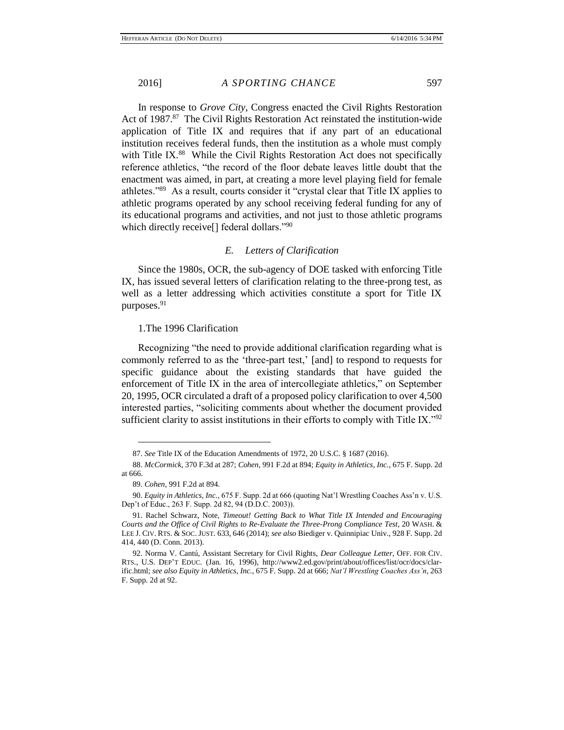In response to *Grove City*, Congress enacted the Civil Rights Restoration Act of 1987.[87] The Civil Rights Restoration Act reinstated the institution-wide application of Title IX and requires that if any part of an educational institution receives federal funds, then the institution as a whole must comply with Title IX.[88] While the Civil Rights Restoration Act does not specifically reference athletics, "the record of the floor debate leaves little doubt that the enactment was aimed, in part, at creating a more level playing field for female athletes."[89] As a result, courts consider it "crystal clear that Title IX applies to athletic programs operated by any school receiving federal funding for any of its educational programs and activities, and not just to those athletic programs which directly receive[] federal dollars."[90]

### *E. Letters of Clarification*

Since the 1980s, OCR, the sub-agency of DOE tasked with enforcing Title IX, has issued several letters of clarification relating to the three-prong test, as well as a letter addressing which activities constitute a sport for Title IX purposes.[91]

#### 1. The 1996 Clarification

Recognizing "the need to provide additional clarification regarding what is commonly referred to as the 'three-part test,' [and] to respond to requests for specific guidance about the existing standards that have guided the enforcement of Title IX in the area of intercollegiate athletics," on September 20, 1995, OCR circulated a draft of a proposed policy clarification to over 4,500 interested parties, "soliciting comments about whether the document provided sufficient clarity to assist institutions in their efforts to comply with Title IX."[92]

---

87. *See* Title IX of the Education Amendments of 1972, 20 U.S.C. § 1687 (2016).

88. *McCormick*, 370 F.3d at 287; *Cohen*, 991 F.2d at 894; *Equity in Athletics, Inc.*, 675 F. Supp. 2d at 666.

89. *Cohen*, 991 F.2d at 894.

90. *Equity in Athletics, Inc.*, 675 F. Supp. 2d at 666 (quoting Nat'l Wrestling Coaches Ass'n v. U.S. Dep't of Educ., 263 F. Supp. 2d 82, 94 (D.D.C. 2003)).

91. Rachel Schwarz, Note, *Timeout! Getting Back to What Title IX Intended and Encouraging Courts and the Office of Civil Rights to Re-Evaluate the Three-Prong Compliance Test*, 20 WASH. & LEE J. CIV. RTS. & SOC. JUST. 633, 646 (2014); *see also* Biediger v. Quinnipiac Univ., 928 F. Supp. 2d 414, 440 (D. Conn. 2013).

92. Norma V. Cantú, Assistant Secretary for Civil Rights, *Dear Colleague Letter*, OFF. FOR CIV. RTS., U.S. DEP'T EDUC. (Jan. 16, 1996), http://www2.ed.gov/print/about/offices/list/ocr/docs/clarific.html; *see also Equity in Athletics, Inc.*, 675 F. Supp. 2d at 666; *Nat'l Wrestling Coaches Ass'n*, 263 F. Supp. 2d at 92.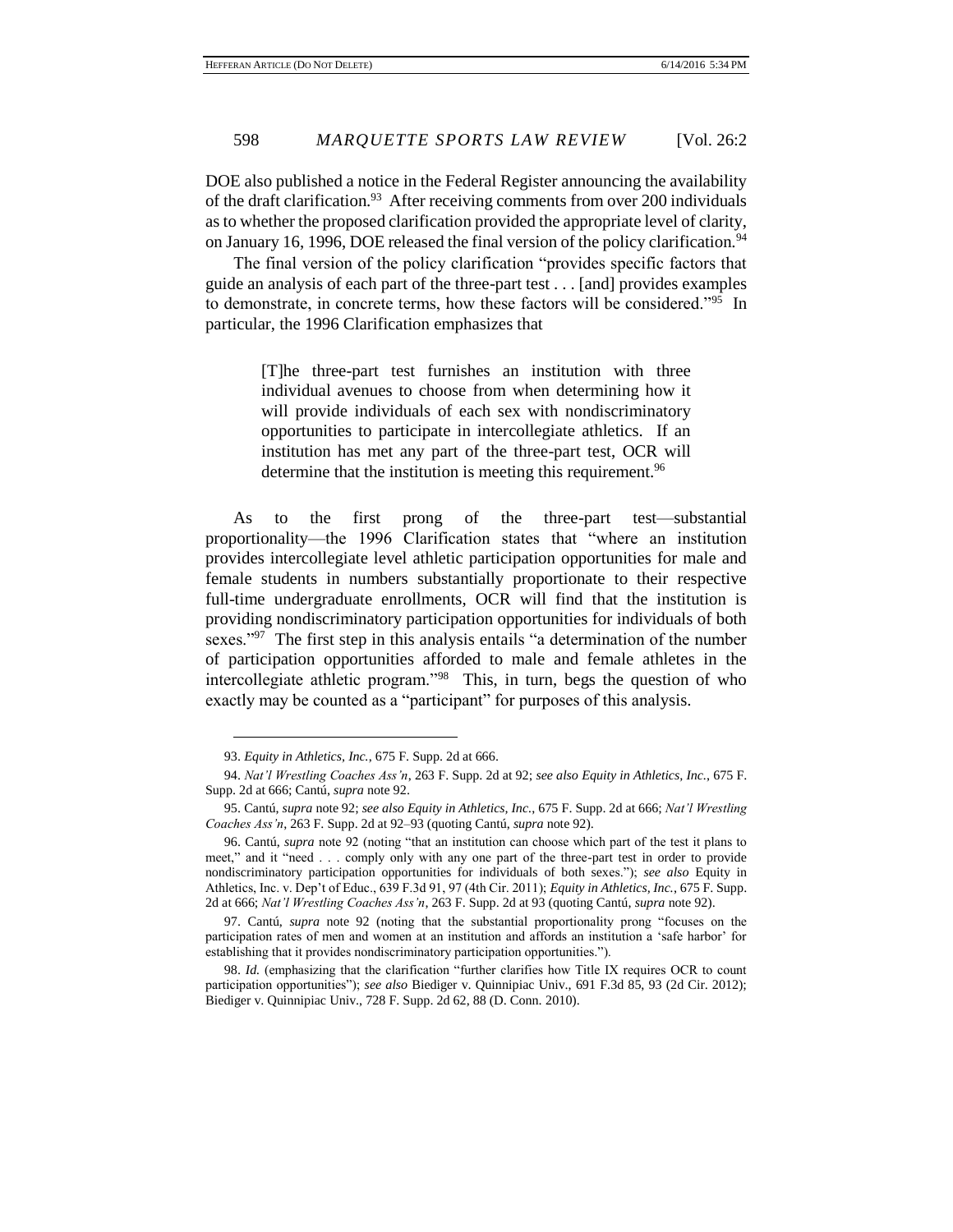DOE also published a notice in the Federal Register announcing the availability of the draft clarification.[93] After receiving comments from over 200 individuals as to whether the proposed clarification provided the appropriate level of clarity, on January 16, 1996, DOE released the final version of the policy clarification.[94]

The final version of the policy clarification "provides specific factors that guide an analysis of each part of the three-part test . . . [and] provides examples to demonstrate, in concrete terms, how these factors will be considered."[95] In particular, the 1996 Clarification emphasizes that

> [T]he three-part test furnishes an institution with three individual avenues to choose from when determining how it will provide individuals of each sex with nondiscriminatory opportunities to participate in intercollegiate athletics. If an institution has met any part of the three-part test, OCR will determine that the institution is meeting this requirement.[96]

As to the first prong of the three-part test—substantial proportionality—the 1996 Clarification states that "where an institution provides intercollegiate level athletic participation opportunities for male and female students in numbers substantially proportionate to their respective full-time undergraduate enrollments, OCR will find that the institution is providing nondiscriminatory participation opportunities for individuals of both sexes."[97] The first step in this analysis entails "a determination of the number of participation opportunities afforded to male and female athletes in the intercollegiate athletic program."[98] This, in turn, begs the question of who exactly may be counted as a "participant" for purposes of this analysis.

---

93. *Equity in Athletics, Inc.*, 675 F. Supp. 2d at 666.

94. *Nat'l Wrestling Coaches Ass'n*, 263 F. Supp. 2d at 92; *see also Equity in Athletics, Inc.*, 675 F. Supp. 2d at 666; Cantú, *supra* note 92.

95. Cantú, *supra* note 92; *see also Equity in Athletics, Inc.*, 675 F. Supp. 2d at 666; *Nat'l Wrestling Coaches Ass'n*, 263 F. Supp. 2d at 92–93 (quoting Cantú, *supra* note 92).

96. Cantú, *supra* note 92 (noting "that an institution can choose which part of the test it plans to meet," and it "need . . . comply only with any one part of the three-part test in order to provide nondiscriminatory participation opportunities for individuals of both sexes."); *see also* Equity in Athletics, Inc. v. Dep't of Educ., 639 F.3d 91, 97 (4th Cir. 2011); *Equity in Athletics, Inc.*, 675 F. Supp. 2d at 666; *Nat'l Wrestling Coaches Ass'n*, 263 F. Supp. 2d at 93 (quoting Cantú, *supra* note 92).

97. Cantú, *supra* note 92 (noting that the substantial proportionality prong "focuses on the participation rates of men and women at an institution and affords an institution a 'safe harbor' for establishing that it provides nondiscriminatory participation opportunities.").

98. *Id.* (emphasizing that the clarification "further clarifies how Title IX requires OCR to count participation opportunities"); *see also* Biediger v. Quinnipiac Univ., 691 F.3d 85, 93 (2d Cir. 2012); Biediger v. Quinnipiac Univ., 728 F. Supp. 2d 62, 88 (D. Conn. 2010).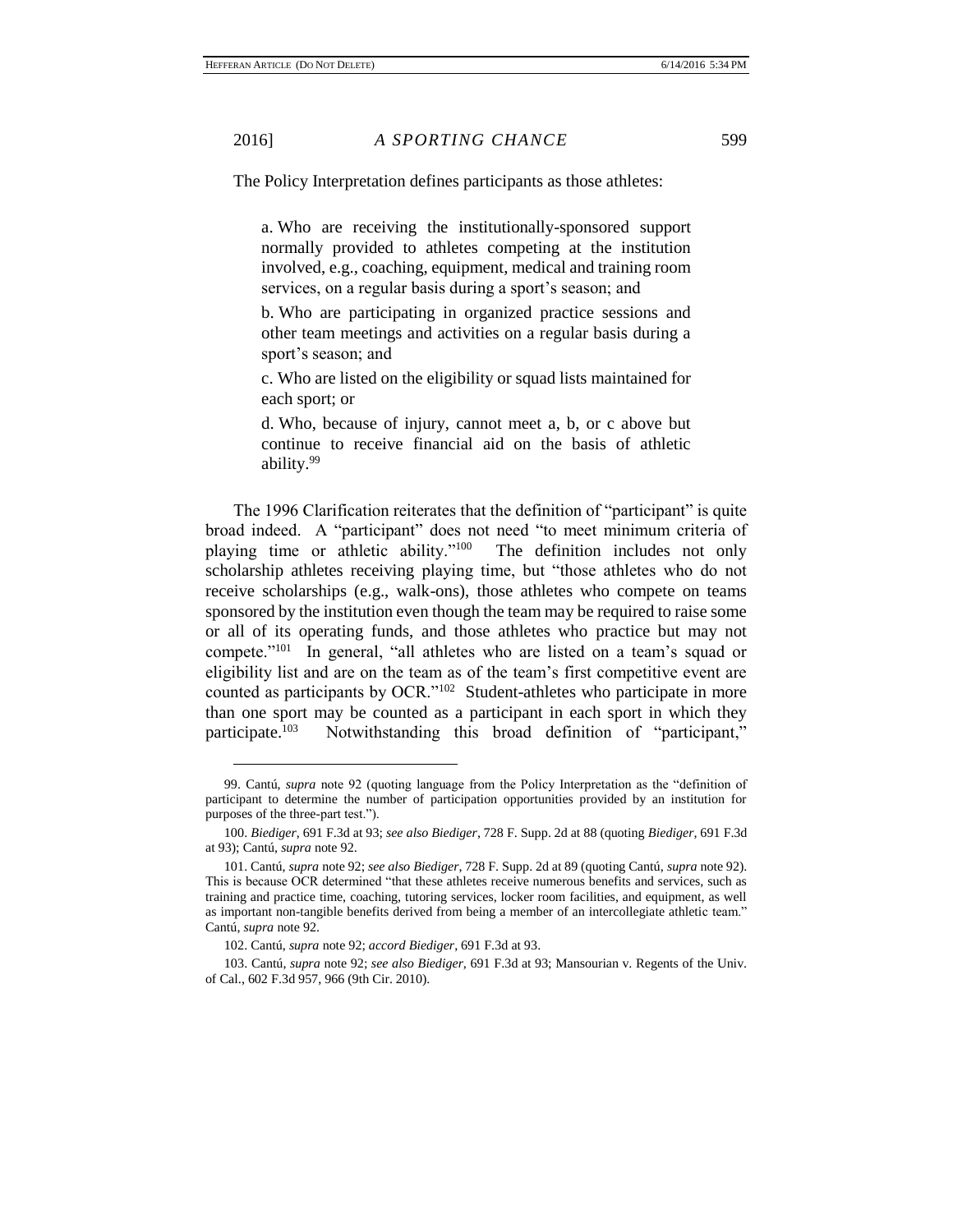The Policy Interpretation defines participants as those athletes:

> a. Who are receiving the institutionally-sponsored support normally provided to athletes competing at the institution involved, e.g., coaching, equipment, medical and training room services, on a regular basis during a sport's season; and
>
> b. Who are participating in organized practice sessions and other team meetings and activities on a regular basis during a sport's season; and
>
> c. Who are listed on the eligibility or squad lists maintained for each sport; or
>
> d. Who, because of injury, cannot meet a, b, or c above but continue to receive financial aid on the basis of athletic ability.[99]

The 1996 Clarification reiterates that the definition of "participant" is quite broad indeed. A "participant" does not need "to meet minimum criteria of playing time or athletic ability."[100] The definition includes not only scholarship athletes receiving playing time, but "those athletes who do not receive scholarships (e.g., walk-ons), those athletes who compete on teams sponsored by the institution even though the team may be required to raise some or all of its operating funds, and those athletes who practice but may not compete."[101] In general, "all athletes who are listed on a team's squad or eligibility list and are on the team as of the team's first competitive event are counted as participants by OCR."[102] Student-athletes who participate in more than one sport may be counted as a participant in each sport in which they participate.[103] Notwithstanding this broad definition of "participant,"

---

99. Cantú, *supra* note 92 (quoting language from the Policy Interpretation as the "definition of participant to determine the number of participation opportunities provided by an institution for purposes of the three-part test.").

100. *Biediger*, 691 F.3d at 93; *see also Biediger*, 728 F. Supp. 2d at 88 (quoting *Biediger*, 691 F.3d at 93); Cantú, *supra* note 92.

101. Cantú, *supra* note 92; *see also Biediger*, 728 F. Supp. 2d at 89 (quoting Cantú, *supra* note 92). This is because OCR determined "that these athletes receive numerous benefits and services, such as training and practice time, coaching, tutoring services, locker room facilities, and equipment, as well as important non-tangible benefits derived from being a member of an intercollegiate athletic team." Cantú, *supra* note 92.

102. Cantú, *supra* note 92; *accord Biediger*, 691 F.3d at 93.

103. Cantú, *supra* note 92; *see also Biediger*, 691 F.3d at 93; Mansourian v. Regents of the Univ. of Cal., 602 F.3d 957, 966 (9th Cir. 2010).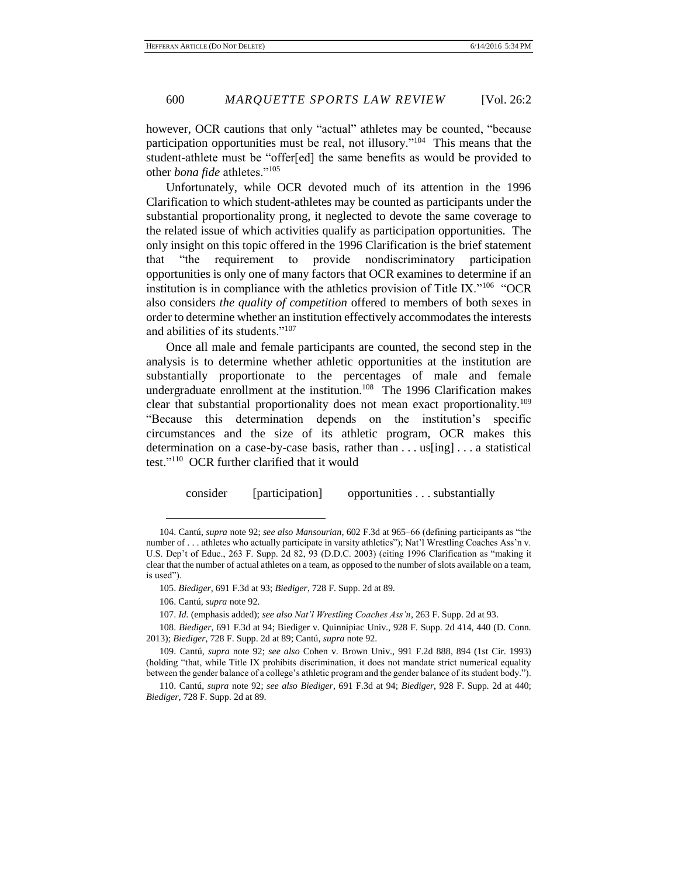however, OCR cautions that only "actual" athletes may be counted, "because participation opportunities must be real, not illusory."[104] This means that the student-athlete must be "offer[ed] the same benefits as would be provided to other *bona fide* athletes."[105]

Unfortunately, while OCR devoted much of its attention in the 1996 Clarification to which student-athletes may be counted as participants under the substantial proportionality prong, it neglected to devote the same coverage to the related issue of which activities qualify as participation opportunities. The only insight on this topic offered in the 1996 Clarification is the brief statement that "the requirement to provide nondiscriminatory participation opportunities is only one of many factors that OCR examines to determine if an institution is in compliance with the athletics provision of Title IX."[106] "OCR also considers *the quality of competition* offered to members of both sexes in order to determine whether an institution effectively accommodates the interests and abilities of its students."[107]

Once all male and female participants are counted, the second step in the analysis is to determine whether athletic opportunities at the institution are substantially proportionate to the percentages of male and female undergraduate enrollment at the institution.[108] The 1996 Clarification makes clear that substantial proportionality does not mean exact proportionality.[109] "Because this determination depends on the institution's specific circumstances and the size of its athletic program, OCR makes this determination on a case-by-case basis, rather than . . . us[ing] . . . a statistical test."[110] OCR further clarified that it would

> consider [participation] opportunities . . . substantially

---

104. Cantú, *supra* note 92; *see also Mansourian*, 602 F.3d at 965–66 (defining participants as "the number of . . . athletes who actually participate in varsity athletics"); Nat'l Wrestling Coaches Ass'n v. U.S. Dep't of Educ., 263 F. Supp. 2d 82, 93 (D.D.C. 2003) (citing 1996 Clarification as "making it clear that the number of actual athletes on a team, as opposed to the number of slots available on a team, is used").

105. *Biediger*, 691 F.3d at 93; *Biediger*, 728 F. Supp. 2d at 89.

106. Cantú, *supra* note 92.

107. *Id.* (emphasis added); *see also Nat'l Wrestling Coaches Ass'n*, 263 F. Supp. 2d at 93.

108. *Biediger*, 691 F.3d at 94; Biediger v. Quinnipiac Univ., 928 F. Supp. 2d 414, 440 (D. Conn. 2013); *Biediger*, 728 F. Supp. 2d at 89; Cantú, *supra* note 92.

109. Cantú, *supra* note 92; *see also* Cohen v. Brown Univ., 991 F.2d 888, 894 (1st Cir. 1993) (holding "that, while Title IX prohibits discrimination, it does not mandate strict numerical equality between the gender balance of a college's athletic program and the gender balance of its student body.").

110. Cantú, *supra* note 92; *see also Biediger*, 691 F.3d at 94; *Biediger*, 928 F. Supp. 2d at 440; *Biediger*, 728 F. Supp. 2d at 89.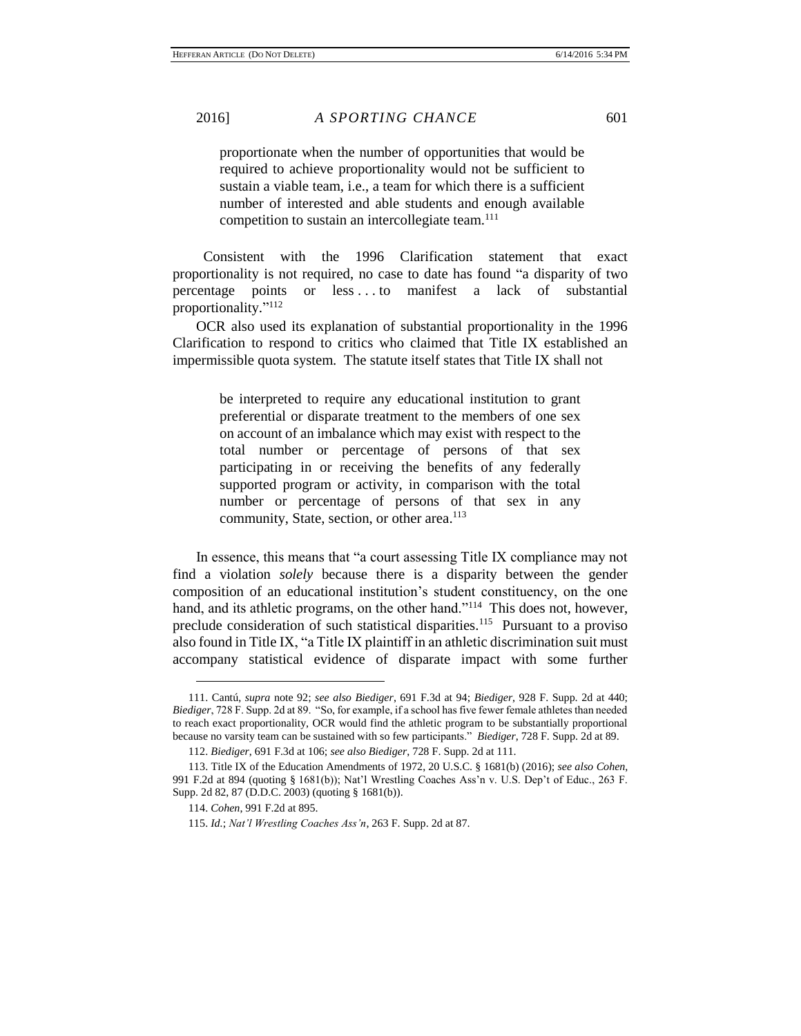> proportionate when the number of opportunities that would be required to achieve proportionality would not be sufficient to sustain a viable team, i.e., a team for which there is a sufficient number of interested and able students and enough available competition to sustain an intercollegiate team.[111]

Consistent with the 1996 Clarification statement that exact proportionality is not required, no case to date has found "a disparity of two percentage points or less . . . to manifest a lack of substantial proportionality."[112]

OCR also used its explanation of substantial proportionality in the 1996 Clarification to respond to critics who claimed that Title IX established an impermissible quota system. The statute itself states that Title IX shall not

> be interpreted to require any educational institution to grant preferential or disparate treatment to the members of one sex on account of an imbalance which may exist with respect to the total number or percentage of persons of that sex participating in or receiving the benefits of any federally supported program or activity, in comparison with the total number or percentage of persons of that sex in any community, State, section, or other area.[113]

In essence, this means that "a court assessing Title IX compliance may not find a violation *solely* because there is a disparity between the gender composition of an educational institution's student constituency, on the one hand, and its athletic programs, on the other hand."[114] This does not, however, preclude consideration of such statistical disparities.[115] Pursuant to a proviso also found in Title IX, "a Title IX plaintiff in an athletic discrimination suit must accompany statistical evidence of disparate impact with some further

---

111. Cantú, *supra* note 92; *see also Biediger*, 691 F.3d at 94; *Biediger*, 928 F. Supp. 2d at 440; *Biediger*, 728 F. Supp. 2d at 89. "So, for example, if a school has five fewer female athletes than needed to reach exact proportionality, OCR would find the athletic program to be substantially proportional because no varsity team can be sustained with so few participants." *Biediger*, 728 F. Supp. 2d at 89.

112. *Biediger*, 691 F.3d at 106; *see also Biediger*, 728 F. Supp. 2d at 111.

113. Title IX of the Education Amendments of 1972, 20 U.S.C. § 1681(b) (2016); *see also Cohen*, 991 F.2d at 894 (quoting § 1681(b)); Nat'l Wrestling Coaches Ass'n v. U.S. Dep't of Educ., 263 F. Supp. 2d 82, 87 (D.D.C. 2003) (quoting § 1681(b)).

114. *Cohen*, 991 F.2d at 895.

115. *Id.*; *Nat'l Wrestling Coaches Ass'n*, 263 F. Supp. 2d at 87.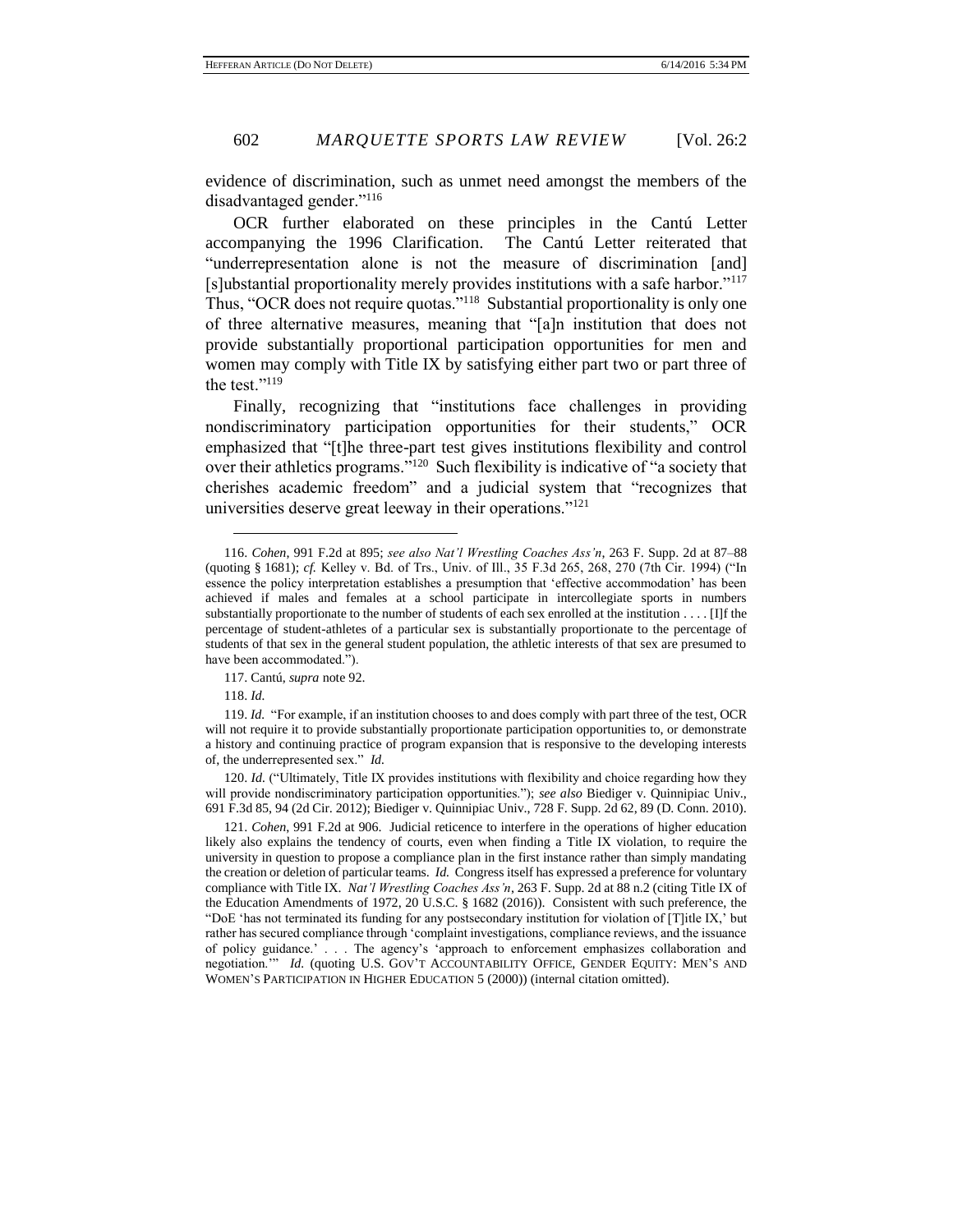evidence of discrimination, such as unmet need amongst the members of the disadvantaged gender."[116]

OCR further elaborated on these principles in the Cantú Letter accompanying the 1996 Clarification. The Cantú Letter reiterated that "underrepresentation alone is not the measure of discrimination [and] [s]ubstantial proportionality merely provides institutions with a safe harbor."[117] Thus, "OCR does not require quotas."[118] Substantial proportionality is only one of three alternative measures, meaning that "[a]n institution that does not provide substantially proportional participation opportunities for men and women may comply with Title IX by satisfying either part two or part three of the test."[119]

Finally, recognizing that "institutions face challenges in providing nondiscriminatory participation opportunities for their students," OCR emphasized that "[t]he three-part test gives institutions flexibility and control over their athletics programs."[120] Such flexibility is indicative of "a society that cherishes academic freedom" and a judicial system that "recognizes that universities deserve great leeway in their operations."[121]

---

116. *Cohen*, 991 F.2d at 895; *see also Nat'l Wrestling Coaches Ass'n*, 263 F. Supp. 2d at 87–88 (quoting § 1681); *cf.* Kelley v. Bd. of Trs., Univ. of Ill., 35 F.3d 265, 268, 270 (7th Cir. 1994) ("In essence the policy interpretation establishes a presumption that 'effective accommodation' has been achieved if males and females at a school participate in intercollegiate sports in numbers substantially proportionate to the number of students of each sex enrolled at the institution . . . . [I]f the percentage of student-athletes of a particular sex is substantially proportionate to the percentage of students of that sex in the general student population, the athletic interests of that sex are presumed to have been accommodated.").

117. Cantú, *supra* note 92.

118. *Id.*

119. *Id.* "For example, if an institution chooses to and does comply with part three of the test, OCR will not require it to provide substantially proportionate participation opportunities to, or demonstrate a history and continuing practice of program expansion that is responsive to the developing interests of, the underrepresented sex." *Id.*

120. *Id.* ("Ultimately, Title IX provides institutions with flexibility and choice regarding how they will provide nondiscriminatory participation opportunities."); *see also* Biediger v. Quinnipiac Univ., 691 F.3d 85, 94 (2d Cir. 2012); Biediger v. Quinnipiac Univ., 728 F. Supp. 2d 62, 89 (D. Conn. 2010).

121. *Cohen*, 991 F.2d at 906. Judicial reticence to interfere in the operations of higher education likely also explains the tendency of courts, even when finding a Title IX violation, to require the university in question to propose a compliance plan in the first instance rather than simply mandating the creation or deletion of particular teams. *Id.* Congress itself has expressed a preference for voluntary compliance with Title IX. *Nat'l Wrestling Coaches Ass'n*, 263 F. Supp. 2d at 88 n.2 (citing Title IX of the Education Amendments of 1972, 20 U.S.C. § 1682 (2016)). Consistent with such preference, the "DoE 'has not terminated its funding for any postsecondary institution for violation of [T]itle IX,' but rather has secured compliance through 'complaint investigations, compliance reviews, and the issuance of policy guidance.' . . . The agency's 'approach to enforcement emphasizes collaboration and negotiation.'" *Id.* (quoting U.S. GOV'T ACCOUNTABILITY OFFICE, GENDER EQUITY: MEN'S AND WOMEN'S PARTICIPATION IN HIGHER EDUCATION 5 (2000)) (internal citation omitted).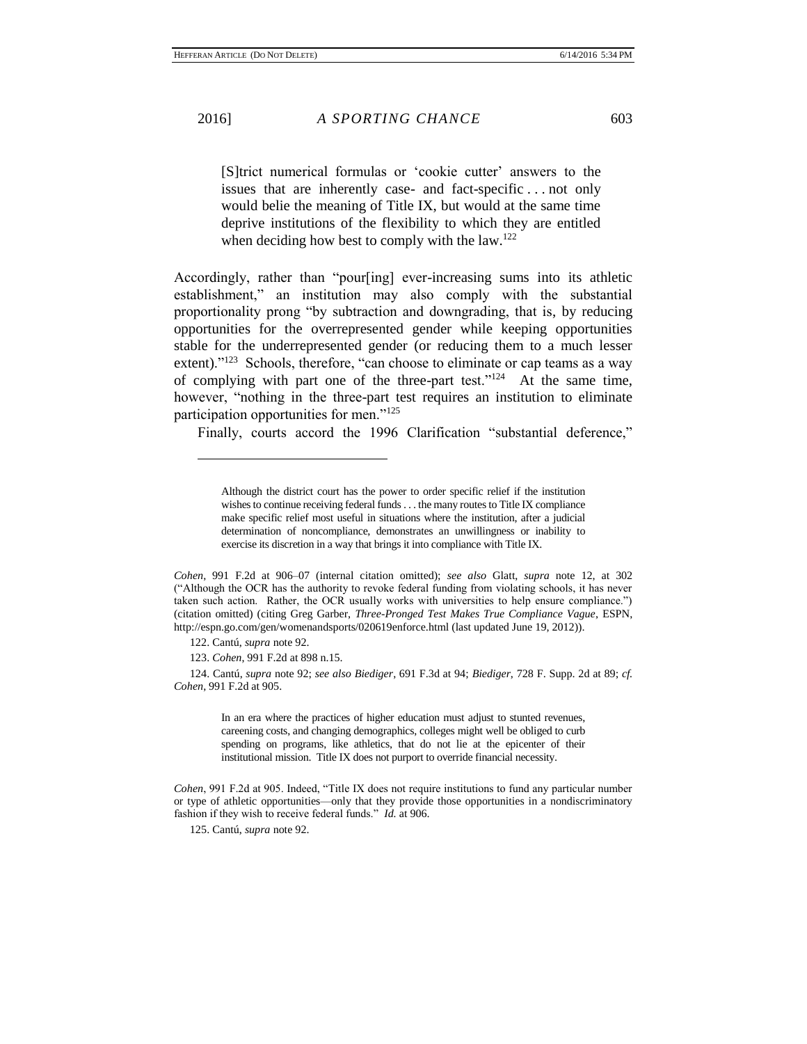> [S]trict numerical formulas or 'cookie cutter' answers to the issues that are inherently case- and fact-specific . . . not only would belie the meaning of Title IX, but would at the same time deprive institutions of the flexibility to which they are entitled when deciding how best to comply with the law.[122]

Accordingly, rather than "pour[ing] ever-increasing sums into its athletic establishment," an institution may also comply with the substantial proportionality prong "by subtraction and downgrading, that is, by reducing opportunities for the overrepresented gender while keeping opportunities stable for the underrepresented gender (or reducing them to a much lesser extent)."[123] Schools, therefore, "can choose to eliminate or cap teams as a way of complying with part one of the three-part test."[124] At the same time, however, "nothing in the three-part test requires an institution to eliminate participation opportunities for men."[125]

Finally, courts accord the 1996 Clarification "substantial deference,"

---

> Although the district court has the power to order specific relief if the institution wishes to continue receiving federal funds . . . the many routes to Title IX compliance make specific relief most useful in situations where the institution, after a judicial determination of noncompliance, demonstrates an unwillingness or inability to exercise its discretion in a way that brings it into compliance with Title IX.

*Cohen*, 991 F.2d at 906–07 (internal citation omitted); *see also* Glatt, *supra* note 12, at 302 ("Although the OCR has the authority to revoke federal funding from violating schools, it has never taken such action. Rather, the OCR usually works with universities to help ensure compliance.") (citation omitted) (citing Greg Garber, *Three-Pronged Test Makes True Compliance Vague*, ESPN, http://espn.go.com/gen/womenandsports/020619enforce.html (last updated June 19, 2012)).

122. Cantú, *supra* note 92.

123. *Cohen*, 991 F.2d at 898 n.15.

124. Cantú, *supra* note 92; *see also Biediger*, 691 F.3d at 94; *Biediger*, 728 F. Supp. 2d at 89; *cf. Cohen*, 991 F.2d at 905.

> In an era where the practices of higher education must adjust to stunted revenues, careening costs, and changing demographics, colleges might well be obliged to curb spending on programs, like athletics, that do not lie at the epicenter of their institutional mission. Title IX does not purport to override financial necessity.

*Cohen*, 991 F.2d at 905. Indeed, "Title IX does not require institutions to fund any particular number or type of athletic opportunities—only that they provide those opportunities in a nondiscriminatory fashion if they wish to receive federal funds." *Id.* at 906.

125. Cantú, *supra* note 92.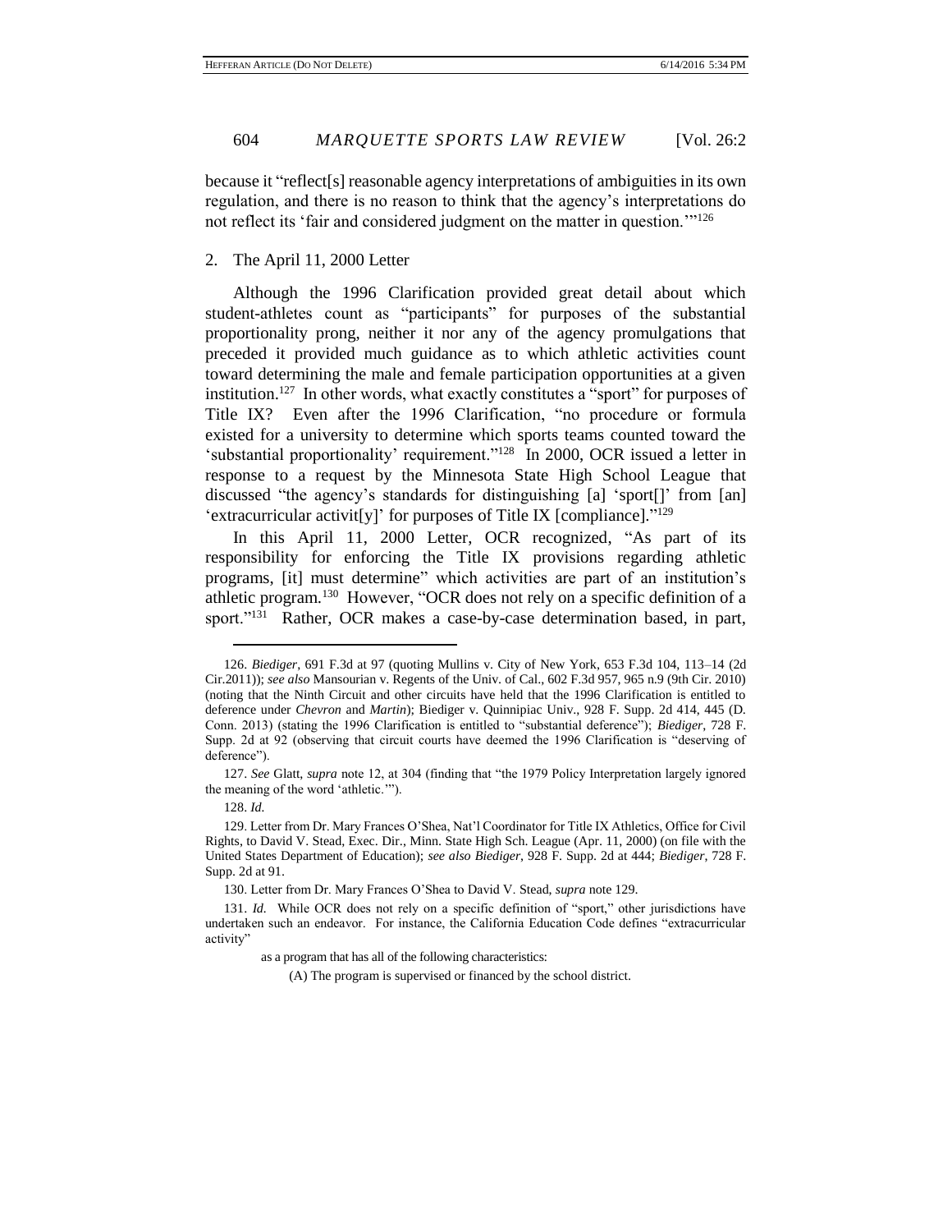because it "reflect[s] reasonable agency interpretations of ambiguities in its own regulation, and there is no reason to think that the agency's interpretations do not reflect its 'fair and considered judgment on the matter in question.'"[126]

2. The April 11, 2000 Letter

Although the 1996 Clarification provided great detail about which student-athletes count as "participants" for purposes of the substantial proportionality prong, neither it nor any of the agency promulgations that preceded it provided much guidance as to which athletic activities count toward determining the male and female participation opportunities at a given institution.[127] In other words, what exactly constitutes a "sport" for purposes of Title IX? Even after the 1996 Clarification, "no procedure or formula existed for a university to determine which sports teams counted toward the 'substantial proportionality' requirement."[128] In 2000, OCR issued a letter in response to a request by the Minnesota State High School League that discussed "the agency's standards for distinguishing [a] 'sport[]' from [an] 'extracurricular activit[y]' for purposes of Title IX [compliance]."[129]

In this April 11, 2000 Letter, OCR recognized, "As part of its responsibility for enforcing the Title IX provisions regarding athletic programs, [it] must determine" which activities are part of an institution's athletic program.[130] However, "OCR does not rely on a specific definition of a sport."[131] Rather, OCR makes a case-by-case determination based, in part,

---

126. *Biediger*, 691 F.3d at 97 (quoting Mullins v. City of New York, 653 F.3d 104, 113–14 (2d Cir.2011)); *see also* Mansourian v. Regents of the Univ. of Cal., 602 F.3d 957, 965 n.9 (9th Cir. 2010) (noting that the Ninth Circuit and other circuits have held that the 1996 Clarification is entitled to deference under *Chevron* and *Martin*); Biediger v. Quinnipiac Univ., 928 F. Supp. 2d 414, 445 (D. Conn. 2013) (stating the 1996 Clarification is entitled to "substantial deference"); *Biediger*, 728 F. Supp. 2d at 92 (observing that circuit courts have deemed the 1996 Clarification is "deserving of deference").

127. *See* Glatt, *supra* note 12, at 304 (finding that "the 1979 Policy Interpretation largely ignored the meaning of the word 'athletic.'").

128. *Id.*

129. Letter from Dr. Mary Frances O'Shea, Nat'l Coordinator for Title IX Athletics, Office for Civil Rights, to David V. Stead, Exec. Dir., Minn. State High Sch. League (Apr. 11, 2000) (on file with the United States Department of Education); *see also Biediger*, 928 F. Supp. 2d at 444; *Biediger*, 728 F. Supp. 2d at 91.

130. Letter from Dr. Mary Frances O'Shea to David V. Stead, *supra* note 129.

131. *Id.* While OCR does not rely on a specific definition of "sport," other jurisdictions have undertaken such an endeavor. For instance, the California Education Code defines "extracurricular activity"

> as a program that has all of the following characteristics:
>
> (A) The program is supervised or financed by the school district.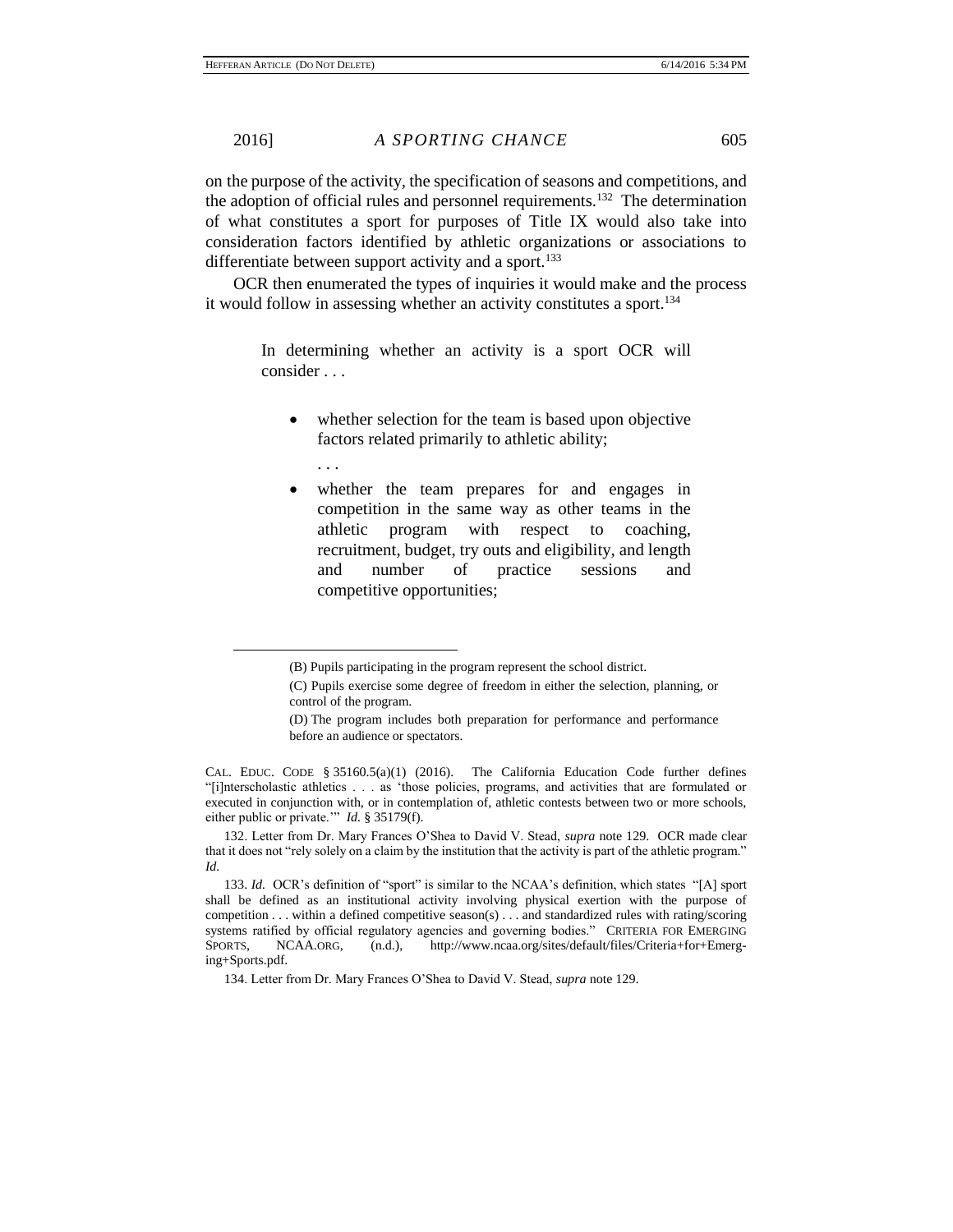on the purpose of the activity, the specification of seasons and competitions, and the adoption of official rules and personnel requirements.[132] The determination of what constitutes a sport for purposes of Title IX would also take into consideration factors identified by athletic organizations or associations to differentiate between support activity and a sport.[133]

OCR then enumerated the types of inquiries it would make and the process it would follow in assessing whether an activity constitutes a sport.[134]

> In determining whether an activity is a sport OCR will consider . . .
>
> - whether selection for the team is based upon objective factors related primarily to athletic ability;
>
> . . .
>
> - whether the team prepares for and engages in competition in the same way as other teams in the athletic program with respect to coaching, recruitment, budget, try outs and eligibility, and length and number of practice sessions and competitive opportunities;

---

> (B) Pupils participating in the program represent the school district.
>
> (C) Pupils exercise some degree of freedom in either the selection, planning, or control of the program.
>
> (D) The program includes both preparation for performance and performance before an audience or spectators.

CAL. EDUC. CODE § 35160.5(a)(1) (2016). The California Education Code further defines "[i]nterscholastic athletics . . . as 'those policies, programs, and activities that are formulated or executed in conjunction with, or in contemplation of, athletic contests between two or more schools, either public or private.'" *Id.* § 35179(f).

132. Letter from Dr. Mary Frances O'Shea to David V. Stead, *supra* note 129. OCR made clear that it does not "rely solely on a claim by the institution that the activity is part of the athletic program." *Id.*

133. *Id.* OCR's definition of "sport" is similar to the NCAA's definition, which states "[A] sport shall be defined as an institutional activity involving physical exertion with the purpose of competition . . . within a defined competitive season(s) . . . and standardized rules with rating/scoring systems ratified by official regulatory agencies and governing bodies." CRITERIA FOR EMERGING SPORTS, NCAA.ORG, (n.d.), http://www.ncaa.org/sites/default/files/Criteria+for+Emerging+Sports.pdf.

134. Letter from Dr. Mary Frances O'Shea to David V. Stead, *supra* note 129.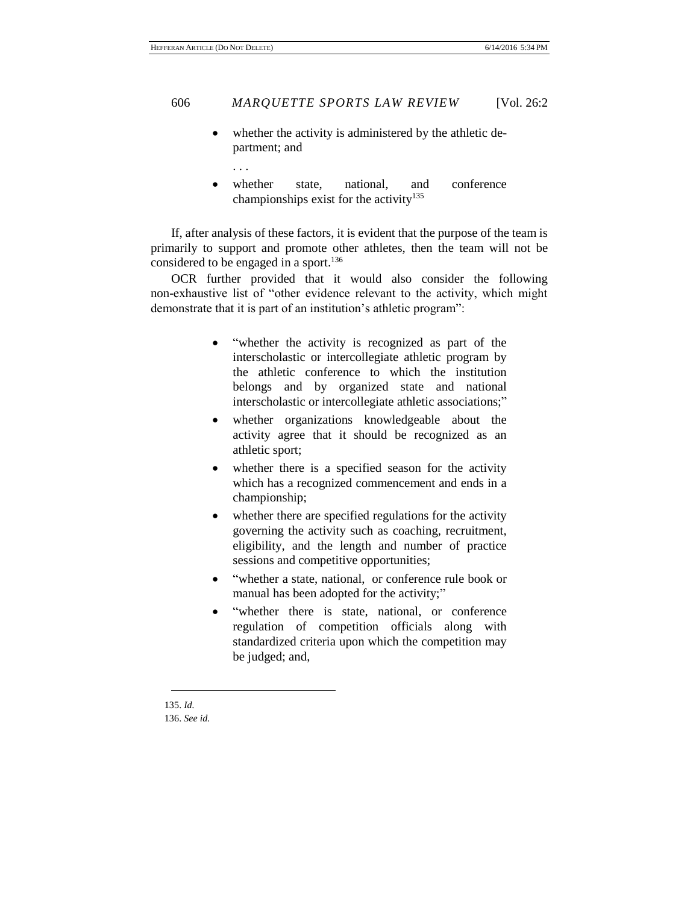- whether the activity is administered by the athletic department; and

  . . .

- whether state, national, and conference championships exist for the activity[135]

If, after analysis of these factors, it is evident that the purpose of the team is primarily to support and promote other athletes, then the team will not be considered to be engaged in a sport.[136]

OCR further provided that it would also consider the following non-exhaustive list of "other evidence relevant to the activity, which might demonstrate that it is part of an institution's athletic program":

- "whether the activity is recognized as part of the interscholastic or intercollegiate athletic program by the athletic conference to which the institution belongs and by organized state and national interscholastic or intercollegiate athletic associations;"
- whether organizations knowledgeable about the activity agree that it should be recognized as an athletic sport;
- whether there is a specified season for the activity which has a recognized commencement and ends in a championship;
- whether there are specified regulations for the activity governing the activity such as coaching, recruitment, eligibility, and the length and number of practice sessions and competitive opportunities;
- "whether a state, national, or conference rule book or manual has been adopted for the activity;"
- "whether there is state, national, or conference regulation of competition officials along with standardized criteria upon which the competition may be judged; and,

---

135. *Id.*

136. *See id.*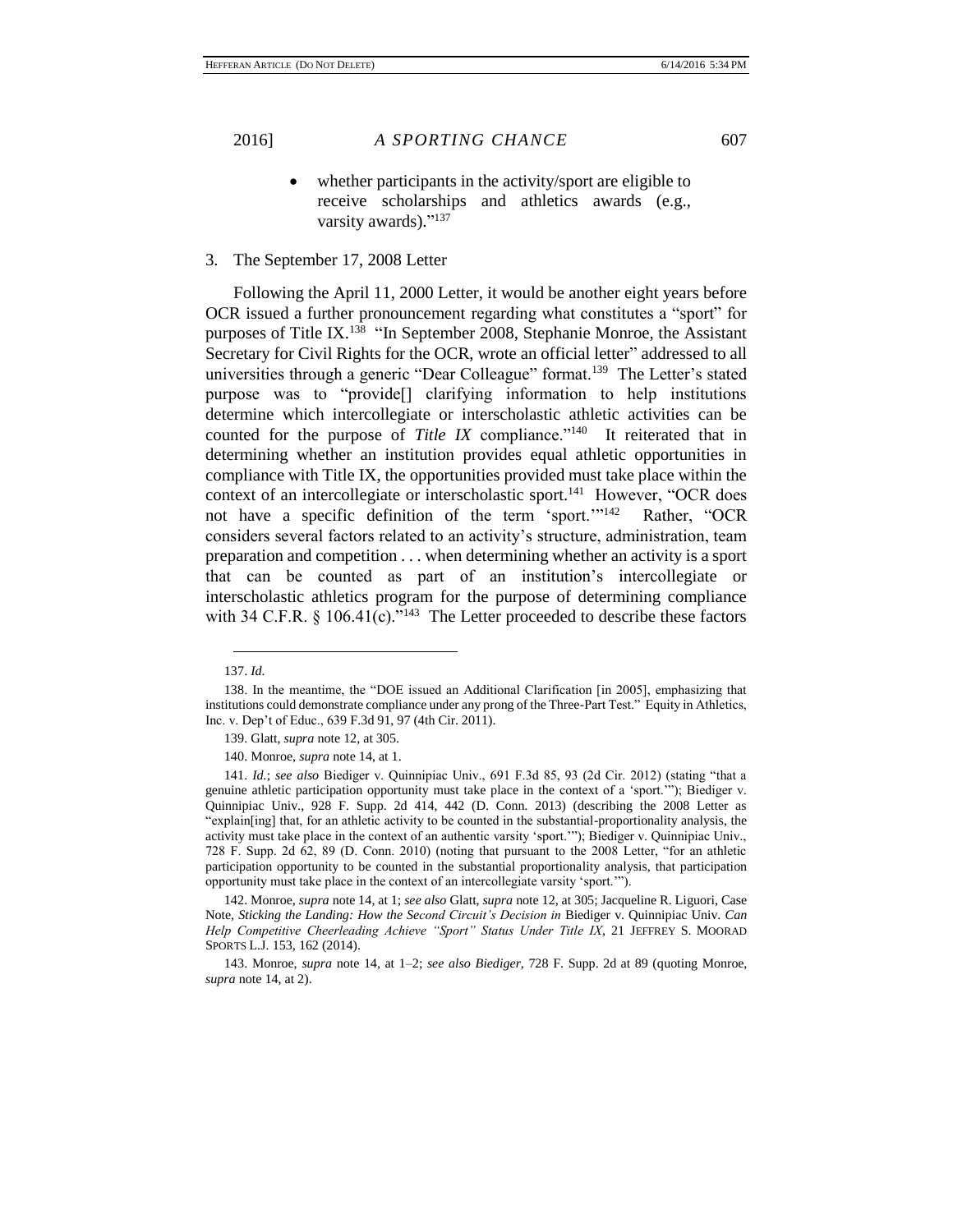- whether participants in the activity/sport are eligible to receive scholarships and athletics awards (e.g., varsity awards)."[137]

### 3. The September 17, 2008 Letter

Following the April 11, 2000 Letter, it would be another eight years before OCR issued a further pronouncement regarding what constitutes a "sport" for purposes of Title IX.[138] "In September 2008, Stephanie Monroe, the Assistant Secretary for Civil Rights for the OCR, wrote an official letter" addressed to all universities through a generic "Dear Colleague" format.[139] The Letter's stated purpose was to "provide[] clarifying information to help institutions determine which intercollegiate or interscholastic athletic activities can be counted for the purpose of *Title IX* compliance."[140] It reiterated that in determining whether an institution provides equal athletic opportunities in compliance with Title IX, the opportunities provided must take place within the context of an intercollegiate or interscholastic sport.[141] However, "OCR does not have a specific definition of the term 'sport.'"[142] Rather, "OCR considers several factors related to an activity's structure, administration, team preparation and competition . . . when determining whether an activity is a sport that can be counted as part of an institution's intercollegiate or interscholastic athletics program for the purpose of determining compliance with 34 C.F.R. § 106.41(c)."[143] The Letter proceeded to describe these factors

---

137. *Id.*

138. In the meantime, the "DOE issued an Additional Clarification [in 2005], emphasizing that institutions could demonstrate compliance under any prong of the Three-Part Test." Equity in Athletics, Inc. v. Dep't of Educ., 639 F.3d 91, 97 (4th Cir. 2011).

139. Glatt, *supra* note 12, at 305.

140. Monroe, *supra* note 14, at 1.

141. *Id.*; *see also* Biediger v. Quinnipiac Univ., 691 F.3d 85, 93 (2d Cir. 2012) (stating "that a genuine athletic participation opportunity must take place in the context of a 'sport.'"); Biediger v. Quinnipiac Univ., 928 F. Supp. 2d 414, 442 (D. Conn. 2013) (describing the 2008 Letter as "explain[ing] that, for an athletic activity to be counted in the substantial-proportionality analysis, the activity must take place in the context of an authentic varsity 'sport.'"); Biediger v. Quinnipiac Univ., 728 F. Supp. 2d 62, 89 (D. Conn. 2010) (noting that pursuant to the 2008 Letter, "for an athletic participation opportunity to be counted in the substantial proportionality analysis, that participation opportunity must take place in the context of an intercollegiate varsity 'sport.'").

142. Monroe, *supra* note 14, at 1; *see also* Glatt, *supra* note 12, at 305; Jacqueline R. Liguori, Case Note, *Sticking the Landing: How the Second Circuit's Decision in* Biediger v. Quinnipiac Univ. *Can Help Competitive Cheerleading Achieve "Sport" Status Under Title IX*, 21 JEFFREY S. MOORAD SPORTS L.J. 153, 162 (2014).

143. Monroe, *supra* note 14, at 1–2; *see also Biediger*, 728 F. Supp. 2d at 89 (quoting Monroe, *supra* note 14, at 2).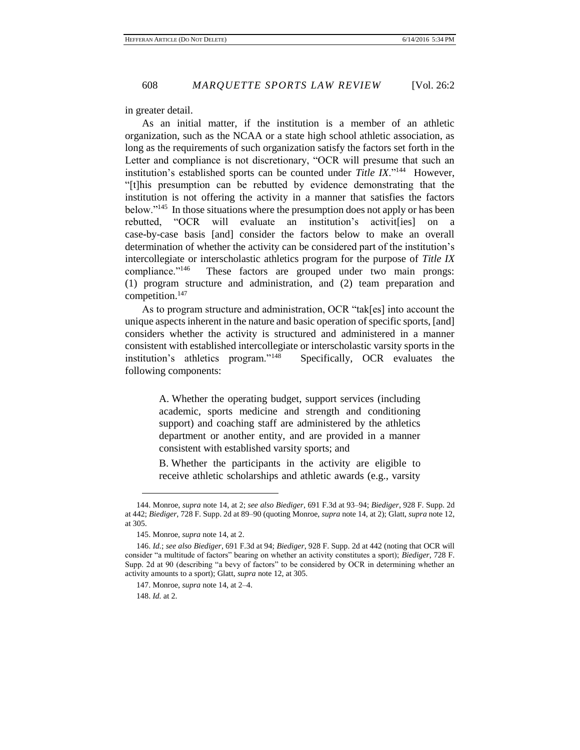in greater detail.

As an initial matter, if the institution is a member of an athletic organization, such as the NCAA or a state high school athletic association, as long as the requirements of such organization satisfy the factors set forth in the Letter and compliance is not discretionary, "OCR will presume that such an institution's established sports can be counted under *Title IX*."[144] However, "[t]his presumption can be rebutted by evidence demonstrating that the institution is not offering the activity in a manner that satisfies the factors below."[145] In those situations where the presumption does not apply or has been rebutted, "OCR will evaluate an institution's activit[ies] on a case-by-case basis [and] consider the factors below to make an overall determination of whether the activity can be considered part of the institution's intercollegiate or interscholastic athletics program for the purpose of *Title IX* compliance."[146] These factors are grouped under two main prongs: (1) program structure and administration, and (2) team preparation and competition.[147]

As to program structure and administration, OCR "tak[es] into account the unique aspects inherent in the nature and basic operation of specific sports, [and] considers whether the activity is structured and administered in a manner consistent with established intercollegiate or interscholastic varsity sports in the institution's athletics program."[148] Specifically, OCR evaluates the following components:

> A. Whether the operating budget, support services (including academic, sports medicine and strength and conditioning support) and coaching staff are administered by the athletics department or another entity, and are provided in a manner consistent with established varsity sports; and
>
> B. Whether the participants in the activity are eligible to receive athletic scholarships and athletic awards (e.g., varsity

---

144. Monroe, *supra* note 14, at 2; *see also Biediger*, 691 F.3d at 93–94; *Biediger*, 928 F. Supp. 2d at 442; *Biediger*, 728 F. Supp. 2d at 89–90 (quoting Monroe, *supra* note 14, at 2); Glatt, *supra* note 12, at 305.

145. Monroe, *supra* note 14, at 2.

146. *Id.*; *see also Biediger*, 691 F.3d at 94; *Biediger*, 928 F. Supp. 2d at 442 (noting that OCR will consider "a multitude of factors" bearing on whether an activity constitutes a sport); *Biediger*, 728 F. Supp. 2d at 90 (describing "a bevy of factors" to be considered by OCR in determining whether an activity amounts to a sport); Glatt, *supra* note 12, at 305.

147. Monroe, *supra* note 14, at 2–4.

148. *Id.* at 2.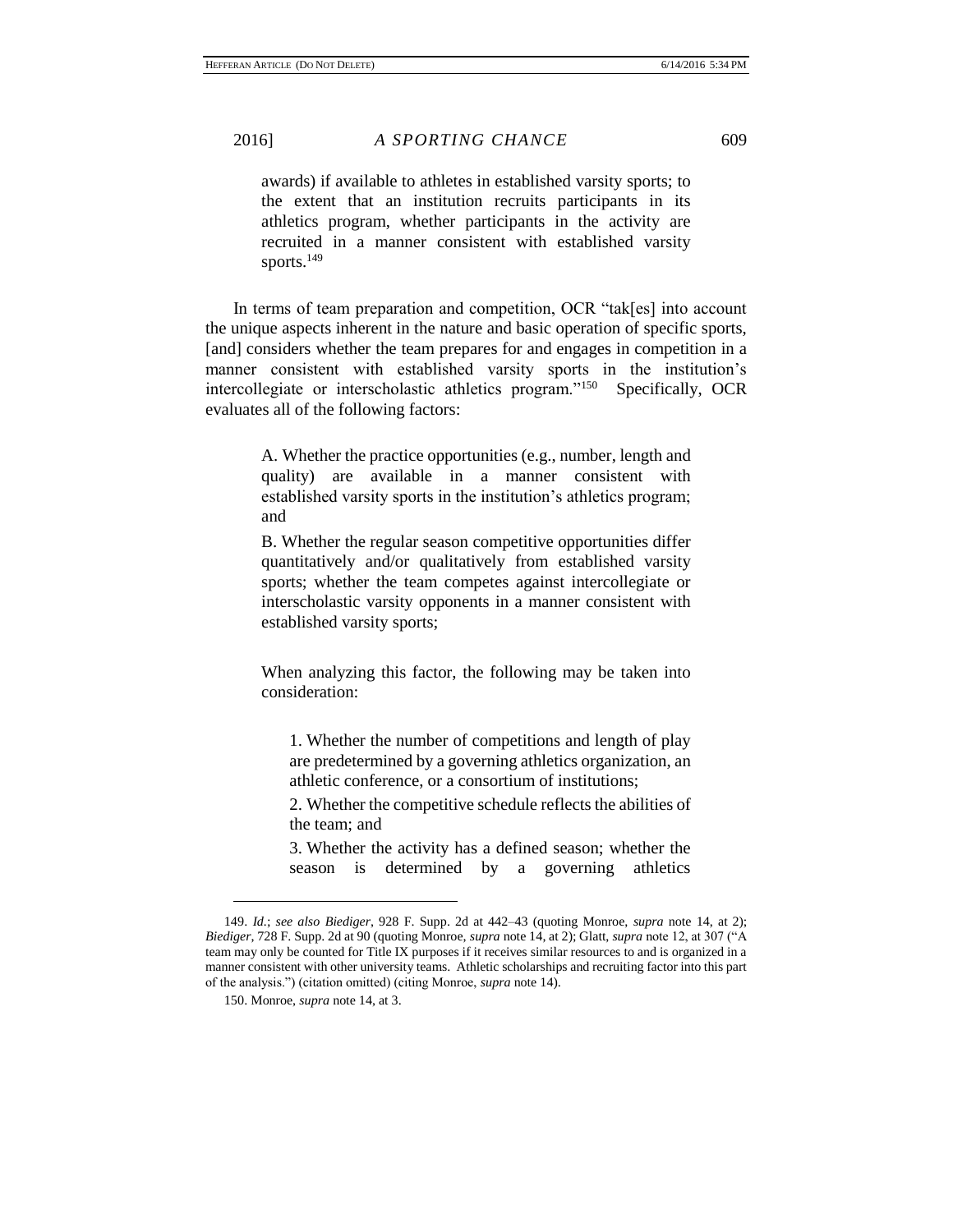> awards) if available to athletes in established varsity sports; to the extent that an institution recruits participants in its athletics program, whether participants in the activity are recruited in a manner consistent with established varsity sports.[149]

In terms of team preparation and competition, OCR "tak[es] into account the unique aspects inherent in the nature and basic operation of specific sports, [and] considers whether the team prepares for and engages in competition in a manner consistent with established varsity sports in the institution's intercollegiate or interscholastic athletics program."[150] Specifically, OCR evaluates all of the following factors:

> A. Whether the practice opportunities (e.g., number, length and quality) are available in a manner consistent with established varsity sports in the institution's athletics program; and
>
> B. Whether the regular season competitive opportunities differ quantitatively and/or qualitatively from established varsity sports; whether the team competes against intercollegiate or interscholastic varsity opponents in a manner consistent with established varsity sports;
>
> When analyzing this factor, the following may be taken into consideration:
>
> > 1. Whether the number of competitions and length of play are predetermined by a governing athletics organization, an athletic conference, or a consortium of institutions;
> >
> > 2. Whether the competitive schedule reflects the abilities of the team; and
> >
> > 3. Whether the activity has a defined season; whether the season is determined by a governing athletics

---

149. *Id.*; *see also Biediger*, 928 F. Supp. 2d at 442–43 (quoting Monroe, *supra* note 14, at 2); *Biediger*, 728 F. Supp. 2d at 90 (quoting Monroe, *supra* note 14, at 2); Glatt, *supra* note 12, at 307 ("A team may only be counted for Title IX purposes if it receives similar resources to and is organized in a manner consistent with other university teams. Athletic scholarships and recruiting factor into this part of the analysis.") (citation omitted) (citing Monroe, *supra* note 14).

150. Monroe, *supra* note 14, at 3.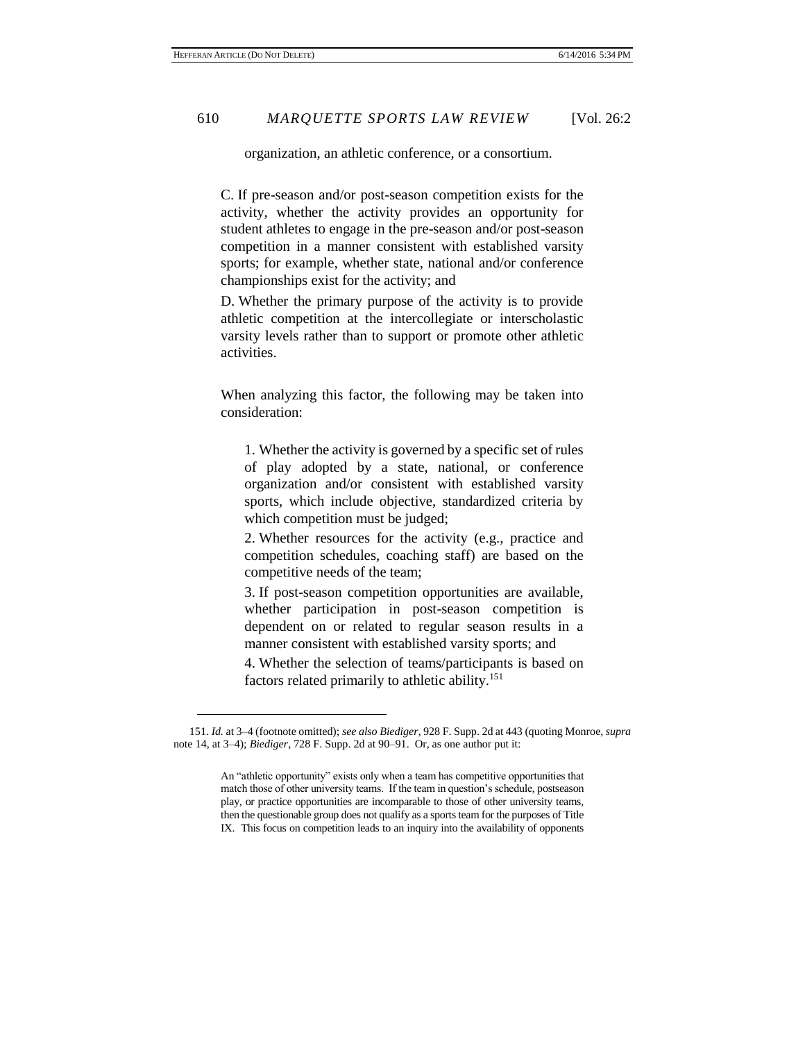organization, an athletic conference, or a consortium.

> C. If pre-season and/or post-season competition exists for the activity, whether the activity provides an opportunity for student athletes to engage in the pre-season and/or post-season competition in a manner consistent with established varsity sports; for example, whether state, national and/or conference championships exist for the activity; and
>
> D. Whether the primary purpose of the activity is to provide athletic competition at the intercollegiate or interscholastic varsity levels rather than to support or promote other athletic activities.
>
> When analyzing this factor, the following may be taken into consideration:
>
> > 1. Whether the activity is governed by a specific set of rules of play adopted by a state, national, or conference organization and/or consistent with established varsity sports, which include objective, standardized criteria by which competition must be judged;
> >
> > 2. Whether resources for the activity (e.g., practice and competition schedules, coaching staff) are based on the competitive needs of the team;
> >
> > 3. If post-season competition opportunities are available, whether participation in post-season competition is dependent on or related to regular season results in a manner consistent with established varsity sports; and
> >
> > 4. Whether the selection of teams/participants is based on factors related primarily to athletic ability.[151]

---

151. *Id.* at 3–4 (footnote omitted); *see also Biediger*, 928 F. Supp. 2d at 443 (quoting Monroe, *supra* note 14, at 3–4); *Biediger*, 728 F. Supp. 2d at 90–91. Or, as one author put it:

> An "athletic opportunity" exists only when a team has competitive opportunities that match those of other university teams. If the team in question's schedule, postseason play, or practice opportunities are incomparable to those of other university teams, then the questionable group does not qualify as a sports team for the purposes of Title IX. This focus on competition leads to an inquiry into the availability of opponents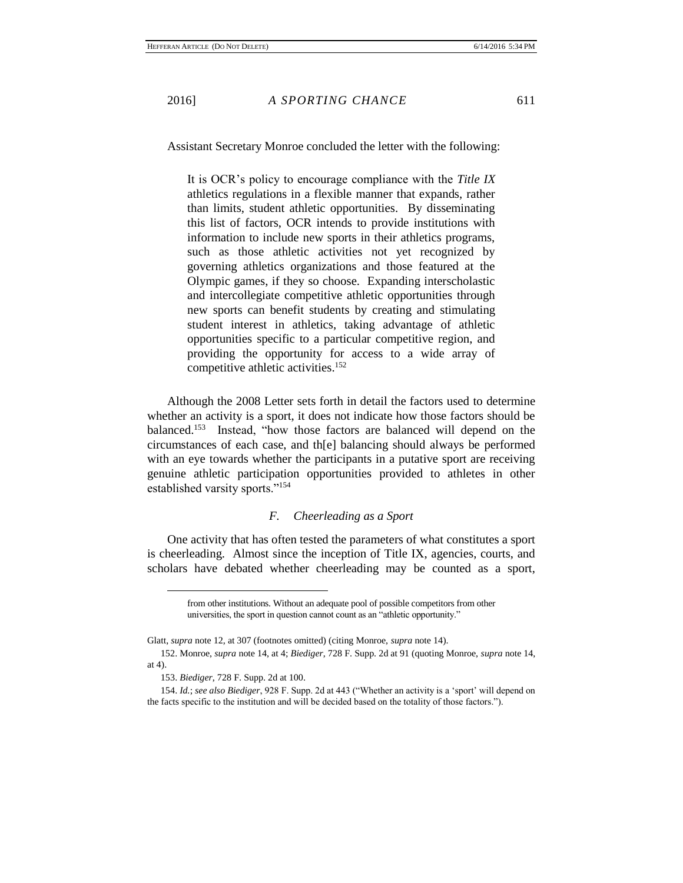Assistant Secretary Monroe concluded the letter with the following:

> It is OCR's policy to encourage compliance with the *Title IX* athletics regulations in a flexible manner that expands, rather than limits, student athletic opportunities. By disseminating this list of factors, OCR intends to provide institutions with information to include new sports in their athletics programs, such as those athletic activities not yet recognized by governing athletics organizations and those featured at the Olympic games, if they so choose. Expanding interscholastic and intercollegiate competitive athletic opportunities through new sports can benefit students by creating and stimulating student interest in athletics, taking advantage of athletic opportunities specific to a particular competitive region, and providing the opportunity for access to a wide array of competitive athletic activities.[152]

Although the 2008 Letter sets forth in detail the factors used to determine whether an activity is a sport, it does not indicate how those factors should be balanced.[153] Instead, "how those factors are balanced will depend on the circumstances of each case, and th[e] balancing should always be performed with an eye towards whether the participants in a putative sport are receiving genuine athletic participation opportunities provided to athletes in other established varsity sports."[154]

### *F. Cheerleading as a Sport*

One activity that has often tested the parameters of what constitutes a sport is cheerleading. Almost since the inception of Title IX, agencies, courts, and scholars have debated whether cheerleading may be counted as a sport,

---

> from other institutions. Without an adequate pool of possible competitors from other universities, the sport in question cannot count as an "athletic opportunity."

Glatt, *supra* note 12, at 307 (footnotes omitted) (citing Monroe, *supra* note 14).

152. Monroe, *supra* note 14, at 4; *Biediger*, 728 F. Supp. 2d at 91 (quoting Monroe, *supra* note 14, at 4).

153. *Biediger*, 728 F. Supp. 2d at 100.

154. *Id.*; *see also Biediger*, 928 F. Supp. 2d at 443 ("Whether an activity is a 'sport' will depend on the facts specific to the institution and will be decided based on the totality of those factors.").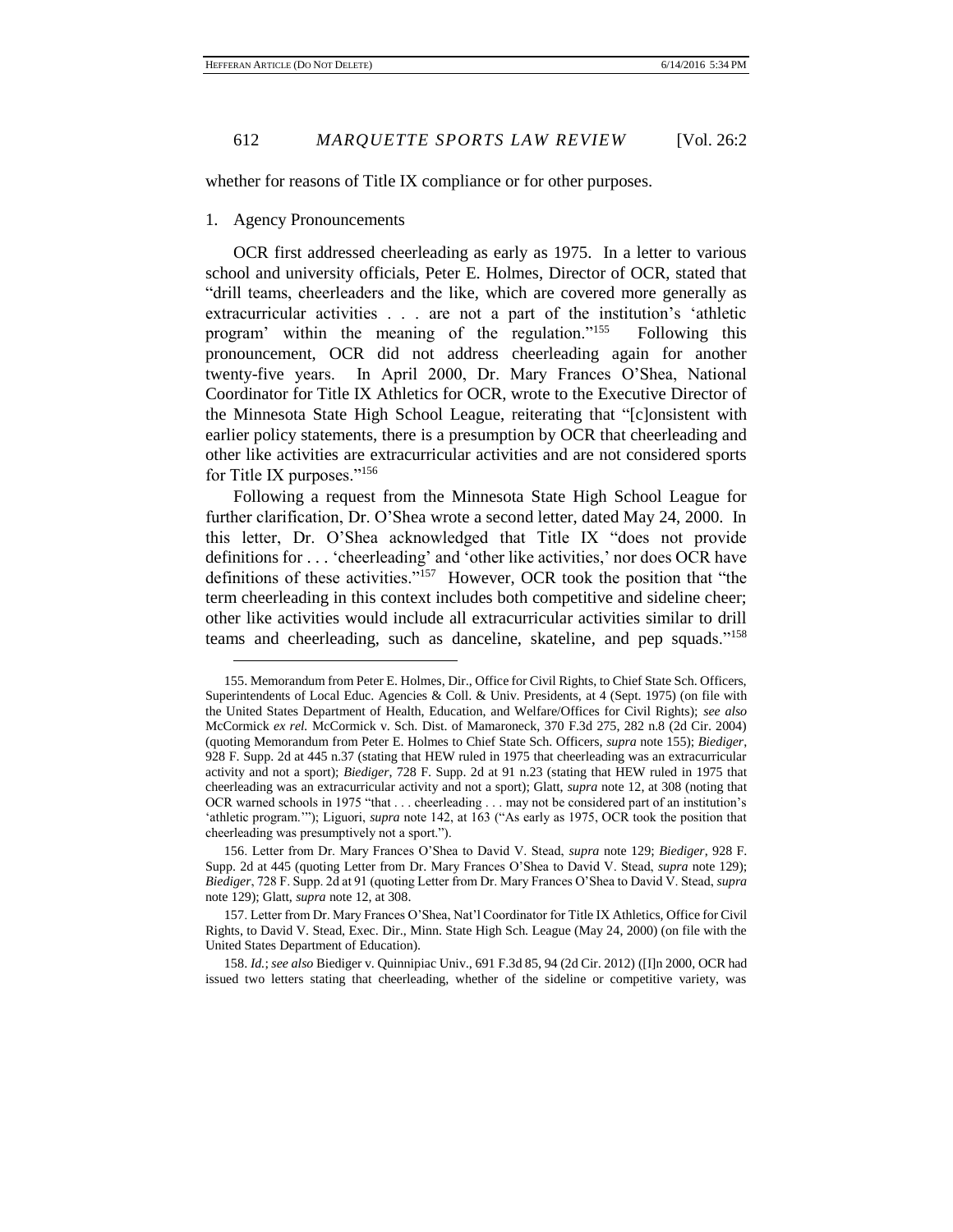whether for reasons of Title IX compliance or for other purposes.

1. Agency Pronouncements

OCR first addressed cheerleading as early as 1975. In a letter to various school and university officials, Peter E. Holmes, Director of OCR, stated that "drill teams, cheerleaders and the like, which are covered more generally as extracurricular activities . . . are not a part of the institution's 'athletic program' within the meaning of the regulation."[155] Following this pronouncement, OCR did not address cheerleading again for another twenty-five years. In April 2000, Dr. Mary Frances O'Shea, National Coordinator for Title IX Athletics for OCR, wrote to the Executive Director of the Minnesota State High School League, reiterating that "[c]onsistent with earlier policy statements, there is a presumption by OCR that cheerleading and other like activities are extracurricular activities and are not considered sports for Title IX purposes."[156]

Following a request from the Minnesota State High School League for further clarification, Dr. O'Shea wrote a second letter, dated May 24, 2000. In this letter, Dr. O'Shea acknowledged that Title IX "does not provide definitions for . . . 'cheerleading' and 'other like activities,' nor does OCR have definitions of these activities."[157] However, OCR took the position that "the term cheerleading in this context includes both competitive and sideline cheer; other like activities would include all extracurricular activities similar to drill teams and cheerleading, such as danceline, skateline, and pep squads."[158]

---

155. Memorandum from Peter E. Holmes, Dir., Office for Civil Rights, to Chief State Sch. Officers, Superintendents of Local Educ. Agencies & Coll. & Univ. Presidents, at 4 (Sept. 1975) (on file with the United States Department of Health, Education, and Welfare/Offices for Civil Rights); *see also* McCormick *ex rel.* McCormick v. Sch. Dist. of Mamaroneck, 370 F.3d 275, 282 n.8 (2d Cir. 2004) (quoting Memorandum from Peter E. Holmes to Chief State Sch. Officers, *supra* note 155); *Biediger*, 928 F. Supp. 2d at 445 n.37 (stating that HEW ruled in 1975 that cheerleading was an extracurricular activity and not a sport); *Biediger*, 728 F. Supp. 2d at 91 n.23 (stating that HEW ruled in 1975 that cheerleading was an extracurricular activity and not a sport); Glatt, *supra* note 12, at 308 (noting that OCR warned schools in 1975 "that . . . cheerleading . . . may not be considered part of an institution's 'athletic program.'"); Liguori, *supra* note 142, at 163 ("As early as 1975, OCR took the position that cheerleading was presumptively not a sport.").

156. Letter from Dr. Mary Frances O'Shea to David V. Stead, *supra* note 129; *Biediger*, 928 F. Supp. 2d at 445 (quoting Letter from Dr. Mary Frances O'Shea to David V. Stead, *supra* note 129); *Biediger*, 728 F. Supp. 2d at 91 (quoting Letter from Dr. Mary Frances O'Shea to David V. Stead, *supra* note 129); Glatt, *supra* note 12, at 308.

157. Letter from Dr. Mary Frances O'Shea, Nat'l Coordinator for Title IX Athletics, Office for Civil Rights, to David V. Stead, Exec. Dir., Minn. State High Sch. League (May 24, 2000) (on file with the United States Department of Education).

158. *Id.*; *see also* Biediger v. Quinnipiac Univ., 691 F.3d 85, 94 (2d Cir. 2012) ([I]n 2000, OCR had issued two letters stating that cheerleading, whether of the sideline or competitive variety, was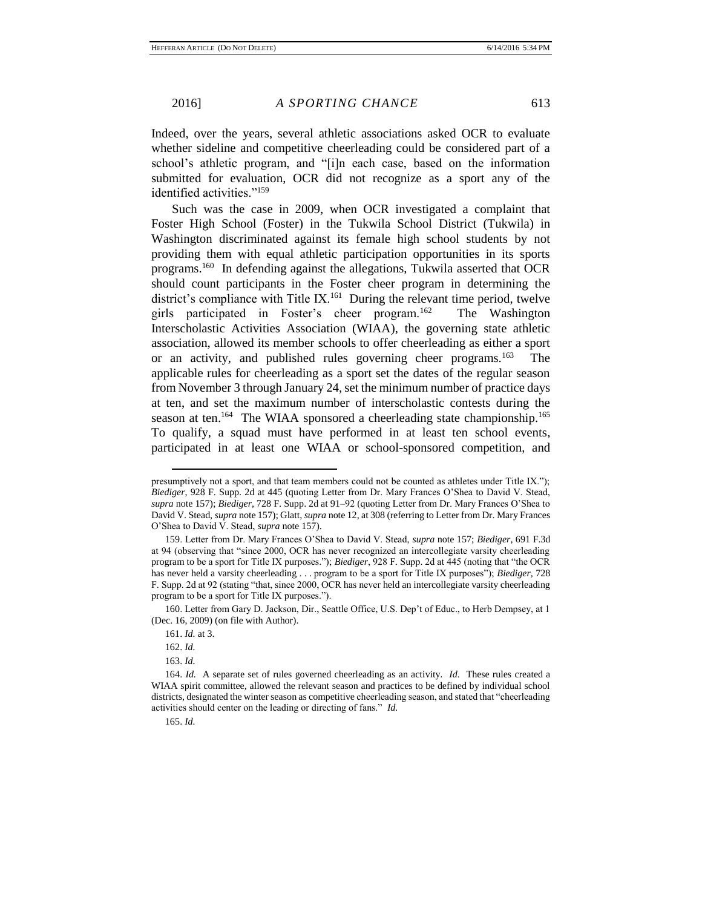Indeed, over the years, several athletic associations asked OCR to evaluate whether sideline and competitive cheerleading could be considered part of a school's athletic program, and "[i]n each case, based on the information submitted for evaluation, OCR did not recognize as a sport any of the identified activities."[159]

Such was the case in 2009, when OCR investigated a complaint that Foster High School (Foster) in the Tukwila School District (Tukwila) in Washington discriminated against its female high school students by not providing them with equal athletic participation opportunities in its sports programs.[160] In defending against the allegations, Tukwila asserted that OCR should count participants in the Foster cheer program in determining the district's compliance with Title IX.[161] During the relevant time period, twelve girls participated in Foster's cheer program.[162] The Washington Interscholastic Activities Association (WIAA), the governing state athletic association, allowed its member schools to offer cheerleading as either a sport or an activity, and published rules governing cheer programs.[163] The applicable rules for cheerleading as a sport set the dates of the regular season from November 3 through January 24, set the minimum number of practice days at ten, and set the maximum number of interscholastic contests during the season at ten.[164] The WIAA sponsored a cheerleading state championship.[165] To qualify, a squad must have performed in at least ten school events, participated in at least one WIAA or school-sponsored competition, and

---

presumptively not a sport, and that team members could not be counted as athletes under Title IX."); *Biediger*, 928 F. Supp. 2d at 445 (quoting Letter from Dr. Mary Frances O'Shea to David V. Stead, *supra* note 157); *Biediger*, 728 F. Supp. 2d at 91–92 (quoting Letter from Dr. Mary Frances O'Shea to David V. Stead, *supra* note 157); Glatt, *supra* note 12, at 308 (referring to Letter from Dr. Mary Frances O'Shea to David V. Stead, *supra* note 157).

159. Letter from Dr. Mary Frances O'Shea to David V. Stead, *supra* note 157; *Biediger*, 691 F.3d at 94 (observing that "since 2000, OCR has never recognized an intercollegiate varsity cheerleading program to be a sport for Title IX purposes."); *Biediger*, 928 F. Supp. 2d at 445 (noting that "the OCR has never held a varsity cheerleading . . . program to be a sport for Title IX purposes"); *Biediger*, 728 F. Supp. 2d at 92 (stating "that, since 2000, OCR has never held an intercollegiate varsity cheerleading program to be a sport for Title IX purposes.").

160. Letter from Gary D. Jackson, Dir., Seattle Office, U.S. Dep't of Educ., to Herb Dempsey, at 1 (Dec. 16, 2009) (on file with Author).

161. *Id.* at 3.

162. *Id.*

163. *Id.*

164. *Id.* A separate set of rules governed cheerleading as an activity. *Id.* These rules created a WIAA spirit committee, allowed the relevant season and practices to be defined by individual school districts, designated the winter season as competitive cheerleading season, and stated that "cheerleading activities should center on the leading or directing of fans." *Id.*

165. *Id.*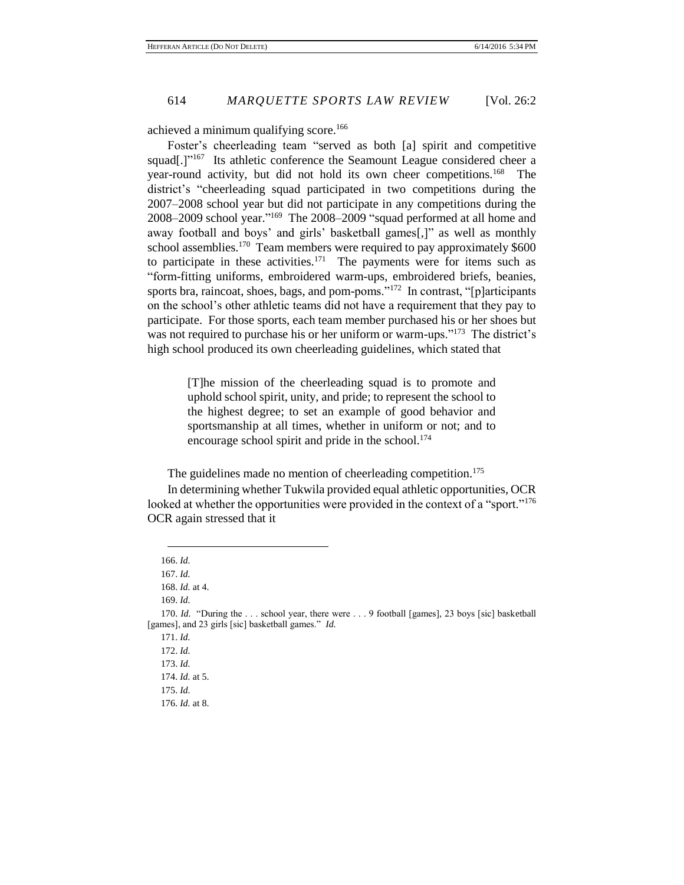achieved a minimum qualifying score.[166]

Foster's cheerleading team "served as both [a] spirit and competitive squad[.]"[167] Its athletic conference the Seamount League considered cheer a year-round activity, but did not hold its own cheer competitions.[168] The district's "cheerleading squad participated in two competitions during the 2007–2008 school year but did not participate in any competitions during the 2008–2009 school year."[169] The 2008–2009 "squad performed at all home and away football and boys' and girls' basketball games[,]" as well as monthly school assemblies.[170] Team members were required to pay approximately $600 to participate in these activities.[171] The payments were for items such as "form-fitting uniforms, embroidered warm-ups, embroidered briefs, beanies, sports bra, raincoat, shoes, bags, and pom-poms."[172] In contrast, "[p]articipants on the school's other athletic teams did not have a requirement that they pay to participate. For those sports, each team member purchased his or her shoes but was not required to purchase his or her uniform or warm-ups."[173] The district's high school produced its own cheerleading guidelines, which stated that

> [T]he mission of the cheerleading squad is to promote and uphold school spirit, unity, and pride; to represent the school to the highest degree; to set an example of good behavior and sportsmanship at all times, whether in uniform or not; and to encourage school spirit and pride in the school.[174]

The guidelines made no mention of cheerleading competition.[175]

In determining whether Tukwila provided equal athletic opportunities, OCR looked at whether the opportunities were provided in the context of a "sport."[176] OCR again stressed that it

---

166. *Id.*

167. *Id.*

168. *Id.* at 4.

169. *Id.*

170. *Id.* "During the . . . school year, there were . . . 9 football [games], 23 boys [sic] basketball [games], and 23 girls [sic] basketball games." *Id.*

171. *Id.*

172. *Id.*

173. *Id.*

174. *Id.* at 5.

175. *Id.*

176. *Id.* at 8.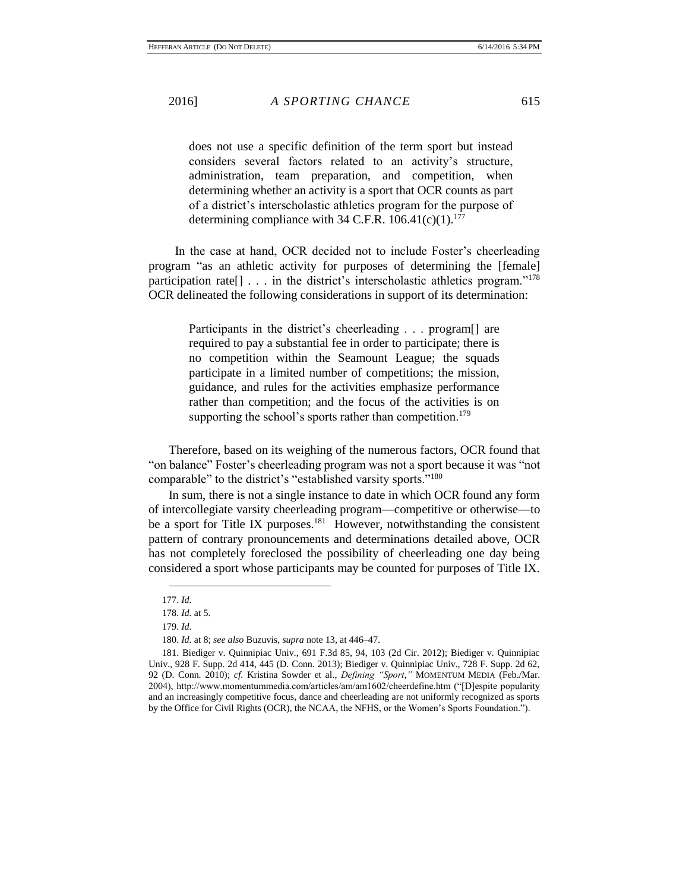> does not use a specific definition of the term sport but instead considers several factors related to an activity's structure, administration, team preparation, and competition, when determining whether an activity is a sport that OCR counts as part of a district's interscholastic athletics program for the purpose of determining compliance with 34 C.F.R. 106.41(c)(1).[177]

In the case at hand, OCR decided not to include Foster's cheerleading program "as an athletic activity for purposes of determining the [female] participation rate[] . . . in the district's interscholastic athletics program."[178] OCR delineated the following considerations in support of its determination:

> Participants in the district's cheerleading . . . program[] are required to pay a substantial fee in order to participate; there is no competition within the Seamount League; the squads participate in a limited number of competitions; the mission, guidance, and rules for the activities emphasize performance rather than competition; and the focus of the activities is on supporting the school's sports rather than competition.[179]

Therefore, based on its weighing of the numerous factors, OCR found that "on balance" Foster's cheerleading program was not a sport because it was "not comparable" to the district's "established varsity sports."[180]

In sum, there is not a single instance to date in which OCR found any form of intercollegiate varsity cheerleading program—competitive or otherwise—to be a sport for Title IX purposes.[181] However, notwithstanding the consistent pattern of contrary pronouncements and determinations detailed above, OCR has not completely foreclosed the possibility of cheerleading one day being considered a sport whose participants may be counted for purposes of Title IX.

---

177. *Id.*

178. *Id.* at 5.

179. *Id.*

180. *Id.* at 8; *see also* Buzuvis, *supra* note 13, at 446–47.

181. Biediger v. Quinnipiac Univ., 691 F.3d 85, 94, 103 (2d Cir. 2012); Biediger v. Quinnipiac Univ., 928 F. Supp. 2d 414, 445 (D. Conn. 2013); Biediger v. Quinnipiac Univ., 728 F. Supp. 2d 62, 92 (D. Conn. 2010); *cf.* Kristina Sowder et al., *Defining "Sport*,*"* MOMENTUM MEDIA (Feb./Mar. 2004), http://www.momentummedia.com/articles/am/am1602/cheerdefine.htm ("[D]espite popularity and an increasingly competitive focus, dance and cheerleading are not uniformly recognized as sports by the Office for Civil Rights (OCR), the NCAA, the NFHS, or the Women's Sports Foundation.").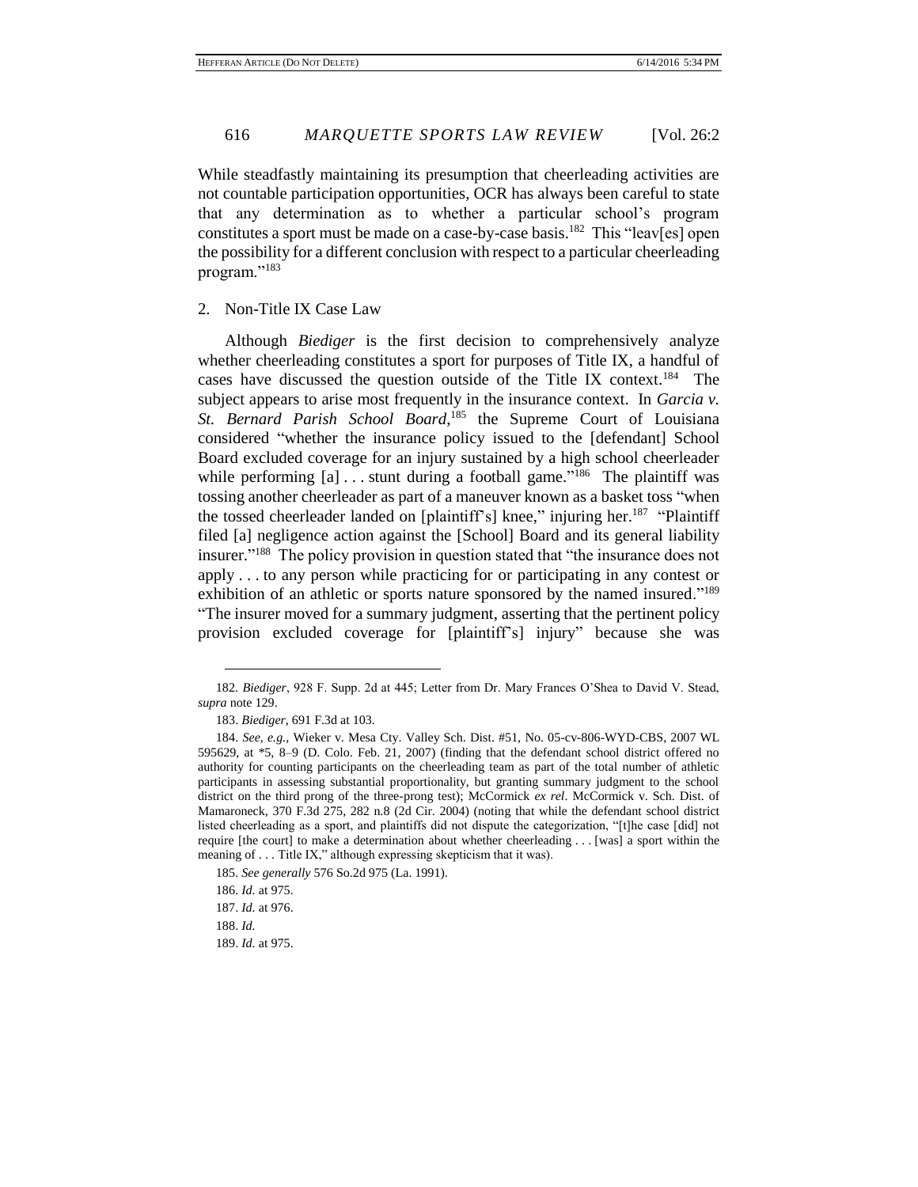While steadfastly maintaining its presumption that cheerleading activities are not countable participation opportunities, OCR has always been careful to state that any determination as to whether a particular school's program constitutes a sport must be made on a case-by-case basis.[182] This "leav[es] open the possibility for a different conclusion with respect to a particular cheerleading program."[183]

### 2. Non-Title IX Case Law

Although *Biediger* is the first decision to comprehensively analyze whether cheerleading constitutes a sport for purposes of Title IX, a handful of cases have discussed the question outside of the Title IX context.[184] The subject appears to arise most frequently in the insurance context. In *Garcia v. St. Bernard Parish School Board*,[185] the Supreme Court of Louisiana considered "whether the insurance policy issued to the [defendant] School Board excluded coverage for an injury sustained by a high school cheerleader while performing [a] . . . stunt during a football game."[186] The plaintiff was tossing another cheerleader as part of a maneuver known as a basket toss "when the tossed cheerleader landed on [plaintiff's] knee," injuring her.[187] "Plaintiff filed [a] negligence action against the [School] Board and its general liability insurer."[188] The policy provision in question stated that "the insurance does not apply . . . to any person while practicing for or participating in any contest or exhibition of an athletic or sports nature sponsored by the named insured."[189] "The insurer moved for a summary judgment, asserting that the pertinent policy provision excluded coverage for [plaintiff's] injury" because she was

---

182. *Biediger*, 928 F. Supp. 2d at 445; Letter from Dr. Mary Frances O'Shea to David V. Stead, *supra* note 129.

183. *Biediger*, 691 F.3d at 103.

184. *See, e.g.*, Wieker v. Mesa Cty. Valley Sch. Dist. #51, No. 05-cv-806-WYD-CBS, 2007 WL 595629, at *5, 8–9 (D. Colo. Feb. 21, 2007) (finding that the defendant school district offered no authority for counting participants on the cheerleading team as part of the total number of athletic participants in assessing substantial proportionality, but granting summary judgment to the school district on the third prong of the three-prong test); McCormick *ex rel*. McCormick v. Sch. Dist. of Mamaroneck, 370 F.3d 275, 282 n.8 (2d Cir. 2004) (noting that while the defendant school district listed cheerleading as a sport, and plaintiffs did not dispute the categorization, "[t]he case [did] not require [the court] to make a determination about whether cheerleading . . . [was] a sport within the meaning of . . . Title IX," although expressing skepticism that it was).

185. *See generally* 576 So.2d 975 (La. 1991).

186. *Id.* at 975.

187. *Id.* at 976.

188. *Id.*

189. *Id.* at 975.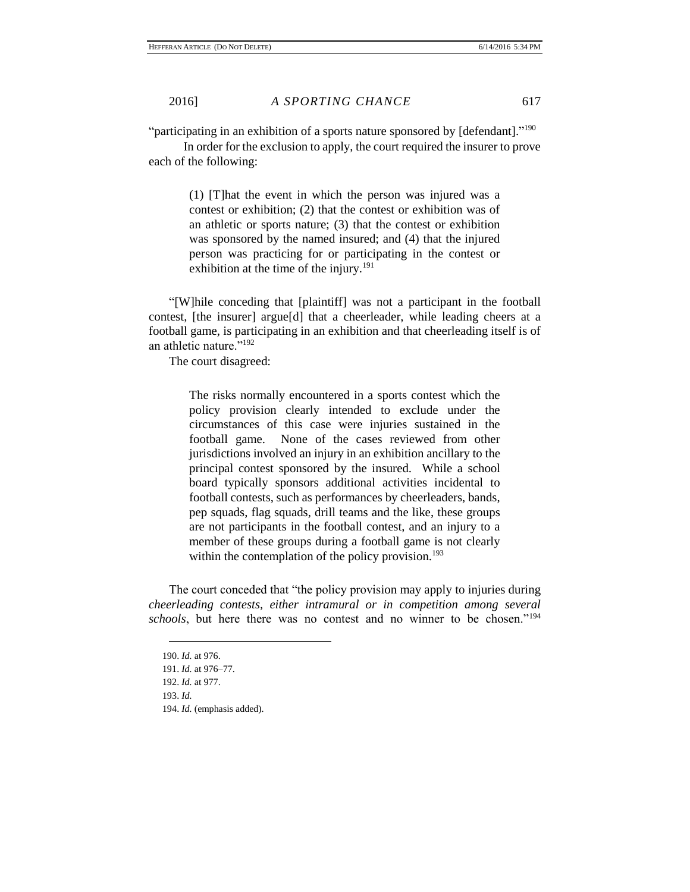"participating in an exhibition of a sports nature sponsored by [defendant]."[190]

In order for the exclusion to apply, the court required the insurer to prove each of the following:

> (1) [T]hat the event in which the person was injured was a contest or exhibition; (2) that the contest or exhibition was of an athletic or sports nature; (3) that the contest or exhibition was sponsored by the named insured; and (4) that the injured person was practicing for or participating in the contest or exhibition at the time of the injury.[191]

"[W]hile conceding that [plaintiff] was not a participant in the football contest, [the insurer] argue[d] that a cheerleader, while leading cheers at a football game, is participating in an exhibition and that cheerleading itself is of an athletic nature."[192]

The court disagreed:

> The risks normally encountered in a sports contest which the policy provision clearly intended to exclude under the circumstances of this case were injuries sustained in the football game. None of the cases reviewed from other jurisdictions involved an injury in an exhibition ancillary to the principal contest sponsored by the insured. While a school board typically sponsors additional activities incidental to football contests, such as performances by cheerleaders, bands, pep squads, flag squads, drill teams and the like, these groups are not participants in the football contest, and an injury to a member of these groups during a football game is not clearly within the contemplation of the policy provision.[193]

The court conceded that "the policy provision may apply to injuries during *cheerleading contests, either intramural or in competition among several schools*, but here there was no contest and no winner to be chosen."[194]

---

190. *Id.* at 976.

191. *Id.* at 976–77.

192. *Id.* at 977.

193. *Id.*

194. *Id.* (emphasis added).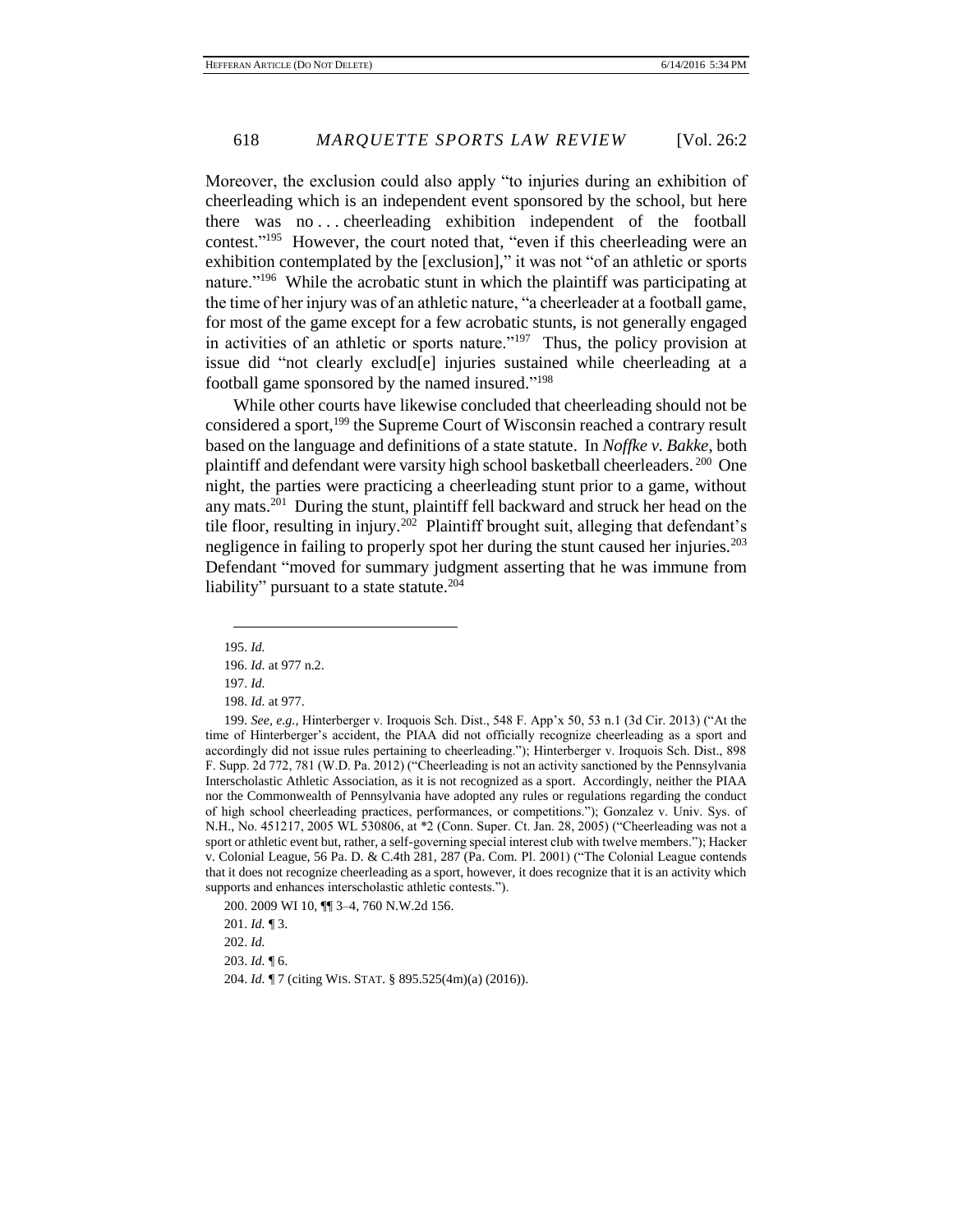Moreover, the exclusion could also apply "to injuries during an exhibition of cheerleading which is an independent event sponsored by the school, but here there was no . . . cheerleading exhibition independent of the football contest."[195] However, the court noted that, "even if this cheerleading were an exhibition contemplated by the [exclusion]," it was not "of an athletic or sports nature."[196] While the acrobatic stunt in which the plaintiff was participating at the time of her injury was of an athletic nature, "a cheerleader at a football game, for most of the game except for a few acrobatic stunts, is not generally engaged in activities of an athletic or sports nature."[197] Thus, the policy provision at issue did "not clearly exclud[e] injuries sustained while cheerleading at a football game sponsored by the named insured."[198]

While other courts have likewise concluded that cheerleading should not be considered a sport,[199] the Supreme Court of Wisconsin reached a contrary result based on the language and definitions of a state statute. In *Noffke v. Bakke*, both plaintiff and defendant were varsity high school basketball cheerleaders.[200] One night, the parties were practicing a cheerleading stunt prior to a game, without any mats.[201] During the stunt, plaintiff fell backward and struck her head on the tile floor, resulting in injury.[202] Plaintiff brought suit, alleging that defendant's negligence in failing to properly spot her during the stunt caused her injuries.[203] Defendant "moved for summary judgment asserting that he was immune from liability" pursuant to a state statute.[204]

---

195. *Id.*

196. *Id.* at 977 n.2.

197. *Id.*

198. *Id.* at 977.

199. *See, e.g.*, Hinterberger v. Iroquois Sch. Dist., 548 F. App'x 50, 53 n.1 (3d Cir. 2013) ("At the time of Hinterberger's accident, the PIAA did not officially recognize cheerleading as a sport and accordingly did not issue rules pertaining to cheerleading."); Hinterberger v. Iroquois Sch. Dist., 898 F. Supp. 2d 772, 781 (W.D. Pa. 2012) ("Cheerleading is not an activity sanctioned by the Pennsylvania Interscholastic Athletic Association, as it is not recognized as a sport. Accordingly, neither the PIAA nor the Commonwealth of Pennsylvania have adopted any rules or regulations regarding the conduct of high school cheerleading practices, performances, or competitions."); Gonzalez v. Univ. Sys. of N.H., No. 451217, 2005 WL 530806, at *2 (Conn. Super. Ct. Jan. 28, 2005) ("Cheerleading was not a sport or athletic event but, rather, a self-governing special interest club with twelve members."); Hacker v. Colonial League, 56 Pa. D. & C.4th 281, 287 (Pa. Com. Pl. 2001) ("The Colonial League contends that it does not recognize cheerleading as a sport, however, it does recognize that it is an activity which supports and enhances interscholastic athletic contests.").

200. 2009 WI 10, ¶¶ 3–4, 760 N.W.2d 156.

201. *Id.* ¶ 3.

202. *Id.*

203. *Id.* ¶ 6.

204. *Id.* ¶ 7 (citing WIS. STAT. § 895.525(4m)(a) (2016)).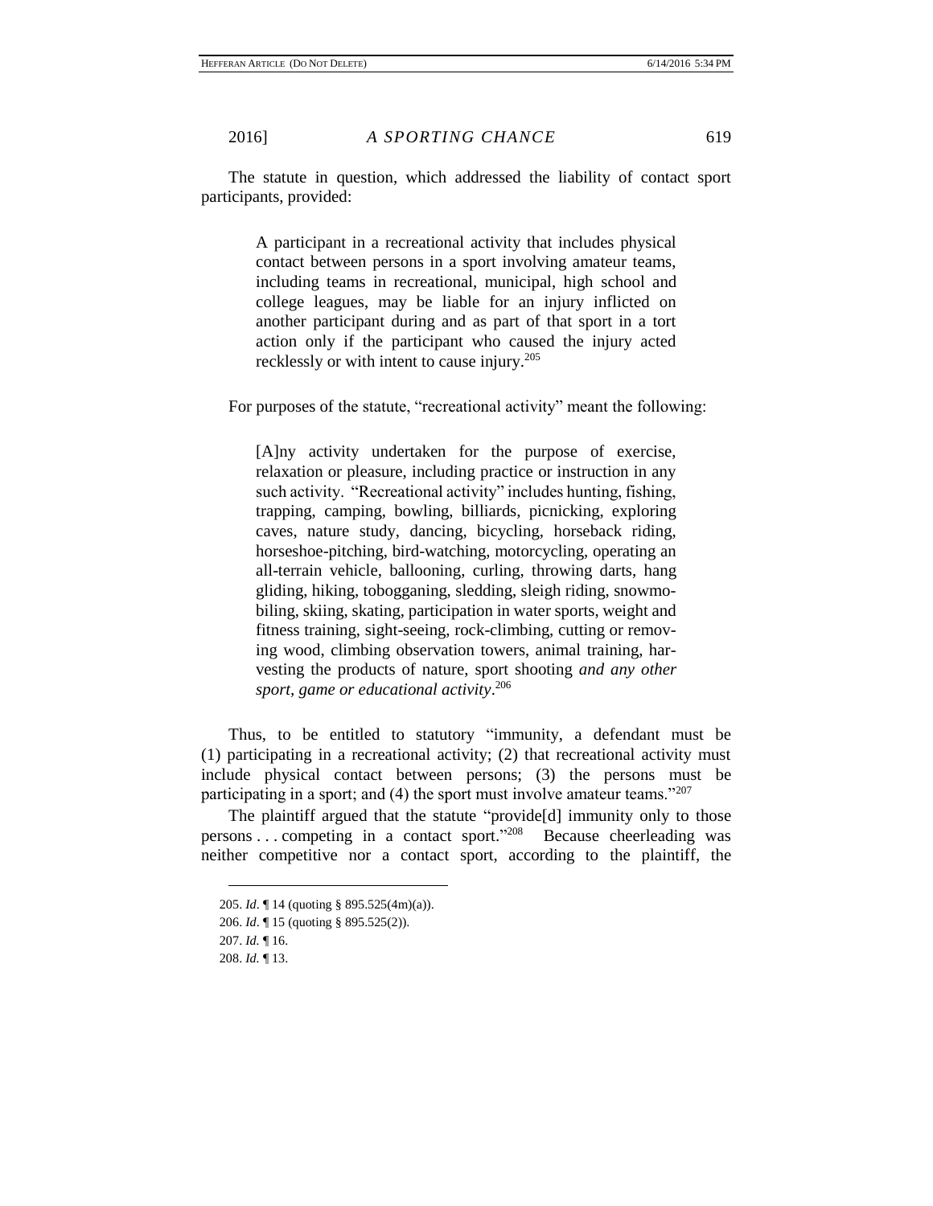The statute in question, which addressed the liability of contact sport participants, provided:

> A participant in a recreational activity that includes physical contact between persons in a sport involving amateur teams, including teams in recreational, municipal, high school and college leagues, may be liable for an injury inflicted on another participant during and as part of that sport in a tort action only if the participant who caused the injury acted recklessly or with intent to cause injury.[205]

For purposes of the statute, "recreational activity" meant the following:

> [A]ny activity undertaken for the purpose of exercise, relaxation or pleasure, including practice or instruction in any such activity. "Recreational activity" includes hunting, fishing, trapping, camping, bowling, billiards, picnicking, exploring caves, nature study, dancing, bicycling, horseback riding, horseshoe-pitching, bird-watching, motorcycling, operating an all-terrain vehicle, ballooning, curling, throwing darts, hang gliding, hiking, tobogganing, sledding, sleigh riding, snowmobiling, skiing, skating, participation in water sports, weight and fitness training, sight-seeing, rock-climbing, cutting or removing wood, climbing observation towers, animal training, harvesting the products of nature, sport shooting *and any other sport, game or educational activity*.[206]

Thus, to be entitled to statutory "immunity, a defendant must be (1) participating in a recreational activity; (2) that recreational activity must include physical contact between persons; (3) the persons must be participating in a sport; and (4) the sport must involve amateur teams."[207]

The plaintiff argued that the statute "provide[d] immunity only to those persons . . . competing in a contact sport."[208] Because cheerleading was neither competitive nor a contact sport, according to the plaintiff, the

---

205. *Id*. ¶ 14 (quoting § 895.525(4m)(a)).

206. *Id*. ¶ 15 (quoting § 895.525(2)).

207. *Id.* ¶ 16.

208. *Id.* ¶ 13.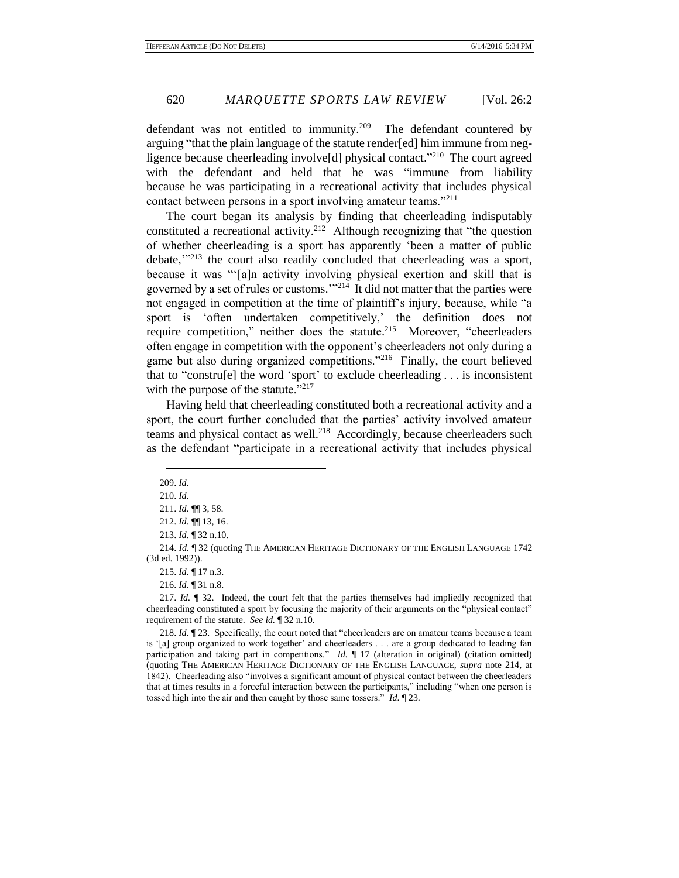defendant was not entitled to immunity.[209] The defendant countered by arguing "that the plain language of the statute render[ed] him immune from negligence because cheerleading involve[d] physical contact."[210] The court agreed with the defendant and held that he was "immune from liability because he was participating in a recreational activity that includes physical contact between persons in a sport involving amateur teams."[211]

The court began its analysis by finding that cheerleading indisputably constituted a recreational activity.[212] Although recognizing that "the question of whether cheerleading is a sport has apparently 'been a matter of public debate,'"[213] the court also readily concluded that cheerleading was a sport, because it was "'[a]n activity involving physical exertion and skill that is governed by a set of rules or customs.'"[214] It did not matter that the parties were not engaged in competition at the time of plaintiff's injury, because, while "a sport is 'often undertaken competitively,' the definition does not require competition," neither does the statute.[215] Moreover, "cheerleaders often engage in competition with the opponent's cheerleaders not only during a game but also during organized competitions."[216] Finally, the court believed that to "constru[e] the word 'sport' to exclude cheerleading . . . is inconsistent with the purpose of the statute."[217]

Having held that cheerleading constituted both a recreational activity and a sport, the court further concluded that the parties' activity involved amateur teams and physical contact as well.[218] Accordingly, because cheerleaders such as the defendant "participate in a recreational activity that includes physical

---

209. *Id.*

210. *Id.*

211. *Id.* ¶¶ 3, 58.

212. *Id.* ¶¶ 13, 16.

213. *Id.* ¶ 32 n.10.

214. *Id.* ¶ 32 (quoting THE AMERICAN HERITAGE DICTIONARY OF THE ENGLISH LANGUAGE 1742 (3d ed. 1992)).

215. *Id*. ¶ 17 n.3.

216. *Id.* ¶ 31 n.8.

217. *Id*. ¶ 32. Indeed, the court felt that the parties themselves had impliedly recognized that cheerleading constituted a sport by focusing the majority of their arguments on the "physical contact" requirement of the statute. *See id.* ¶ 32 n.10.

218. *Id.* ¶ 23. Specifically, the court noted that "cheerleaders are on amateur teams because a team is '[a] group organized to work together' and cheerleaders . . . are a group dedicated to leading fan participation and taking part in competitions." *Id.* ¶ 17 (alteration in original) (citation omitted) (quoting THE AMERICAN HERITAGE DICTIONARY OF THE ENGLISH LANGUAGE, *supra* note 214, at 1842). Cheerleading also "involves a significant amount of physical contact between the cheerleaders that at times results in a forceful interaction between the participants," including "when one person is tossed high into the air and then caught by those same tossers." *Id*. ¶ 23.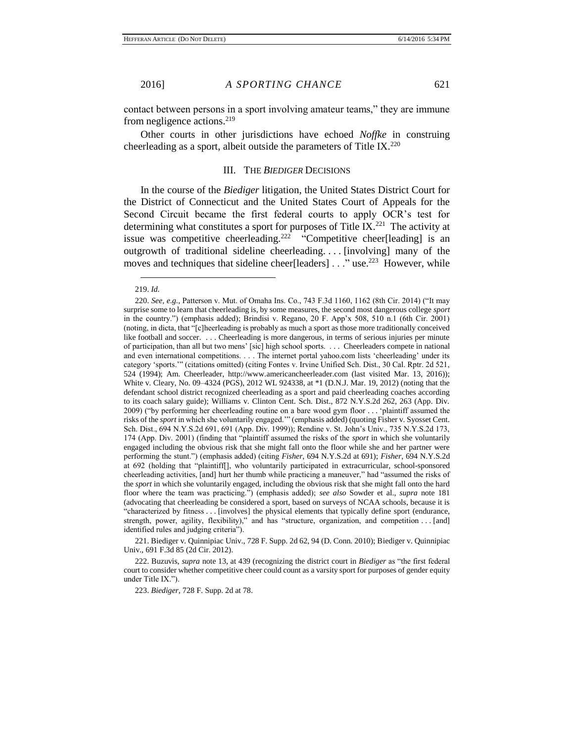contact between persons in a sport involving amateur teams," they are immune from negligence actions.[219]

Other courts in other jurisdictions have echoed *Noffke* in construing cheerleading as a sport, albeit outside the parameters of Title IX.[220]

## III. The *Biediger* Decisions

In the course of the *Biediger* litigation, the United States District Court for the District of Connecticut and the United States Court of Appeals for the Second Circuit became the first federal courts to apply OCR's test for determining what constitutes a sport for purposes of Title IX.[221] The activity at issue was competitive cheerleading.[222] "Competitive cheer[leading] is an outgrowth of traditional sideline cheerleading. . . . [involving] many of the moves and techniques that sideline cheer[leaders] . . ." use.[223] However, while

---

219. *Id.*

220. *See, e.g.*, Patterson v. Mut. of Omaha Ins. Co., 743 F.3d 1160, 1162 (8th Cir. 2014) ("It may surprise some to learn that cheerleading is, by some measures, the second most dangerous college *sport* in the country.") (emphasis added); Brindisi v. Regano, 20 F. App'x 508, 510 n.1 (6th Cir. 2001) (noting, in dicta, that "[c]heerleading is probably as much a sport as those more traditionally conceived like football and soccer. . . . Cheerleading is more dangerous, in terms of serious injuries per minute of participation, than all but two mens' [sic] high school sports. . . . Cheerleaders compete in national and even international competitions. . . . The internet portal yahoo.com lists 'cheerleading' under its category 'sports.'" (citations omitted) (citing Fontes v. Irvine Unified Sch. Dist., 30 Cal. Rptr. 2d 521, 524 (1994); Am. Cheerleader, http://www.americancheerleader.com (last visited Mar. 13, 2016)); White v. Cleary, No. 09–4324 (PGS), 2012 WL 924338, at *1 (D.N.J. Mar. 19, 2012) (noting that the defendant school district recognized cheerleading as a sport and paid cheerleading coaches according to its coach salary guide); Williams v. Clinton Cent. Sch. Dist., 872 N.Y.S.2d 262, 263 (App. Div. 2009) ("by performing her cheerleading routine on a bare wood gym floor . . . 'plaintiff assumed the risks of the *sport* in which she voluntarily engaged.'" (emphasis added) (quoting Fisher v. Syosset Cent. Sch. Dist., 694 N.Y.S.2d 691, 691 (App. Div. 1999)); Rendine v. St. John's Univ., 735 N.Y.S.2d 173, 174 (App. Div. 2001) (finding that "plaintiff assumed the risks of the *sport* in which she voluntarily engaged including the obvious risk that she might fall onto the floor while she and her partner were performing the stunt.") (emphasis added) (citing *Fisher*, 694 N.Y.S.2d at 691); *Fisher*, 694 N.Y.S.2d at 692 (holding that "plaintiff[], who voluntarily participated in extracurricular, school-sponsored cheerleading activities, [and] hurt her thumb while practicing a maneuver," had "assumed the risks of the *sport* in which she voluntarily engaged, including the obvious risk that she might fall onto the hard floor where the team was practicing.") (emphasis added); *see also* Sowder et al., *supra* note 181 (advocating that cheerleading be considered a sport, based on surveys of NCAA schools, because it is "characterized by fitness . . . [involves] the physical elements that typically define sport (endurance, strength, power, agility, flexibility)," and has "structure, organization, and competition . . . [and] identified rules and judging criteria").

221. Biediger v. Quinnipiac Univ., 728 F. Supp. 2d 62, 94 (D. Conn. 2010); Biediger v. Quinnipiac Univ., 691 F.3d 85 (2d Cir. 2012).

222. Buzuvis, *supra* note 13, at 439 (recognizing the district court in *Biediger* as "the first federal court to consider whether competitive cheer could count as a varsity sport for purposes of gender equity under Title IX.").

223. *Biediger*, 728 F. Supp. 2d at 78.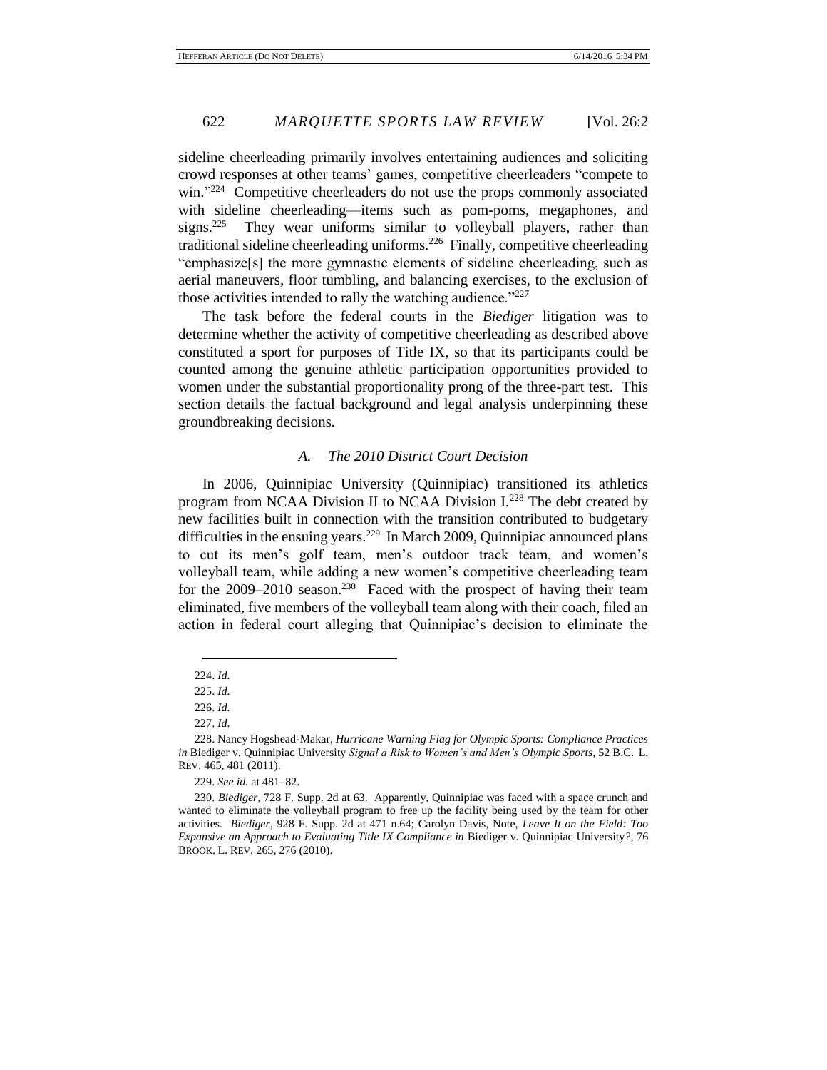sideline cheerleading primarily involves entertaining audiences and soliciting crowd responses at other teams' games, competitive cheerleaders "compete to win."[224] Competitive cheerleaders do not use the props commonly associated with sideline cheerleading—items such as pom-poms, megaphones, and signs.[225] They wear uniforms similar to volleyball players, rather than traditional sideline cheerleading uniforms.[226] Finally, competitive cheerleading "emphasize[s] the more gymnastic elements of sideline cheerleading, such as aerial maneuvers, floor tumbling, and balancing exercises, to the exclusion of those activities intended to rally the watching audience."[227]

The task before the federal courts in the *Biediger* litigation was to determine whether the activity of competitive cheerleading as described above constituted a sport for purposes of Title IX, so that its participants could be counted among the genuine athletic participation opportunities provided to women under the substantial proportionality prong of the three-part test. This section details the factual background and legal analysis underpinning these groundbreaking decisions.

### *A. The 2010 District Court Decision*

In 2006, Quinnipiac University (Quinnipiac) transitioned its athletics program from NCAA Division II to NCAA Division I.[228] The debt created by new facilities built in connection with the transition contributed to budgetary difficulties in the ensuing years.[229] In March 2009, Quinnipiac announced plans to cut its men's golf team, men's outdoor track team, and women's volleyball team, while adding a new women's competitive cheerleading team for the 2009–2010 season.[230] Faced with the prospect of having their team eliminated, five members of the volleyball team along with their coach, filed an action in federal court alleging that Quinnipiac's decision to eliminate the

---

224. *Id.*

225. *Id.*

226. *Id.*

227. *Id.*

228. Nancy Hogshead-Makar, *Hurricane Warning Flag for Olympic Sports: Compliance Practices in* Biediger v. Quinnipiac University *Signal a Risk to Women's and Men's Olympic Sports*, 52 B.C. L. REV. 465, 481 (2011).

229. *See id.* at 481–82.

230. *Biediger*, 728 F. Supp. 2d at 63. Apparently, Quinnipiac was faced with a space crunch and wanted to eliminate the volleyball program to free up the facility being used by the team for other activities. *Biediger*, 928 F. Supp. 2d at 471 n.64; Carolyn Davis, Note, *Leave It on the Field: Too Expansive an Approach to Evaluating Title IX Compliance in* Biediger v. Quinnipiac University*?*, 76 BROOK. L. REV. 265, 276 (2010).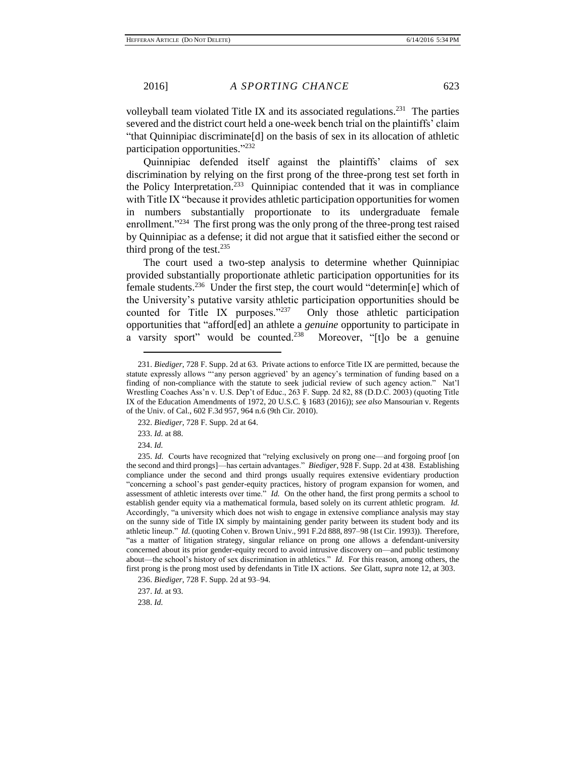volleyball team violated Title IX and its associated regulations.[231] The parties severed and the district court held a one-week bench trial on the plaintiffs' claim "that Quinnipiac discriminate[d] on the basis of sex in its allocation of athletic participation opportunities."[232]

Quinnipiac defended itself against the plaintiffs' claims of sex discrimination by relying on the first prong of the three-prong test set forth in the Policy Interpretation.[233] Quinnipiac contended that it was in compliance with Title IX "because it provides athletic participation opportunities for women in numbers substantially proportionate to its undergraduate female enrollment."[234] The first prong was the only prong of the three-prong test raised by Quinnipiac as a defense; it did not argue that it satisfied either the second or third prong of the test.[235]

The court used a two-step analysis to determine whether Quinnipiac provided substantially proportionate athletic participation opportunities for its female students.[236] Under the first step, the court would "determin[e] which of the University's putative varsity athletic participation opportunities should be counted for Title IX purposes."[237] Only those athletic participation opportunities that "afford[ed] an athlete a *genuine* opportunity to participate in a varsity sport" would be counted.[238] Moreover, "[t]o be a genuine

---

231. *Biediger*, 728 F. Supp. 2d at 63. Private actions to enforce Title IX are permitted, because the statute expressly allows "'any person aggrieved' by an agency's termination of funding based on a finding of non-compliance with the statute to seek judicial review of such agency action." Nat'l Wrestling Coaches Ass'n v. U.S. Dep't of Educ., 263 F. Supp. 2d 82, 88 (D.D.C. 2003) (quoting Title IX of the Education Amendments of 1972, 20 U.S.C. § 1683 (2016)); *see also* Mansourian v. Regents of the Univ. of Cal., 602 F.3d 957, 964 n.6 (9th Cir. 2010).

232. *Biediger*, 728 F. Supp. 2d at 64.

233. *Id.* at 88.

234. *Id.*

235. *Id.* Courts have recognized that "relying exclusively on prong one—and forgoing proof [on the second and third prongs]—has certain advantages." *Biediger*, 928 F. Supp. 2d at 438. Establishing compliance under the second and third prongs usually requires extensive evidentiary production "concerning a school's past gender-equity practices, history of program expansion for women, and assessment of athletic interests over time." *Id.* On the other hand, the first prong permits a school to establish gender equity via a mathematical formula, based solely on its current athletic program. *Id.* Accordingly, "a university which does not wish to engage in extensive compliance analysis may stay on the sunny side of Title IX simply by maintaining gender parity between its student body and its athletic lineup." *Id.* (quoting Cohen v. Brown Univ., 991 F.2d 888, 897–98 (1st Cir. 1993)). Therefore, "as a matter of litigation strategy, singular reliance on prong one allows a defendant-university concerned about its prior gender-equity record to avoid intrusive discovery on—and public testimony about—the school's history of sex discrimination in athletics." *Id.* For this reason, among others, the first prong is the prong most used by defendants in Title IX actions. *See* Glatt, *supra* note 12, at 303.

236. *Biediger*, 728 F. Supp. 2d at 93–94.

237. *Id.* at 93.

238. *Id.*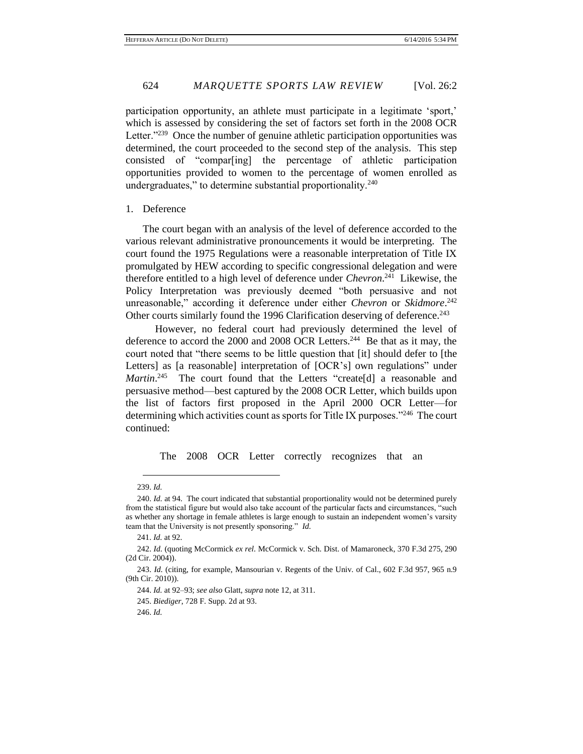participation opportunity, an athlete must participate in a legitimate 'sport,' which is assessed by considering the set of factors set forth in the 2008 OCR Letter."[239] Once the number of genuine athletic participation opportunities was determined, the court proceeded to the second step of the analysis. This step consisted of "compar[ing] the percentage of athletic participation opportunities provided to women to the percentage of women enrolled as undergraduates," to determine substantial proportionality.[240]

1. Deference

The court began with an analysis of the level of deference accorded to the various relevant administrative pronouncements it would be interpreting. The court found the 1975 Regulations were a reasonable interpretation of Title IX promulgated by HEW according to specific congressional delegation and were therefore entitled to a high level of deference under *Chevron*.[241] Likewise, the Policy Interpretation was previously deemed "both persuasive and not unreasonable," according it deference under either *Chevron* or *Skidmore*.[242] Other courts similarly found the 1996 Clarification deserving of deference.[243]

However, no federal court had previously determined the level of deference to accord the 2000 and 2008 OCR Letters.[244] Be that as it may, the court noted that "there seems to be little question that [it] should defer to [the Letters] as [a reasonable] interpretation of [OCR's] own regulations" under *Martin*.[245] The court found that the Letters "create[d] a reasonable and persuasive method—best captured by the 2008 OCR Letter, which builds upon the list of factors first proposed in the April 2000 OCR Letter—for determining which activities count as sports for Title IX purposes."[246] The court continued:

> The 2008 OCR Letter correctly recognizes that an

---

239. *Id.*

240. *Id.* at 94. The court indicated that substantial proportionality would not be determined purely from the statistical figure but would also take account of the particular facts and circumstances, "such as whether any shortage in female athletes is large enough to sustain an independent women's varsity team that the University is not presently sponsoring." *Id.*

241. *Id.* at 92.

242. *Id.* (quoting McCormick *ex rel.* McCormick v. Sch. Dist. of Mamaroneck, 370 F.3d 275, 290 (2d Cir. 2004)).

243. *Id.* (citing, for example, Mansourian v. Regents of the Univ. of Cal., 602 F.3d 957, 965 n.9 (9th Cir. 2010)).

244. *Id.* at 92–93; *see also* Glatt, *supra* note 12, at 311.

245. *Biediger*, 728 F. Supp. 2d at 93.

246. *Id.*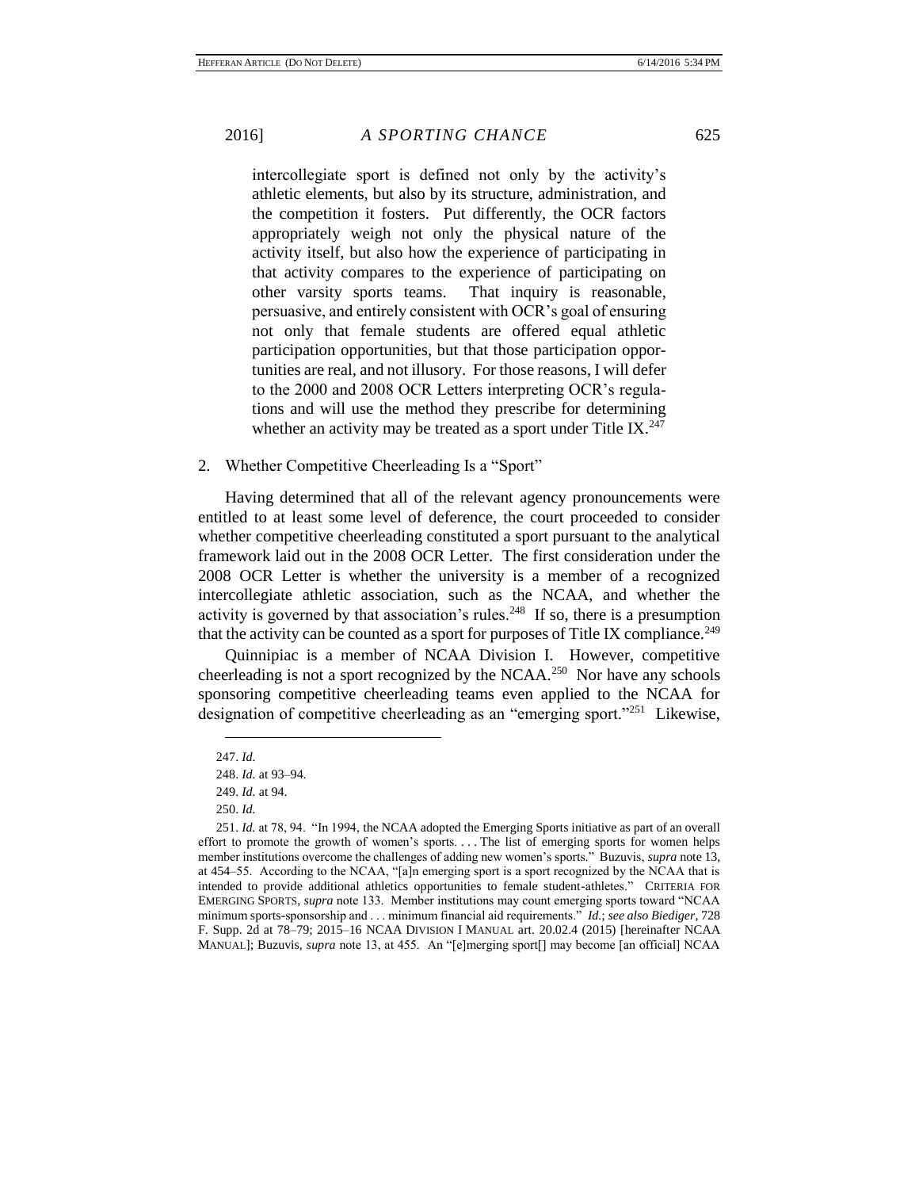> intercollegiate sport is defined not only by the activity's athletic elements, but also by its structure, administration, and the competition it fosters. Put differently, the OCR factors appropriately weigh not only the physical nature of the activity itself, but also how the experience of participating in that activity compares to the experience of participating on other varsity sports teams. That inquiry is reasonable, persuasive, and entirely consistent with OCR's goal of ensuring not only that female students are offered equal athletic participation opportunities, but that those participation opportunities are real, and not illusory. For those reasons, I will defer to the 2000 and 2008 OCR Letters interpreting OCR's regulations and will use the method they prescribe for determining whether an activity may be treated as a sport under Title IX.[247]

2. Whether Competitive Cheerleading Is a "Sport"

Having determined that all of the relevant agency pronouncements were entitled to at least some level of deference, the court proceeded to consider whether competitive cheerleading constituted a sport pursuant to the analytical framework laid out in the 2008 OCR Letter. The first consideration under the 2008 OCR Letter is whether the university is a member of a recognized intercollegiate athletic association, such as the NCAA, and whether the activity is governed by that association's rules.[248] If so, there is a presumption that the activity can be counted as a sport for purposes of Title IX compliance.[249]

Quinnipiac is a member of NCAA Division I. However, competitive cheerleading is not a sport recognized by the NCAA.[250] Nor have any schools sponsoring competitive cheerleading teams even applied to the NCAA for designation of competitive cheerleading as an "emerging sport."[251] Likewise,

---

247. *Id.*

248. *Id.* at 93–94.

249. *Id.* at 94.

250. *Id.*

251. *Id.* at 78, 94. "In 1994, the NCAA adopted the Emerging Sports initiative as part of an overall effort to promote the growth of women's sports. . . . The list of emerging sports for women helps member institutions overcome the challenges of adding new women's sports." Buzuvis, *supra* note 13, at 454–55. According to the NCAA, "[a]n emerging sport is a sport recognized by the NCAA that is intended to provide additional athletics opportunities to female student-athletes." CRITERIA FOR EMERGING SPORTS, *supra* note 133. Member institutions may count emerging sports toward "NCAA minimum sports-sponsorship and . . . minimum financial aid requirements." *Id.*; *see also Biediger*, 728 F. Supp. 2d at 78–79; 2015–16 NCAA DIVISION I MANUAL art. 20.02.4 (2015) [hereinafter NCAA MANUAL]; Buzuvis, *supra* note 13, at 455. An "[e]merging sport[] may become [an official] NCAA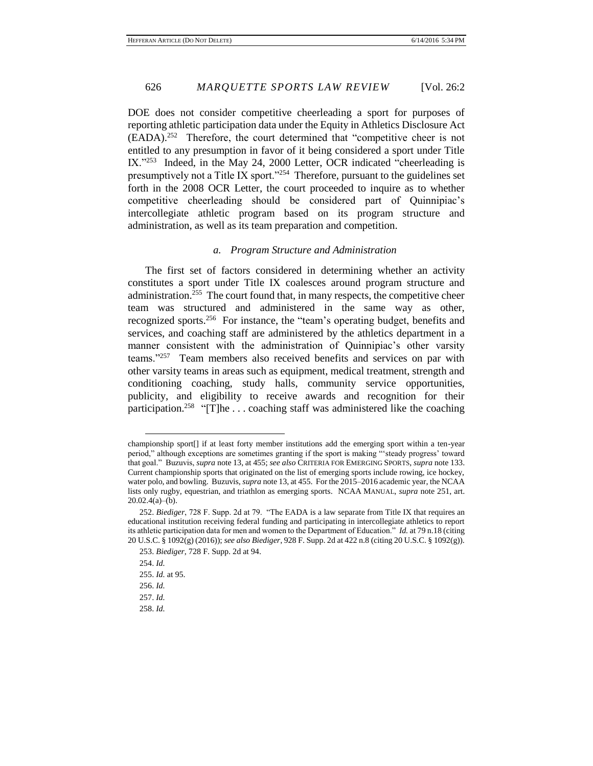DOE does not consider competitive cheerleading a sport for purposes of reporting athletic participation data under the Equity in Athletics Disclosure Act (EADA).[252] Therefore, the court determined that "competitive cheer is not entitled to any presumption in favor of it being considered a sport under Title IX."[253] Indeed, in the May 24, 2000 Letter, OCR indicated "cheerleading is presumptively not a Title IX sport."[254] Therefore, pursuant to the guidelines set forth in the 2008 OCR Letter, the court proceeded to inquire as to whether competitive cheerleading should be considered part of Quinnipiac's intercollegiate athletic program based on its program structure and administration, as well as its team preparation and competition.

### *a. Program Structure and Administration*

The first set of factors considered in determining whether an activity constitutes a sport under Title IX coalesces around program structure and administration.[255] The court found that, in many respects, the competitive cheer team was structured and administered in the same way as other, recognized sports.[256] For instance, the "team's operating budget, benefits and services, and coaching staff are administered by the athletics department in a manner consistent with the administration of Quinnipiac's other varsity teams."[257] Team members also received benefits and services on par with other varsity teams in areas such as equipment, medical treatment, strength and conditioning coaching, study halls, community service opportunities, publicity, and eligibility to receive awards and recognition for their participation.[258] "[T]he . . . coaching staff was administered like the coaching

---

championship sport[] if at least forty member institutions add the emerging sport within a ten-year period," although exceptions are sometimes granting if the sport is making "'steady progress' toward that goal." Buzuvis, *supra* note 13, at 455; *see also* CRITERIA FOR EMERGING SPORTS, *supra* note 133. Current championship sports that originated on the list of emerging sports include rowing, ice hockey, water polo, and bowling. Buzuvis, *supra* note 13, at 455. For the 2015–2016 academic year, the NCAA lists only rugby, equestrian, and triathlon as emerging sports. NCAA MANUAL, *supra* note 251, art. 20.02.4(a)–(b).

252. *Biediger*, 728 F. Supp. 2d at 79. "The EADA is a law separate from Title IX that requires an educational institution receiving federal funding and participating in intercollegiate athletics to report its athletic participation data for men and women to the Department of Education." *Id.* at 79 n.18 (citing 20 U.S.C. § 1092(g) (2016)); *see also Biediger*, 928 F. Supp. 2d at 422 n.8 (citing 20 U.S.C. § 1092(g)).

253. *Biediger*, 728 F. Supp. 2d at 94.

254. *Id.*

255. *Id.* at 95.

256. *Id.*

257. *Id.*

258. *Id.*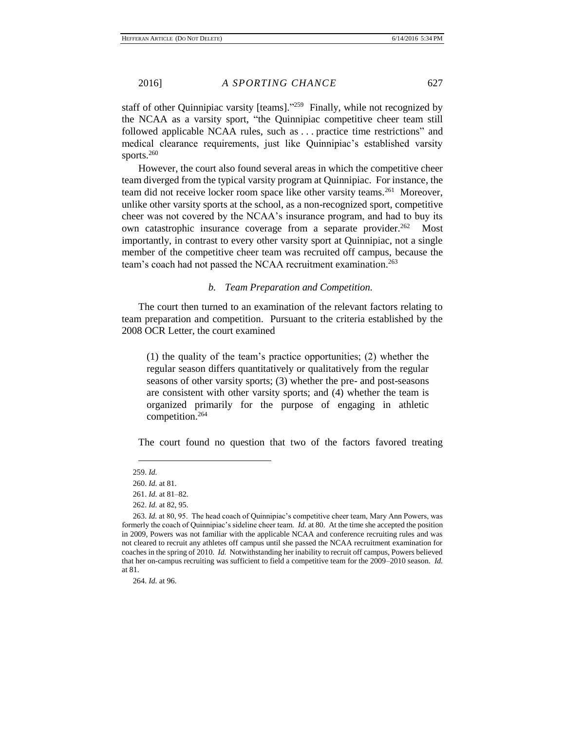staff of other Quinnipiac varsity [teams]."[259] Finally, while not recognized by the NCAA as a varsity sport, "the Quinnipiac competitive cheer team still followed applicable NCAA rules, such as . . . practice time restrictions" and medical clearance requirements, just like Quinnipiac's established varsity sports.[260]

However, the court also found several areas in which the competitive cheer team diverged from the typical varsity program at Quinnipiac. For instance, the team did not receive locker room space like other varsity teams.[261] Moreover, unlike other varsity sports at the school, as a non-recognized sport, competitive cheer was not covered by the NCAA's insurance program, and had to buy its own catastrophic insurance coverage from a separate provider.[262] Most importantly, in contrast to every other varsity sport at Quinnipiac, not a single member of the competitive cheer team was recruited off campus, because the team's coach had not passed the NCAA recruitment examination.[263]

#### *b. Team Preparation and Competition.*

The court then turned to an examination of the relevant factors relating to team preparation and competition. Pursuant to the criteria established by the 2008 OCR Letter, the court examined

> (1) the quality of the team's practice opportunities; (2) whether the regular season differs quantitatively or qualitatively from the regular seasons of other varsity sports; (3) whether the pre- and post-seasons are consistent with other varsity sports; and (4) whether the team is organized primarily for the purpose of engaging in athletic competition.[264]

The court found no question that two of the factors favored treating

---

259. *Id.*

260. *Id.* at 81.

261. *Id.* at 81–82.

262. *Id.* at 82, 95.

263. *Id.* at 80, 95. The head coach of Quinnipiac's competitive cheer team, Mary Ann Powers, was formerly the coach of Quinnipiac's sideline cheer team. *Id.* at 80. At the time she accepted the position in 2009, Powers was not familiar with the applicable NCAA and conference recruiting rules and was not cleared to recruit any athletes off campus until she passed the NCAA recruitment examination for coaches in the spring of 2010. *Id.* Notwithstanding her inability to recruit off campus, Powers believed that her on-campus recruiting was sufficient to field a competitive team for the 2009–2010 season. *Id.* at 81.

264. *Id.* at 96.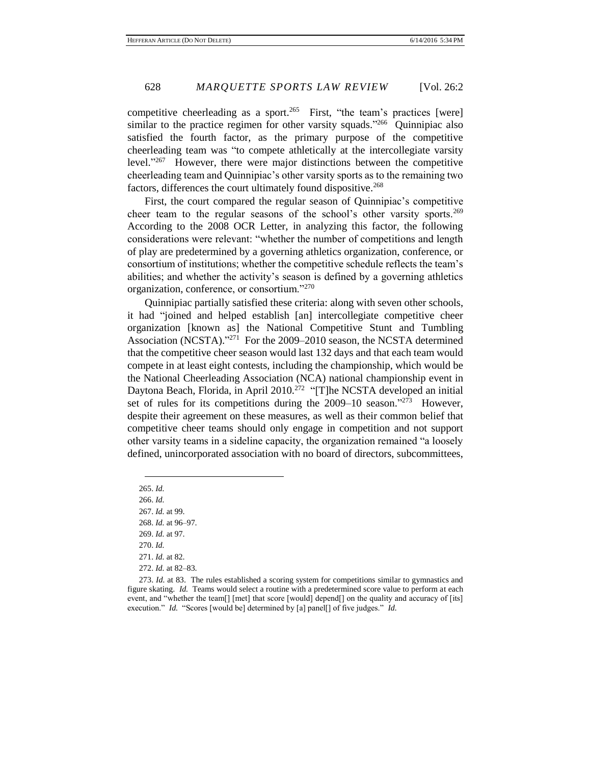competitive cheerleading as a sport.[265] First, "the team's practices [were] similar to the practice regimen for other varsity squads."[266] Quinnipiac also satisfied the fourth factor, as the primary purpose of the competitive cheerleading team was "to compete athletically at the intercollegiate varsity level."[267] However, there were major distinctions between the competitive cheerleading team and Quinnipiac's other varsity sports as to the remaining two factors, differences the court ultimately found dispositive.[268]

First, the court compared the regular season of Quinnipiac's competitive cheer team to the regular seasons of the school's other varsity sports.[269] According to the 2008 OCR Letter, in analyzing this factor, the following considerations were relevant: "whether the number of competitions and length of play are predetermined by a governing athletics organization, conference, or consortium of institutions; whether the competitive schedule reflects the team's abilities; and whether the activity's season is defined by a governing athletics organization, conference, or consortium."[270]

Quinnipiac partially satisfied these criteria: along with seven other schools, it had "joined and helped establish [an] intercollegiate competitive cheer organization [known as] the National Competitive Stunt and Tumbling Association (NCSTA)."[271] For the 2009–2010 season, the NCSTA determined that the competitive cheer season would last 132 days and that each team would compete in at least eight contests, including the championship, which would be the National Cheerleading Association (NCA) national championship event in Daytona Beach, Florida, in April 2010.[272] "[T]he NCSTA developed an initial set of rules for its competitions during the 2009–10 season."[273] However, despite their agreement on these measures, as well as their common belief that competitive cheer teams should only engage in competition and not support other varsity teams in a sideline capacity, the organization remained "a loosely defined, unincorporated association with no board of directors, subcommittees,

---

265. *Id.*

266. *Id.*

267. *Id.* at 99.

268. *Id.* at 96–97.

269. *Id.* at 97.

270. *Id.*

271. *Id.* at 82.

272. *Id.* at 82–83.

273. *Id.* at 83. The rules established a scoring system for competitions similar to gymnastics and figure skating. *Id.* Teams would select a routine with a predetermined score value to perform at each event, and "whether the team[] [met] that score [would] depend[] on the quality and accuracy of [its] execution." *Id.* "Scores [would be] determined by [a] panel[] of five judges." *Id.*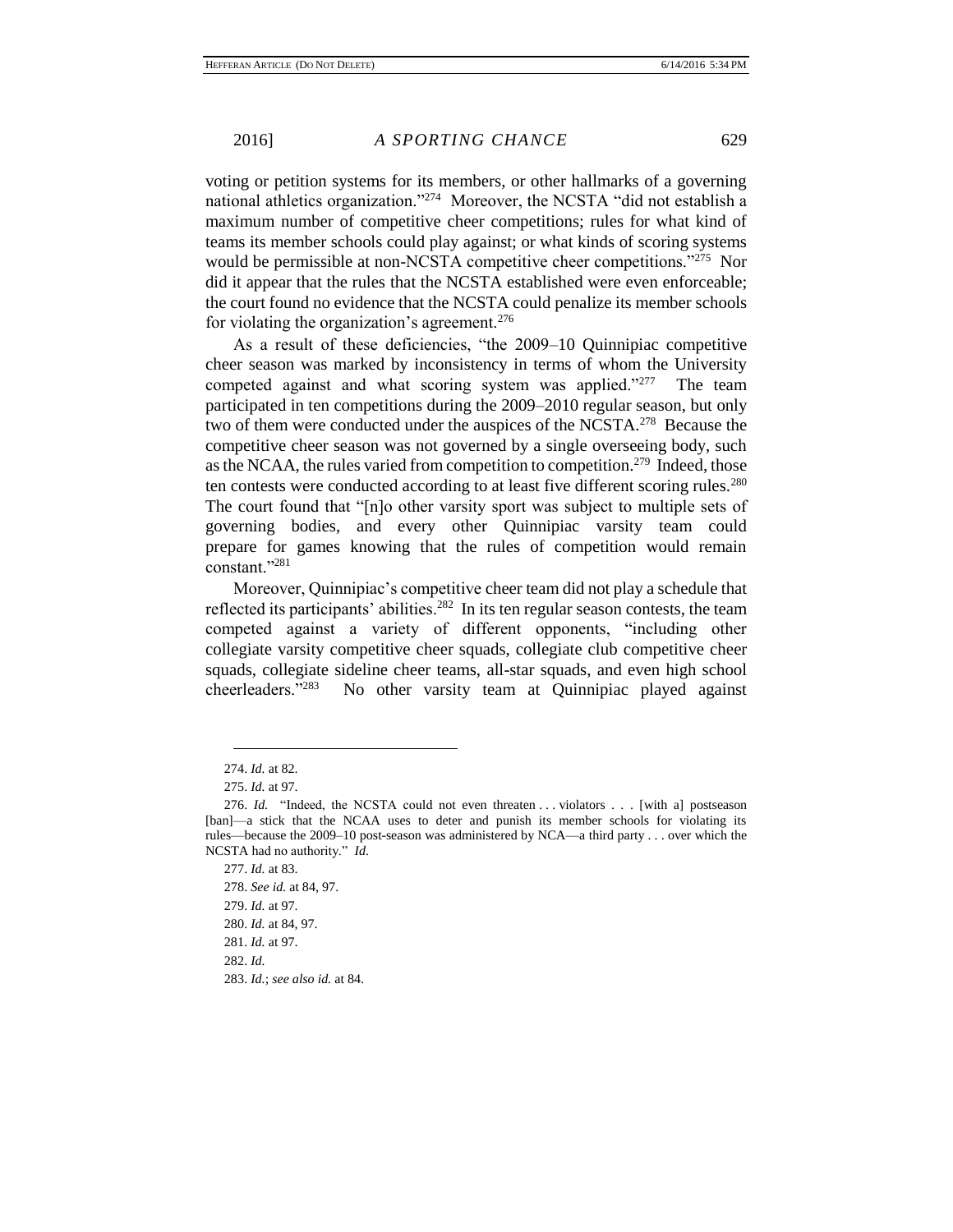voting or petition systems for its members, or other hallmarks of a governing national athletics organization."[274] Moreover, the NCSTA "did not establish a maximum number of competitive cheer competitions; rules for what kind of teams its member schools could play against; or what kinds of scoring systems would be permissible at non-NCSTA competitive cheer competitions."[275] Nor did it appear that the rules that the NCSTA established were even enforceable; the court found no evidence that the NCSTA could penalize its member schools for violating the organization's agreement.[276]

As a result of these deficiencies, "the 2009–10 Quinnipiac competitive cheer season was marked by inconsistency in terms of whom the University competed against and what scoring system was applied."[277] The team participated in ten competitions during the 2009–2010 regular season, but only two of them were conducted under the auspices of the NCSTA.[278] Because the competitive cheer season was not governed by a single overseeing body, such as the NCAA, the rules varied from competition to competition.[279] Indeed, those ten contests were conducted according to at least five different scoring rules.[280] The court found that "[n]o other varsity sport was subject to multiple sets of governing bodies, and every other Quinnipiac varsity team could prepare for games knowing that the rules of competition would remain constant."[281]

Moreover, Quinnipiac's competitive cheer team did not play a schedule that reflected its participants' abilities.[282] In its ten regular season contests, the team competed against a variety of different opponents, "including other collegiate varsity competitive cheer squads, collegiate club competitive cheer squads, collegiate sideline cheer teams, all-star squads, and even high school cheerleaders."[283] No other varsity team at Quinnipiac played against

---

274. *Id.* at 82.

275. *Id.* at 97.

276. *Id.* "Indeed, the NCSTA could not even threaten . . . violators . . . [with a] postseason [ban]—a stick that the NCAA uses to deter and punish its member schools for violating its rules—because the 2009–10 post-season was administered by NCA—a third party . . . over which the NCSTA had no authority." *Id.*

277. *Id.* at 83.

278. *See id.* at 84, 97.

279. *Id.* at 97.

280. *Id.* at 84, 97.

281. *Id.* at 97.

282. *Id.*

283. *Id.*; *see also id.* at 84.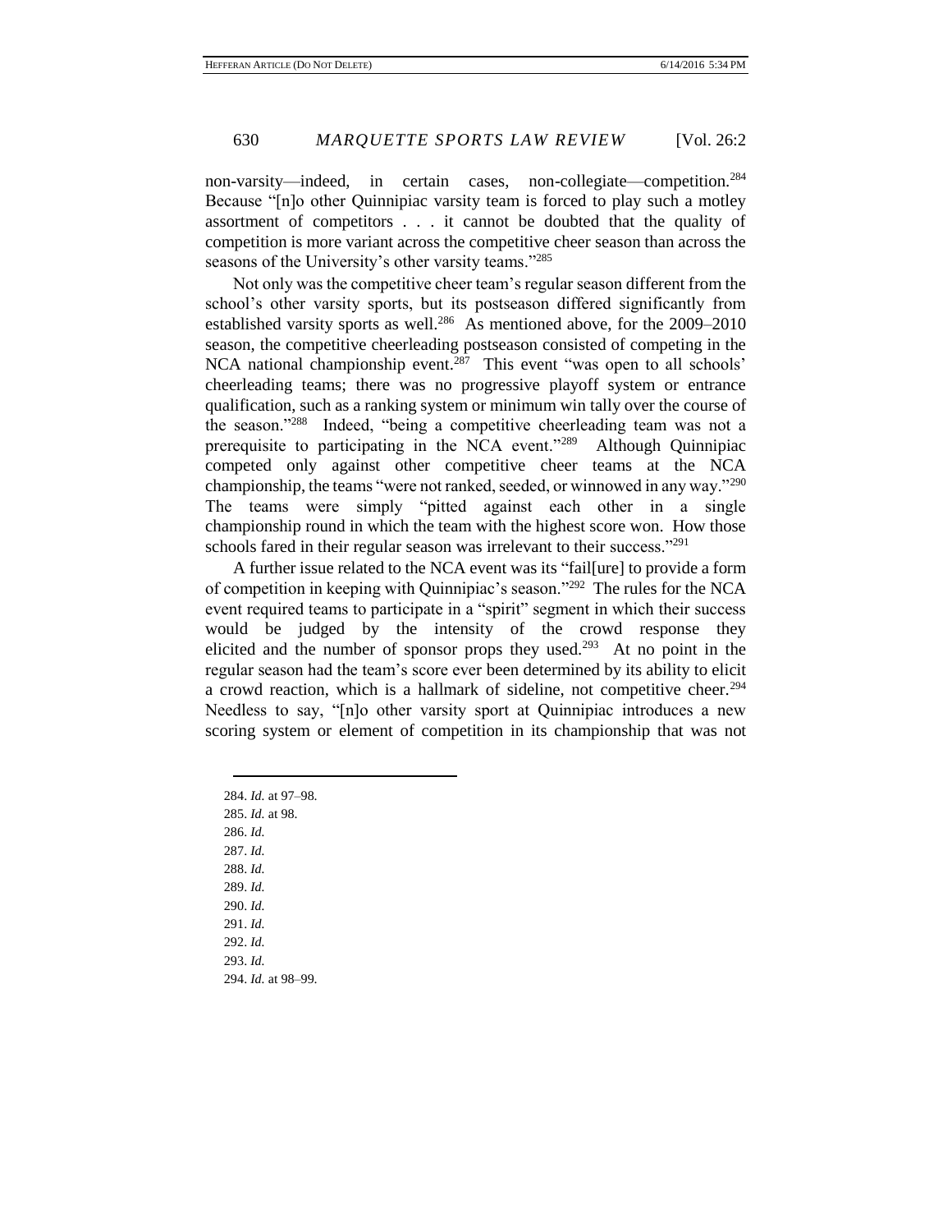non-varsity—indeed, in certain cases, non-collegiate—competition.[284] Because "[n]o other Quinnipiac varsity team is forced to play such a motley assortment of competitors . . . it cannot be doubted that the quality of competition is more variant across the competitive cheer season than across the seasons of the University's other varsity teams."[285]

Not only was the competitive cheer team's regular season different from the school's other varsity sports, but its postseason differed significantly from established varsity sports as well.[286] As mentioned above, for the 2009–2010 season, the competitive cheerleading postseason consisted of competing in the NCA national championship event.[287] This event "was open to all schools' cheerleading teams; there was no progressive playoff system or entrance qualification, such as a ranking system or minimum win tally over the course of the season."[288] Indeed, "being a competitive cheerleading team was not a prerequisite to participating in the NCA event."[289] Although Quinnipiac competed only against other competitive cheer teams at the NCA championship, the teams "were not ranked, seeded, or winnowed in any way."[290] The teams were simply "pitted against each other in a single championship round in which the team with the highest score won. How those schools fared in their regular season was irrelevant to their success."[291]

A further issue related to the NCA event was its "fail[ure] to provide a form of competition in keeping with Quinnipiac's season."[292] The rules for the NCA event required teams to participate in a "spirit" segment in which their success would be judged by the intensity of the crowd response they elicited and the number of sponsor props they used.[293] At no point in the regular season had the team's score ever been determined by its ability to elicit a crowd reaction, which is a hallmark of sideline, not competitive cheer.[294] Needless to say, "[n]o other varsity sport at Quinnipiac introduces a new scoring system or element of competition in its championship that was not

---

284. *Id.* at 97–98.
285. *Id.* at 98.
286. *Id.*
287. *Id.*
288. *Id.*
289. *Id.*
290. *Id.*
291. *Id.*
292. *Id.*
293. *Id.*
294. *Id.* at 98–99.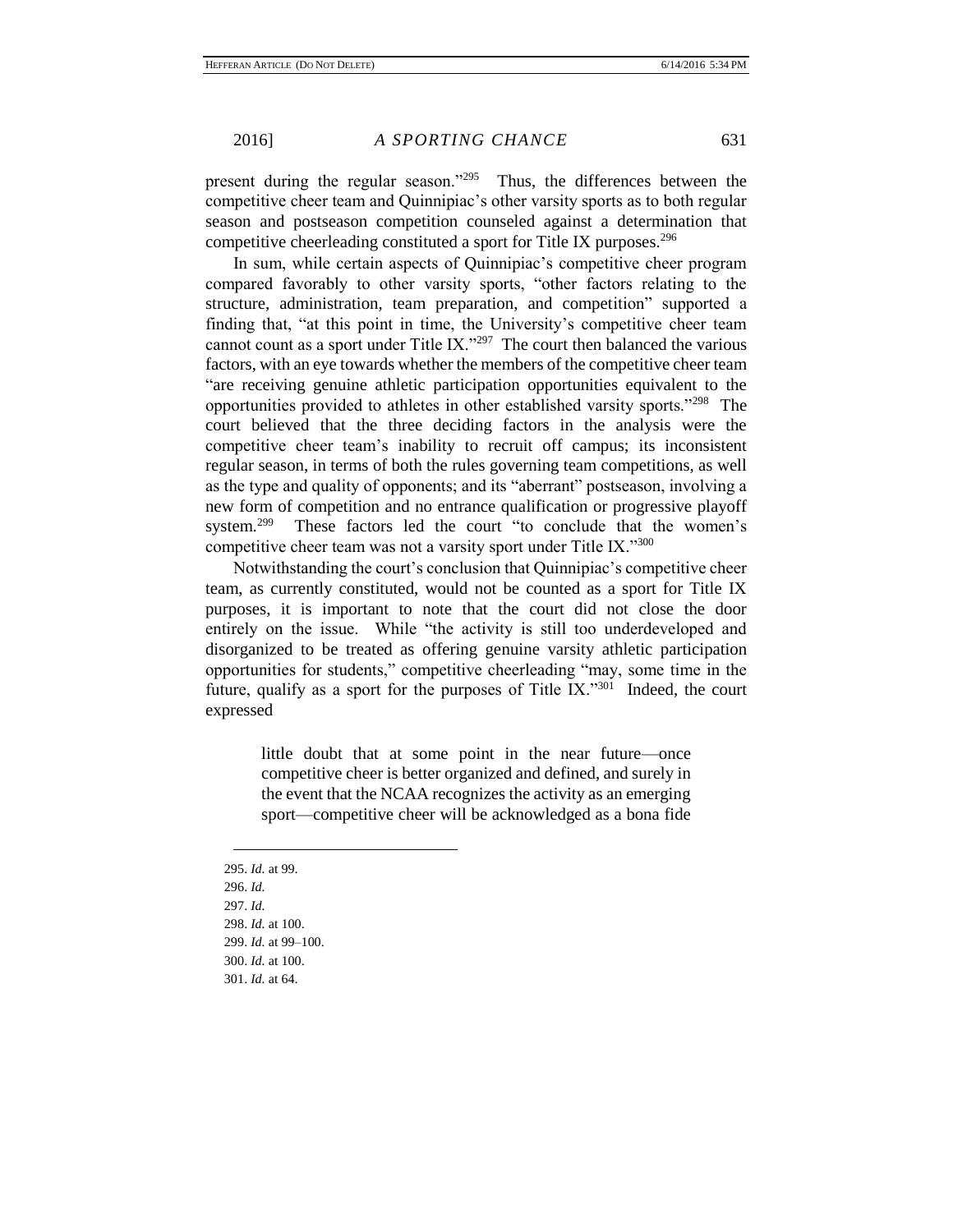present during the regular season."[295] Thus, the differences between the competitive cheer team and Quinnipiac's other varsity sports as to both regular season and postseason competition counseled against a determination that competitive cheerleading constituted a sport for Title IX purposes.[296]

In sum, while certain aspects of Quinnipiac's competitive cheer program compared favorably to other varsity sports, "other factors relating to the structure, administration, team preparation, and competition" supported a finding that, "at this point in time, the University's competitive cheer team cannot count as a sport under Title IX."[297] The court then balanced the various factors, with an eye towards whether the members of the competitive cheer team "are receiving genuine athletic participation opportunities equivalent to the opportunities provided to athletes in other established varsity sports."[298] The court believed that the three deciding factors in the analysis were the competitive cheer team's inability to recruit off campus; its inconsistent regular season, in terms of both the rules governing team competitions, as well as the type and quality of opponents; and its "aberrant" postseason, involving a new form of competition and no entrance qualification or progressive playoff system.[299] These factors led the court "to conclude that the women's competitive cheer team was not a varsity sport under Title IX."[300]

Notwithstanding the court's conclusion that Quinnipiac's competitive cheer team, as currently constituted, would not be counted as a sport for Title IX purposes, it is important to note that the court did not close the door entirely on the issue. While "the activity is still too underdeveloped and disorganized to be treated as offering genuine varsity athletic participation opportunities for students," competitive cheerleading "may, some time in the future, qualify as a sport for the purposes of Title IX."[301] Indeed, the court expressed

> little doubt that at some point in the near future—once competitive cheer is better organized and defined, and surely in the event that the NCAA recognizes the activity as an emerging sport—competitive cheer will be acknowledged as a bona fide

---

295. *Id.* at 99.
296. *Id.*
297. *Id.*
298. *Id.* at 100.
299. *Id.* at 99–100.
300. *Id.* at 100.
301. *Id.* at 64.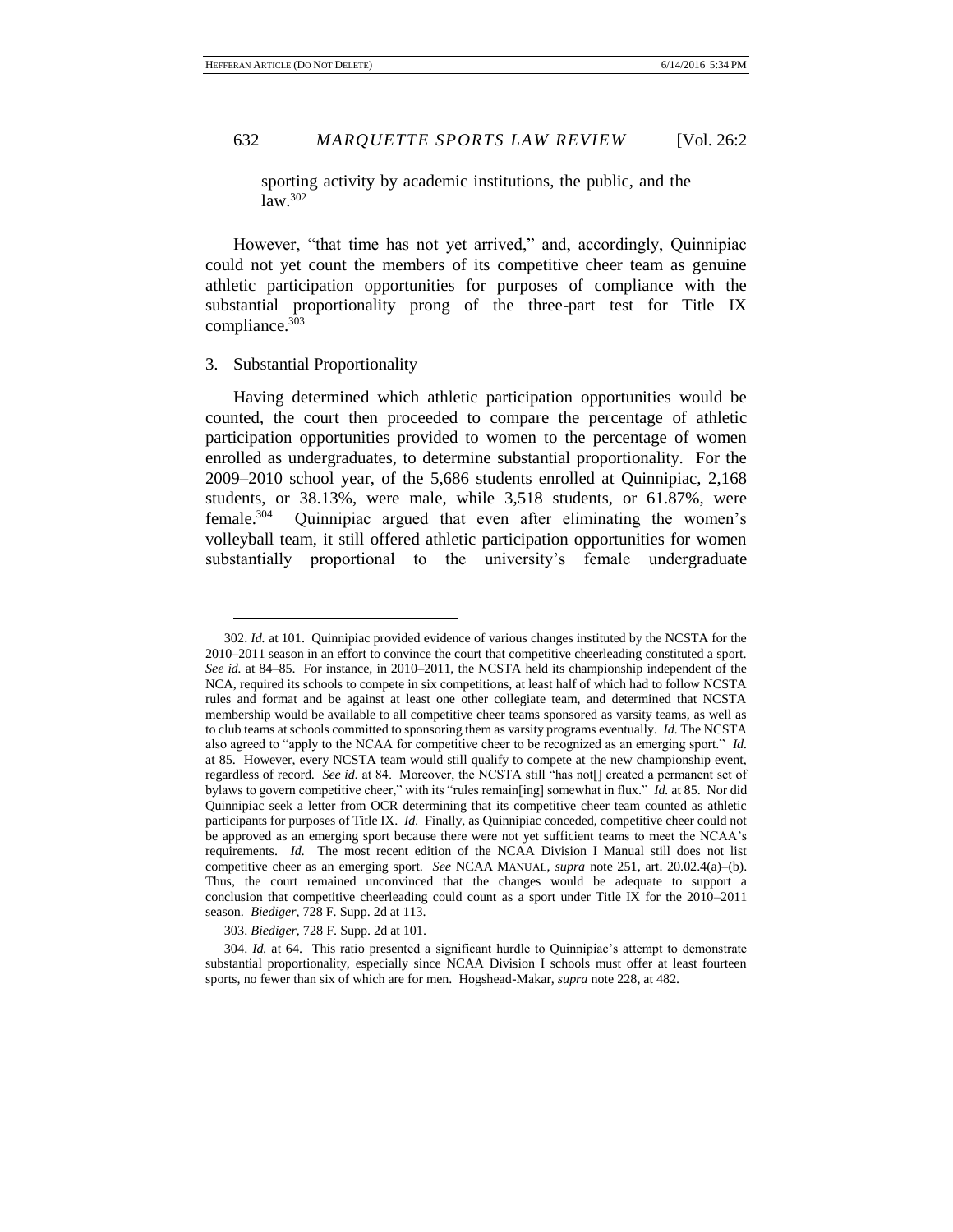sporting activity by academic institutions, the public, and the law.[302]

However, "that time has not yet arrived," and, accordingly, Quinnipiac could not yet count the members of its competitive cheer team as genuine athletic participation opportunities for purposes of compliance with the substantial proportionality prong of the three-part test for Title IX compliance.[303]

3. Substantial Proportionality

Having determined which athletic participation opportunities would be counted, the court then proceeded to compare the percentage of athletic participation opportunities provided to women to the percentage of women enrolled as undergraduates, to determine substantial proportionality. For the 2009–2010 school year, of the 5,686 students enrolled at Quinnipiac, 2,168 students, or 38.13%, were male, while 3,518 students, or 61.87%, were female.[304] Quinnipiac argued that even after eliminating the women's volleyball team, it still offered athletic participation opportunities for women substantially proportional to the university's female undergraduate

---

302. *Id.* at 101. Quinnipiac provided evidence of various changes instituted by the NCSTA for the 2010–2011 season in an effort to convince the court that competitive cheerleading constituted a sport. *See id.* at 84–85. For instance, in 2010–2011, the NCSTA held its championship independent of the NCA, required its schools to compete in six competitions, at least half of which had to follow NCSTA rules and format and be against at least one other collegiate team, and determined that NCSTA membership would be available to all competitive cheer teams sponsored as varsity teams, as well as to club teams at schools committed to sponsoring them as varsity programs eventually. *Id.* The NCSTA also agreed to "apply to the NCAA for competitive cheer to be recognized as an emerging sport." *Id.* at 85. However, every NCSTA team would still qualify to compete at the new championship event, regardless of record. *See id.* at 84. Moreover, the NCSTA still "has not[] created a permanent set of bylaws to govern competitive cheer," with its "rules remain[ing] somewhat in flux." *Id.* at 85. Nor did Quinnipiac seek a letter from OCR determining that its competitive cheer team counted as athletic participants for purposes of Title IX. *Id.* Finally, as Quinnipiac conceded, competitive cheer could not be approved as an emerging sport because there were not yet sufficient teams to meet the NCAA's requirements. *Id.* The most recent edition of the NCAA Division I Manual still does not list competitive cheer as an emerging sport. *See* NCAA MANUAL, *supra* note 251, art. 20.02.4(a)–(b). Thus, the court remained unconvinced that the changes would be adequate to support a conclusion that competitive cheerleading could count as a sport under Title IX for the 2010–2011 season. *Biediger*, 728 F. Supp. 2d at 113.

303. *Biediger*, 728 F. Supp. 2d at 101.

304. *Id.* at 64. This ratio presented a significant hurdle to Quinnipiac's attempt to demonstrate substantial proportionality, especially since NCAA Division I schools must offer at least fourteen sports, no fewer than six of which are for men. Hogshead-Makar, *supra* note 228, at 482.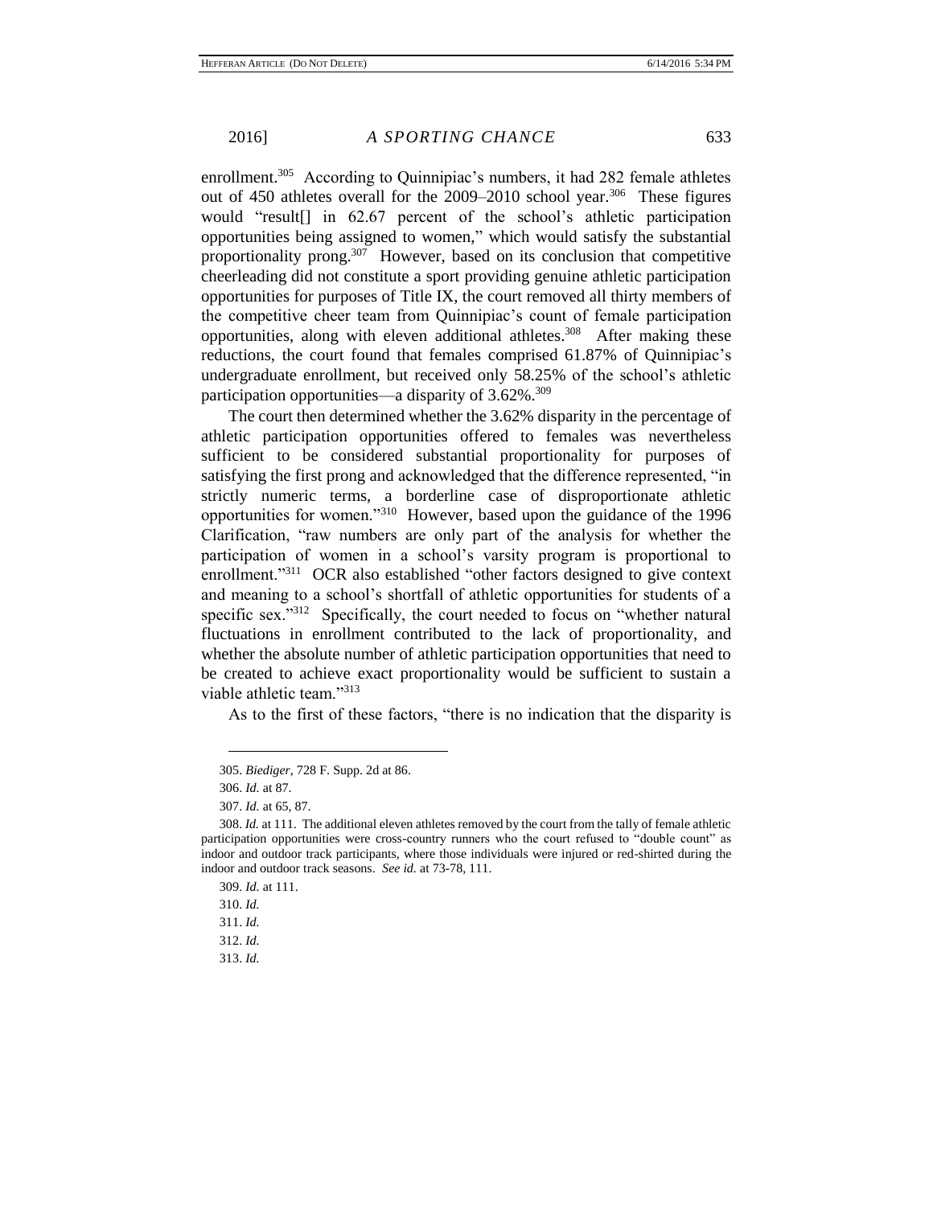enrollment.[305] According to Quinnipiac's numbers, it had 282 female athletes out of 450 athletes overall for the 2009–2010 school year.[306] These figures would "result[] in 62.67 percent of the school's athletic participation opportunities being assigned to women," which would satisfy the substantial proportionality prong.[307] However, based on its conclusion that competitive cheerleading did not constitute a sport providing genuine athletic participation opportunities for purposes of Title IX, the court removed all thirty members of the competitive cheer team from Quinnipiac's count of female participation opportunities, along with eleven additional athletes.[308] After making these reductions, the court found that females comprised 61.87% of Quinnipiac's undergraduate enrollment, but received only 58.25% of the school's athletic participation opportunities—a disparity of 3.62%.[309]

The court then determined whether the 3.62% disparity in the percentage of athletic participation opportunities offered to females was nevertheless sufficient to be considered substantial proportionality for purposes of satisfying the first prong and acknowledged that the difference represented, "in strictly numeric terms, a borderline case of disproportionate athletic opportunities for women."[310] However, based upon the guidance of the 1996 Clarification, "raw numbers are only part of the analysis for whether the participation of women in a school's varsity program is proportional to enrollment."[311] OCR also established "other factors designed to give context and meaning to a school's shortfall of athletic opportunities for students of a specific sex."[312] Specifically, the court needed to focus on "whether natural fluctuations in enrollment contributed to the lack of proportionality, and whether the absolute number of athletic participation opportunities that need to be created to achieve exact proportionality would be sufficient to sustain a viable athletic team."[313]

As to the first of these factors, "there is no indication that the disparity is

---

305. *Biediger*, 728 F. Supp. 2d at 86.

306. *Id.* at 87.

307. *Id.* at 65, 87.

308. *Id.* at 111. The additional eleven athletes removed by the court from the tally of female athletic participation opportunities were cross-country runners who the court refused to "double count" as indoor and outdoor track participants, where those individuals were injured or red-shirted during the indoor and outdoor track seasons. *See id.* at 73-78, 111.

309. *Id.* at 111.

310. *Id.*

311. *Id.*

312. *Id.*

313. *Id.*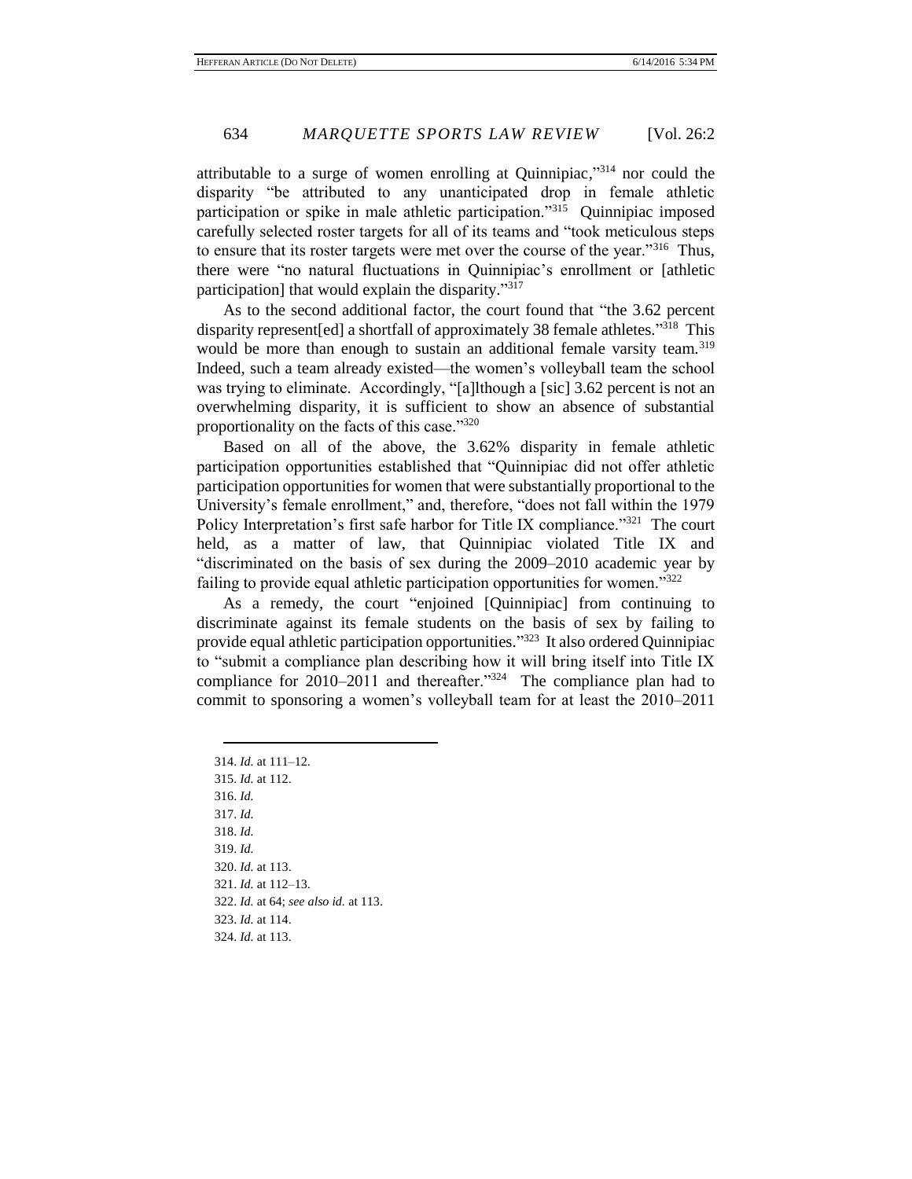attributable to a surge of women enrolling at Quinnipiac,"[314] nor could the disparity "be attributed to any unanticipated drop in female athletic participation or spike in male athletic participation."[315] Quinnipiac imposed carefully selected roster targets for all of its teams and "took meticulous steps to ensure that its roster targets were met over the course of the year."[316] Thus, there were "no natural fluctuations in Quinnipiac's enrollment or [athletic participation] that would explain the disparity."[317]

As to the second additional factor, the court found that "the 3.62 percent disparity represent[ed] a shortfall of approximately 38 female athletes."[318] This would be more than enough to sustain an additional female varsity team.[319] Indeed, such a team already existed—the women's volleyball team the school was trying to eliminate. Accordingly, "[a]lthough a [sic] 3.62 percent is not an overwhelming disparity, it is sufficient to show an absence of substantial proportionality on the facts of this case."[320]

Based on all of the above, the 3.62% disparity in female athletic participation opportunities established that "Quinnipiac did not offer athletic participation opportunities for women that were substantially proportional to the University's female enrollment," and, therefore, "does not fall within the 1979 Policy Interpretation's first safe harbor for Title IX compliance."[321] The court held, as a matter of law, that Quinnipiac violated Title IX and "discriminated on the basis of sex during the 2009–2010 academic year by failing to provide equal athletic participation opportunities for women."[322]

As a remedy, the court "enjoined [Quinnipiac] from continuing to discriminate against its female students on the basis of sex by failing to provide equal athletic participation opportunities."[323] It also ordered Quinnipiac to "submit a compliance plan describing how it will bring itself into Title IX compliance for 2010–2011 and thereafter."[324] The compliance plan had to commit to sponsoring a women's volleyball team for at least the 2010–2011

---

314. *Id.* at 111–12.
315. *Id.* at 112.
316. *Id.*
317. *Id.*
318. *Id.*
319. *Id.*
320. *Id.* at 113.
321. *Id.* at 112–13.
322. *Id.* at 64; *see also id.* at 113.
323. *Id.* at 114.
324. *Id.* at 113.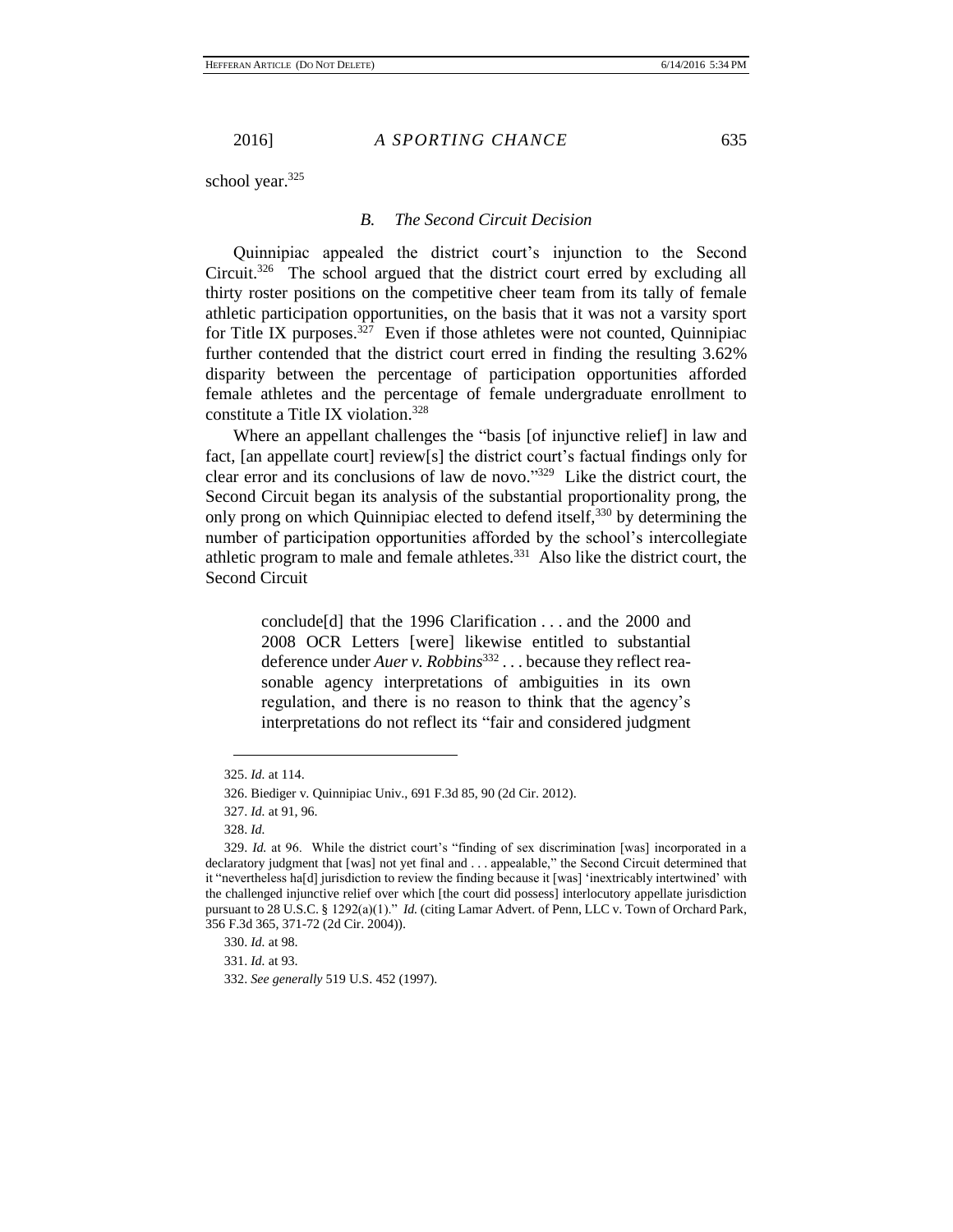school year.[325]

### *B. The Second Circuit Decision*

Quinnipiac appealed the district court's injunction to the Second Circuit.[326] The school argued that the district court erred by excluding all thirty roster positions on the competitive cheer team from its tally of female athletic participation opportunities, on the basis that it was not a varsity sport for Title IX purposes.[327] Even if those athletes were not counted, Quinnipiac further contended that the district court erred in finding the resulting 3.62% disparity between the percentage of participation opportunities afforded female athletes and the percentage of female undergraduate enrollment to constitute a Title IX violation.[328]

Where an appellant challenges the "basis [of injunctive relief] in law and fact, [an appellate court] review[s] the district court's factual findings only for clear error and its conclusions of law de novo."[329] Like the district court, the Second Circuit began its analysis of the substantial proportionality prong, the only prong on which Quinnipiac elected to defend itself,[330] by determining the number of participation opportunities afforded by the school's intercollegiate athletic program to male and female athletes.[331] Also like the district court, the Second Circuit

> conclude[d] that the 1996 Clarification . . . and the 2000 and 2008 OCR Letters [were] likewise entitled to substantial deference under *Auer v. Robbins*[332] . . . because they reflect reasonable agency interpretations of ambiguities in its own regulation, and there is no reason to think that the agency's interpretations do not reflect its "fair and considered judgment

---

325. *Id.* at 114.

326. Biediger v. Quinnipiac Univ., 691 F.3d 85, 90 (2d Cir. 2012).

327. *Id.* at 91, 96.

328. *Id.*

329. *Id.* at 96. While the district court's "finding of sex discrimination [was] incorporated in a declaratory judgment that [was] not yet final and . . . appealable," the Second Circuit determined that it "nevertheless ha[d] jurisdiction to review the finding because it [was] 'inextricably intertwined' with the challenged injunctive relief over which [the court did possess] interlocutory appellate jurisdiction pursuant to 28 U.S.C. § 1292(a)(1)." *Id.* (citing Lamar Advert. of Penn, LLC v. Town of Orchard Park, 356 F.3d 365, 371-72 (2d Cir. 2004)).

330. *Id.* at 98.

331. *Id.* at 93.

332. *See generally* 519 U.S. 452 (1997).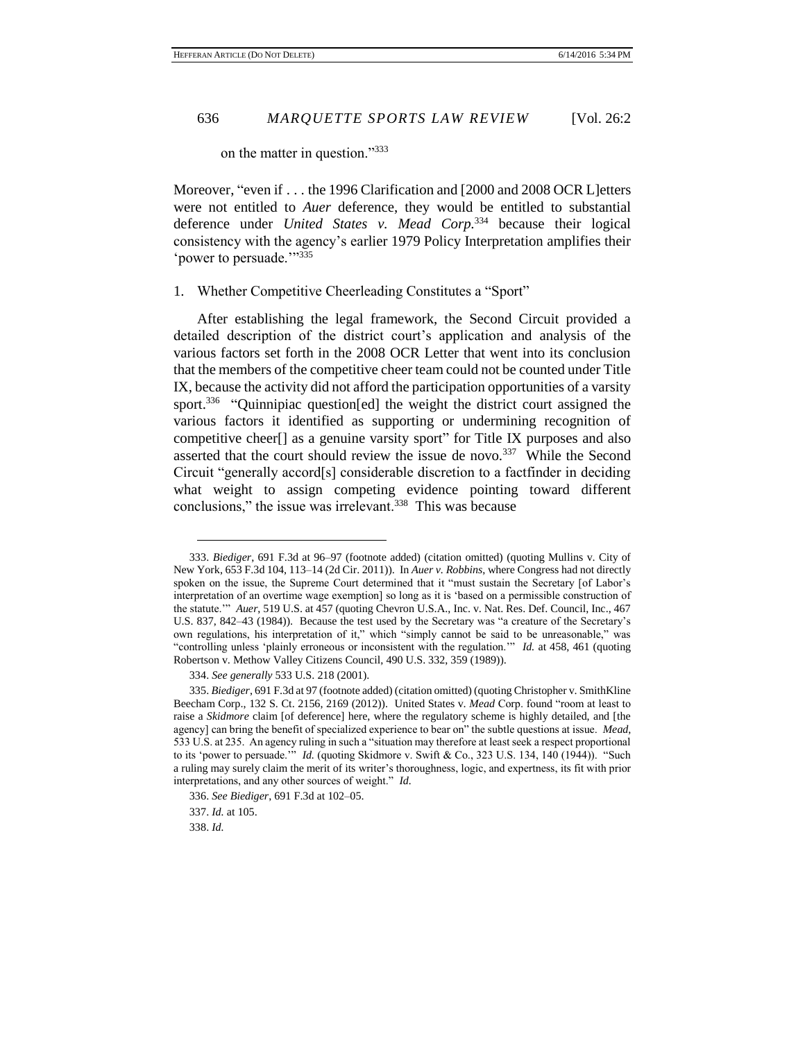on the matter in question."[333]

Moreover, "even if . . . the 1996 Clarification and [2000 and 2008 OCR L]etters were not entitled to *Auer* deference, they would be entitled to substantial deference under *United States v. Mead Corp.*[334] because their logical consistency with the agency's earlier 1979 Policy Interpretation amplifies their 'power to persuade.'"[335]

1. Whether Competitive Cheerleading Constitutes a "Sport"

After establishing the legal framework, the Second Circuit provided a detailed description of the district court's application and analysis of the various factors set forth in the 2008 OCR Letter that went into its conclusion that the members of the competitive cheer team could not be counted under Title IX, because the activity did not afford the participation opportunities of a varsity sport.[336] "Quinnipiac question[ed] the weight the district court assigned the various factors it identified as supporting or undermining recognition of competitive cheer[] as a genuine varsity sport" for Title IX purposes and also asserted that the court should review the issue de novo.[337] While the Second Circuit "generally accord[s] considerable discretion to a factfinder in deciding what weight to assign competing evidence pointing toward different conclusions," the issue was irrelevant.[338] This was because

---

333. *Biediger*, 691 F.3d at 96–97 (footnote added) (citation omitted) (quoting Mullins v. City of New York, 653 F.3d 104, 113–14 (2d Cir. 2011)). In *Auer v. Robbins*, where Congress had not directly spoken on the issue, the Supreme Court determined that it "must sustain the Secretary [of Labor's interpretation of an overtime wage exemption] so long as it is 'based on a permissible construction of the statute.'" *Auer*, 519 U.S. at 457 (quoting Chevron U.S.A., Inc. v. Nat. Res. Def. Council, Inc., 467 U.S. 837, 842–43 (1984)). Because the test used by the Secretary was "a creature of the Secretary's own regulations, his interpretation of it," which "simply cannot be said to be unreasonable," was "controlling unless 'plainly erroneous or inconsistent with the regulation.'" *Id.* at 458, 461 (quoting Robertson v. Methow Valley Citizens Council, 490 U.S. 332, 359 (1989)).

334. *See generally* 533 U.S. 218 (2001).

335. *Biediger*, 691 F.3d at 97 (footnote added) (citation omitted) (quoting Christopher v. SmithKline Beecham Corp., 132 S. Ct. 2156, 2169 (2012)). United States v. *Mead* Corp. found "room at least to raise a *Skidmore* claim [of deference] here, where the regulatory scheme is highly detailed, and [the agency] can bring the benefit of specialized experience to bear on" the subtle questions at issue. *Mead*, 533 U.S. at 235. An agency ruling in such a "situation may therefore at least seek a respect proportional to its 'power to persuade.'" *Id.* (quoting Skidmore v. Swift & Co., 323 U.S. 134, 140 (1944)). "Such a ruling may surely claim the merit of its writer's thoroughness, logic, and expertness, its fit with prior interpretations, and any other sources of weight." *Id.*

336. *See Biediger*, 691 F.3d at 102–05.

337. *Id.* at 105.

338. *Id.*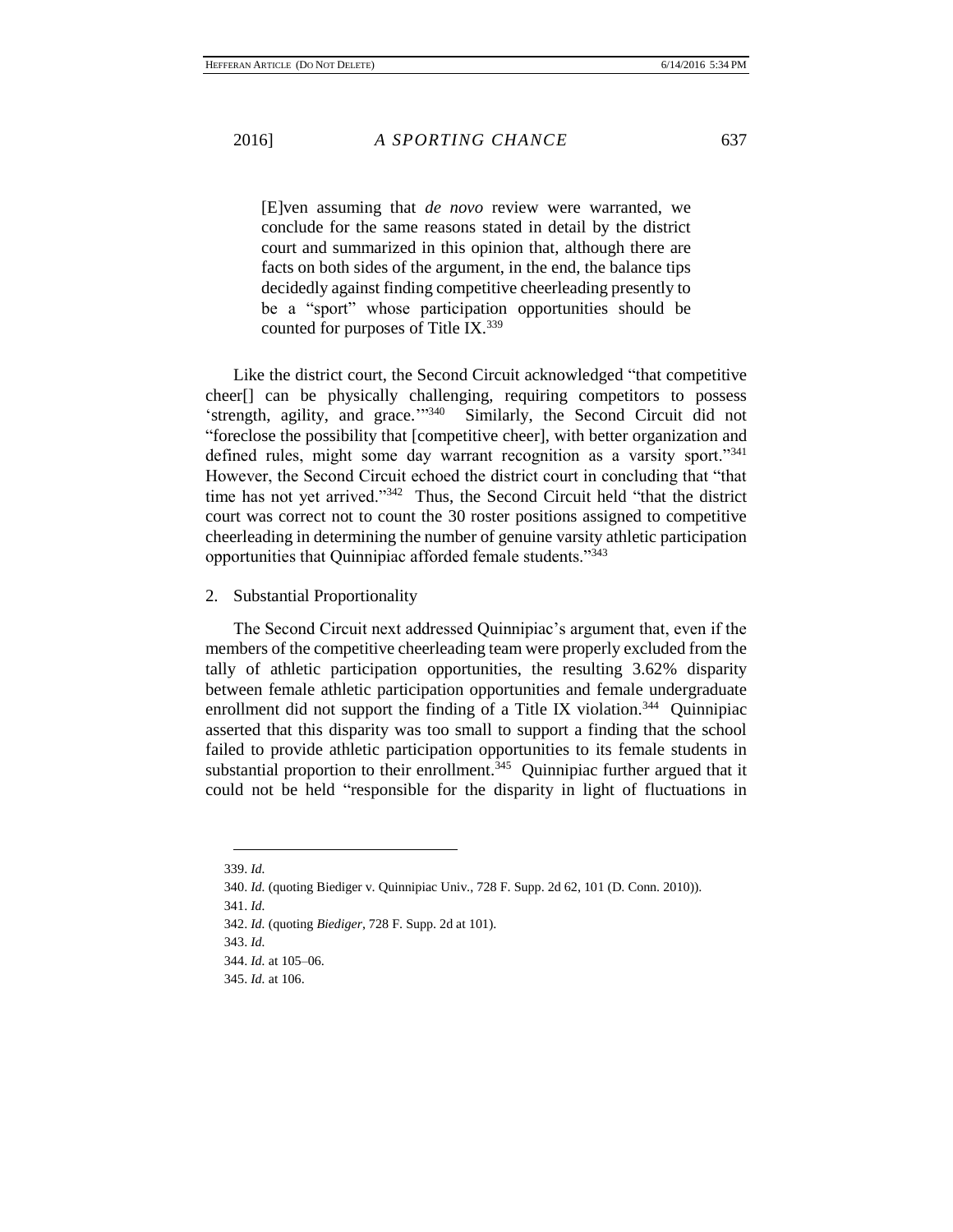> [E]ven assuming that *de novo* review were warranted, we conclude for the same reasons stated in detail by the district court and summarized in this opinion that, although there are facts on both sides of the argument, in the end, the balance tips decidedly against finding competitive cheerleading presently to be a "sport" whose participation opportunities should be counted for purposes of Title IX.[339]

Like the district court, the Second Circuit acknowledged "that competitive cheer[] can be physically challenging, requiring competitors to possess 'strength, agility, and grace.'"[340] Similarly, the Second Circuit did not "foreclose the possibility that [competitive cheer], with better organization and defined rules, might some day warrant recognition as a varsity sport."[341] However, the Second Circuit echoed the district court in concluding that "that time has not yet arrived."[342] Thus, the Second Circuit held "that the district court was correct not to count the 30 roster positions assigned to competitive cheerleading in determining the number of genuine varsity athletic participation opportunities that Quinnipiac afforded female students."[343]

2. Substantial Proportionality

The Second Circuit next addressed Quinnipiac's argument that, even if the members of the competitive cheerleading team were properly excluded from the tally of athletic participation opportunities, the resulting 3.62% disparity between female athletic participation opportunities and female undergraduate enrollment did not support the finding of a Title IX violation.[344] Quinnipiac asserted that this disparity was too small to support a finding that the school failed to provide athletic participation opportunities to its female students in substantial proportion to their enrollment.[345] Quinnipiac further argued that it could not be held "responsible for the disparity in light of fluctuations in

---

339. *Id.*

340. *Id.* (quoting Biediger v. Quinnipiac Univ., 728 F. Supp. 2d 62, 101 (D. Conn. 2010)).

341. *Id.*

342. *Id.* (quoting *Biediger*, 728 F. Supp. 2d at 101).

343. *Id.*

344. *Id.* at 105–06.

345. *Id.* at 106.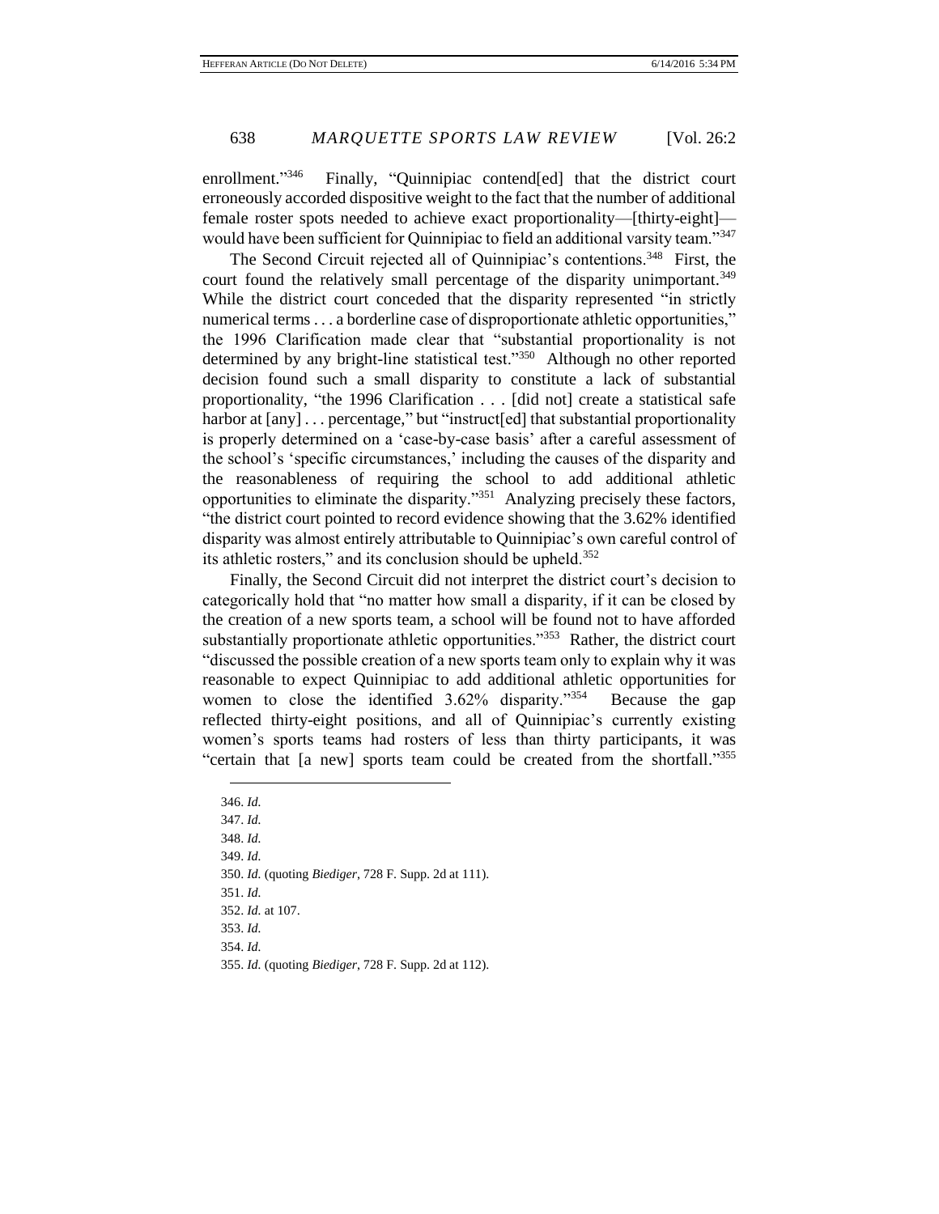enrollment."[346] Finally, "Quinnipiac contend[ed] that the district court erroneously accorded dispositive weight to the fact that the number of additional female roster spots needed to achieve exact proportionality—[thirty-eight]—would have been sufficient for Quinnipiac to field an additional varsity team."[347]

The Second Circuit rejected all of Quinnipiac's contentions.[348] First, the court found the relatively small percentage of the disparity unimportant.[349] While the district court conceded that the disparity represented "in strictly numerical terms . . . a borderline case of disproportionate athletic opportunities," the 1996 Clarification made clear that "substantial proportionality is not determined by any bright-line statistical test."[350] Although no other reported decision found such a small disparity to constitute a lack of substantial proportionality, "the 1996 Clarification . . . [did not] create a statistical safe harbor at [any] . . . percentage," but "instruct[ed] that substantial proportionality is properly determined on a 'case-by-case basis' after a careful assessment of the school's 'specific circumstances,' including the causes of the disparity and the reasonableness of requiring the school to add additional athletic opportunities to eliminate the disparity."[351] Analyzing precisely these factors, "the district court pointed to record evidence showing that the 3.62% identified disparity was almost entirely attributable to Quinnipiac's own careful control of its athletic rosters," and its conclusion should be upheld.[352]

Finally, the Second Circuit did not interpret the district court's decision to categorically hold that "no matter how small a disparity, if it can be closed by the creation of a new sports team, a school will be found not to have afforded substantially proportionate athletic opportunities."[353] Rather, the district court "discussed the possible creation of a new sports team only to explain why it was reasonable to expect Quinnipiac to add additional athletic opportunities for women to close the identified 3.62% disparity."[354] Because the gap reflected thirty-eight positions, and all of Quinnipiac's currently existing women's sports teams had rosters of less than thirty participants, it was "certain that [a new] sports team could be created from the shortfall."[355]

---

346. *Id.*

347. *Id.*

348. *Id.*

349. *Id.*

350. *Id.* (quoting *Biediger*, 728 F. Supp. 2d at 111).

351. *Id.*

352. *Id.* at 107.

353. *Id.*

354. *Id.*

355. *Id.* (quoting *Biediger*, 728 F. Supp. 2d at 112).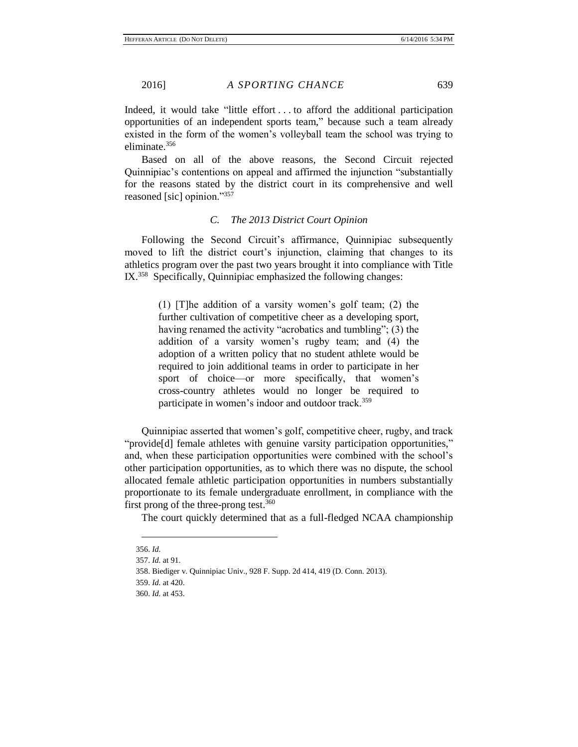Indeed, it would take "little effort . . . to afford the additional participation opportunities of an independent sports team," because such a team already existed in the form of the women's volleyball team the school was trying to eliminate.[356]

Based on all of the above reasons, the Second Circuit rejected Quinnipiac's contentions on appeal and affirmed the injunction "substantially for the reasons stated by the district court in its comprehensive and well reasoned [sic] opinion."[357]

### *C. The 2013 District Court Opinion*

Following the Second Circuit's affirmance, Quinnipiac subsequently moved to lift the district court's injunction, claiming that changes to its athletics program over the past two years brought it into compliance with Title IX.[358] Specifically, Quinnipiac emphasized the following changes:

> (1) [T]he addition of a varsity women's golf team; (2) the further cultivation of competitive cheer as a developing sport, having renamed the activity "acrobatics and tumbling"; (3) the addition of a varsity women's rugby team; and (4) the adoption of a written policy that no student athlete would be required to join additional teams in order to participate in her sport of choice—or more specifically, that women's cross-country athletes would no longer be required to participate in women's indoor and outdoor track.[359]

Quinnipiac asserted that women's golf, competitive cheer, rugby, and track "provide[d] female athletes with genuine varsity participation opportunities," and, when these participation opportunities were combined with the school's other participation opportunities, as to which there was no dispute, the school allocated female athletic participation opportunities in numbers substantially proportionate to its female undergraduate enrollment, in compliance with the first prong of the three-prong test.[360]

The court quickly determined that as a full-fledged NCAA championship

---

356. *Id.*

357. *Id.* at 91.

358. Biediger v. Quinnipiac Univ., 928 F. Supp. 2d 414, 419 (D. Conn. 2013).

359. *Id.* at 420.

360. *Id.* at 453.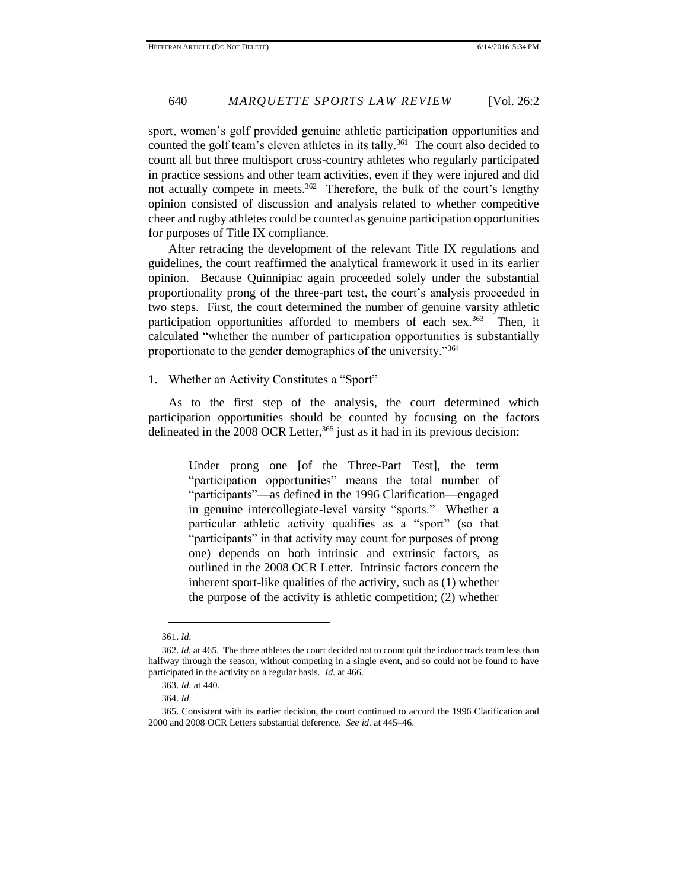sport, women's golf provided genuine athletic participation opportunities and counted the golf team's eleven athletes in its tally.[361] The court also decided to count all but three multisport cross-country athletes who regularly participated in practice sessions and other team activities, even if they were injured and did not actually compete in meets.[362] Therefore, the bulk of the court's lengthy opinion consisted of discussion and analysis related to whether competitive cheer and rugby athletes could be counted as genuine participation opportunities for purposes of Title IX compliance.

After retracing the development of the relevant Title IX regulations and guidelines, the court reaffirmed the analytical framework it used in its earlier opinion. Because Quinnipiac again proceeded solely under the substantial proportionality prong of the three-part test, the court's analysis proceeded in two steps. First, the court determined the number of genuine varsity athletic participation opportunities afforded to members of each sex.[363] Then, it calculated "whether the number of participation opportunities is substantially proportionate to the gender demographics of the university."[364]

1. Whether an Activity Constitutes a "Sport"

As to the first step of the analysis, the court determined which participation opportunities should be counted by focusing on the factors delineated in the 2008 OCR Letter,[365] just as it had in its previous decision:

> Under prong one [of the Three-Part Test], the term "participation opportunities" means the total number of "participants"—as defined in the 1996 Clarification—engaged in genuine intercollegiate-level varsity "sports." Whether a particular athletic activity qualifies as a "sport" (so that "participants" in that activity may count for purposes of prong one) depends on both intrinsic and extrinsic factors, as outlined in the 2008 OCR Letter. Intrinsic factors concern the inherent sport-like qualities of the activity, such as (1) whether the purpose of the activity is athletic competition; (2) whether

---

361. *Id.*

362. *Id.* at 465. The three athletes the court decided not to count quit the indoor track team less than halfway through the season, without competing in a single event, and so could not be found to have participated in the activity on a regular basis. *Id.* at 466.

363. *Id.* at 440.

364. *Id.*

365. Consistent with its earlier decision, the court continued to accord the 1996 Clarification and 2000 and 2008 OCR Letters substantial deference. *See id.* at 445–46.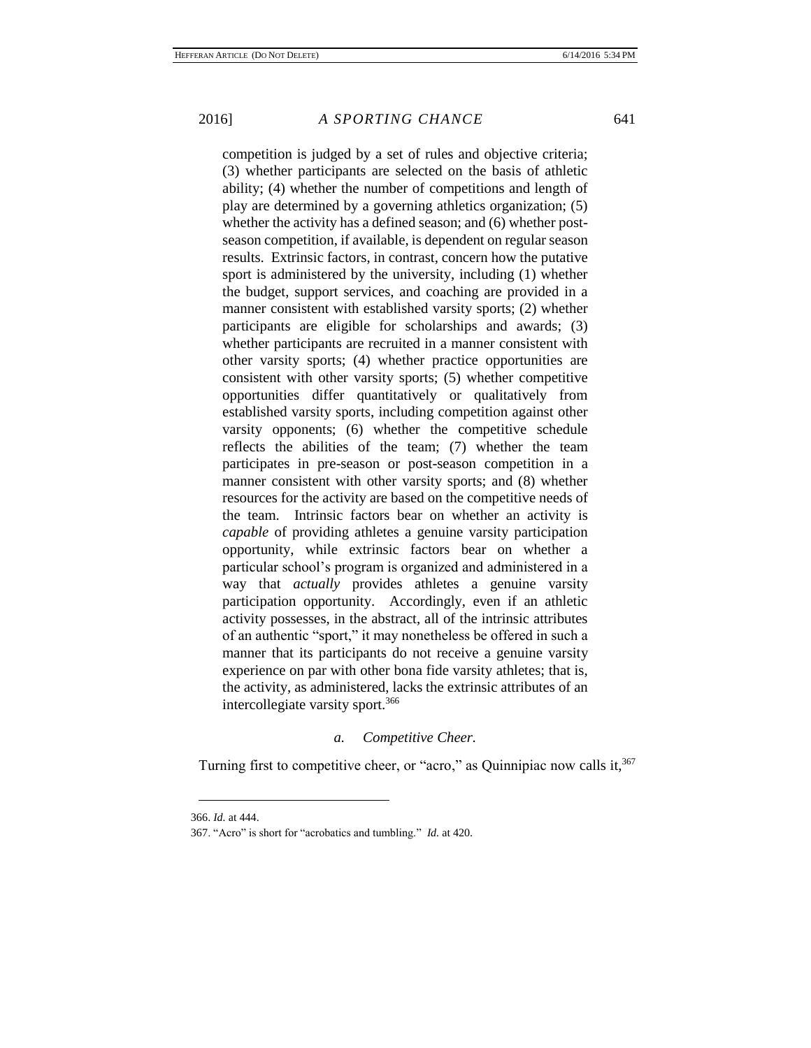competition is judged by a set of rules and objective criteria; (3) whether participants are selected on the basis of athletic ability; (4) whether the number of competitions and length of play are determined by a governing athletics organization; (5) whether the activity has a defined season; and (6) whether post-season competition, if available, is dependent on regular season results. Extrinsic factors, in contrast, concern how the putative sport is administered by the university, including (1) whether the budget, support services, and coaching are provided in a manner consistent with established varsity sports; (2) whether participants are eligible for scholarships and awards; (3) whether participants are recruited in a manner consistent with other varsity sports; (4) whether practice opportunities are consistent with other varsity sports; (5) whether competitive opportunities differ quantitatively or qualitatively from established varsity sports, including competition against other varsity opponents; (6) whether the competitive schedule reflects the abilities of the team; (7) whether the team participates in pre-season or post-season competition in a manner consistent with other varsity sports; and (8) whether resources for the activity are based on the competitive needs of the team. Intrinsic factors bear on whether an activity is *capable* of providing athletes a genuine varsity participation opportunity, while extrinsic factors bear on whether a particular school's program is organized and administered in a way that *actually* provides athletes a genuine varsity participation opportunity. Accordingly, even if an athletic activity possesses, in the abstract, all of the intrinsic attributes of an authentic "sport," it may nonetheless be offered in such a manner that its participants do not receive a genuine varsity experience on par with other bona fide varsity athletes; that is, the activity, as administered, lacks the extrinsic attributes of an intercollegiate varsity sport.[366]

#### *a. Competitive Cheer.*

Turning first to competitive cheer, or "acro," as Quinnipiac now calls it,[367]

---

366. *Id.* at 444.

367. "Acro" is short for "acrobatics and tumbling." *Id.* at 420.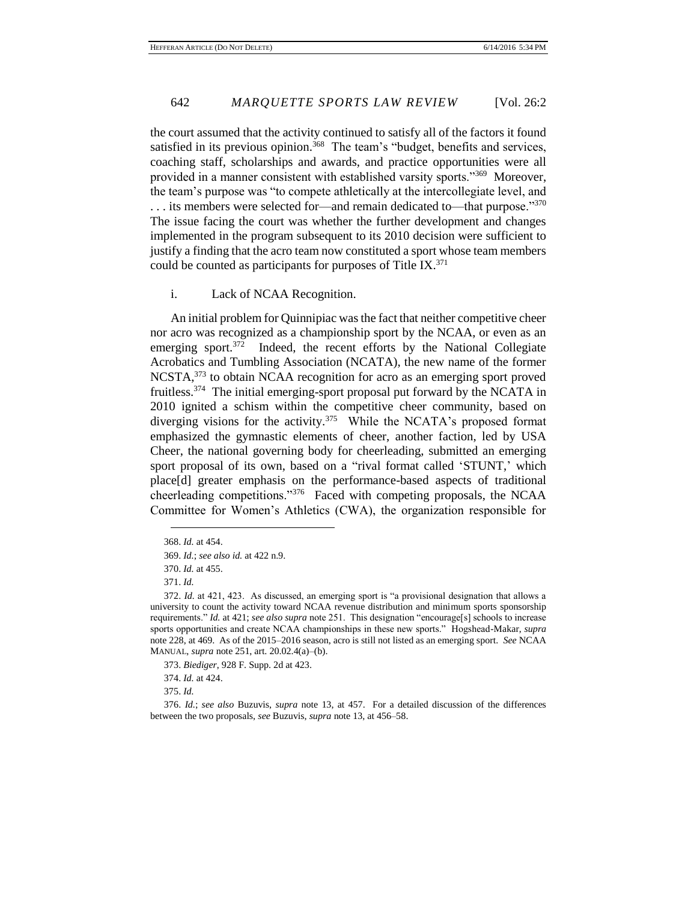the court assumed that the activity continued to satisfy all of the factors it found satisfied in its previous opinion.[368] The team's "budget, benefits and services, coaching staff, scholarships and awards, and practice opportunities were all provided in a manner consistent with established varsity sports."[369] Moreover, the team's purpose was "to compete athletically at the intercollegiate level, and . . . its members were selected for—and remain dedicated to—that purpose."[370] The issue facing the court was whether the further development and changes implemented in the program subsequent to its 2010 decision were sufficient to justify a finding that the acro team now constituted a sport whose team members could be counted as participants for purposes of Title IX.[371]

i. Lack of NCAA Recognition.

An initial problem for Quinnipiac was the fact that neither competitive cheer nor acro was recognized as a championship sport by the NCAA, or even as an emerging sport.[372] Indeed, the recent efforts by the National Collegiate Acrobatics and Tumbling Association (NCATA), the new name of the former NCSTA,[373] to obtain NCAA recognition for acro as an emerging sport proved fruitless.[374] The initial emerging-sport proposal put forward by the NCATA in 2010 ignited a schism within the competitive cheer community, based on diverging visions for the activity.[375] While the NCATA's proposed format emphasized the gymnastic elements of cheer, another faction, led by USA Cheer, the national governing body for cheerleading, submitted an emerging sport proposal of its own, based on a "rival format called 'STUNT,' which place[d] greater emphasis on the performance-based aspects of traditional cheerleading competitions."[376] Faced with competing proposals, the NCAA Committee for Women's Athletics (CWA), the organization responsible for

---

368. *Id.* at 454.

369. *Id.*; *see also id.* at 422 n.9.

370. *Id.* at 455.

371. *Id.*

372. *Id.* at 421, 423. As discussed, an emerging sport is "a provisional designation that allows a university to count the activity toward NCAA revenue distribution and minimum sports sponsorship requirements." *Id.* at 421; *see also supra* note 251. This designation "encourage[s] schools to increase sports opportunities and create NCAA championships in these new sports." Hogshead-Makar, *supra* note 228, at 469. As of the 2015–2016 season, acro is still not listed as an emerging sport. *See* NCAA MANUAL, *supra* note 251, art. 20.02.4(a)–(b).

373. *Biediger*, 928 F. Supp. 2d at 423.

374. *Id.* at 424.

375. *Id.*

376. *Id.*; *see also* Buzuvis, *supra* note 13, at 457. For a detailed discussion of the differences between the two proposals, *see* Buzuvis, *supra* note 13, at 456–58.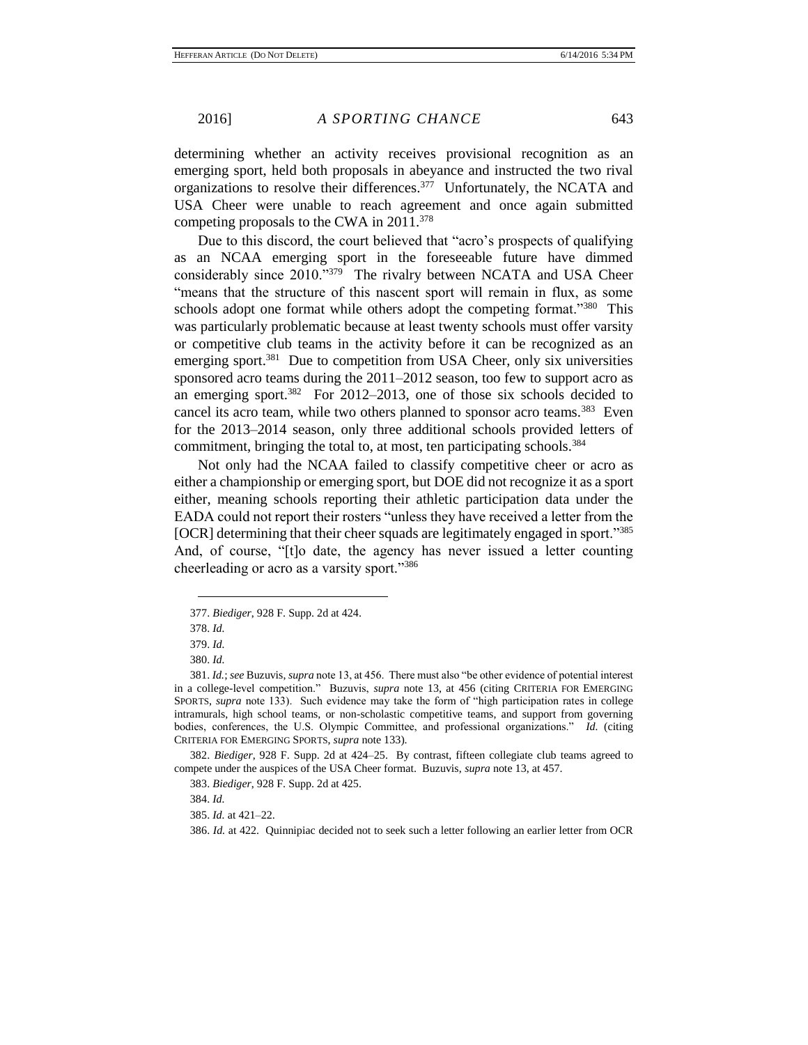determining whether an activity receives provisional recognition as an emerging sport, held both proposals in abeyance and instructed the two rival organizations to resolve their differences.[377] Unfortunately, the NCATA and USA Cheer were unable to reach agreement and once again submitted competing proposals to the CWA in 2011.[378]

Due to this discord, the court believed that "acro's prospects of qualifying as an NCAA emerging sport in the foreseeable future have dimmed considerably since 2010."[379] The rivalry between NCATA and USA Cheer "means that the structure of this nascent sport will remain in flux, as some schools adopt one format while others adopt the competing format."[380] This was particularly problematic because at least twenty schools must offer varsity or competitive club teams in the activity before it can be recognized as an emerging sport.[381] Due to competition from USA Cheer, only six universities sponsored acro teams during the 2011–2012 season, too few to support acro as an emerging sport.[382] For 2012–2013, one of those six schools decided to cancel its acro team, while two others planned to sponsor acro teams.[383] Even for the 2013–2014 season, only three additional schools provided letters of commitment, bringing the total to, at most, ten participating schools.[384]

Not only had the NCAA failed to classify competitive cheer or acro as either a championship or emerging sport, but DOE did not recognize it as a sport either, meaning schools reporting their athletic participation data under the EADA could not report their rosters "unless they have received a letter from the [OCR] determining that their cheer squads are legitimately engaged in sport."[385] And, of course, "[t]o date, the agency has never issued a letter counting cheerleading or acro as a varsity sport."[386]

---

377. *Biediger*, 928 F. Supp. 2d at 424.

378. *Id.*

379. *Id.*

380. *Id.*

381. *Id.*; *see* Buzuvis, *supra* note 13, at 456. There must also "be other evidence of potential interest in a college-level competition." Buzuvis, *supra* note 13, at 456 (citing CRITERIA FOR EMERGING SPORTS, *supra* note 133). Such evidence may take the form of "high participation rates in college intramurals, high school teams, or non-scholastic competitive teams, and support from governing bodies, conferences, the U.S. Olympic Committee, and professional organizations." *Id.* (citing CRITERIA FOR EMERGING SPORTS, *supra* note 133).

382. *Biediger*, 928 F. Supp. 2d at 424–25. By contrast, fifteen collegiate club teams agreed to compete under the auspices of the USA Cheer format. Buzuvis, *supra* note 13, at 457.

383. *Biediger*, 928 F. Supp. 2d at 425.

384. *Id.*

385. *Id.* at 421–22.

386. *Id.* at 422. Quinnipiac decided not to seek such a letter following an earlier letter from OCR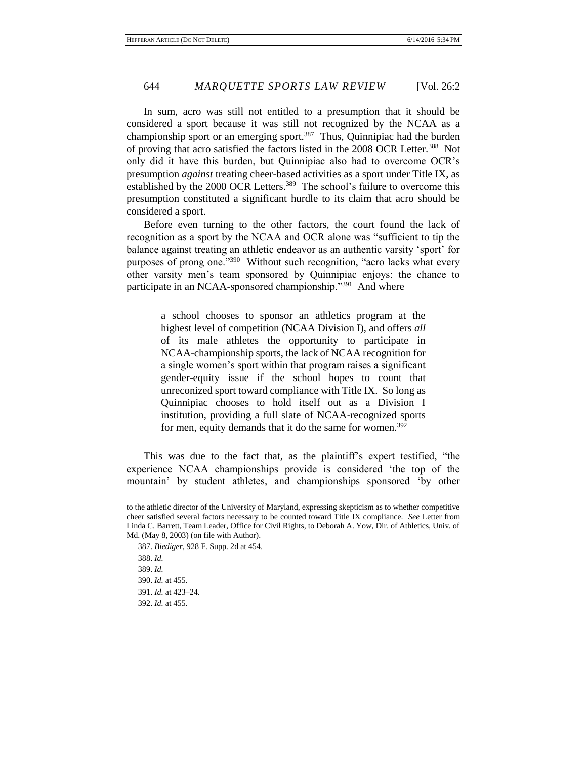In sum, acro was still not entitled to a presumption that it should be considered a sport because it was still not recognized by the NCAA as a championship sport or an emerging sport.[387] Thus, Quinnipiac had the burden of proving that acro satisfied the factors listed in the 2008 OCR Letter.[388] Not only did it have this burden, but Quinnipiac also had to overcome OCR's presumption *against* treating cheer-based activities as a sport under Title IX, as established by the 2000 OCR Letters.[389] The school's failure to overcome this presumption constituted a significant hurdle to its claim that acro should be considered a sport.

Before even turning to the other factors, the court found the lack of recognition as a sport by the NCAA and OCR alone was "sufficient to tip the balance against treating an athletic endeavor as an authentic varsity 'sport' for purposes of prong one."[390] Without such recognition, "acro lacks what every other varsity men's team sponsored by Quinnipiac enjoys: the chance to participate in an NCAA-sponsored championship."[391] And where

> a school chooses to sponsor an athletics program at the highest level of competition (NCAA Division I), and offers *all* of its male athletes the opportunity to participate in NCAA-championship sports, the lack of NCAA recognition for a single women's sport within that program raises a significant gender-equity issue if the school hopes to count that unreconized sport toward compliance with Title IX. So long as Quinnipiac chooses to hold itself out as a Division I institution, providing a full slate of NCAA-recognized sports for men, equity demands that it do the same for women.[392]

This was due to the fact that, as the plaintiff's expert testified, "the experience NCAA championships provide is considered 'the top of the mountain' by student athletes, and championships sponsored 'by other

---

to the athletic director of the University of Maryland, expressing skepticism as to whether competitive cheer satisfied several factors necessary to be counted toward Title IX compliance. *See* Letter from Linda C. Barrett, Team Leader, Office for Civil Rights, to Deborah A. Yow, Dir. of Athletics, Univ. of Md. (May 8, 2003) (on file with Author).

387. *Biediger*, 928 F. Supp. 2d at 454.

388. *Id.*

389. *Id.*

390. *Id.* at 455.

391. *Id.* at 423–24.

392. *Id.* at 455.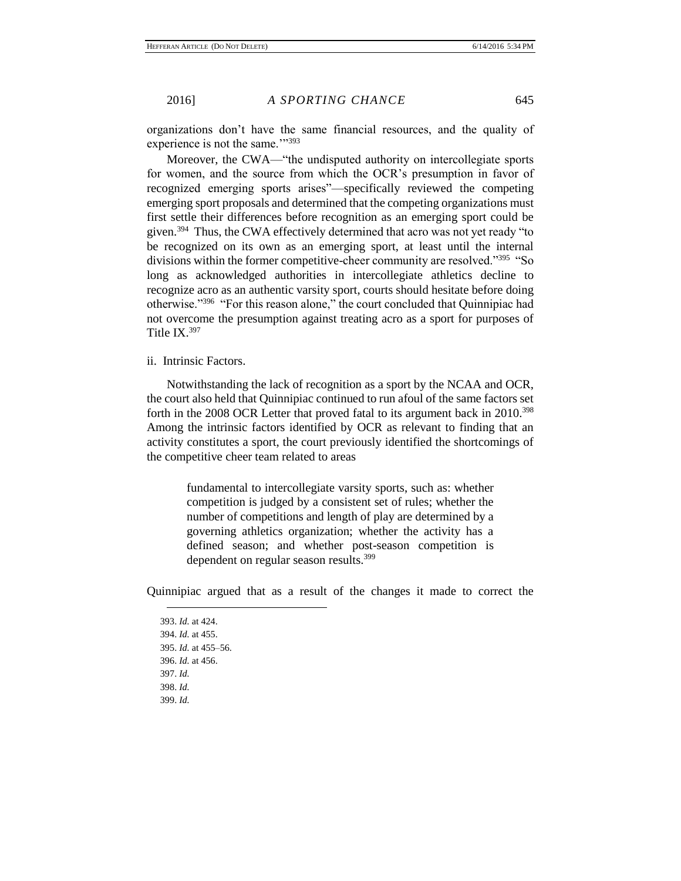organizations don't have the same financial resources, and the quality of experience is not the same.'"[393]

Moreover, the CWA—"the undisputed authority on intercollegiate sports for women, and the source from which the OCR's presumption in favor of recognized emerging sports arises"—specifically reviewed the competing emerging sport proposals and determined that the competing organizations must first settle their differences before recognition as an emerging sport could be given.[394] Thus, the CWA effectively determined that acro was not yet ready "to be recognized on its own as an emerging sport, at least until the internal divisions within the former competitive-cheer community are resolved."[395] "So long as acknowledged authorities in intercollegiate athletics decline to recognize acro as an authentic varsity sport, courts should hesitate before doing otherwise."[396] "For this reason alone," the court concluded that Quinnipiac had not overcome the presumption against treating acro as a sport for purposes of Title IX.[397]

ii. Intrinsic Factors.

Notwithstanding the lack of recognition as a sport by the NCAA and OCR, the court also held that Quinnipiac continued to run afoul of the same factors set forth in the 2008 OCR Letter that proved fatal to its argument back in 2010.[398] Among the intrinsic factors identified by OCR as relevant to finding that an activity constitutes a sport, the court previously identified the shortcomings of the competitive cheer team related to areas

> fundamental to intercollegiate varsity sports, such as: whether competition is judged by a consistent set of rules; whether the number of competitions and length of play are determined by a governing athletics organization; whether the activity has a defined season; and whether post-season competition is dependent on regular season results.[399]

Quinnipiac argued that as a result of the changes it made to correct the

---

393. *Id.* at 424.
394. *Id.* at 455.
395. *Id.* at 455–56.
396. *Id.* at 456.
397. *Id.*
398. *Id.*
399. *Id.*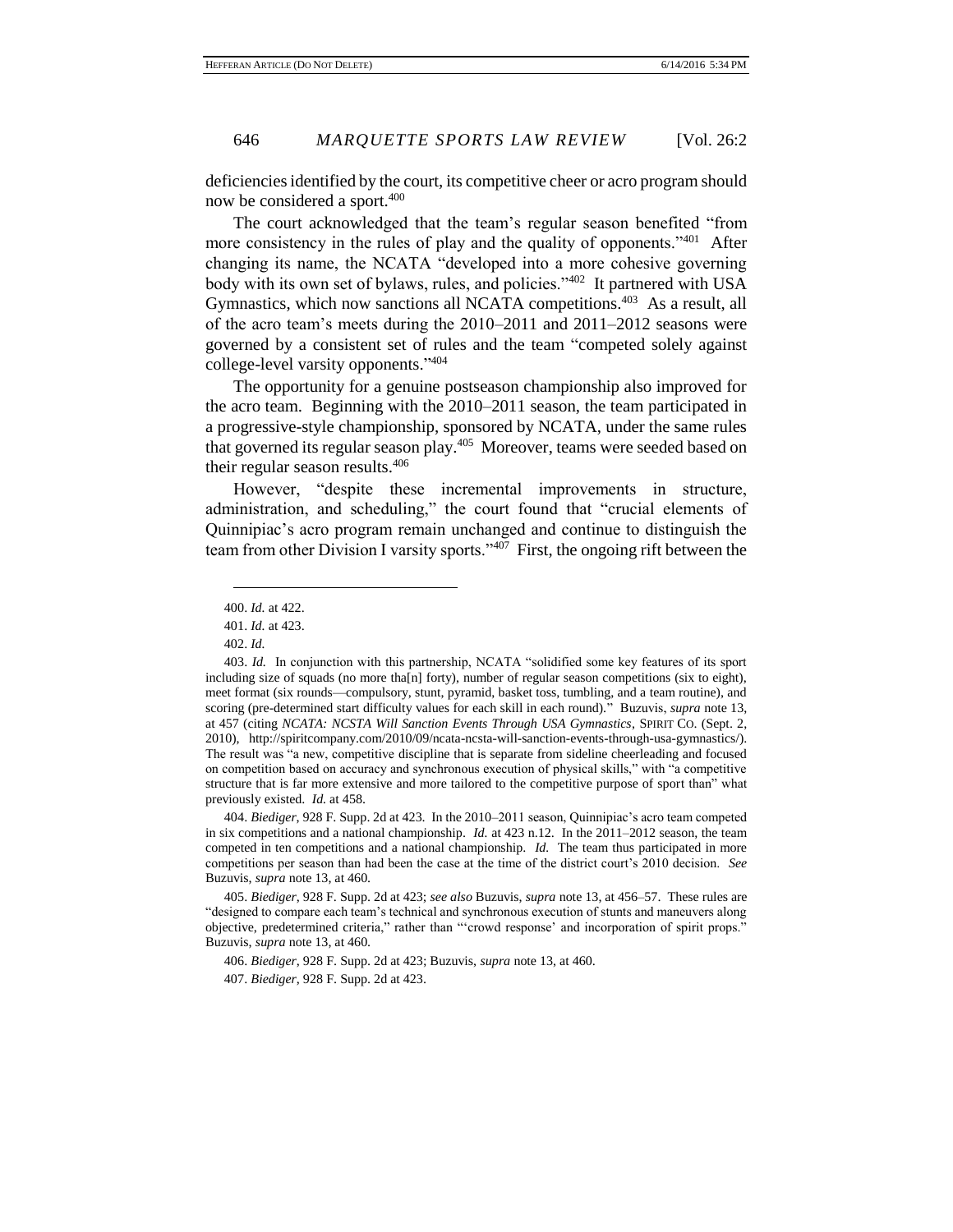deficiencies identified by the court, its competitive cheer or acro program should now be considered a sport.[400]

The court acknowledged that the team's regular season benefited "from more consistency in the rules of play and the quality of opponents."[401] After changing its name, the NCATA "developed into a more cohesive governing body with its own set of bylaws, rules, and policies."[402] It partnered with USA Gymnastics, which now sanctions all NCATA competitions.[403] As a result, all of the acro team's meets during the 2010–2011 and 2011–2012 seasons were governed by a consistent set of rules and the team "competed solely against college-level varsity opponents."[404]

The opportunity for a genuine postseason championship also improved for the acro team. Beginning with the 2010–2011 season, the team participated in a progressive-style championship, sponsored by NCATA, under the same rules that governed its regular season play.[405] Moreover, teams were seeded based on their regular season results.[406]

However, "despite these incremental improvements in structure, administration, and scheduling," the court found that "crucial elements of Quinnipiac's acro program remain unchanged and continue to distinguish the team from other Division I varsity sports."[407] First, the ongoing rift between the

---

400. *Id.* at 422.

401. *Id.* at 423.

402. *Id.*

403. *Id.* In conjunction with this partnership, NCATA "solidified some key features of its sport including size of squads (no more tha[n] forty), number of regular season competitions (six to eight), meet format (six rounds—compulsory, stunt, pyramid, basket toss, tumbling, and a team routine), and scoring (pre-determined start difficulty values for each skill in each round)." Buzuvis, *supra* note 13, at 457 (citing *NCATA: NCSTA Will Sanction Events Through USA Gymnastics*, SPIRIT CO. (Sept. 2, 2010), http://spiritcompany.com/2010/09/ncata-ncsta-will-sanction-events-through-usa-gymnastics/). The result was "a new, competitive discipline that is separate from sideline cheerleading and focused on competition based on accuracy and synchronous execution of physical skills," with "a competitive structure that is far more extensive and more tailored to the competitive purpose of sport than" what previously existed. *Id.* at 458.

404. *Biediger*, 928 F. Supp. 2d at 423. In the 2010–2011 season, Quinnipiac's acro team competed in six competitions and a national championship. *Id.* at 423 n.12. In the 2011–2012 season, the team competed in ten competitions and a national championship. *Id.* The team thus participated in more competitions per season than had been the case at the time of the district court's 2010 decision. *See* Buzuvis, *supra* note 13, at 460.

405. *Biediger*, 928 F. Supp. 2d at 423; *see also* Buzuvis, *supra* note 13, at 456–57. These rules are "designed to compare each team's technical and synchronous execution of stunts and maneuvers along objective, predetermined criteria," rather than "'crowd response' and incorporation of spirit props." Buzuvis, *supra* note 13, at 460.

406. *Biediger*, 928 F. Supp. 2d at 423; Buzuvis, *supra* note 13, at 460.

407. *Biediger*, 928 F. Supp. 2d at 423.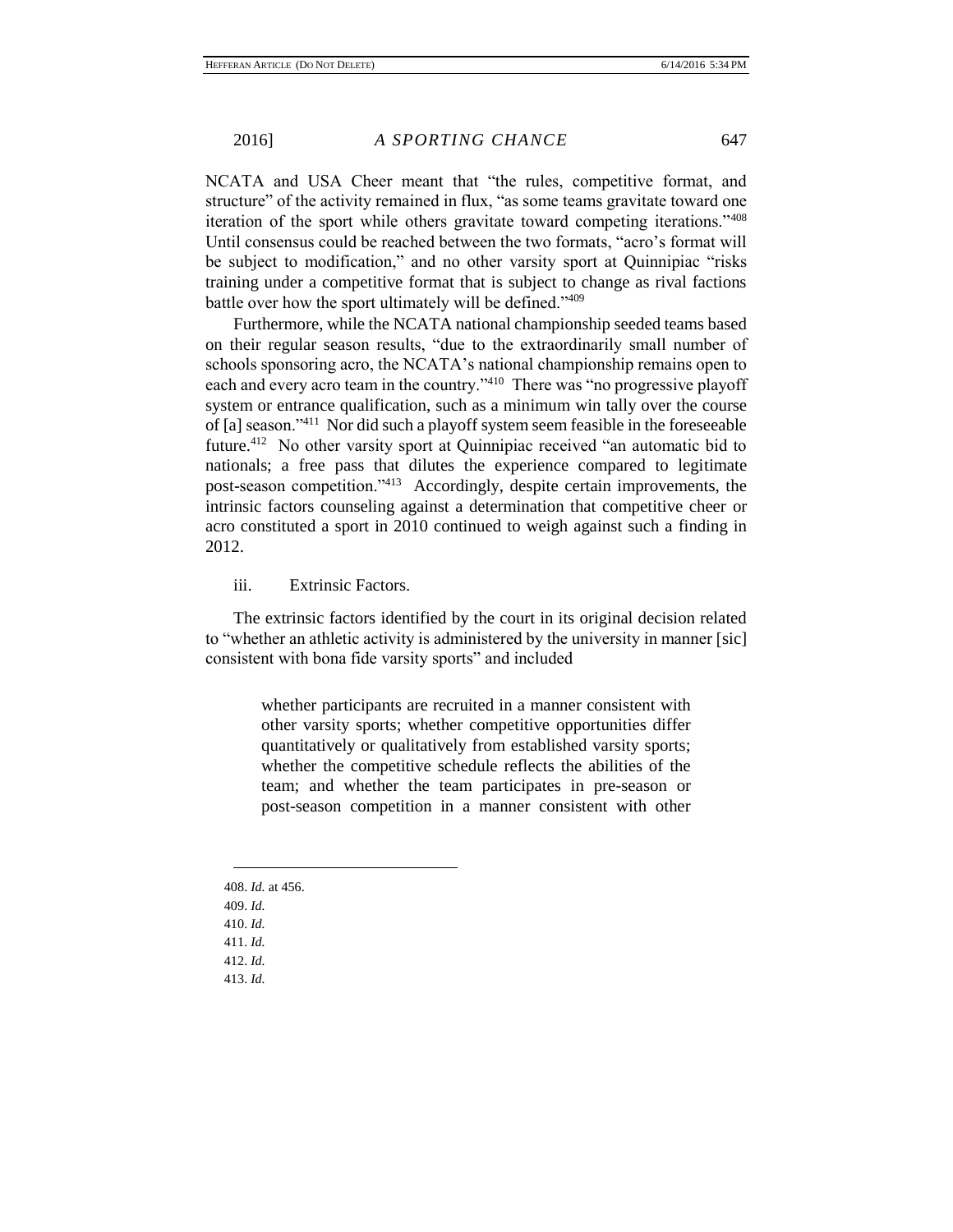NCATA and USA Cheer meant that "the rules, competitive format, and structure" of the activity remained in flux, "as some teams gravitate toward one iteration of the sport while others gravitate toward competing iterations."[408] Until consensus could be reached between the two formats, "acro's format will be subject to modification," and no other varsity sport at Quinnipiac "risks training under a competitive format that is subject to change as rival factions battle over how the sport ultimately will be defined."[409]

Furthermore, while the NCATA national championship seeded teams based on their regular season results, "due to the extraordinarily small number of schools sponsoring acro, the NCATA's national championship remains open to each and every acro team in the country."[410] There was "no progressive playoff system or entrance qualification, such as a minimum win tally over the course of [a] season."[411] Nor did such a playoff system seem feasible in the foreseeable future.[412] No other varsity sport at Quinnipiac received "an automatic bid to nationals; a free pass that dilutes the experience compared to legitimate post-season competition."[413] Accordingly, despite certain improvements, the intrinsic factors counseling against a determination that competitive cheer or acro constituted a sport in 2010 continued to weigh against such a finding in 2012.

iii. Extrinsic Factors.

The extrinsic factors identified by the court in its original decision related to "whether an athletic activity is administered by the university in manner [sic] consistent with bona fide varsity sports" and included

> whether participants are recruited in a manner consistent with other varsity sports; whether competitive opportunities differ quantitatively or qualitatively from established varsity sports; whether the competitive schedule reflects the abilities of the team; and whether the team participates in pre-season or post-season competition in a manner consistent with other

---

408. *Id.* at 456.

409. *Id.*

410. *Id.*

411. *Id.*

412. *Id.*

413. *Id.*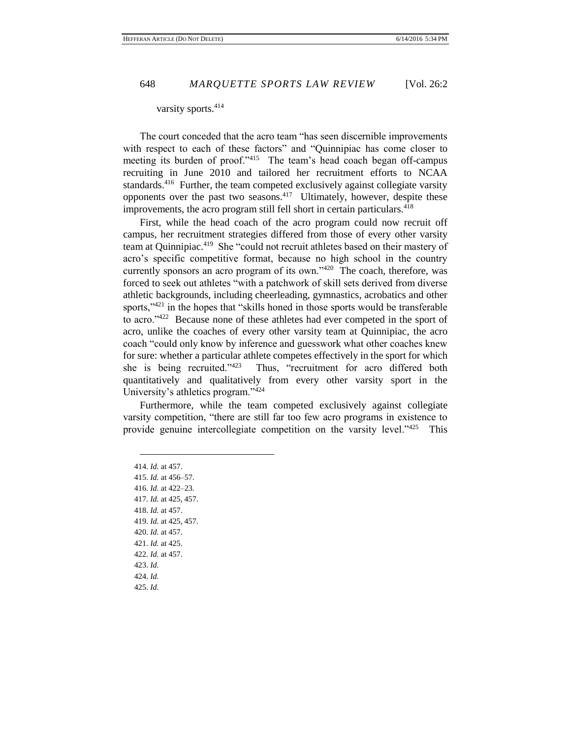varsity sports.[414]

The court conceded that the acro team "has seen discernible improvements with respect to each of these factors" and "Quinnipiac has come closer to meeting its burden of proof."[415] The team's head coach began off-campus recruiting in June 2010 and tailored her recruitment efforts to NCAA standards.[416] Further, the team competed exclusively against collegiate varsity opponents over the past two seasons.[417] Ultimately, however, despite these improvements, the acro program still fell short in certain particulars.[418]

First, while the head coach of the acro program could now recruit off campus, her recruitment strategies differed from those of every other varsity team at Quinnipiac.[419] She "could not recruit athletes based on their mastery of acro's specific competitive format, because no high school in the country currently sponsors an acro program of its own."[420] The coach, therefore, was forced to seek out athletes "with a patchwork of skill sets derived from diverse athletic backgrounds, including cheerleading, gymnastics, acrobatics and other sports,"[421] in the hopes that "skills honed in those sports would be transferable to acro."[422] Because none of these athletes had ever competed in the sport of acro, unlike the coaches of every other varsity team at Quinnipiac, the acro coach "could only know by inference and guesswork what other coaches knew for sure: whether a particular athlete competes effectively in the sport for which she is being recruited."[423] Thus, "recruitment for acro differed both quantitatively and qualitatively from every other varsity sport in the University's athletics program."[424]

Furthermore, while the team competed exclusively against collegiate varsity competition, "there are still far too few acro programs in existence to provide genuine intercollegiate competition on the varsity level."[425] This

---

414. *Id.* at 457.
415. *Id.* at 456–57.
416. *Id.* at 422–23.
417. *Id.* at 425, 457.
418. *Id.* at 457.
419. *Id.* at 425, 457.
420. *Id.* at 457.
421. *Id.* at 425.
422. *Id.* at 457.
423. *Id.*
424. *Id.*
425. *Id.*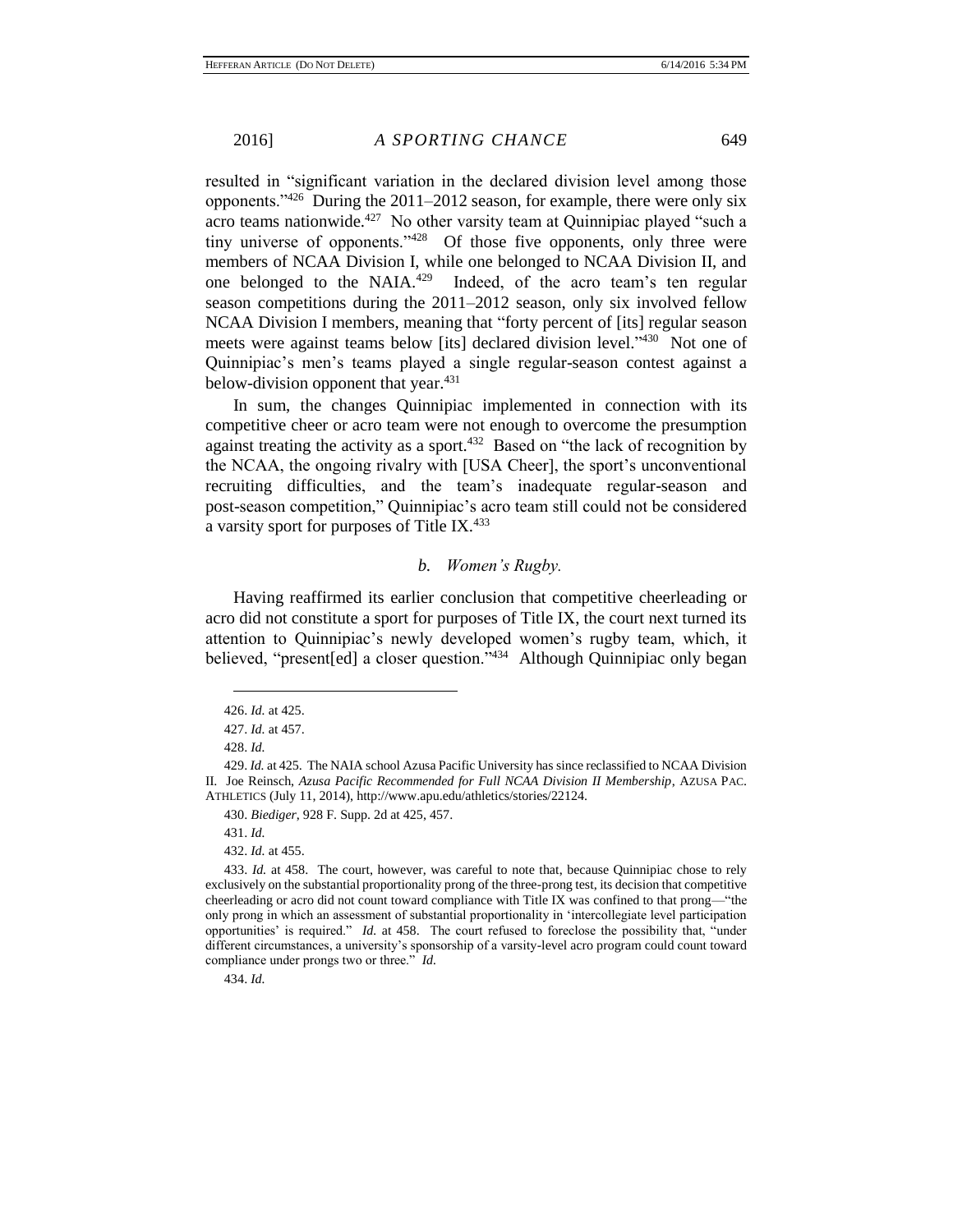resulted in "significant variation in the declared division level among those opponents."[426] During the 2011–2012 season, for example, there were only six acro teams nationwide.[427] No other varsity team at Quinnipiac played "such a tiny universe of opponents."[428] Of those five opponents, only three were members of NCAA Division I, while one belonged to NCAA Division II, and one belonged to the NAIA.[429] Indeed, of the acro team's ten regular season competitions during the 2011–2012 season, only six involved fellow NCAA Division I members, meaning that "forty percent of [its] regular season meets were against teams below [its] declared division level."[430] Not one of Quinnipiac's men's teams played a single regular-season contest against a below-division opponent that year.[431]

In sum, the changes Quinnipiac implemented in connection with its competitive cheer or acro team were not enough to overcome the presumption against treating the activity as a sport.[432] Based on "the lack of recognition by the NCAA, the ongoing rivalry with [USA Cheer], the sport's unconventional recruiting difficulties, and the team's inadequate regular-season and post-season competition," Quinnipiac's acro team still could not be considered a varsity sport for purposes of Title IX.[433]

### *b. Women's Rugby.*

Having reaffirmed its earlier conclusion that competitive cheerleading or acro did not constitute a sport for purposes of Title IX, the court next turned its attention to Quinnipiac's newly developed women's rugby team, which, it believed, "present[ed] a closer question."[434] Although Quinnipiac only began

---

426. *Id.* at 425.

427. *Id.* at 457.

428. *Id.*

429. *Id.* at 425. The NAIA school Azusa Pacific University has since reclassified to NCAA Division II. Joe Reinsch, *Azusa Pacific Recommended for Full NCAA Division II Membership*, AZUSA PAC. ATHLETICS (July 11, 2014), http://www.apu.edu/athletics/stories/22124.

430. *Biediger*, 928 F. Supp. 2d at 425, 457.

431. *Id.*

432. *Id.* at 455.

433. *Id.* at 458. The court, however, was careful to note that, because Quinnipiac chose to rely exclusively on the substantial proportionality prong of the three-prong test, its decision that competitive cheerleading or acro did not count toward compliance with Title IX was confined to that prong—"the only prong in which an assessment of substantial proportionality in 'intercollegiate level participation opportunities' is required." *Id.* at 458. The court refused to foreclose the possibility that, "under different circumstances, a university's sponsorship of a varsity-level acro program could count toward compliance under prongs two or three." *Id.*

434. *Id.*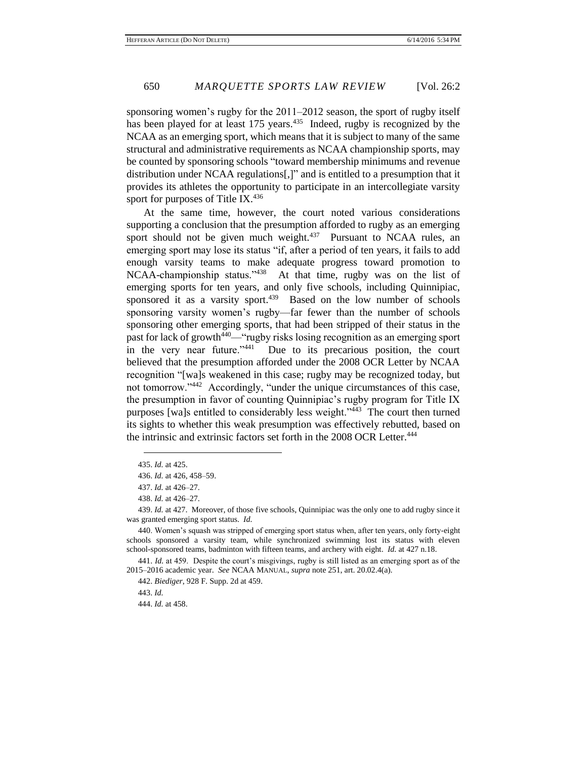sponsoring women's rugby for the 2011–2012 season, the sport of rugby itself has been played for at least 175 years.[435] Indeed, rugby is recognized by the NCAA as an emerging sport, which means that it is subject to many of the same structural and administrative requirements as NCAA championship sports, may be counted by sponsoring schools "toward membership minimums and revenue distribution under NCAA regulations[,]" and is entitled to a presumption that it provides its athletes the opportunity to participate in an intercollegiate varsity sport for purposes of Title IX.[436]

At the same time, however, the court noted various considerations supporting a conclusion that the presumption afforded to rugby as an emerging sport should not be given much weight.[437] Pursuant to NCAA rules, an emerging sport may lose its status "if, after a period of ten years, it fails to add enough varsity teams to make adequate progress toward promotion to NCAA-championship status."[438] At that time, rugby was on the list of emerging sports for ten years, and only five schools, including Quinnipiac, sponsored it as a varsity sport.[439] Based on the low number of schools sponsoring varsity women's rugby—far fewer than the number of schools sponsoring other emerging sports, that had been stripped of their status in the past for lack of growth[440]—"rugby risks losing recognition as an emerging sport in the very near future."[441] Due to its precarious position, the court believed that the presumption afforded under the 2008 OCR Letter by NCAA recognition "[wa]s weakened in this case; rugby may be recognized today, but not tomorrow."[442] Accordingly, "under the unique circumstances of this case, the presumption in favor of counting Quinnipiac's rugby program for Title IX purposes [wa]s entitled to considerably less weight."[443] The court then turned its sights to whether this weak presumption was effectively rebutted, based on the intrinsic and extrinsic factors set forth in the 2008 OCR Letter.[444]

---

435. *Id.* at 425.

436. *Id.* at 426, 458–59.

437. *Id.* at 426–27.

438. *Id.* at 426–27.

439. *Id.* at 427. Moreover, of those five schools, Quinnipiac was the only one to add rugby since it was granted emerging sport status. *Id.*

440. Women's squash was stripped of emerging sport status when, after ten years, only forty-eight schools sponsored a varsity team, while synchronized swimming lost its status with eleven school-sponsored teams, badminton with fifteen teams, and archery with eight. *Id.* at 427 n.18.

441. *Id.* at 459. Despite the court's misgivings, rugby is still listed as an emerging sport as of the 2015–2016 academic year. *See* NCAA MANUAL, *supra* note 251, art. 20.02.4(a).

442. *Biediger*, 928 F. Supp. 2d at 459.

443. *Id.*

444. *Id.* at 458.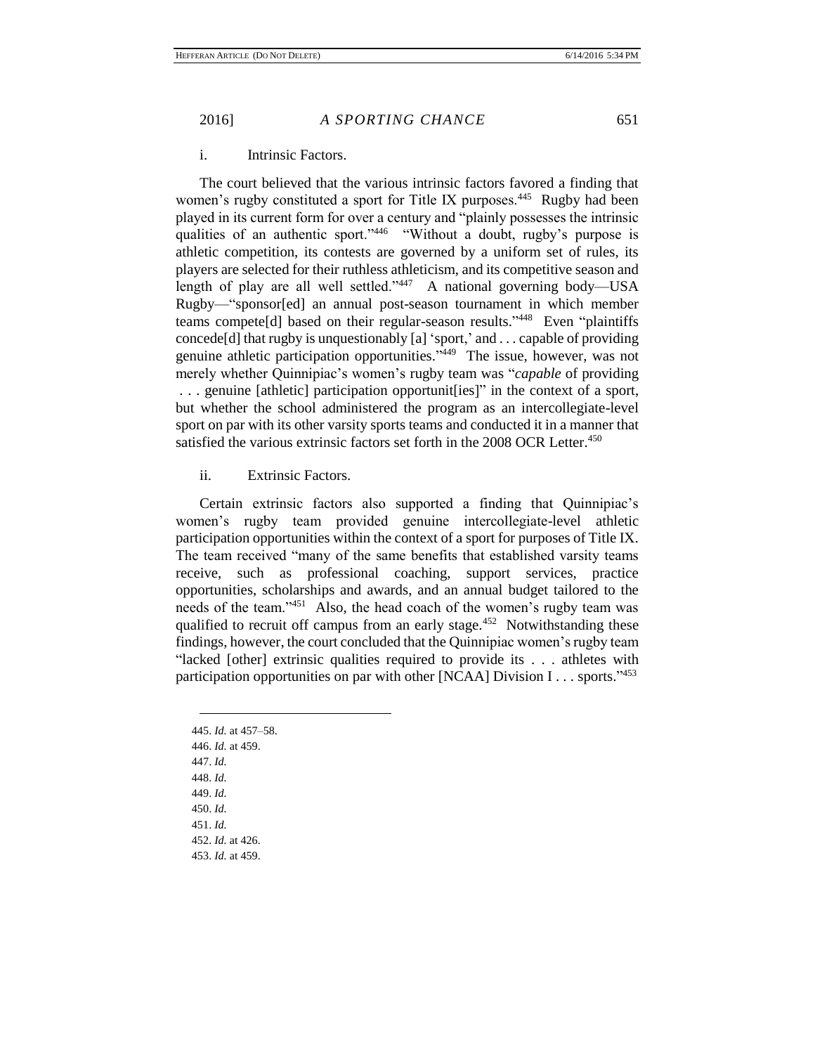i. Intrinsic Factors.

The court believed that the various intrinsic factors favored a finding that women's rugby constituted a sport for Title IX purposes.[445] Rugby had been played in its current form for over a century and "plainly possesses the intrinsic qualities of an authentic sport."[446] "Without a doubt, rugby's purpose is athletic competition, its contests are governed by a uniform set of rules, its players are selected for their ruthless athleticism, and its competitive season and length of play are all well settled."[447] A national governing body—USA Rugby—"sponsor[ed] an annual post-season tournament in which member teams compete[d] based on their regular-season results."[448] Even "plaintiffs concede[d] that rugby is unquestionably [a] 'sport,' and . . . capable of providing genuine athletic participation opportunities."[449] The issue, however, was not merely whether Quinnipiac's women's rugby team was "*capable* of providing . . . genuine [athletic] participation opportunit[ies]" in the context of a sport, but whether the school administered the program as an intercollegiate-level sport on par with its other varsity sports teams and conducted it in a manner that satisfied the various extrinsic factors set forth in the 2008 OCR Letter.[450]

ii. Extrinsic Factors.

Certain extrinsic factors also supported a finding that Quinnipiac's women's rugby team provided genuine intercollegiate-level athletic participation opportunities within the context of a sport for purposes of Title IX. The team received "many of the same benefits that established varsity teams receive, such as professional coaching, support services, practice opportunities, scholarships and awards, and an annual budget tailored to the needs of the team."[451] Also, the head coach of the women's rugby team was qualified to recruit off campus from an early stage.[452] Notwithstanding these findings, however, the court concluded that the Quinnipiac women's rugby team "lacked [other] extrinsic qualities required to provide its . . . athletes with participation opportunities on par with other [NCAA] Division I . . . sports."[453]

---

445. *Id.* at 457–58.
446. *Id.* at 459.
447. *Id.*
448. *Id.*
449. *Id.*
450. *Id.*
451. *Id.*
452. *Id.* at 426.
453. *Id.* at 459.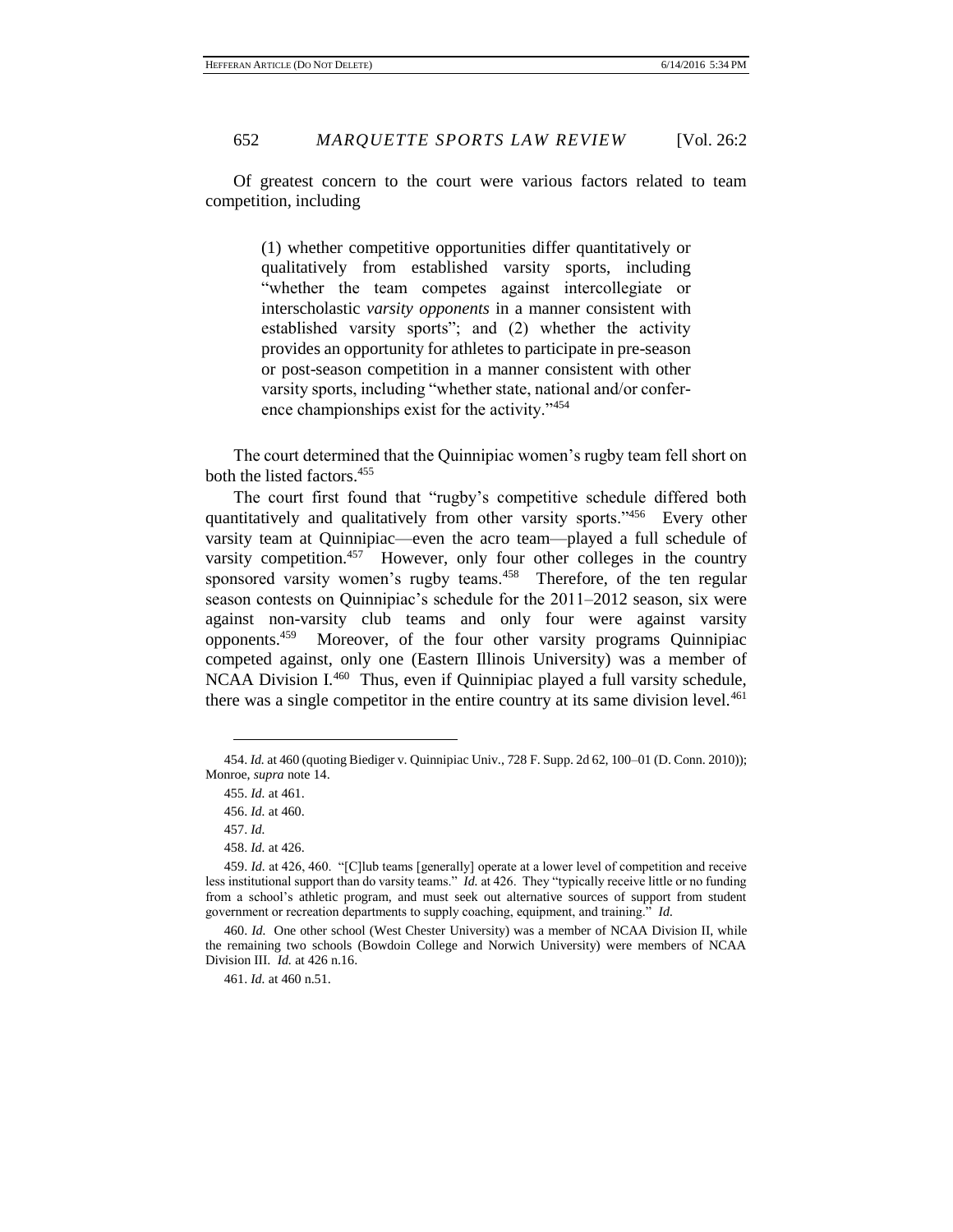Of greatest concern to the court were various factors related to team competition, including

> (1) whether competitive opportunities differ quantitatively or qualitatively from established varsity sports, including "whether the team competes against intercollegiate or interscholastic *varsity opponents* in a manner consistent with established varsity sports"; and (2) whether the activity provides an opportunity for athletes to participate in pre-season or post-season competition in a manner consistent with other varsity sports, including "whether state, national and/or conference championships exist for the activity."[454]

The court determined that the Quinnipiac women's rugby team fell short on both the listed factors.[455]

The court first found that "rugby's competitive schedule differed both quantitatively and qualitatively from other varsity sports."[456] Every other varsity team at Quinnipiac—even the acro team—played a full schedule of varsity competition.[457] However, only four other colleges in the country sponsored varsity women's rugby teams.[458] Therefore, of the ten regular season contests on Quinnipiac's schedule for the 2011–2012 season, six were against non-varsity club teams and only four were against varsity opponents.[459] Moreover, of the four other varsity programs Quinnipiac competed against, only one (Eastern Illinois University) was a member of NCAA Division I.[460] Thus, even if Quinnipiac played a full varsity schedule, there was a single competitor in the entire country at its same division level.[461]

---

454. *Id.* at 460 (quoting Biediger v. Quinnipiac Univ., 728 F. Supp. 2d 62, 100–01 (D. Conn. 2010)); Monroe, *supra* note 14.

455. *Id.* at 461.

456. *Id.* at 460.

457. *Id.*

458. *Id.* at 426.

459. *Id.* at 426, 460. "[C]lub teams [generally] operate at a lower level of competition and receive less institutional support than do varsity teams." *Id.* at 426. They "typically receive little or no funding from a school's athletic program, and must seek out alternative sources of support from student government or recreation departments to supply coaching, equipment, and training." *Id.*

460. *Id.* One other school (West Chester University) was a member of NCAA Division II, while the remaining two schools (Bowdoin College and Norwich University) were members of NCAA Division III. *Id.* at 426 n.16.

461. *Id.* at 460 n.51.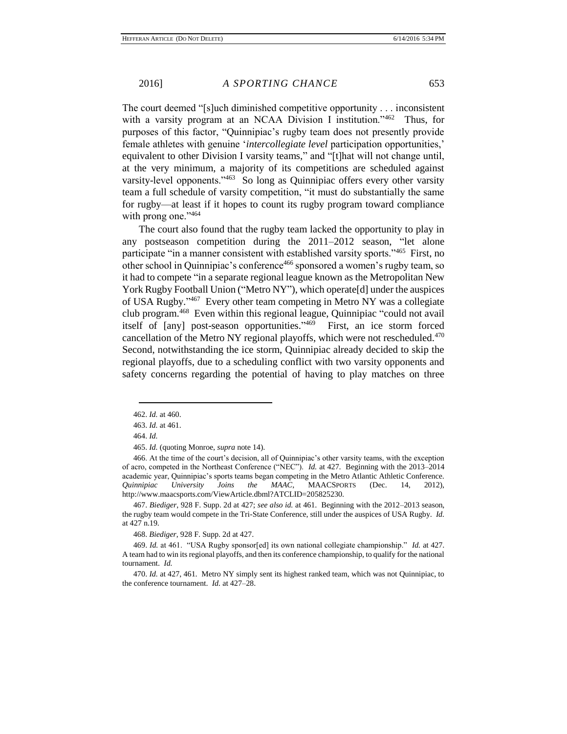The court deemed "[s]uch diminished competitive opportunity . . . inconsistent with a varsity program at an NCAA Division I institution."[462] Thus, for purposes of this factor, "Quinnipiac's rugby team does not presently provide female athletes with genuine '*intercollegiate level* participation opportunities,' equivalent to other Division I varsity teams," and "[t]hat will not change until, at the very minimum, a majority of its competitions are scheduled against varsity-level opponents."[463] So long as Quinnipiac offers every other varsity team a full schedule of varsity competition, "it must do substantially the same for rugby—at least if it hopes to count its rugby program toward compliance with prong one."[464]

The court also found that the rugby team lacked the opportunity to play in any postseason competition during the 2011–2012 season, "let alone participate "in a manner consistent with established varsity sports."[465] First, no other school in Quinnipiac's conference[466] sponsored a women's rugby team, so it had to compete "in a separate regional league known as the Metropolitan New York Rugby Football Union ("Metro NY"), which operate[d] under the auspices of USA Rugby."[467] Every other team competing in Metro NY was a collegiate club program.[468] Even within this regional league, Quinnipiac "could not avail itself of [any] post-season opportunities."[469] First, an ice storm forced cancellation of the Metro NY regional playoffs, which were not rescheduled.[470] Second, notwithstanding the ice storm, Quinnipiac already decided to skip the regional playoffs, due to a scheduling conflict with two varsity opponents and safety concerns regarding the potential of having to play matches on three

---

462. *Id.* at 460.

463. *Id.* at 461.

464. *Id.*

465. *Id.* (quoting Monroe, *supra* note 14).

466. At the time of the court's decision, all of Quinnipiac's other varsity teams, with the exception of acro, competed in the Northeast Conference ("NEC"). *Id.* at 427. Beginning with the 2013–2014 academic year, Quinnipiac's sports teams began competing in the Metro Atlantic Athletic Conference. *Quinnipiac University Joins the MAAC*, MAACSPORTS (Dec. 14, 2012), http://www.maacsports.com/ViewArticle.dbml?ATCLID=205825230.

467. *Biediger*, 928 F. Supp. 2d at 427; *see also id.* at 461. Beginning with the 2012–2013 season, the rugby team would compete in the Tri-State Conference, still under the auspices of USA Rugby. *Id.* at 427 n.19.

468. *Biediger*, 928 F. Supp. 2d at 427.

469. *Id.* at 461. "USA Rugby sponsor[ed] its own national collegiate championship." *Id.* at 427. A team had to win its regional playoffs, and then its conference championship, to qualify for the national tournament. *Id.*

470. *Id.* at 427, 461. Metro NY simply sent its highest ranked team, which was not Quinnipiac, to the conference tournament. *Id.* at 427–28.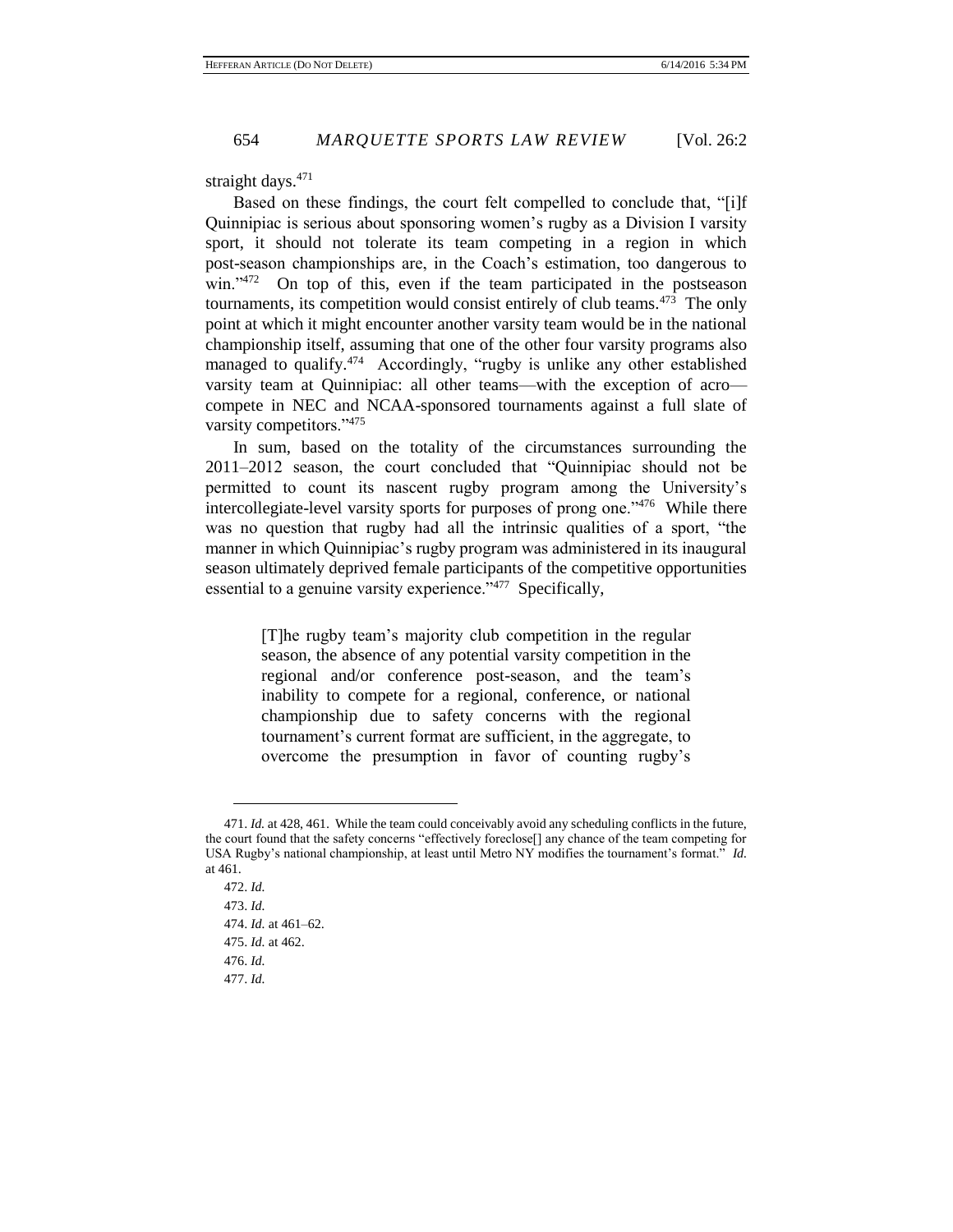straight days.[471]

Based on these findings, the court felt compelled to conclude that, "[i]f Quinnipiac is serious about sponsoring women's rugby as a Division I varsity sport, it should not tolerate its team competing in a region in which post-season championships are, in the Coach's estimation, too dangerous to win."[472] On top of this, even if the team participated in the postseason tournaments, its competition would consist entirely of club teams.[473] The only point at which it might encounter another varsity team would be in the national championship itself, assuming that one of the other four varsity programs also managed to qualify.[474] Accordingly, "rugby is unlike any other established varsity team at Quinnipiac: all other teams—with the exception of acro—compete in NEC and NCAA-sponsored tournaments against a full slate of varsity competitors."[475]

In sum, based on the totality of the circumstances surrounding the 2011–2012 season, the court concluded that "Quinnipiac should not be permitted to count its nascent rugby program among the University's intercollegiate-level varsity sports for purposes of prong one."[476] While there was no question that rugby had all the intrinsic qualities of a sport, "the manner in which Quinnipiac's rugby program was administered in its inaugural season ultimately deprived female participants of the competitive opportunities essential to a genuine varsity experience."[477] Specifically,

> [T]he rugby team's majority club competition in the regular season, the absence of any potential varsity competition in the regional and/or conference post-season, and the team's inability to compete for a regional, conference, or national championship due to safety concerns with the regional tournament's current format are sufficient, in the aggregate, to overcome the presumption in favor of counting rugby's

---

471. *Id.* at 428, 461. While the team could conceivably avoid any scheduling conflicts in the future, the court found that the safety concerns "effectively foreclose[] any chance of the team competing for USA Rugby's national championship, at least until Metro NY modifies the tournament's format." *Id.* at 461.

472. *Id.*

473. *Id.*

474. *Id.* at 461–62.

475. *Id.* at 462.

476. *Id.*

477. *Id.*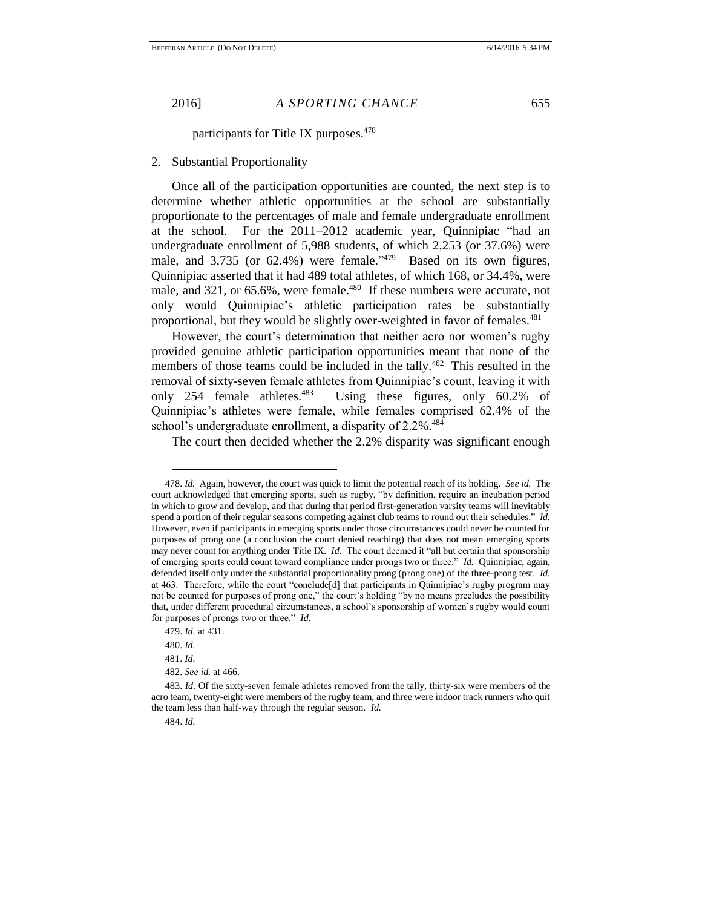participants for Title IX purposes.[478]

### 2. Substantial Proportionality

Once all of the participation opportunities are counted, the next step is to determine whether athletic opportunities at the school are substantially proportionate to the percentages of male and female undergraduate enrollment at the school. For the 2011–2012 academic year, Quinnipiac "had an undergraduate enrollment of 5,988 students, of which 2,253 (or 37.6%) were male, and 3,735 (or 62.4%) were female."[479] Based on its own figures, Quinnipiac asserted that it had 489 total athletes, of which 168, or 34.4%, were male, and 321, or 65.6%, were female.[480] If these numbers were accurate, not only would Quinnipiac's athletic participation rates be substantially proportional, but they would be slightly over-weighted in favor of females.[481]

However, the court's determination that neither acro nor women's rugby provided genuine athletic participation opportunities meant that none of the members of those teams could be included in the tally.[482] This resulted in the removal of sixty-seven female athletes from Quinnipiac's count, leaving it with only 254 female athletes.[483] Using these figures, only 60.2% of Quinnipiac's athletes were female, while females comprised 62.4% of the school's undergraduate enrollment, a disparity of 2.2%.[484]

The court then decided whether the 2.2% disparity was significant enough

---

478. *Id.* Again, however, the court was quick to limit the potential reach of its holding. *See id.* The court acknowledged that emerging sports, such as rugby, "by definition, require an incubation period in which to grow and develop, and that during that period first-generation varsity teams will inevitably spend a portion of their regular seasons competing against club teams to round out their schedules." *Id.* However, even if participants in emerging sports under those circumstances could never be counted for purposes of prong one (a conclusion the court denied reaching) that does not mean emerging sports may never count for anything under Title IX. *Id.* The court deemed it "all but certain that sponsorship of emerging sports could count toward compliance under prongs two or three." *Id.* Quinnipiac, again, defended itself only under the substantial proportionality prong (prong one) of the three-prong test. *Id.* at 463. Therefore, while the court "conclude[d] that participants in Quinnipiac's rugby program may not be counted for purposes of prong one," the court's holding "by no means precludes the possibility that, under different procedural circumstances, a school's sponsorship of women's rugby would count for purposes of prongs two or three." *Id.*

479. *Id.* at 431.

480. *Id.*

481. *Id.*

482. *See id.* at 466.

483. *Id.* Of the sixty-seven female athletes removed from the tally, thirty-six were members of the acro team, twenty-eight were members of the rugby team, and three were indoor track runners who quit the team less than half-way through the regular season. *Id.*

484. *Id.*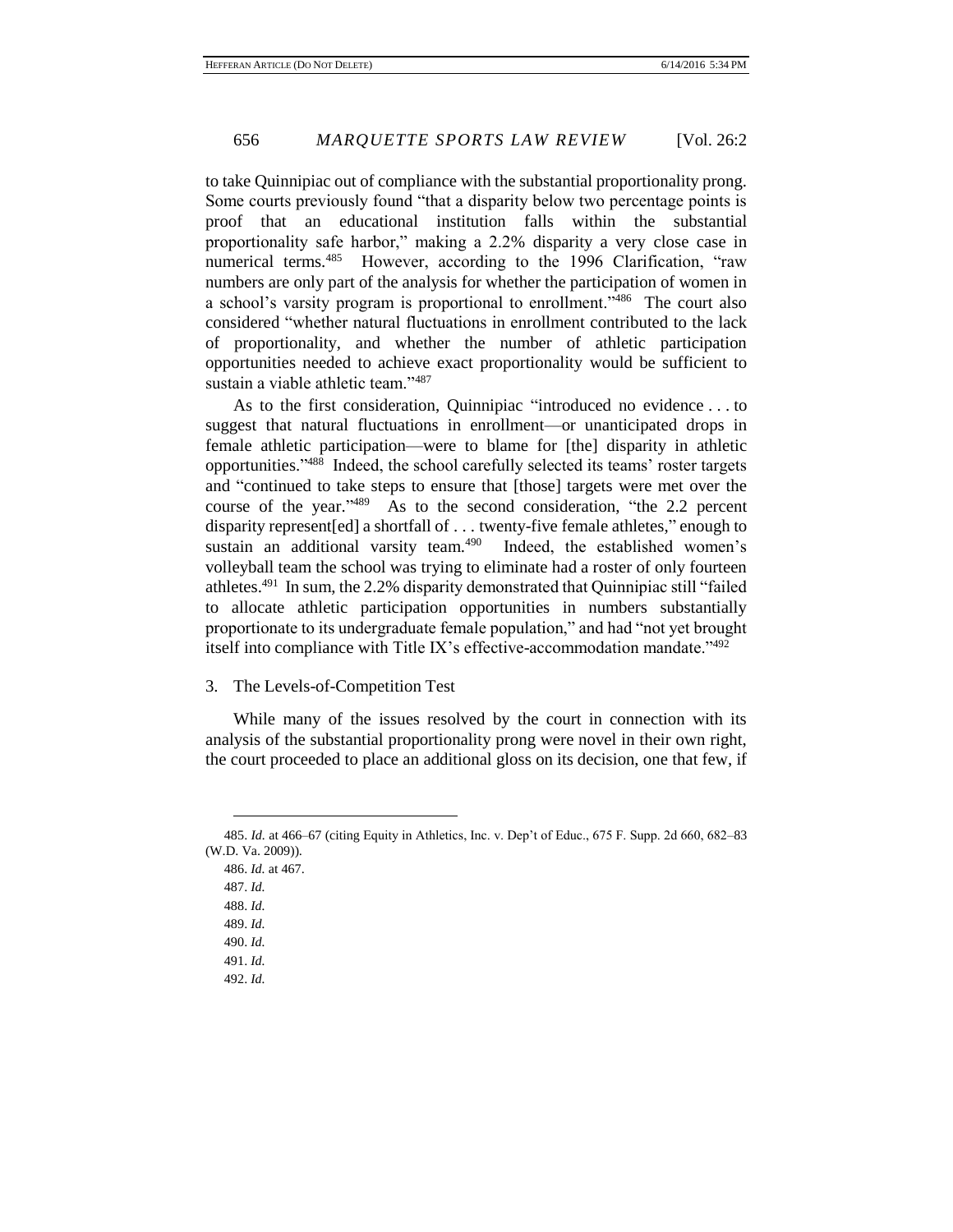to take Quinnipiac out of compliance with the substantial proportionality prong. Some courts previously found "that a disparity below two percentage points is proof that an educational institution falls within the substantial proportionality safe harbor," making a 2.2% disparity a very close case in numerical terms.[485] However, according to the 1996 Clarification, "raw numbers are only part of the analysis for whether the participation of women in a school's varsity program is proportional to enrollment."[486] The court also considered "whether natural fluctuations in enrollment contributed to the lack of proportionality, and whether the number of athletic participation opportunities needed to achieve exact proportionality would be sufficient to sustain a viable athletic team."[487]

As to the first consideration, Quinnipiac "introduced no evidence . . . to suggest that natural fluctuations in enrollment—or unanticipated drops in female athletic participation—were to blame for [the] disparity in athletic opportunities."[488] Indeed, the school carefully selected its teams' roster targets and "continued to take steps to ensure that [those] targets were met over the course of the year."[489] As to the second consideration, "the 2.2 percent disparity represent[ed] a shortfall of . . . twenty-five female athletes," enough to sustain an additional varsity team.[490] Indeed, the established women's volleyball team the school was trying to eliminate had a roster of only fourteen athletes.[491] In sum, the 2.2% disparity demonstrated that Quinnipiac still "failed to allocate athletic participation opportunities in numbers substantially proportionate to its undergraduate female population," and had "not yet brought itself into compliance with Title IX's effective-accommodation mandate."[492]

### 3. The Levels-of-Competition Test

While many of the issues resolved by the court in connection with its analysis of the substantial proportionality prong were novel in their own right, the court proceeded to place an additional gloss on its decision, one that few, if

---

485. *Id.* at 466–67 (citing Equity in Athletics, Inc. v. Dep't of Educ., 675 F. Supp. 2d 660, 682–83 (W.D. Va. 2009)).

486. *Id.* at 467.

487. *Id.*

488. *Id.*

489. *Id.*

490. *Id.*

491. *Id.*

492. *Id.*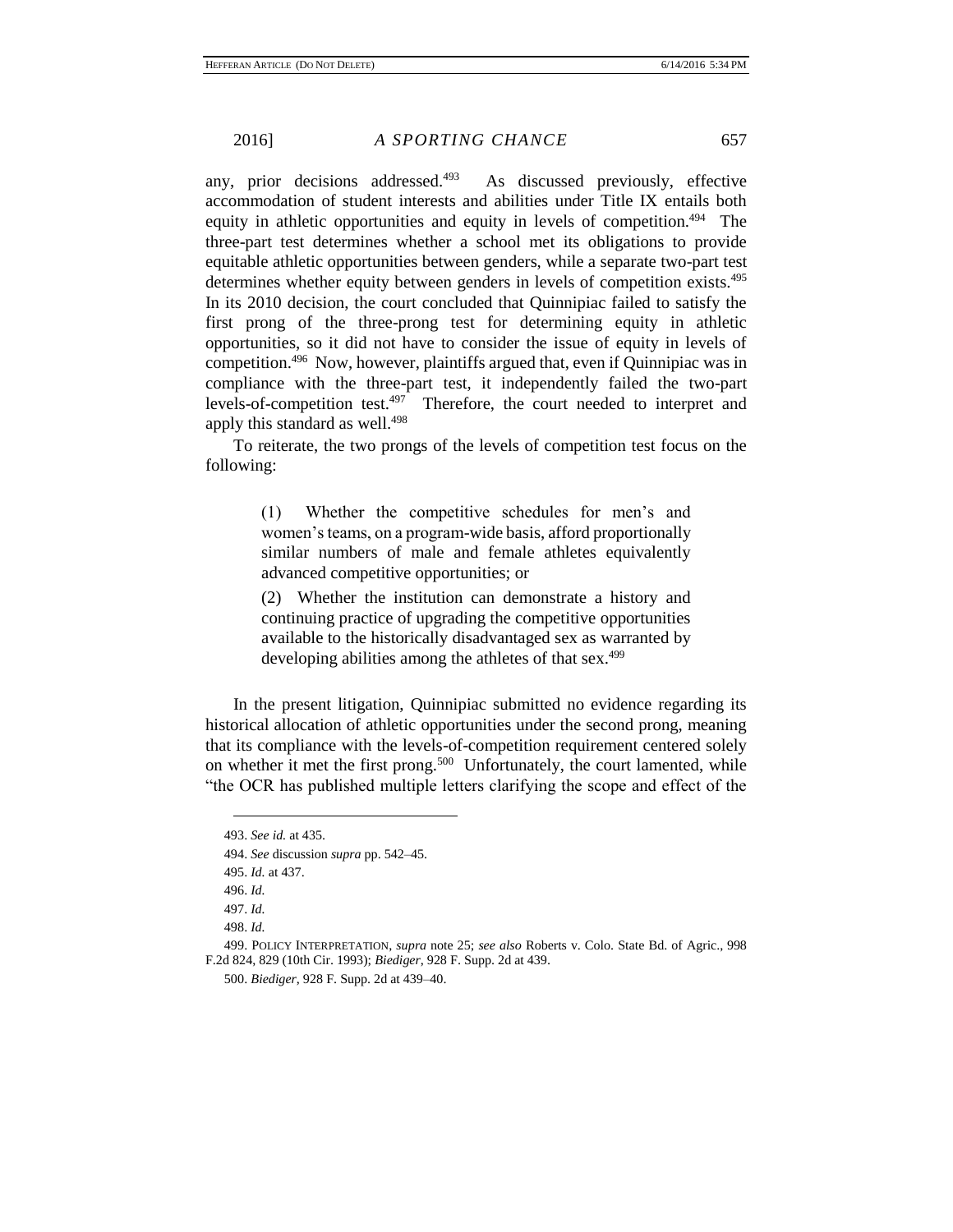any, prior decisions addressed.[493] As discussed previously, effective accommodation of student interests and abilities under Title IX entails both equity in athletic opportunities and equity in levels of competition.[494] The three-part test determines whether a school met its obligations to provide equitable athletic opportunities between genders, while a separate two-part test determines whether equity between genders in levels of competition exists.[495] In its 2010 decision, the court concluded that Quinnipiac failed to satisfy the first prong of the three-prong test for determining equity in athletic opportunities, so it did not have to consider the issue of equity in levels of competition.[496] Now, however, plaintiffs argued that, even if Quinnipiac was in compliance with the three-part test, it independently failed the two-part levels-of-competition test.[497] Therefore, the court needed to interpret and apply this standard as well.[498]

To reiterate, the two prongs of the levels of competition test focus on the following:

> (1) Whether the competitive schedules for men's and women's teams, on a program-wide basis, afford proportionally similar numbers of male and female athletes equivalently advanced competitive opportunities; or
>
> (2) Whether the institution can demonstrate a history and continuing practice of upgrading the competitive opportunities available to the historically disadvantaged sex as warranted by developing abilities among the athletes of that sex.[499]

In the present litigation, Quinnipiac submitted no evidence regarding its historical allocation of athletic opportunities under the second prong, meaning that its compliance with the levels-of-competition requirement centered solely on whether it met the first prong.[500] Unfortunately, the court lamented, while "the OCR has published multiple letters clarifying the scope and effect of the

---

493. *See id.* at 435.

494. *See* discussion *supra* pp. 542–45.

495. *Id.* at 437.

496. *Id.*

497. *Id.*

498. *Id.*

499. POLICY INTERPRETATION, *supra* note 25; *see also* Roberts v. Colo. State Bd. of Agric., 998 F.2d 824, 829 (10th Cir. 1993); *Biediger*, 928 F. Supp. 2d at 439.

500. *Biediger*, 928 F. Supp. 2d at 439–40.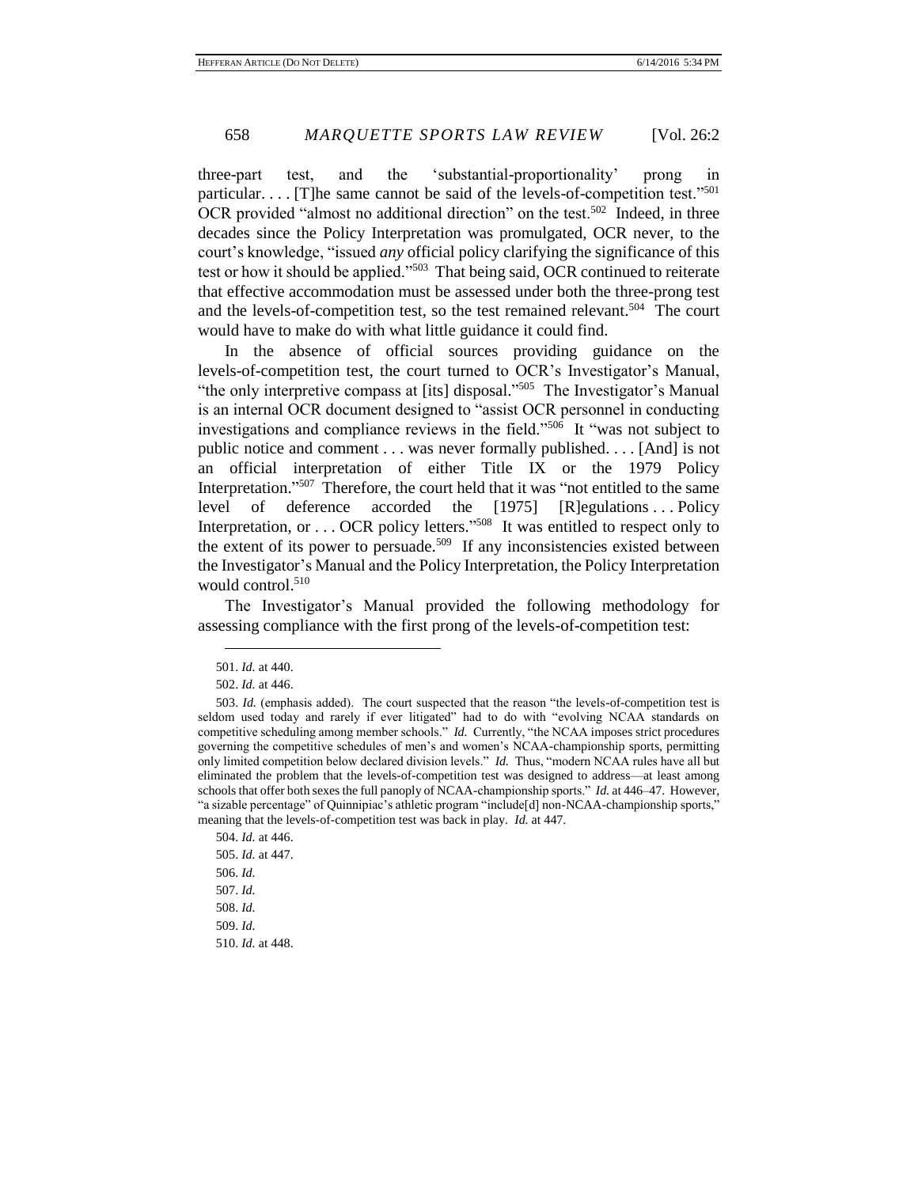three-part test, and the 'substantial-proportionality' prong in particular. . . . [T]he same cannot be said of the levels-of-competition test."[501] OCR provided "almost no additional direction" on the test.[502] Indeed, in three decades since the Policy Interpretation was promulgated, OCR never, to the court's knowledge, "issued *any* official policy clarifying the significance of this test or how it should be applied."[503] That being said, OCR continued to reiterate that effective accommodation must be assessed under both the three-prong test and the levels-of-competition test, so the test remained relevant.[504] The court would have to make do with what little guidance it could find.

In the absence of official sources providing guidance on the levels-of-competition test, the court turned to OCR's Investigator's Manual, "the only interpretive compass at [its] disposal."[505] The Investigator's Manual is an internal OCR document designed to "assist OCR personnel in conducting investigations and compliance reviews in the field."[506] It "was not subject to public notice and comment . . . was never formally published. . . . [And] is not an official interpretation of either Title IX or the 1979 Policy Interpretation."[507] Therefore, the court held that it was "not entitled to the same level of deference accorded the [1975] [R]egulations . . . Policy Interpretation, or . . . OCR policy letters."[508] It was entitled to respect only to the extent of its power to persuade.[509] If any inconsistencies existed between the Investigator's Manual and the Policy Interpretation, the Policy Interpretation would control.[510]

The Investigator's Manual provided the following methodology for assessing compliance with the first prong of the levels-of-competition test:

---

501. *Id.* at 440.

502. *Id.* at 446.

503. *Id.* (emphasis added). The court suspected that the reason "the levels-of-competition test is seldom used today and rarely if ever litigated" had to do with "evolving NCAA standards on competitive scheduling among member schools." *Id.* Currently, "the NCAA imposes strict procedures governing the competitive schedules of men's and women's NCAA-championship sports, permitting only limited competition below declared division levels." *Id.* Thus, "modern NCAA rules have all but eliminated the problem that the levels-of-competition test was designed to address—at least among schools that offer both sexes the full panoply of NCAA-championship sports." *Id.* at 446–47. However, "a sizable percentage" of Quinnipiac's athletic program "include[d] non-NCAA-championship sports," meaning that the levels-of-competition test was back in play. *Id.* at 447.

504. *Id.* at 446.

505. *Id.* at 447.

506. *Id.*

507. *Id.*

508. *Id.*

509. *Id.*

510. *Id.* at 448.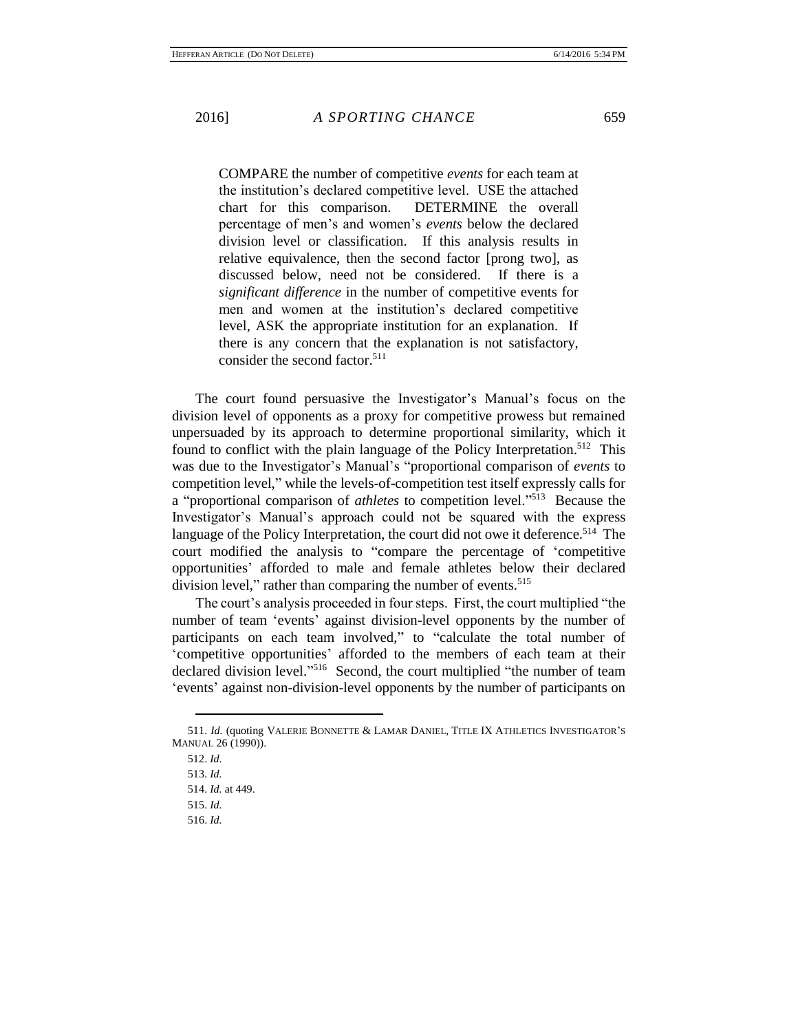> COMPARE the number of competitive *events* for each team at the institution's declared competitive level. USE the attached chart for this comparison. DETERMINE the overall percentage of men's and women's *events* below the declared division level or classification. If this analysis results in relative equivalence, then the second factor [prong two], as discussed below, need not be considered. If there is a *significant difference* in the number of competitive events for men and women at the institution's declared competitive level, ASK the appropriate institution for an explanation. If there is any concern that the explanation is not satisfactory, consider the second factor.[511]

The court found persuasive the Investigator's Manual's focus on the division level of opponents as a proxy for competitive prowess but remained unpersuaded by its approach to determine proportional similarity, which it found to conflict with the plain language of the Policy Interpretation.[512] This was due to the Investigator's Manual's "proportional comparison of *events* to competition level," while the levels-of-competition test itself expressly calls for a "proportional comparison of *athletes* to competition level."[513] Because the Investigator's Manual's approach could not be squared with the express language of the Policy Interpretation, the court did not owe it deference.[514] The court modified the analysis to "compare the percentage of 'competitive opportunities' afforded to male and female athletes below their declared division level," rather than comparing the number of events.[515]

The court's analysis proceeded in four steps. First, the court multiplied "the number of team 'events' against division-level opponents by the number of participants on each team involved," to "calculate the total number of 'competitive opportunities' afforded to the members of each team at their declared division level."[516] Second, the court multiplied "the number of team 'events' against non-division-level opponents by the number of participants on

---

511. *Id.* (quoting VALERIE BONNETTE & LAMAR DANIEL, TITLE IX ATHLETICS INVESTIGATOR'S MANUAL 26 (1990)).

512. *Id.*

513. *Id.*

514. *Id.* at 449.

515. *Id.*

516. *Id.*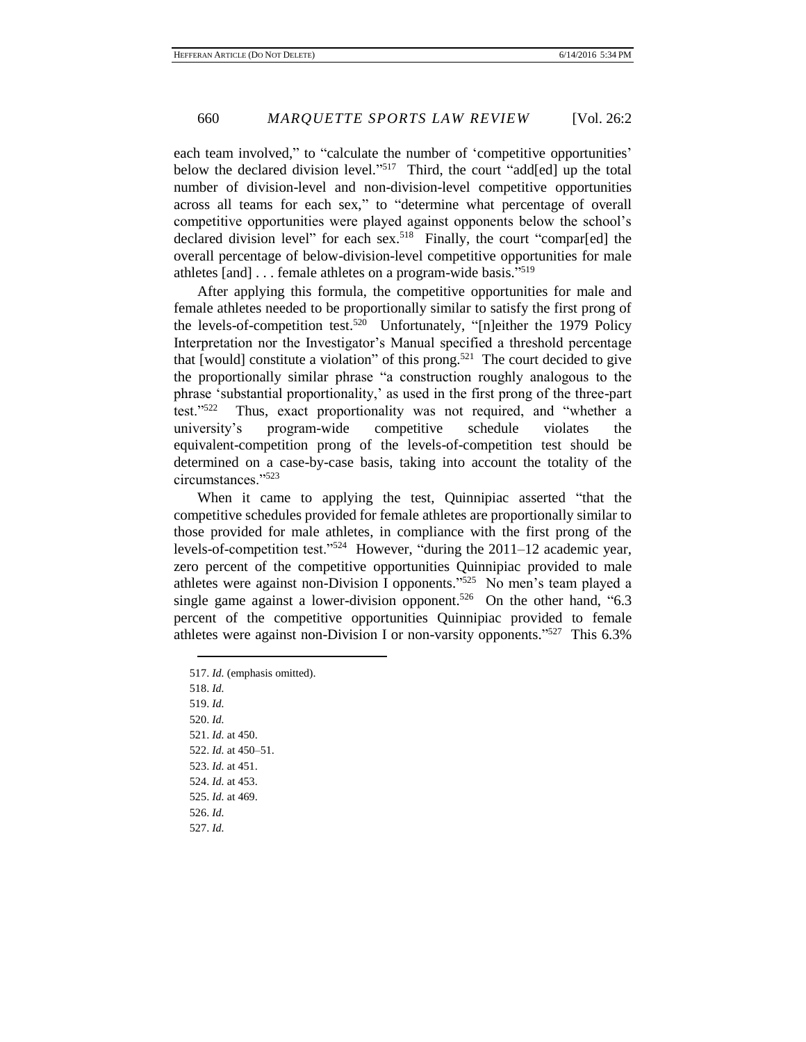each team involved," to "calculate the number of 'competitive opportunities' below the declared division level."[517] Third, the court "add[ed] up the total number of division-level and non-division-level competitive opportunities across all teams for each sex," to "determine what percentage of overall competitive opportunities were played against opponents below the school's declared division level" for each sex.[518] Finally, the court "compar[ed] the overall percentage of below-division-level competitive opportunities for male athletes [and] . . . female athletes on a program-wide basis."[519]

After applying this formula, the competitive opportunities for male and female athletes needed to be proportionally similar to satisfy the first prong of the levels-of-competition test.[520] Unfortunately, "[n]either the 1979 Policy Interpretation nor the Investigator's Manual specified a threshold percentage that [would] constitute a violation" of this prong.[521] The court decided to give the proportionally similar phrase "a construction roughly analogous to the phrase 'substantial proportionality,' as used in the first prong of the three-part test."[522] Thus, exact proportionality was not required, and "whether a university's program-wide competitive schedule violates the equivalent-competition prong of the levels-of-competition test should be determined on a case-by-case basis, taking into account the totality of the circumstances."[523]

When it came to applying the test, Quinnipiac asserted "that the competitive schedules provided for female athletes are proportionally similar to those provided for male athletes, in compliance with the first prong of the levels-of-competition test."[524] However, "during the 2011–12 academic year, zero percent of the competitive opportunities Quinnipiac provided to male athletes were against non-Division I opponents."[525] No men's team played a single game against a lower-division opponent.[526] On the other hand, "6.3 percent of the competitive opportunities Quinnipiac provided to female athletes were against non-Division I or non-varsity opponents."[527] This 6.3%

---

517. *Id.* (emphasis omitted).

518. *Id.*

519. *Id.*

520. *Id.*

521. *Id.* at 450.

522. *Id.* at 450–51.

523. *Id.* at 451.

524. *Id.* at 453.

525. *Id.* at 469.

526. *Id.*

527. *Id.*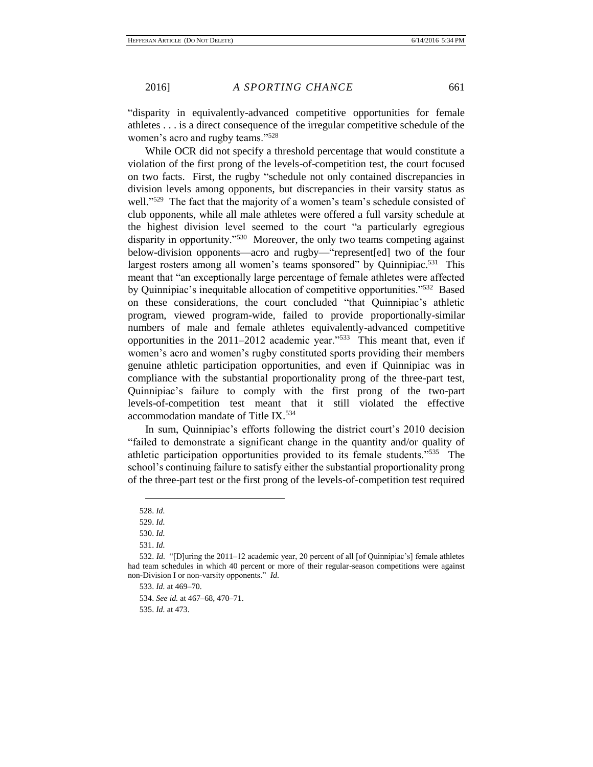"disparity in equivalently-advanced competitive opportunities for female athletes . . . is a direct consequence of the irregular competitive schedule of the women's acro and rugby teams."[528]

While OCR did not specify a threshold percentage that would constitute a violation of the first prong of the levels-of-competition test, the court focused on two facts. First, the rugby "schedule not only contained discrepancies in division levels among opponents, but discrepancies in their varsity status as well."[529] The fact that the majority of a women's team's schedule consisted of club opponents, while all male athletes were offered a full varsity schedule at the highest division level seemed to the court "a particularly egregious disparity in opportunity."[530] Moreover, the only two teams competing against below-division opponents—acro and rugby—"represent[ed] two of the four largest rosters among all women's teams sponsored" by Quinnipiac.[531] This meant that "an exceptionally large percentage of female athletes were affected by Quinnipiac's inequitable allocation of competitive opportunities."[532] Based on these considerations, the court concluded "that Quinnipiac's athletic program, viewed program-wide, failed to provide proportionally-similar numbers of male and female athletes equivalently-advanced competitive opportunities in the 2011–2012 academic year."[533] This meant that, even if women's acro and women's rugby constituted sports providing their members genuine athletic participation opportunities, and even if Quinnipiac was in compliance with the substantial proportionality prong of the three-part test, Quinnipiac's failure to comply with the first prong of the two-part levels-of-competition test meant that it still violated the effective accommodation mandate of Title IX.[534]

In sum, Quinnipiac's efforts following the district court's 2010 decision "failed to demonstrate a significant change in the quantity and/or quality of athletic participation opportunities provided to its female students."[535] The school's continuing failure to satisfy either the substantial proportionality prong of the three-part test or the first prong of the levels-of-competition test required

---

528. *Id.*

529. *Id.*

530. *Id.*

531. *Id.*

532. *Id.* "[D]uring the 2011–12 academic year, 20 percent of all [of Quinnipiac's] female athletes had team schedules in which 40 percent or more of their regular-season competitions were against non-Division I or non-varsity opponents." *Id.*

533. *Id.* at 469–70.

534. *See id.* at 467–68, 470–71.

535. *Id.* at 473.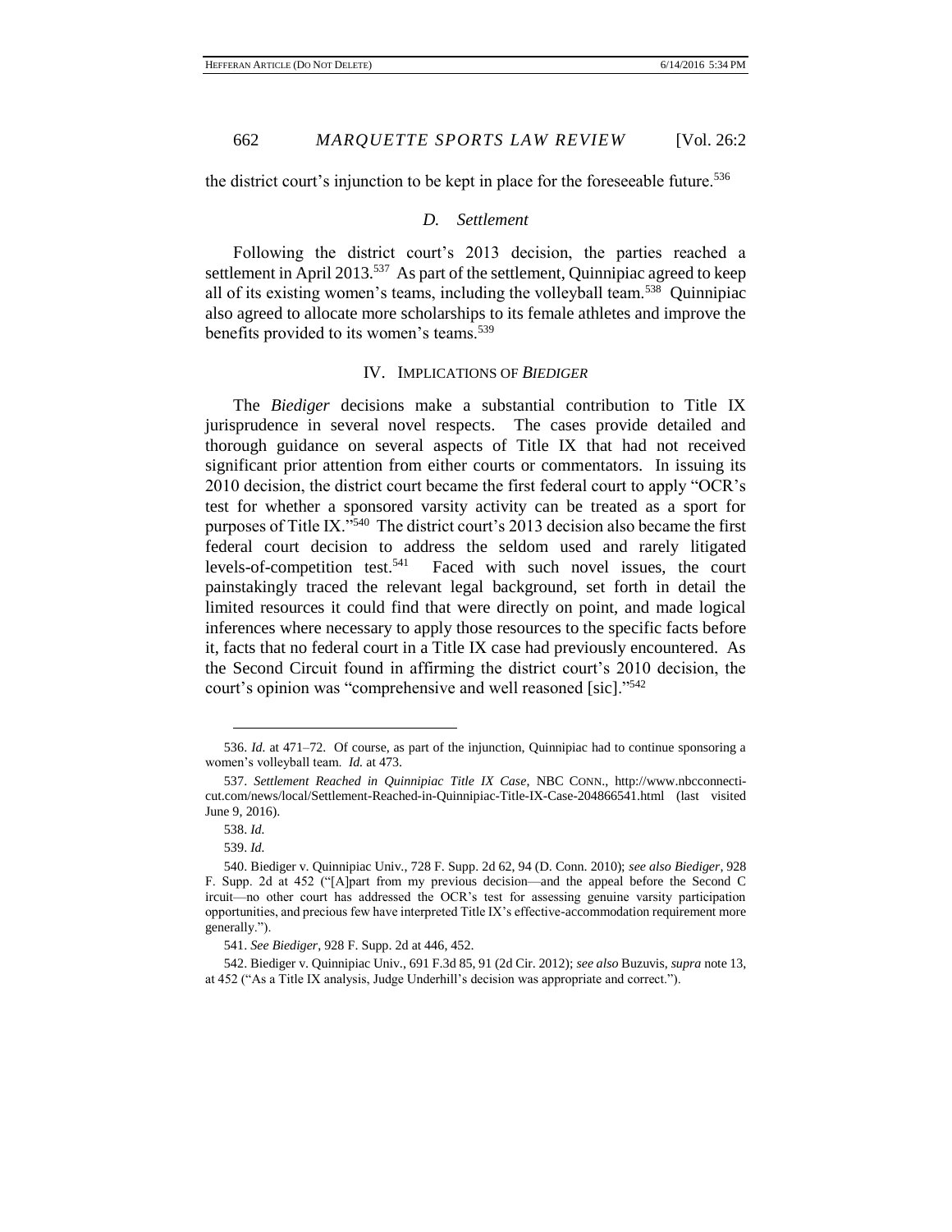the district court's injunction to be kept in place for the foreseeable future.[536]

### *D. Settlement*

Following the district court's 2013 decision, the parties reached a settlement in April 2013.[537] As part of the settlement, Quinnipiac agreed to keep all of its existing women's teams, including the volleyball team.[538] Quinnipiac also agreed to allocate more scholarships to its female athletes and improve the benefits provided to its women's teams.[539]

## IV. IMPLICATIONS OF *BIEDIGER*

The *Biediger* decisions make a substantial contribution to Title IX jurisprudence in several novel respects. The cases provide detailed and thorough guidance on several aspects of Title IX that had not received significant prior attention from either courts or commentators. In issuing its 2010 decision, the district court became the first federal court to apply "OCR's test for whether a sponsored varsity activity can be treated as a sport for purposes of Title IX."[540] The district court's 2013 decision also became the first federal court decision to address the seldom used and rarely litigated levels-of-competition test.[541] Faced with such novel issues, the court painstakingly traced the relevant legal background, set forth in detail the limited resources it could find that were directly on point, and made logical inferences where necessary to apply those resources to the specific facts before it, facts that no federal court in a Title IX case had previously encountered. As the Second Circuit found in affirming the district court's 2010 decision, the court's opinion was "comprehensive and well reasoned [sic]."[542]

---

536. *Id.* at 471–72. Of course, as part of the injunction, Quinnipiac had to continue sponsoring a women's volleyball team. *Id.* at 473.

537. *Settlement Reached in Quinnipiac Title IX Case*, NBC CONN., http://www.nbcconnecticut.com/news/local/Settlement-Reached-in-Quinnipiac-Title-IX-Case-204866541.html (last visited June 9, 2016).

538. *Id.*

539. *Id.*

540. Biediger v. Quinnipiac Univ., 728 F. Supp. 2d 62, 94 (D. Conn. 2010); *see also Biediger*, 928 F. Supp. 2d at 452 ("[A]part from my previous decision—and the appeal before the Second C ircuit—no other court has addressed the OCR's test for assessing genuine varsity participation opportunities, and precious few have interpreted Title IX's effective-accommodation requirement more generally.").

541. *See Biediger*, 928 F. Supp. 2d at 446, 452.

542. Biediger v. Quinnipiac Univ., 691 F.3d 85, 91 (2d Cir. 2012); *see also* Buzuvis, *supra* note 13, at 452 ("As a Title IX analysis, Judge Underhill's decision was appropriate and correct.").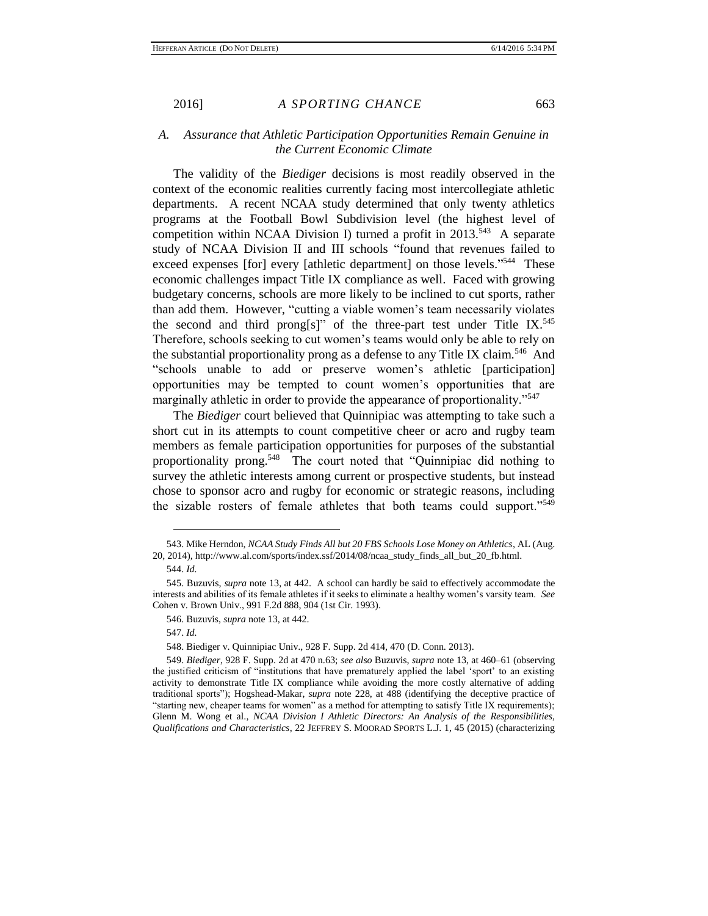### *A. Assurance that Athletic Participation Opportunities Remain Genuine in the Current Economic Climate*

The validity of the *Biediger* decisions is most readily observed in the context of the economic realities currently facing most intercollegiate athletic departments. A recent NCAA study determined that only twenty athletics programs at the Football Bowl Subdivision level (the highest level of competition within NCAA Division I) turned a profit in 2013.[543] A separate study of NCAA Division II and III schools "found that revenues failed to exceed expenses [for] every [athletic department] on those levels."[544] These economic challenges impact Title IX compliance as well. Faced with growing budgetary concerns, schools are more likely to be inclined to cut sports, rather than add them. However, "cutting a viable women's team necessarily violates the second and third prong[s]" of the three-part test under Title IX.[545] Therefore, schools seeking to cut women's teams would only be able to rely on the substantial proportionality prong as a defense to any Title IX claim.[546] And "schools unable to add or preserve women's athletic [participation] opportunities may be tempted to count women's opportunities that are marginally athletic in order to provide the appearance of proportionality."[547]

The *Biediger* court believed that Quinnipiac was attempting to take such a short cut in its attempts to count competitive cheer or acro and rugby team members as female participation opportunities for purposes of the substantial proportionality prong.[548] The court noted that "Quinnipiac did nothing to survey the athletic interests among current or prospective students, but instead chose to sponsor acro and rugby for economic or strategic reasons, including the sizable rosters of female athletes that both teams could support."[549]

---

543. Mike Herndon, *NCAA Study Finds All but 20 FBS Schools Lose Money on Athletics*, AL (Aug. 20, 2014), http://www.al.com/sports/index.ssf/2014/08/ncaa_study_finds_all_but_20_fb.html.

544. *Id.*

545. Buzuvis, *supra* note 13, at 442. A school can hardly be said to effectively accommodate the interests and abilities of its female athletes if it seeks to eliminate a healthy women's varsity team. *See* Cohen v. Brown Univ., 991 F.2d 888, 904 (1st Cir. 1993).

546. Buzuvis, *supra* note 13, at 442.

547. *Id.*

548. Biediger v. Quinnipiac Univ., 928 F. Supp. 2d 414, 470 (D. Conn. 2013).

549. *Biediger*, 928 F. Supp. 2d at 470 n.63; *see also* Buzuvis, *supra* note 13, at 460–61 (observing the justified criticism of "institutions that have prematurely applied the label 'sport' to an existing activity to demonstrate Title IX compliance while avoiding the more costly alternative of adding traditional sports"); Hogshead-Makar, *supra* note 228, at 488 (identifying the deceptive practice of "starting new, cheaper teams for women" as a method for attempting to satisfy Title IX requirements); Glenn M. Wong et al., *NCAA Division I Athletic Directors: An Analysis of the Responsibilities, Qualifications and Characteristics*, 22 JEFFREY S. MOORAD SPORTS L.J. 1, 45 (2015) (characterizing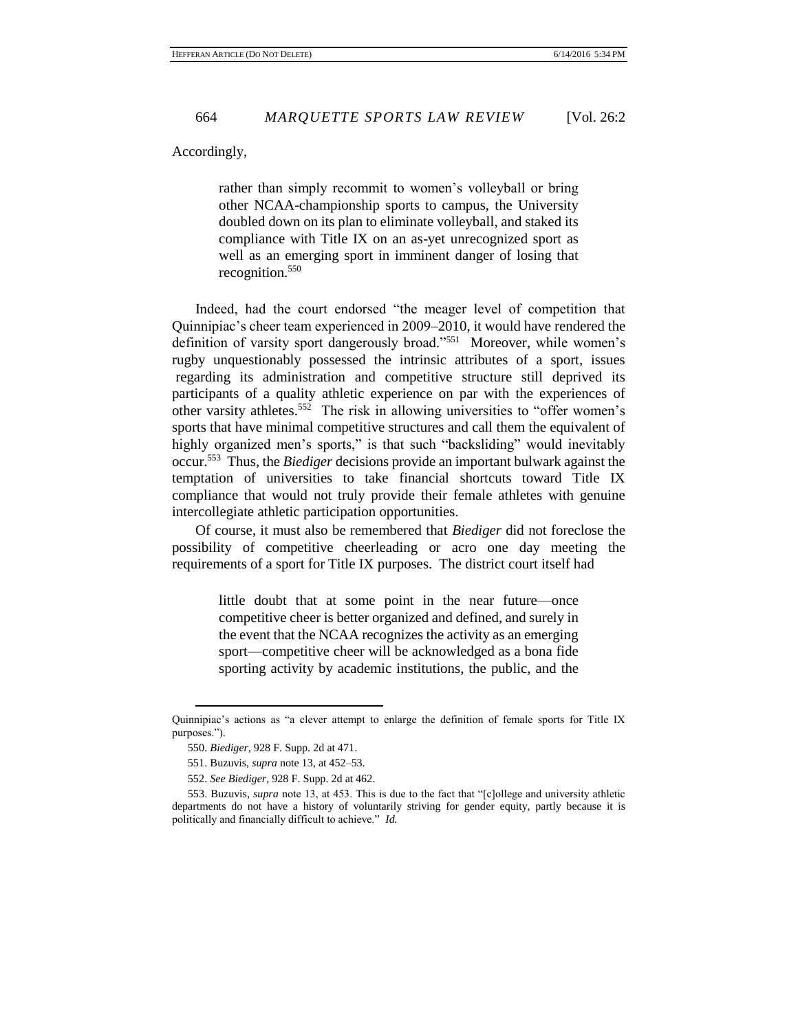Accordingly,

> rather than simply recommit to women's volleyball or bring other NCAA-championship sports to campus, the University doubled down on its plan to eliminate volleyball, and staked its compliance with Title IX on an as-yet unrecognized sport as well as an emerging sport in imminent danger of losing that recognition.[550]

Indeed, had the court endorsed "the meager level of competition that Quinnipiac's cheer team experienced in 2009–2010, it would have rendered the definition of varsity sport dangerously broad."[551] Moreover, while women's rugby unquestionably possessed the intrinsic attributes of a sport, issues regarding its administration and competitive structure still deprived its participants of a quality athletic experience on par with the experiences of other varsity athletes.[552] The risk in allowing universities to "offer women's sports that have minimal competitive structures and call them the equivalent of highly organized men's sports," is that such "backsliding" would inevitably occur.[553] Thus, the *Biediger* decisions provide an important bulwark against the temptation of universities to take financial shortcuts toward Title IX compliance that would not truly provide their female athletes with genuine intercollegiate athletic participation opportunities.

Of course, it must also be remembered that *Biediger* did not foreclose the possibility of competitive cheerleading or acro one day meeting the requirements of a sport for Title IX purposes. The district court itself had

> little doubt that at some point in the near future—once competitive cheer is better organized and defined, and surely in the event that the NCAA recognizes the activity as an emerging sport—competitive cheer will be acknowledged as a bona fide sporting activity by academic institutions, the public, and the

---

Quinnipiac's actions as "a clever attempt to enlarge the definition of female sports for Title IX purposes.").

550. *Biediger*, 928 F. Supp. 2d at 471.

551. Buzuvis, *supra* note 13, at 452–53.

552. *See Biediger*, 928 F. Supp. 2d at 462.

553. Buzuvis, *supra* note 13, at 453. This is due to the fact that "[c]ollege and university athletic departments do not have a history of voluntarily striving for gender equity, partly because it is politically and financially difficult to achieve." *Id.*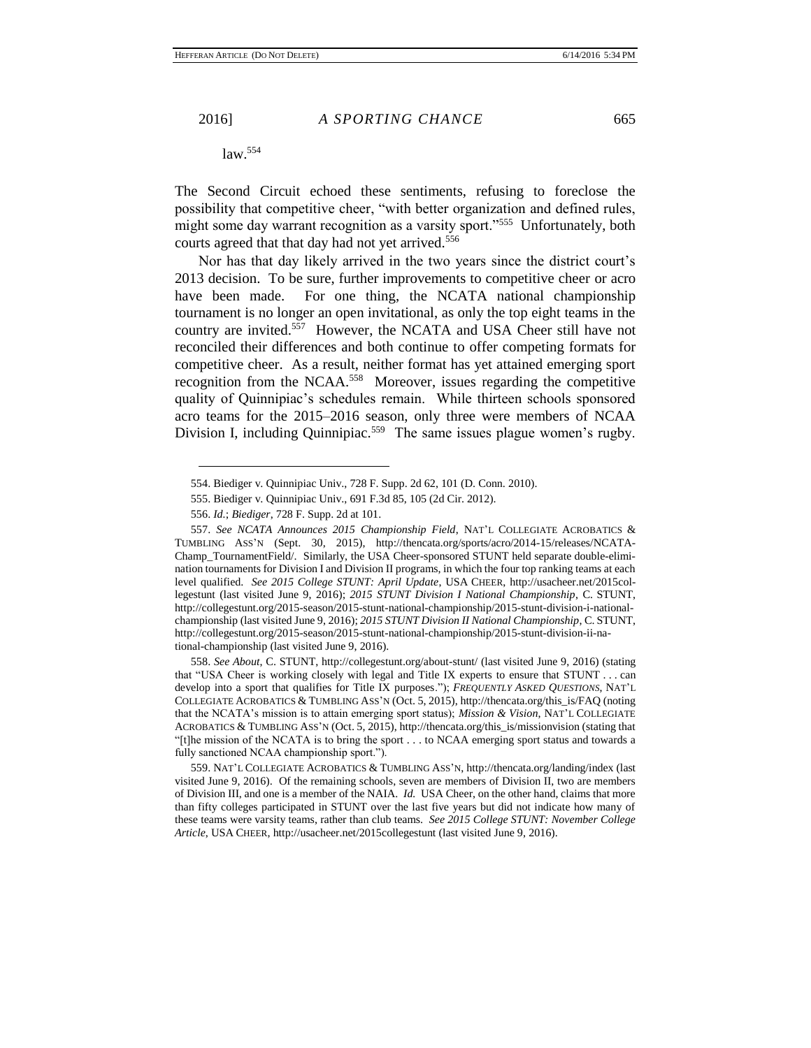law.[554]

The Second Circuit echoed these sentiments, refusing to foreclose the possibility that competitive cheer, "with better organization and defined rules, might some day warrant recognition as a varsity sport."[555] Unfortunately, both courts agreed that that day had not yet arrived.[556]

Nor has that day likely arrived in the two years since the district court's 2013 decision. To be sure, further improvements to competitive cheer or acro have been made. For one thing, the NCATA national championship tournament is no longer an open invitational, as only the top eight teams in the country are invited.[557] However, the NCATA and USA Cheer still have not reconciled their differences and both continue to offer competing formats for competitive cheer. As a result, neither format has yet attained emerging sport recognition from the NCAA.[558] Moreover, issues regarding the competitive quality of Quinnipiac's schedules remain. While thirteen schools sponsored acro teams for the 2015–2016 season, only three were members of NCAA Division I, including Quinnipiac.[559] The same issues plague women's rugby.

---

554. Biediger v. Quinnipiac Univ., 728 F. Supp. 2d 62, 101 (D. Conn. 2010).

555. Biediger v. Quinnipiac Univ., 691 F.3d 85, 105 (2d Cir. 2012).

556. *Id.*; *Biediger*, 728 F. Supp. 2d at 101.

557. *See NCATA Announces 2015 Championship Field*, NAT'L COLLEGIATE ACROBATICS & TUMBLING ASS'N (Sept. 30, 2015), http://thencata.org/sports/acro/2014-15/releases/NCATA-Champ_TournamentField/. Similarly, the USA Cheer-sponsored STUNT held separate double-elimination tournaments for Division I and Division II programs, in which the four top ranking teams at each level qualified. *See 2015 College STUNT: April Update*, USA CHEER, http://usacheer.net/2015collegestunt (last visited June 9, 2016); *2015 STUNT Division I National Championship*, C. STUNT, http://collegestunt.org/2015-season/2015-stunt-national-championship/2015-stunt-division-i-national-championship (last visited June 9, 2016); *2015 STUNT Division II National Championship*, C. STUNT, http://collegestunt.org/2015-season/2015-stunt-national-championship/2015-stunt-division-ii-national-championship (last visited June 9, 2016).

558. *See About*, C. STUNT, http://collegestunt.org/about-stunt/ (last visited June 9, 2016) (stating that "USA Cheer is working closely with legal and Title IX experts to ensure that STUNT . . . can develop into a sport that qualifies for Title IX purposes."); *FREQUENTLY ASKED QUESTIONS*, NAT'L COLLEGIATE ACROBATICS & TUMBLING ASS'N (Oct. 5, 2015), http://thencata.org/this_is/FAQ (noting that the NCATA's mission is to attain emerging sport status); *Mission & Vision*, NAT'L COLLEGIATE ACROBATICS & TUMBLING ASS'N (Oct. 5, 2015), http://thencata.org/this_is/missionvision (stating that "[t]he mission of the NCATA is to bring the sport . . . to NCAA emerging sport status and towards a fully sanctioned NCAA championship sport.").

559. NAT'L COLLEGIATE ACROBATICS & TUMBLING ASS'N, http://thencata.org/landing/index (last visited June 9, 2016). Of the remaining schools, seven are members of Division II, two are members of Division III, and one is a member of the NAIA. *Id.* USA Cheer, on the other hand, claims that more than fifty colleges participated in STUNT over the last five years but did not indicate how many of these teams were varsity teams, rather than club teams. *See 2015 College STUNT: November College Article*, USA CHEER, http://usacheer.net/2015collegestunt (last visited June 9, 2016).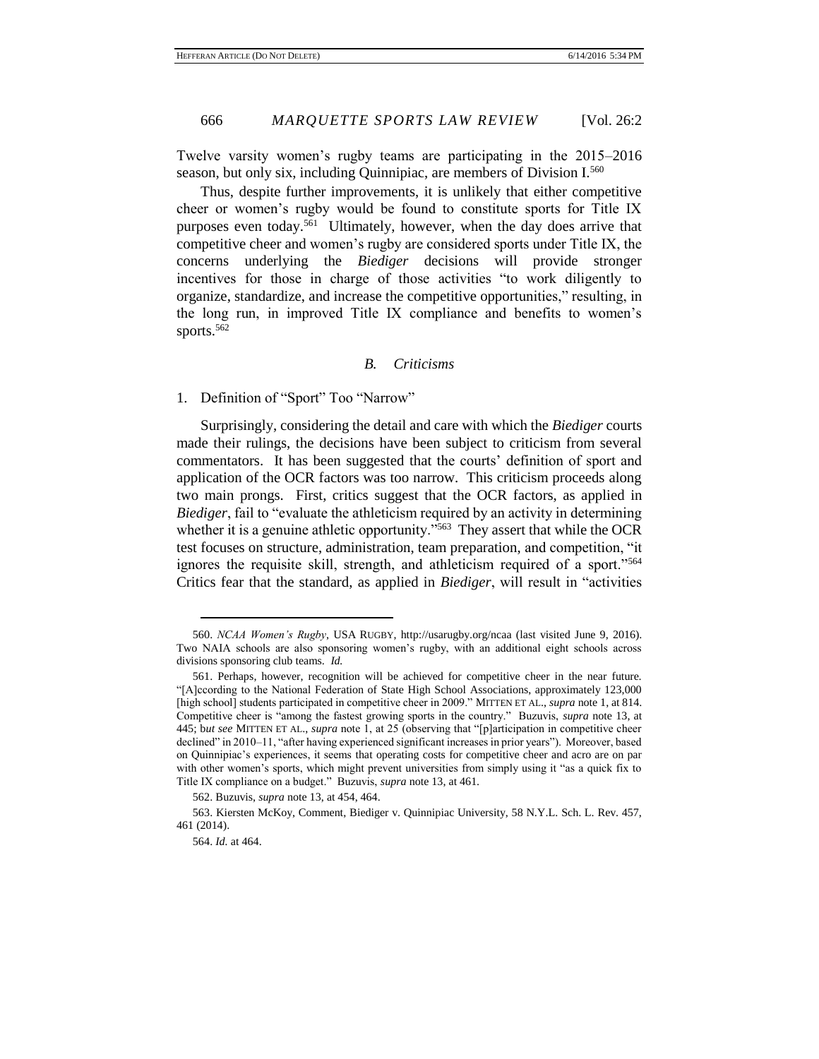Twelve varsity women's rugby teams are participating in the 2015–2016 season, but only six, including Quinnipiac, are members of Division I.[560]

Thus, despite further improvements, it is unlikely that either competitive cheer or women's rugby would be found to constitute sports for Title IX purposes even today.[561] Ultimately, however, when the day does arrive that competitive cheer and women's rugby are considered sports under Title IX, the concerns underlying the *Biediger* decisions will provide stronger incentives for those in charge of those activities "to work diligently to organize, standardize, and increase the competitive opportunities," resulting, in the long run, in improved Title IX compliance and benefits to women's sports.[562]

### *B. Criticisms*

#### 1. Definition of "Sport" Too "Narrow"

Surprisingly, considering the detail and care with which the *Biediger* courts made their rulings, the decisions have been subject to criticism from several commentators. It has been suggested that the courts' definition of sport and application of the OCR factors was too narrow. This criticism proceeds along two main prongs. First, critics suggest that the OCR factors, as applied in *Biediger*, fail to "evaluate the athleticism required by an activity in determining whether it is a genuine athletic opportunity."[563] They assert that while the OCR test focuses on structure, administration, team preparation, and competition, "it ignores the requisite skill, strength, and athleticism required of a sport."[564] Critics fear that the standard, as applied in *Biediger*, will result in "activities

---

560. *NCAA Women's Rugby*, USA RUGBY, http://usarugby.org/ncaa (last visited June 9, 2016). Two NAIA schools are also sponsoring women's rugby, with an additional eight schools across divisions sponsoring club teams. *Id.*

561. Perhaps, however, recognition will be achieved for competitive cheer in the near future. "[A]ccording to the National Federation of State High School Associations, approximately 123,000 [high school] students participated in competitive cheer in 2009." MITTEN ET AL., *supra* note 1, at 814. Competitive cheer is "among the fastest growing sports in the country." Buzuvis, *supra* note 13, at 445; b*ut see* MITTEN ET AL., *supra* note 1, at 25 (observing that "[p]articipation in competitive cheer declined" in 2010–11, "after having experienced significant increases in prior years"). Moreover, based on Quinnipiac's experiences, it seems that operating costs for competitive cheer and acro are on par with other women's sports, which might prevent universities from simply using it "as a quick fix to Title IX compliance on a budget." Buzuvis, *supra* note 13, at 461.

562. Buzuvis, *supra* note 13, at 454, 464.

563. Kiersten McKoy, Comment, Biediger v. Quinnipiac University, 58 N.Y.L. Sch. L. Rev. 457, 461 (2014).

564. *Id.* at 464.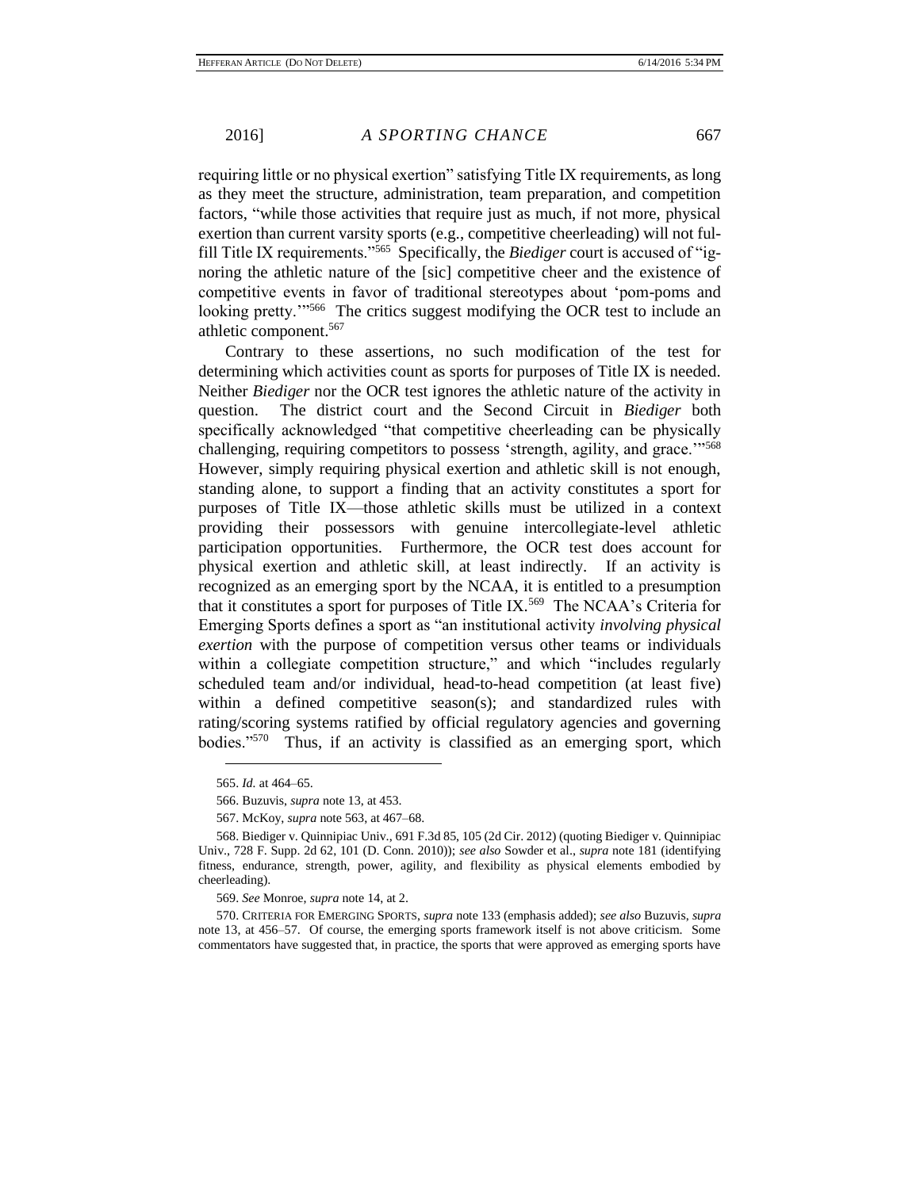requiring little or no physical exertion" satisfying Title IX requirements, as long as they meet the structure, administration, team preparation, and competition factors, "while those activities that require just as much, if not more, physical exertion than current varsity sports (e.g., competitive cheerleading) will not fulfill Title IX requirements."[565] Specifically, the *Biediger* court is accused of "ignoring the athletic nature of the [sic] competitive cheer and the existence of competitive events in favor of traditional stereotypes about 'pom-poms and looking pretty.'"[566] The critics suggest modifying the OCR test to include an athletic component.[567]

Contrary to these assertions, no such modification of the test for determining which activities count as sports for purposes of Title IX is needed. Neither *Biediger* nor the OCR test ignores the athletic nature of the activity in question. The district court and the Second Circuit in *Biediger* both specifically acknowledged "that competitive cheerleading can be physically challenging, requiring competitors to possess 'strength, agility, and grace.'"[568] However, simply requiring physical exertion and athletic skill is not enough, standing alone, to support a finding that an activity constitutes a sport for purposes of Title IX—those athletic skills must be utilized in a context providing their possessors with genuine intercollegiate-level athletic participation opportunities. Furthermore, the OCR test does account for physical exertion and athletic skill, at least indirectly. If an activity is recognized as an emerging sport by the NCAA, it is entitled to a presumption that it constitutes a sport for purposes of Title IX.[569] The NCAA's Criteria for Emerging Sports defines a sport as "an institutional activity *involving physical exertion* with the purpose of competition versus other teams or individuals within a collegiate competition structure," and which "includes regularly scheduled team and/or individual, head-to-head competition (at least five) within a defined competitive season(s); and standardized rules with rating/scoring systems ratified by official regulatory agencies and governing bodies."[570] Thus, if an activity is classified as an emerging sport, which

565. *Id.* at 464–65.

566. Buzuvis, *supra* note 13, at 453.

567. McKoy, *supra* note 563, at 467–68.

568. Biediger v. Quinnipiac Univ., 691 F.3d 85, 105 (2d Cir. 2012) (quoting Biediger v. Quinnipiac Univ., 728 F. Supp. 2d 62, 101 (D. Conn. 2010)); *see also* Sowder et al., *supra* note 181 (identifying fitness, endurance, strength, power, agility, and flexibility as physical elements embodied by cheerleading).

569. *See* Monroe, *supra* note 14, at 2.

570. CRITERIA FOR EMERGING SPORTS, *supra* note 133 (emphasis added); *see also* Buzuvis, *supra* note 13, at 456–57. Of course, the emerging sports framework itself is not above criticism. Some commentators have suggested that, in practice, the sports that were approved as emerging sports have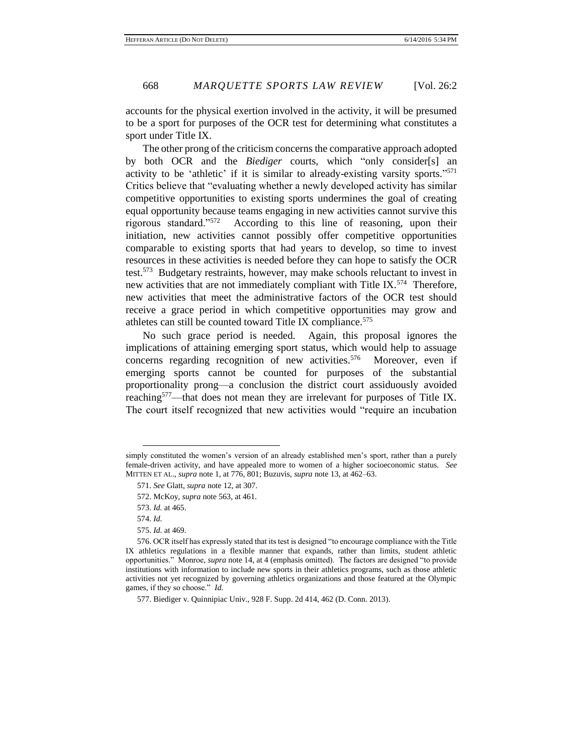accounts for the physical exertion involved in the activity, it will be presumed to be a sport for purposes of the OCR test for determining what constitutes a sport under Title IX.

The other prong of the criticism concerns the comparative approach adopted by both OCR and the *Biediger* courts, which "only consider[s] an activity to be 'athletic' if it is similar to already-existing varsity sports."[571] Critics believe that "evaluating whether a newly developed activity has similar competitive opportunities to existing sports undermines the goal of creating equal opportunity because teams engaging in new activities cannot survive this rigorous standard."[572] According to this line of reasoning, upon their initiation, new activities cannot possibly offer competitive opportunities comparable to existing sports that had years to develop, so time to invest resources in these activities is needed before they can hope to satisfy the OCR test.[573] Budgetary restraints, however, may make schools reluctant to invest in new activities that are not immediately compliant with Title IX.[574] Therefore, new activities that meet the administrative factors of the OCR test should receive a grace period in which competitive opportunities may grow and athletes can still be counted toward Title IX compliance.[575]

No such grace period is needed. Again, this proposal ignores the implications of attaining emerging sport status, which would help to assuage concerns regarding recognition of new activities.[576] Moreover, even if emerging sports cannot be counted for purposes of the substantial proportionality prong—a conclusion the district court assiduously avoided reaching[577]—that does not mean they are irrelevant for purposes of Title IX. The court itself recognized that new activities would "require an incubation

---

simply constituted the women's version of an already established men's sport, rather than a purely female-driven activity, and have appealed more to women of a higher socioeconomic status. *See* MITTEN ET AL., *supra* note 1, at 776, 801; Buzuvis, *supra* note 13, at 462–63.

571. *See* Glatt, *supra* note 12, at 307.

572. McKoy, *supra* note 563, at 461.

573. *Id.* at 465.

574. *Id.*

575. *Id.* at 469.

576. OCR itself has expressly stated that its test is designed "to encourage compliance with the Title IX athletics regulations in a flexible manner that expands, rather than limits, student athletic opportunities." Monroe, *supra* note 14, at 4 (emphasis omitted). The factors are designed "to provide institutions with information to include new sports in their athletics programs, such as those athletic activities not yet recognized by governing athletics organizations and those featured at the Olympic games, if they so choose." *Id.*

577. Biediger v. Quinnipiac Univ., 928 F. Supp. 2d 414, 462 (D. Conn. 2013).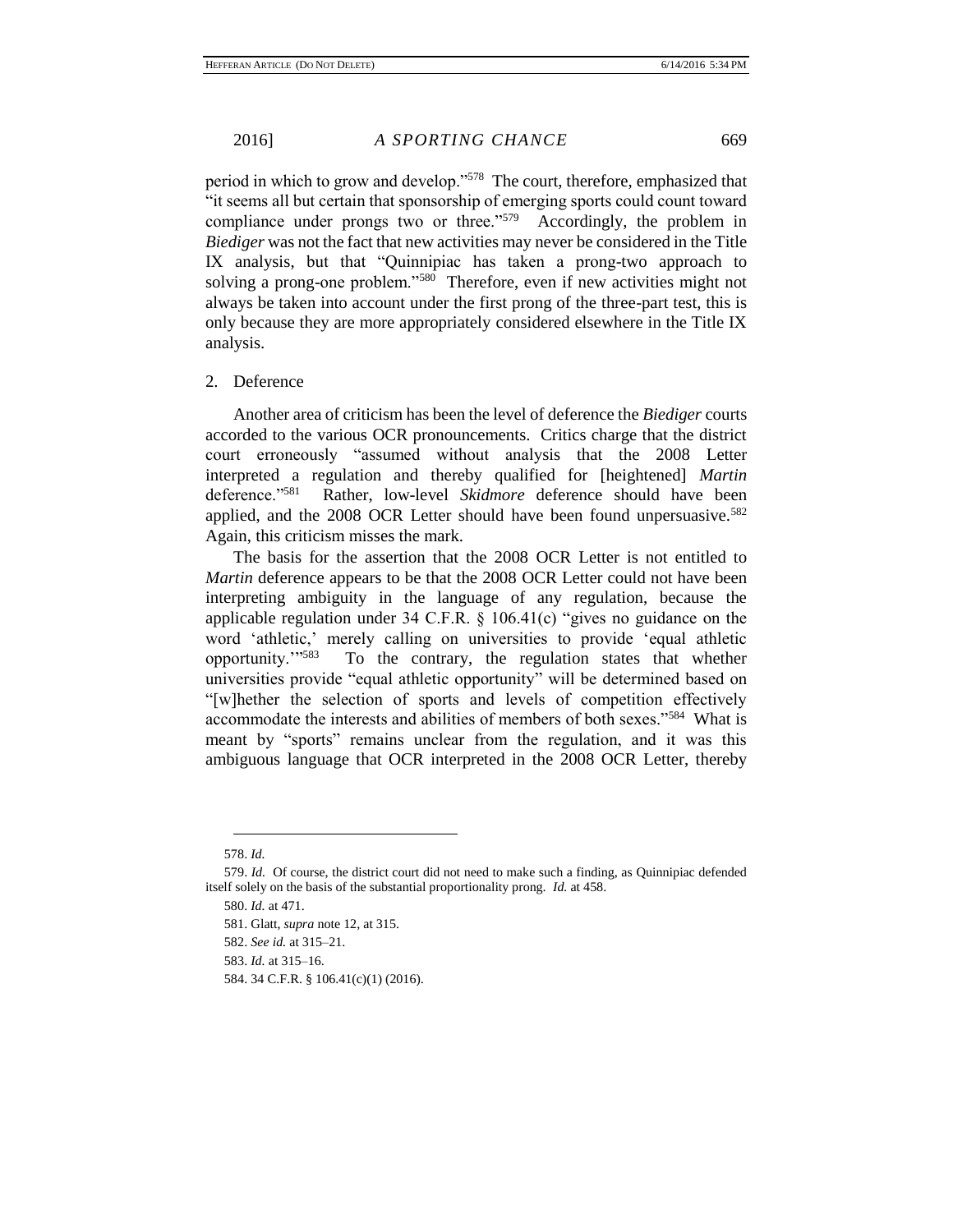period in which to grow and develop."[578] The court, therefore, emphasized that "it seems all but certain that sponsorship of emerging sports could count toward compliance under prongs two or three."[579] Accordingly, the problem in *Biediger* was not the fact that new activities may never be considered in the Title IX analysis, but that "Quinnipiac has taken a prong-two approach to solving a prong-one problem."[580] Therefore, even if new activities might not always be taken into account under the first prong of the three-part test, this is only because they are more appropriately considered elsewhere in the Title IX analysis.

2. Deference

Another area of criticism has been the level of deference the *Biediger* courts accorded to the various OCR pronouncements. Critics charge that the district court erroneously "assumed without analysis that the 2008 Letter interpreted a regulation and thereby qualified for [heightened] *Martin* deference."[581] Rather, low-level *Skidmore* deference should have been applied, and the 2008 OCR Letter should have been found unpersuasive.[582] Again, this criticism misses the mark.

The basis for the assertion that the 2008 OCR Letter is not entitled to *Martin* deference appears to be that the 2008 OCR Letter could not have been interpreting ambiguity in the language of any regulation, because the applicable regulation under 34 C.F.R. § 106.41(c) "gives no guidance on the word 'athletic,' merely calling on universities to provide 'equal athletic opportunity.'"[583] To the contrary, the regulation states that whether universities provide "equal athletic opportunity" will be determined based on "[w]hether the selection of sports and levels of competition effectively accommodate the interests and abilities of members of both sexes."[584] What is meant by "sports" remains unclear from the regulation, and it was this ambiguous language that OCR interpreted in the 2008 OCR Letter, thereby

---

578. *Id.*

579. *Id.* Of course, the district court did not need to make such a finding, as Quinnipiac defended itself solely on the basis of the substantial proportionality prong. *Id.* at 458.

580. *Id.* at 471.

581. Glatt, *supra* note 12, at 315.

582. *See id.* at 315–21.

583. *Id.* at 315–16.

584. 34 C.F.R. § 106.41(c)(1) (2016).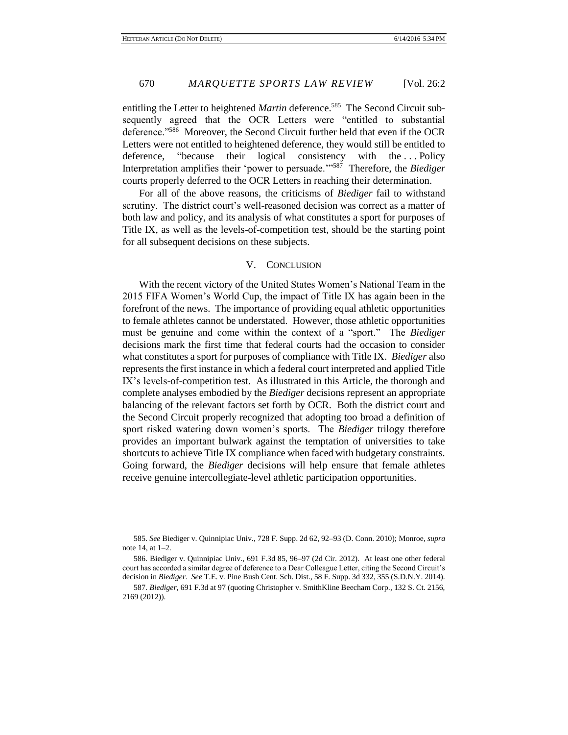entitling the Letter to heightened *Martin* deference.[585] The Second Circuit subsequently agreed that the OCR Letters were "entitled to substantial deference."[586] Moreover, the Second Circuit further held that even if the OCR Letters were not entitled to heightened deference, they would still be entitled to deference, "because their logical consistency with the . . . Policy Interpretation amplifies their 'power to persuade.'"[587] Therefore, the *Biediger* courts properly deferred to the OCR Letters in reaching their determination.

For all of the above reasons, the criticisms of *Biediger* fail to withstand scrutiny. The district court's well-reasoned decision was correct as a matter of both law and policy, and its analysis of what constitutes a sport for purposes of Title IX, as well as the levels-of-competition test, should be the starting point for all subsequent decisions on these subjects.

## V. CONCLUSION

With the recent victory of the United States Women's National Team in the 2015 FIFA Women's World Cup, the impact of Title IX has again been in the forefront of the news. The importance of providing equal athletic opportunities to female athletes cannot be understated. However, those athletic opportunities must be genuine and come within the context of a "sport." The *Biediger* decisions mark the first time that federal courts had the occasion to consider what constitutes a sport for purposes of compliance with Title IX. *Biediger* also represents the first instance in which a federal court interpreted and applied Title IX's levels-of-competition test. As illustrated in this Article, the thorough and complete analyses embodied by the *Biediger* decisions represent an appropriate balancing of the relevant factors set forth by OCR. Both the district court and the Second Circuit properly recognized that adopting too broad a definition of sport risked watering down women's sports. The *Biediger* trilogy therefore provides an important bulwark against the temptation of universities to take shortcuts to achieve Title IX compliance when faced with budgetary constraints. Going forward, the *Biediger* decisions will help ensure that female athletes receive genuine intercollegiate-level athletic participation opportunities.

---

585. *See* Biediger v. Quinnipiac Univ., 728 F. Supp. 2d 62, 92–93 (D. Conn. 2010); Monroe, *supra* note 14, at 1–2.

586. Biediger v. Quinnipiac Univ., 691 F.3d 85, 96–97 (2d Cir. 2012). At least one other federal court has accorded a similar degree of deference to a Dear Colleague Letter, citing the Second Circuit's decision in *Biediger*. *See* T.E. v. Pine Bush Cent. Sch. Dist., 58 F. Supp. 3d 332, 355 (S.D.N.Y. 2014).

587. *Biediger*, 691 F.3d at 97 (quoting Christopher v. SmithKline Beecham Corp., 132 S. Ct. 2156, 2169 (2012)).